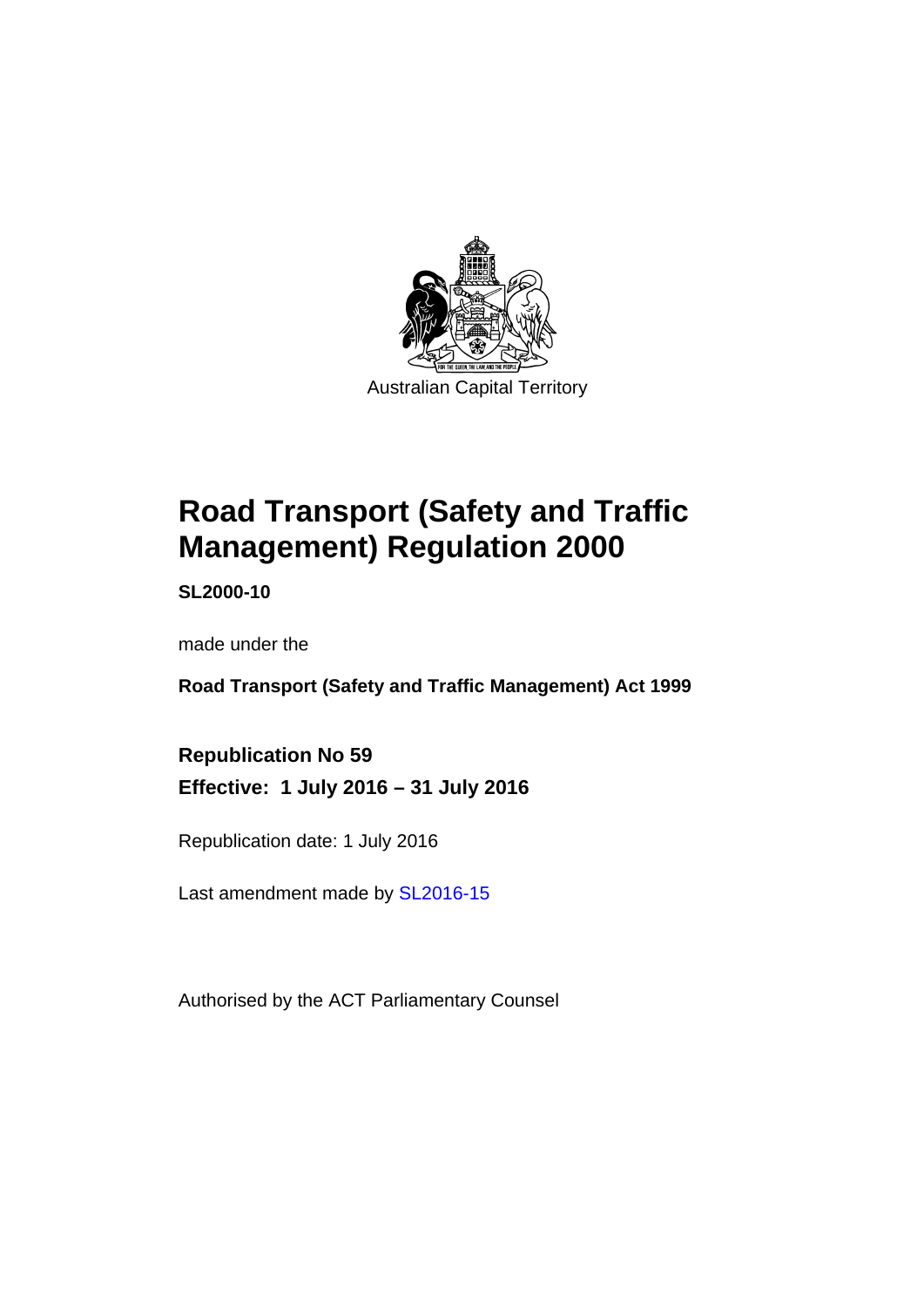Australian Capital Territory

# Road Transport (Safety and Traffic Management) Regulation 2000

**SL2000-10**

made under the

**Road Transport (Safety and Traffic Management) Act 1999**

**Republication No 59**

**Effective: 1 July 2016 – 31 July 2016**

Republication date: 1 July 2016

Last amendment made by SL2016-15

Authorised by the ACT Parliamentary Counsel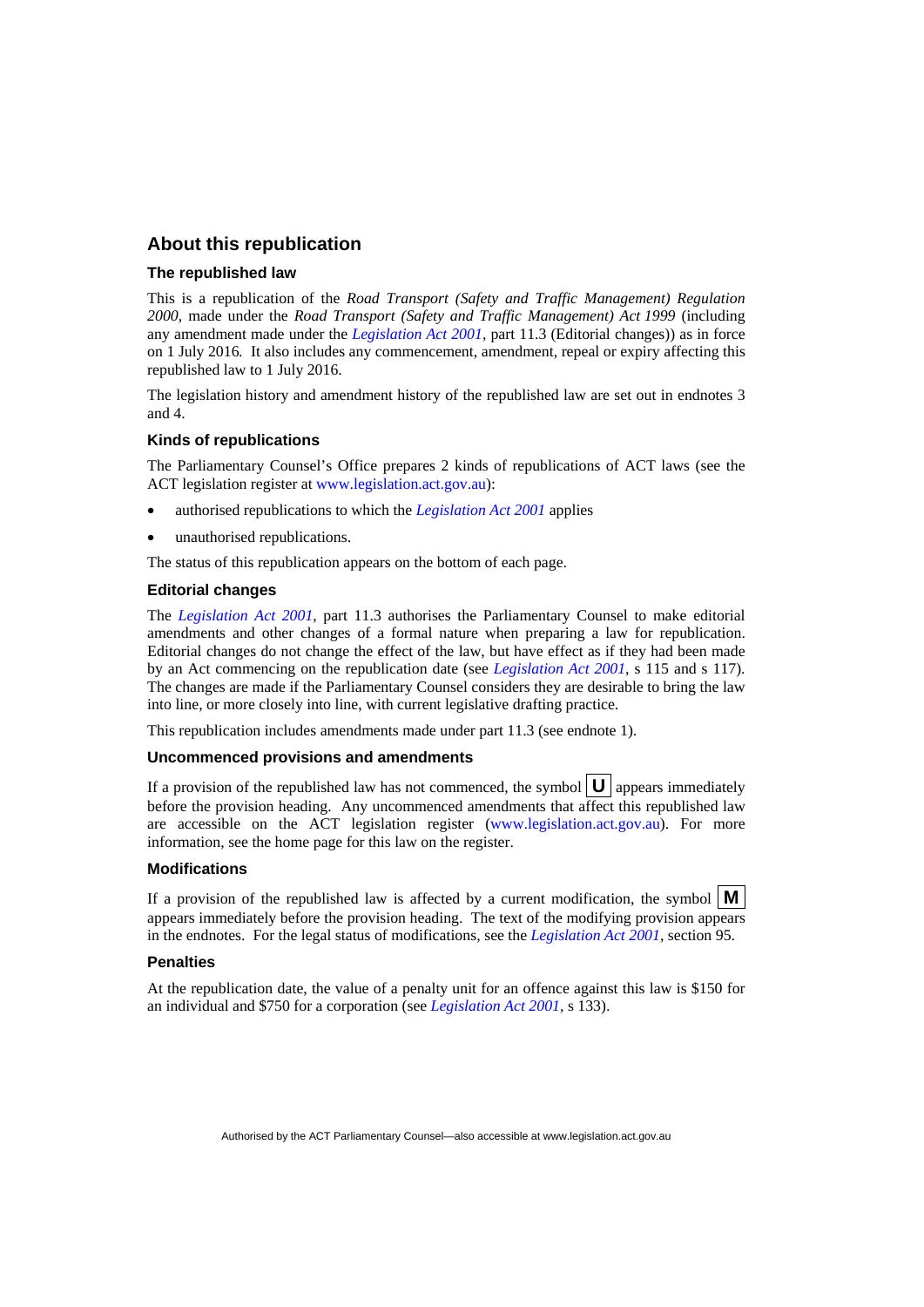## About this republication

### The republished law

This is a republication of the *Road Transport (Safety and Traffic Management) Regulation 2000*, made under the *Road Transport (Safety and Traffic Management) Act 1999* (including any amendment made under the *Legislation Act 2001*, part 11.3 (Editorial changes)) as in force on 1 July 2016*.* It also includes any commencement, amendment, repeal or expiry affecting this republished law to 1 July 2016.

The legislation history and amendment history of the republished law are set out in endnotes 3 and 4.

### Kinds of republications

The Parliamentary Counsel's Office prepares 2 kinds of republications of ACT laws (see the ACT legislation register at www.legislation.act.gov.au):

- authorised republications to which the *Legislation Act 2001* applies
- unauthorised republications.

The status of this republication appears on the bottom of each page.

### Editorial changes

The *Legislation Act 2001*, part 11.3 authorises the Parliamentary Counsel to make editorial amendments and other changes of a formal nature when preparing a law for republication. Editorial changes do not change the effect of the law, but have effect as if they had been made by an Act commencing on the republication date (see *Legislation Act 2001*, s 115 and s 117). The changes are made if the Parliamentary Counsel considers they are desirable to bring the law into line, or more closely into line, with current legislative drafting practice.

This republication includes amendments made under part 11.3 (see endnote 1).

### Uncommenced provisions and amendments

If a provision of the republished law has not commenced, the symbol **U** appears immediately before the provision heading. Any uncommenced amendments that affect this republished law are accessible on the ACT legislation register (www.legislation.act.gov.au). For more information, see the home page for this law on the register.

### Modifications

If a provision of the republished law is affected by a current modification, the symbol **M** appears immediately before the provision heading. The text of the modifying provision appears in the endnotes. For the legal status of modifications, see the *Legislation Act 2001*, section 95.

### Penalties

At the republication date, the value of a penalty unit for an offence against this law is $150 for an individual and $750 for a corporation (see *Legislation Act 2001*, s 133).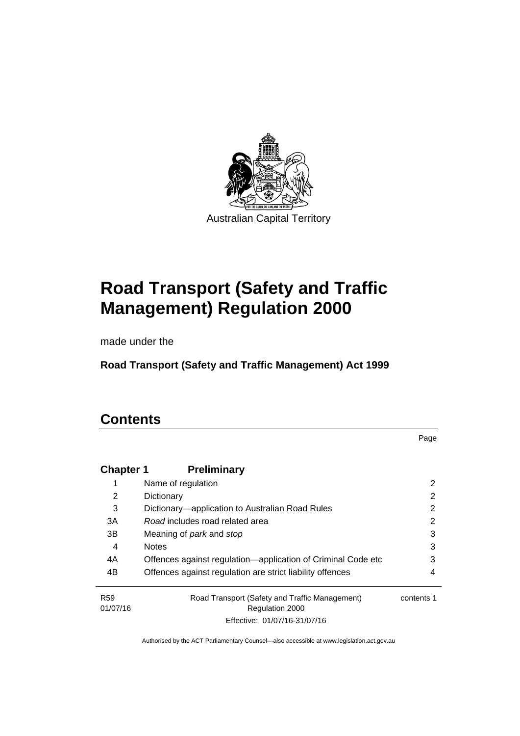Australian Capital Territory

# Road Transport (Safety and Traffic Management) Regulation 2000

made under the

**Road Transport (Safety and Traffic Management) Act 1999**

## Contents

Page

**Chapter 1 Preliminary**

| | | |
|---|---|---|
| 1 | Name of regulation | 2 |
| 2 | Dictionary | 2 |
| 3 | Dictionary—application to Australian Road Rules | 2 |
| 3A | *Road* includes road related area | 2 |
| 3B | Meaning of *park* and *stop* | 3 |
| 4 | Notes | 3 |
| 4A | Offences against regulation—application of Criminal Code etc | 3 |
| 4B | Offences against regulation are strict liability offences | 4 |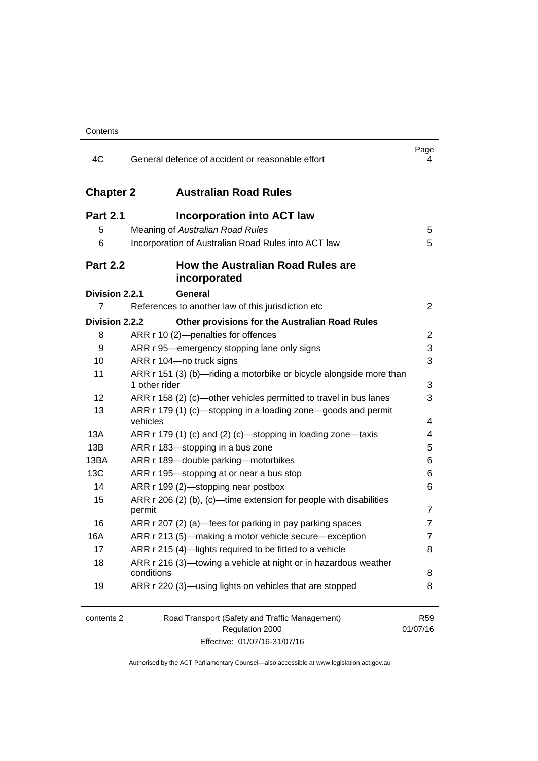| | | Page |
|---|---|---|
| 4C | General defence of accident or reasonable effort | 4 |

## Chapter 2 Australian Road Rules

### Part 2.1 Incorporation into ACT law

| | | |
|---|---|---|
| 5 | Meaning of *Australian Road Rules* | 5 |
| 6 | Incorporation of Australian Road Rules into ACT law | 5 |

### Part 2.2 How the Australian Road Rules are incorporated

**Division 2.2.1 General**

| | | |
|---|---|---|
| 7 | References to another law of this jurisdiction etc | 2 |

**Division 2.2.2 Other provisions for the Australian Road Rules**

| | | |
|---|---|---|
| 8 | ARR r 10 (2)—penalties for offences | 2 |
| 9 | ARR r 95—emergency stopping lane only signs | 3 |
| 10 | ARR r 104—no truck signs | 3 |
| 11 | ARR r 151 (3) (b)—riding a motorbike or bicycle alongside more than 1 other rider | 3 |
| 12 | ARR r 158 (2) (c)—other vehicles permitted to travel in bus lanes | 3 |
| 13 | ARR r 179 (1) (c)—stopping in a loading zone—goods and permit vehicles | 4 |
| 13A | ARR r 179 (1) (c) and (2) (c)—stopping in loading zone—taxis | 4 |
| 13B | ARR r 183—stopping in a bus zone | 5 |
| 13BA | ARR r 189—double parking—motorbikes | 6 |
| 13C | ARR r 195—stopping at or near a bus stop | 6 |
| 14 | ARR r 199 (2)—stopping near postbox | 6 |
| 15 | ARR r 206 (2) (b), (c)—time extension for people with disabilities permit | 7 |
| 16 | ARR r 207 (2) (a)—fees for parking in pay parking spaces | 7 |
| 16A | ARR r 213 (5)—making a motor vehicle secure—exception | 7 |
| 17 | ARR r 215 (4)—lights required to be fitted to a vehicle | 8 |
| 18 | ARR r 216 (3)—towing a vehicle at night or in hazardous weather conditions | 8 |
| 19 | ARR r 220 (3)—using lights on vehicles that are stopped | 8 |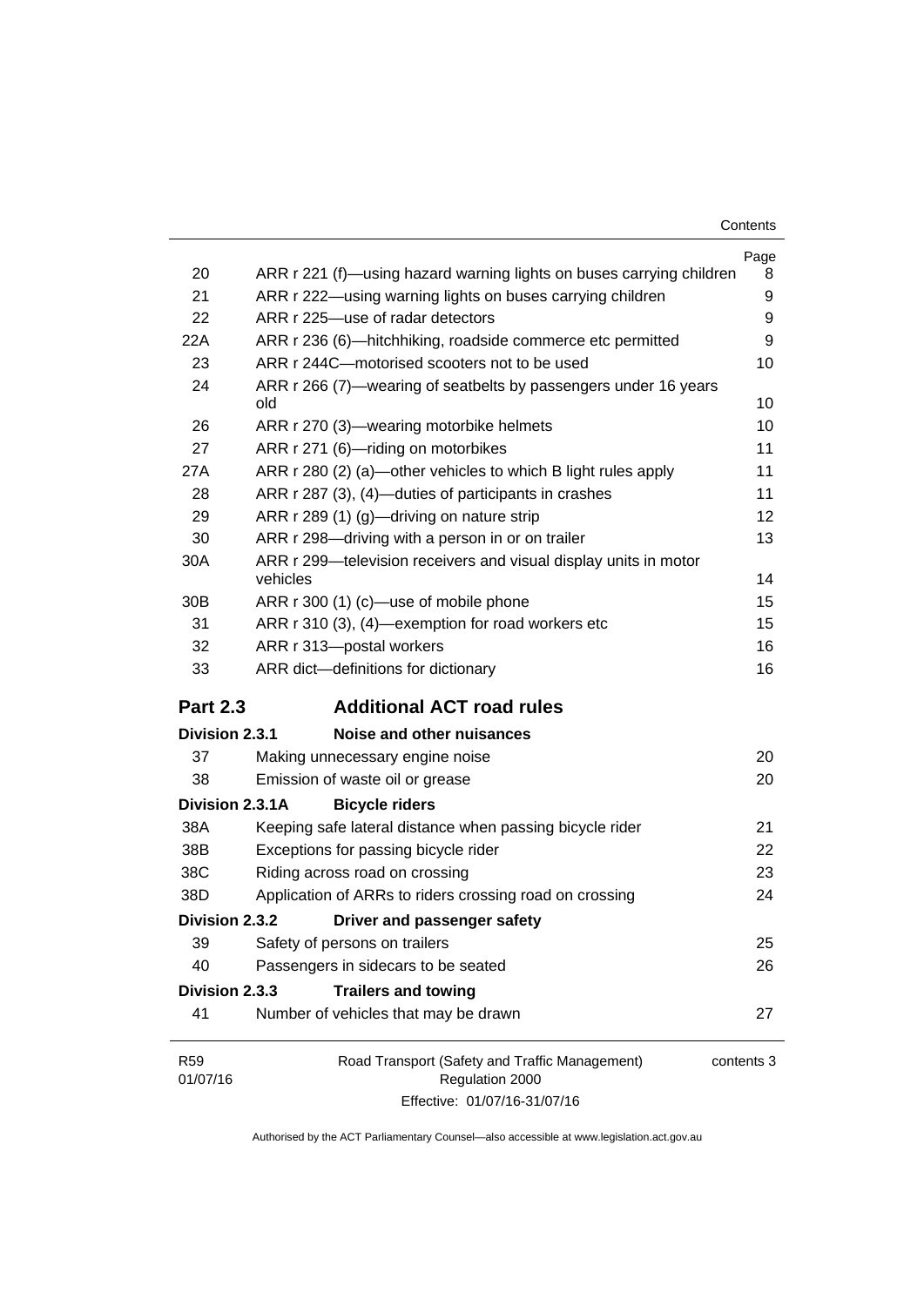| | | Page |
|---|---|---|
| 20 | ARR r 221 (f)—using hazard warning lights on buses carrying children | 8 |
| 21 | ARR r 222—using warning lights on buses carrying children | 9 |
| 22 | ARR r 225—use of radar detectors | 9 |
| 22A | ARR r 236 (6)—hitchhiking, roadside commerce etc permitted | 9 |
| 23 | ARR r 244C—motorised scooters not to be used | 10 |
| 24 | ARR r 266 (7)—wearing of seatbelts by passengers under 16 years old | 10 |
| 26 | ARR r 270 (3)—wearing motorbike helmets | 10 |
| 27 | ARR r 271 (6)—riding on motorbikes | 11 |
| 27A | ARR r 280 (2) (a)—other vehicles to which B light rules apply | 11 |
| 28 | ARR r 287 (3), (4)—duties of participants in crashes | 11 |
| 29 | ARR r 289 (1) (g)—driving on nature strip | 12 |
| 30 | ARR r 298—driving with a person in or on trailer | 13 |
| 30A | ARR r 299—television receivers and visual display units in motor vehicles | 14 |
| 30B | ARR r 300 (1) (c)—use of mobile phone | 15 |
| 31 | ARR r 310 (3), (4)—exemption for road workers etc | 15 |
| 32 | ARR r 313—postal workers | 16 |
| 33 | ARR dict—definitions for dictionary | 16 |
| **Part 2.3** | **Additional ACT road rules** | |
| **Division 2.3.1** | **Noise and other nuisances** | |
| 37 | Making unnecessary engine noise | 20 |
| 38 | Emission of waste oil or grease | 20 |
| **Division 2.3.1A** | **Bicycle riders** | |
| 38A | Keeping safe lateral distance when passing bicycle rider | 21 |
| 38B | Exceptions for passing bicycle rider | 22 |
| 38C | Riding across road on crossing | 23 |
| 38D | Application of ARRs to riders crossing road on crossing | 24 |
| **Division 2.3.2** | **Driver and passenger safety** | |
| 39 | Safety of persons on trailers | 25 |
| 40 | Passengers in sidecars to be seated | 26 |
| **Division 2.3.3** | **Trailers and towing** | |
| 41 | Number of vehicles that may be drawn | 27 |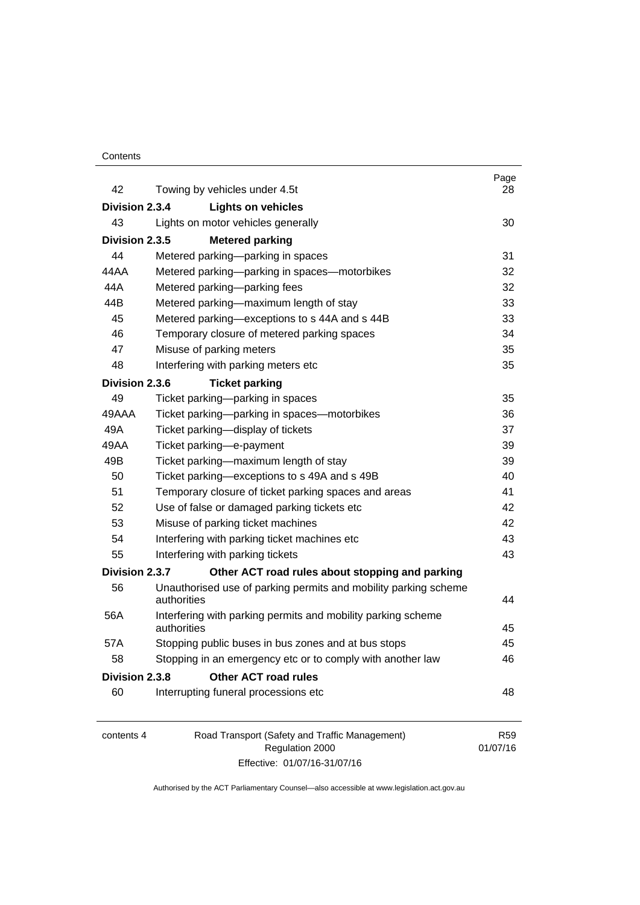| | | Page |
|---|---|---|
| 42 | Towing by vehicles under 4.5t | 28 |
| **Division 2.3.4** | **Lights on vehicles** | |
| 43 | Lights on motor vehicles generally | 30 |
| **Division 2.3.5** | **Metered parking** | |
| 44 | Metered parking—parking in spaces | 31 |
| 44AA | Metered parking—parking in spaces—motorbikes | 32 |
| 44A | Metered parking—parking fees | 32 |
| 44B | Metered parking—maximum length of stay | 33 |
| 45 | Metered parking—exceptions to s 44A and s 44B | 33 |
| 46 | Temporary closure of metered parking spaces | 34 |
| 47 | Misuse of parking meters | 35 |
| 48 | Interfering with parking meters etc | 35 |
| **Division 2.3.6** | **Ticket parking** | |
| 49 | Ticket parking—parking in spaces | 35 |
| 49AAA | Ticket parking—parking in spaces—motorbikes | 36 |
| 49A | Ticket parking—display of tickets | 37 |
| 49AA | Ticket parking—e-payment | 39 |
| 49B | Ticket parking—maximum length of stay | 39 |
| 50 | Ticket parking—exceptions to s 49A and s 49B | 40 |
| 51 | Temporary closure of ticket parking spaces and areas | 41 |
| 52 | Use of false or damaged parking tickets etc | 42 |
| 53 | Misuse of parking ticket machines | 42 |
| 54 | Interfering with parking ticket machines etc | 43 |
| 55 | Interfering with parking tickets | 43 |
| **Division 2.3.7** | **Other ACT road rules about stopping and parking** | |
| 56 | Unauthorised use of parking permits and mobility parking scheme authorities | 44 |
| 56A | Interfering with parking permits and mobility parking scheme authorities | 45 |
| 57A | Stopping public buses in bus zones and at bus stops | 45 |
| 58 | Stopping in an emergency etc or to comply with another law | 46 |
| **Division 2.3.8** | **Other ACT road rules** | |
| 60 | Interrupting funeral processions etc | 48 |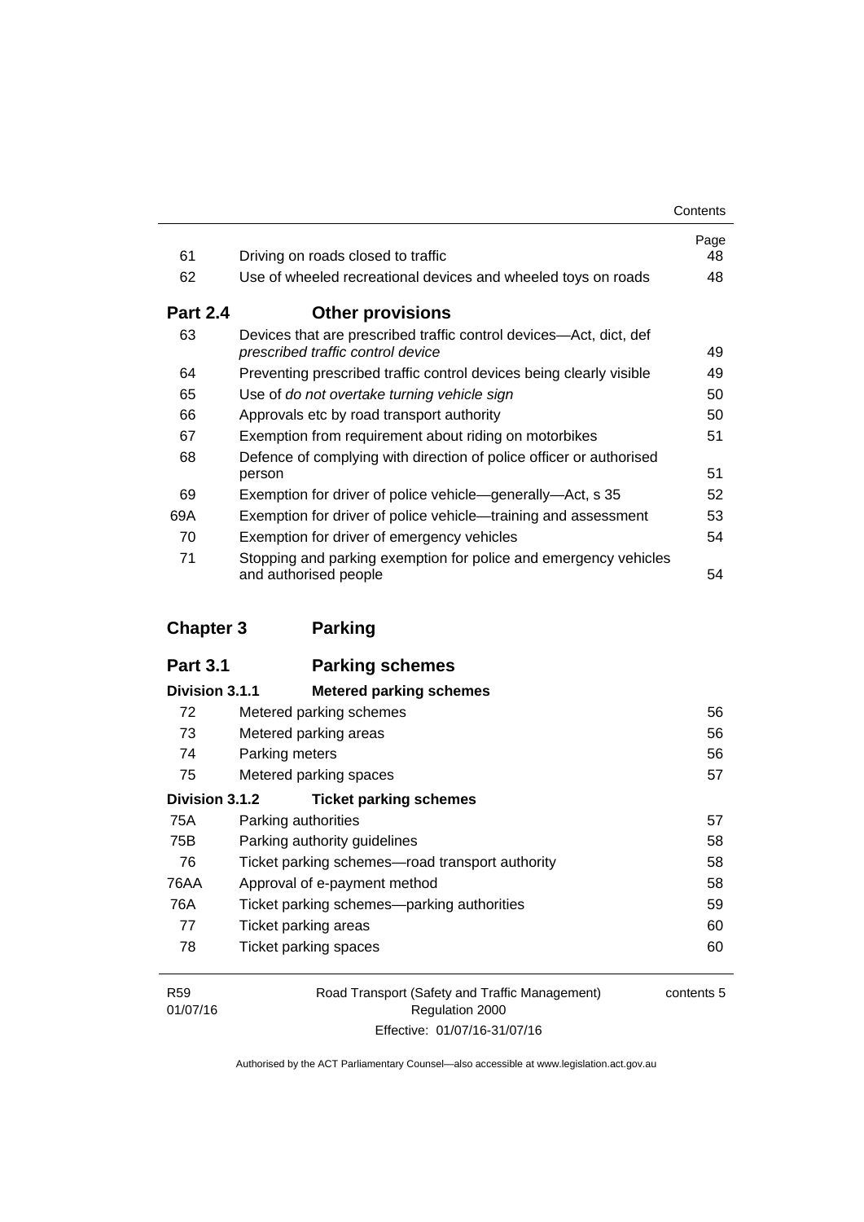| | | Page |
|---|---|---|
| 61 | Driving on roads closed to traffic | 48 |
| 62 | Use of wheeled recreational devices and wheeled toys on roads | 48 |
| **Part 2.4** | **Other provisions** | |
| 63 | Devices that are prescribed traffic control devices—Act, dict, def *prescribed traffic control device* | 49 |
| 64 | Preventing prescribed traffic control devices being clearly visible | 49 |
| 65 | Use of *do not overtake turning vehicle sign* | 50 |
| 66 | Approvals etc by road transport authority | 50 |
| 67 | Exemption from requirement about riding on motorbikes | 51 |
| 68 | Defence of complying with direction of police officer or authorised person | 51 |
| 69 | Exemption for driver of police vehicle—generally—Act, s 35 | 52 |
| 69A | Exemption for driver of police vehicle—training and assessment | 53 |
| 70 | Exemption for driver of emergency vehicles | 54 |
| 71 | Stopping and parking exemption for police and emergency vehicles and authorised people | 54 |

## Chapter 3 Parking

| | | |
|---|---|---|
| **Part 3.1** | **Parking schemes** | |
| **Division 3.1.1** | **Metered parking schemes** | |
| 72 | Metered parking schemes | 56 |
| 73 | Metered parking areas | 56 |
| 74 | Parking meters | 56 |
| 75 | Metered parking spaces | 57 |
| **Division 3.1.2** | **Ticket parking schemes** | |
| 75A | Parking authorities | 57 |
| 75B | Parking authority guidelines | 58 |
| 76 | Ticket parking schemes—road transport authority | 58 |
| 76AA | Approval of e-payment method | 58 |
| 76A | Ticket parking schemes—parking authorities | 59 |
| 77 | Ticket parking areas | 60 |
| 78 | Ticket parking spaces | 60 |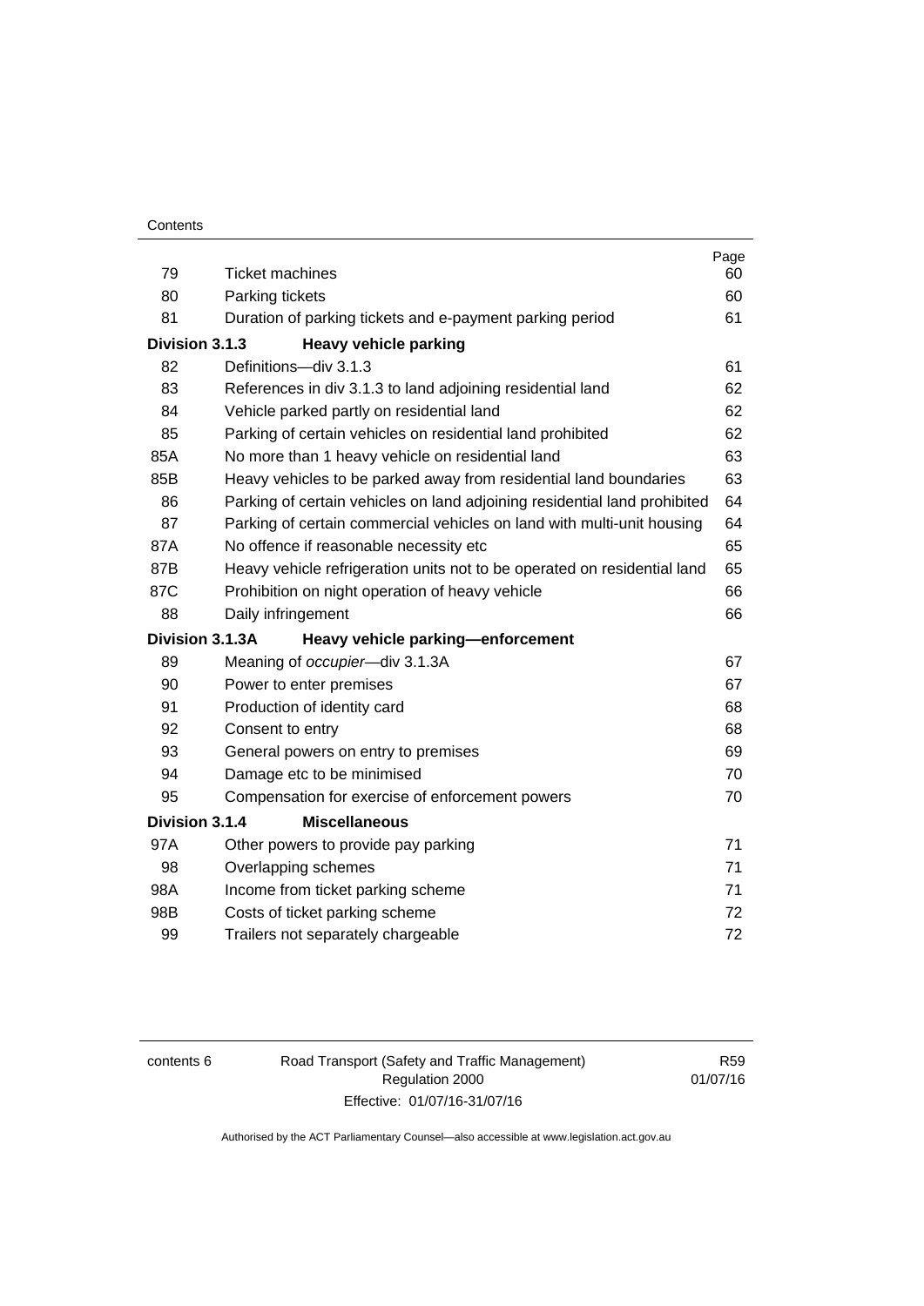| | | Page |
|---|---|---|
| 79 | Ticket machines | 60 |
| 80 | Parking tickets | 60 |
| 81 | Duration of parking tickets and e-payment parking period | 61 |
| **Division 3.1.3** | **Heavy vehicle parking** | |
| 82 | Definitions—div 3.1.3 | 61 |
| 83 | References in div 3.1.3 to land adjoining residential land | 62 |
| 84 | Vehicle parked partly on residential land | 62 |
| 85 | Parking of certain vehicles on residential land prohibited | 62 |
| 85A | No more than 1 heavy vehicle on residential land | 63 |
| 85B | Heavy vehicles to be parked away from residential land boundaries | 63 |
| 86 | Parking of certain vehicles on land adjoining residential land prohibited | 64 |
| 87 | Parking of certain commercial vehicles on land with multi-unit housing | 64 |
| 87A | No offence if reasonable necessity etc | 65 |
| 87B | Heavy vehicle refrigeration units not to be operated on residential land | 65 |
| 87C | Prohibition on night operation of heavy vehicle | 66 |
| 88 | Daily infringement | 66 |
| **Division 3.1.3A** | **Heavy vehicle parking—enforcement** | |
| 89 | Meaning of *occupier*—div 3.1.3A | 67 |
| 90 | Power to enter premises | 67 |
| 91 | Production of identity card | 68 |
| 92 | Consent to entry | 68 |
| 93 | General powers on entry to premises | 69 |
| 94 | Damage etc to be minimised | 70 |
| 95 | Compensation for exercise of enforcement powers | 70 |
| **Division 3.1.4** | **Miscellaneous** | |
| 97A | Other powers to provide pay parking | 71 |
| 98 | Overlapping schemes | 71 |
| 98A | Income from ticket parking scheme | 71 |
| 98B | Costs of ticket parking scheme | 72 |
| 99 | Trailers not separately chargeable | 72 |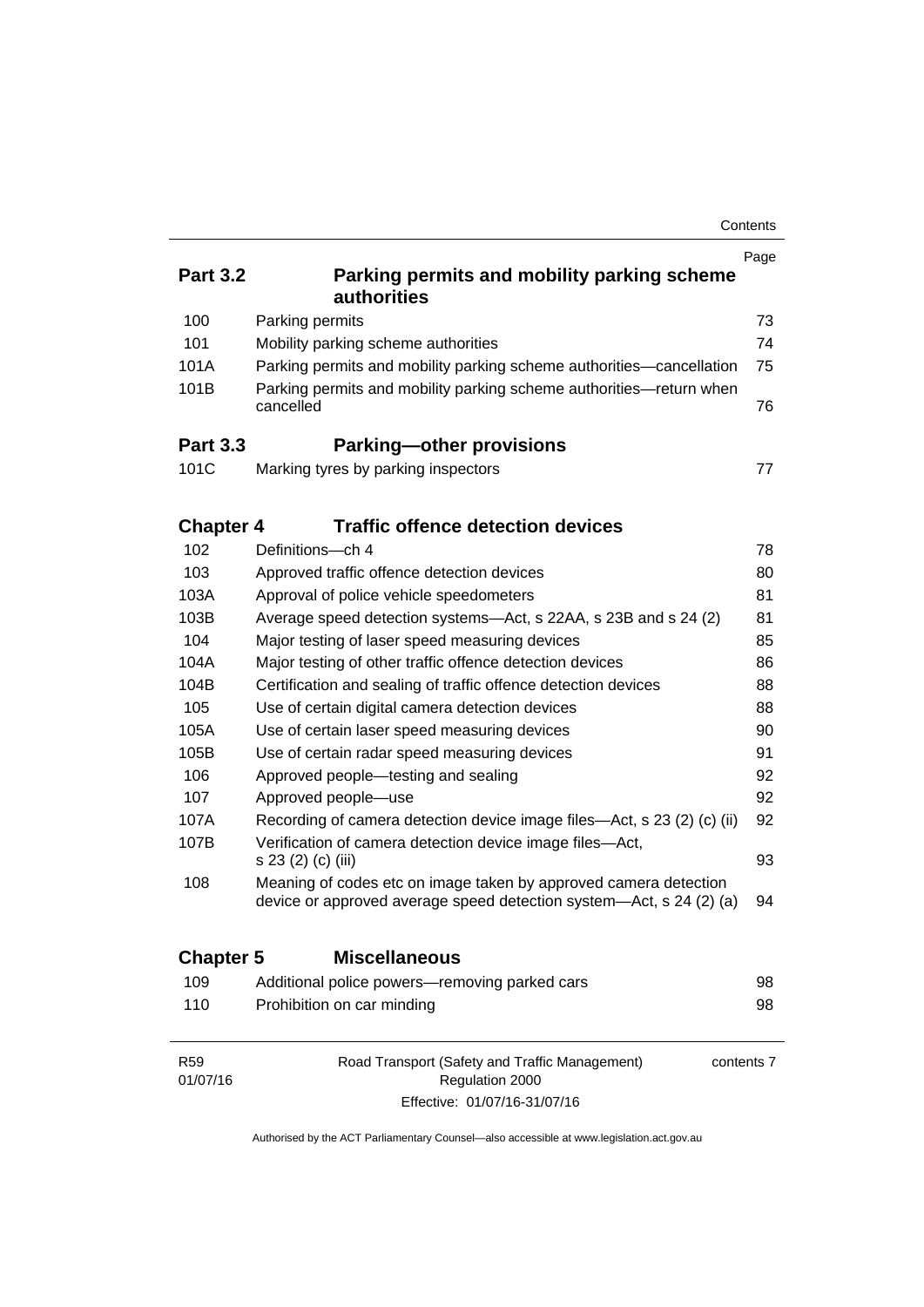| | | Page |
|---|---|---|
| **Part 3.2** | **Parking permits and mobility parking scheme authorities** | |
| 100 | Parking permits | 73 |
| 101 | Mobility parking scheme authorities | 74 |
| 101A | Parking permits and mobility parking scheme authorities—cancellation | 75 |
| 101B | Parking permits and mobility parking scheme authorities—return when cancelled | 76 |
| **Part 3.3** | **Parking—other provisions** | |
| 101C | Marking tyres by parking inspectors | 77 |
| **Chapter 4** | **Traffic offence detection devices** | |
| 102 | Definitions—ch 4 | 78 |
| 103 | Approved traffic offence detection devices | 80 |
| 103A | Approval of police vehicle speedometers | 81 |
| 103B | Average speed detection systems—Act, s 22AA, s 23B and s 24 (2) | 81 |
| 104 | Major testing of laser speed measuring devices | 85 |
| 104A | Major testing of other traffic offence detection devices | 86 |
| 104B | Certification and sealing of traffic offence detection devices | 88 |
| 105 | Use of certain digital camera detection devices | 88 |
| 105A | Use of certain laser speed measuring devices | 90 |
| 105B | Use of certain radar speed measuring devices | 91 |
| 106 | Approved people—testing and sealing | 92 |
| 107 | Approved people—use | 92 |
| 107A | Recording of camera detection device image files—Act, s 23 (2) (c) (ii) | 92 |
| 107B | Verification of camera detection device image files—Act, s 23 (2) (c) (iii) | 93 |
| 108 | Meaning of codes etc on image taken by approved camera detection device or approved average speed detection system—Act, s 24 (2) (a) | 94 |
| **Chapter 5** | **Miscellaneous** | |
| 109 | Additional police powers—removing parked cars | 98 |
| 110 | Prohibition on car minding | 98 |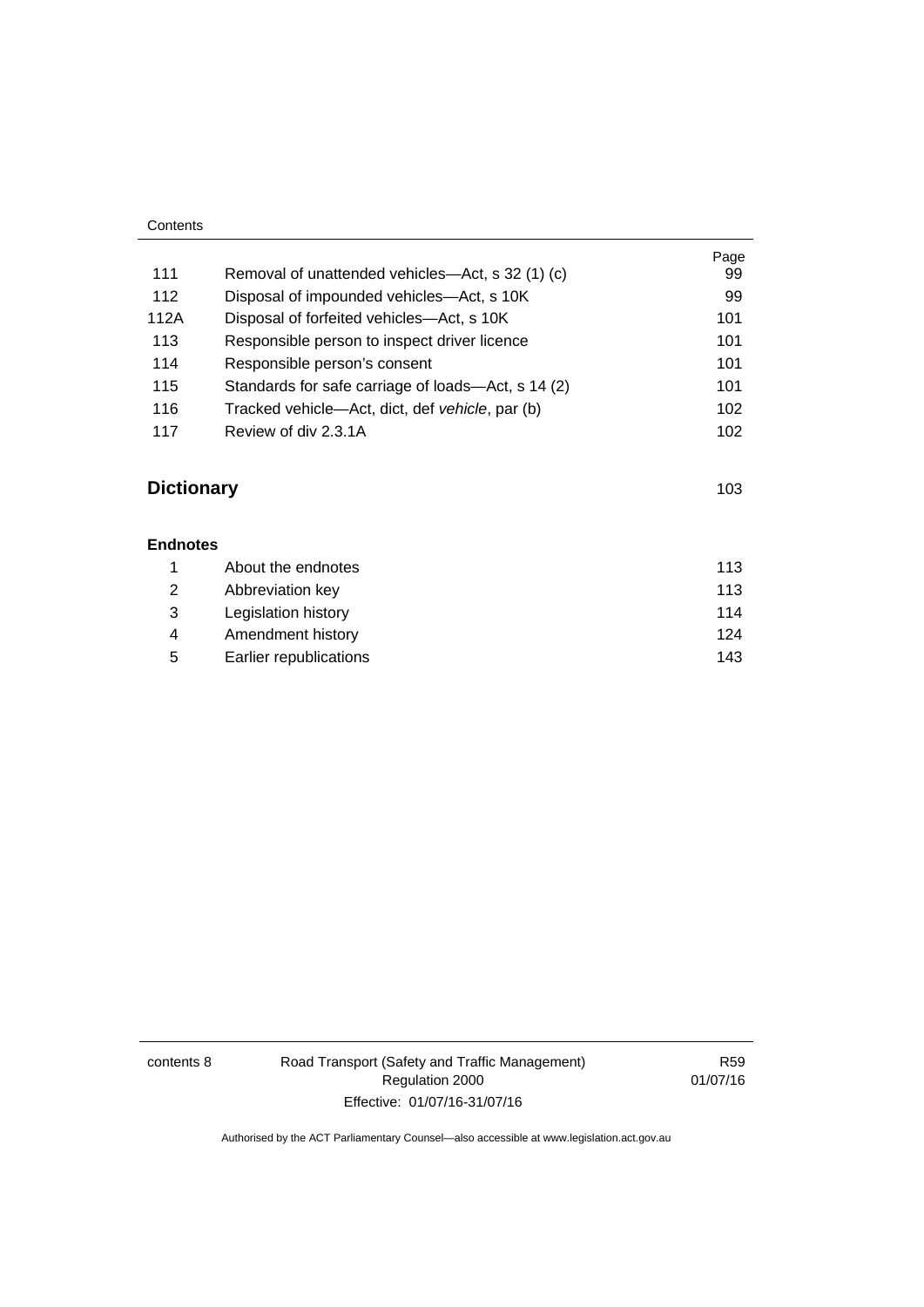| | | Page |
|---|---|---|
| 111 | Removal of unattended vehicles—Act, s 32 (1) (c) | 99 |
| 112 | Disposal of impounded vehicles—Act, s 10K | 99 |
| 112A | Disposal of forfeited vehicles—Act, s 10K | 101 |
| 113 | Responsible person to inspect driver licence | 101 |
| 114 | Responsible person's consent | 101 |
| 115 | Standards for safe carriage of loads—Act, s 14 (2) | 101 |
| 116 | Tracked vehicle—Act, dict, def *vehicle*, par (b) | 102 |
| 117 | Review of div 2.3.1A | 102 |

## Dictionary 103

**Endnotes**

| | | |
|---|---|---|
| 1 | About the endnotes | 113 |
| 2 | Abbreviation key | 113 |
| 3 | Legislation history | 114 |
| 4 | Amendment history | 124 |
| 5 | Earlier republications | 143 |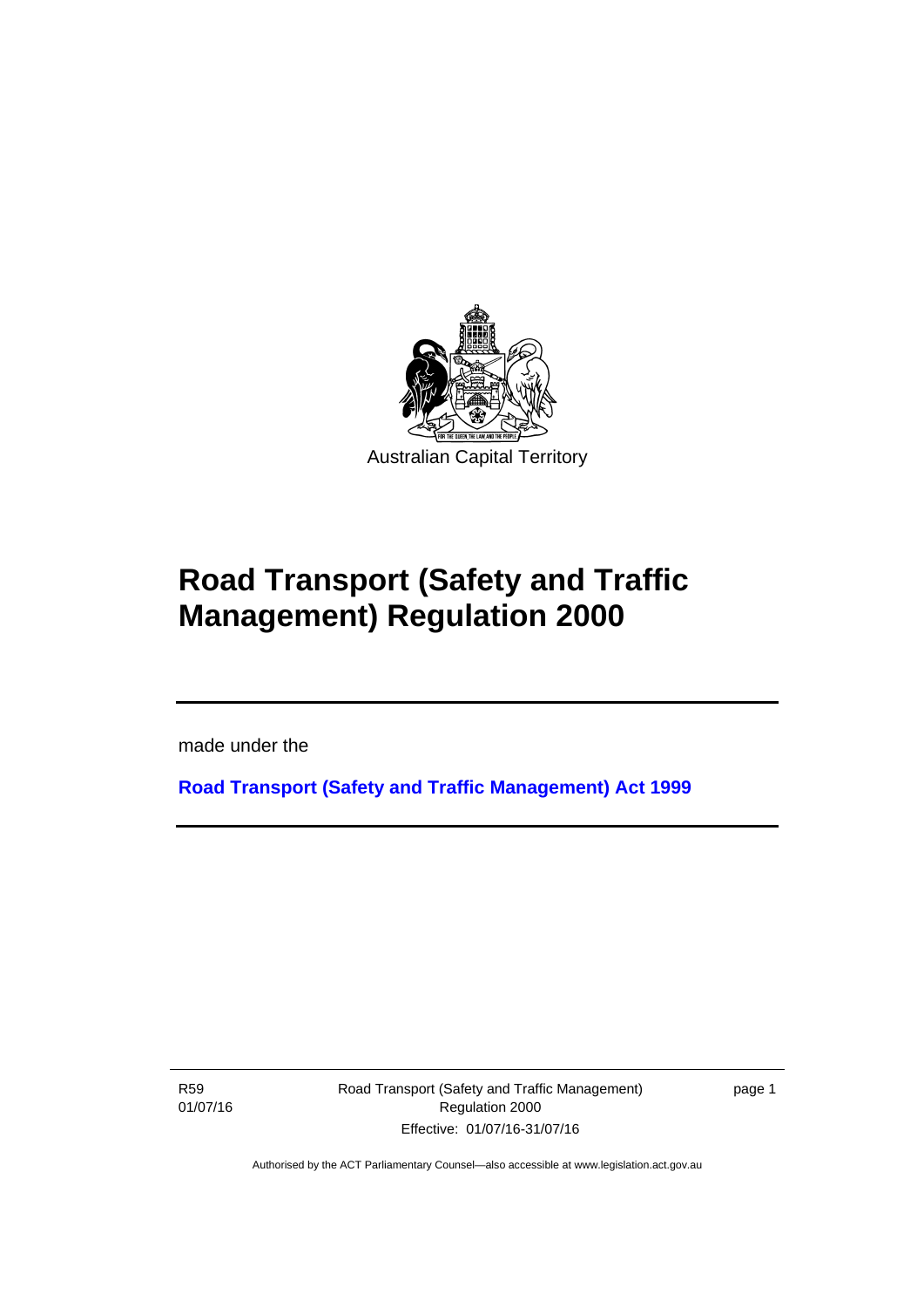Australian Capital Territory

# Road Transport (Safety and Traffic Management) Regulation 2000

made under the

**Road Transport (Safety and Traffic Management) Act 1999**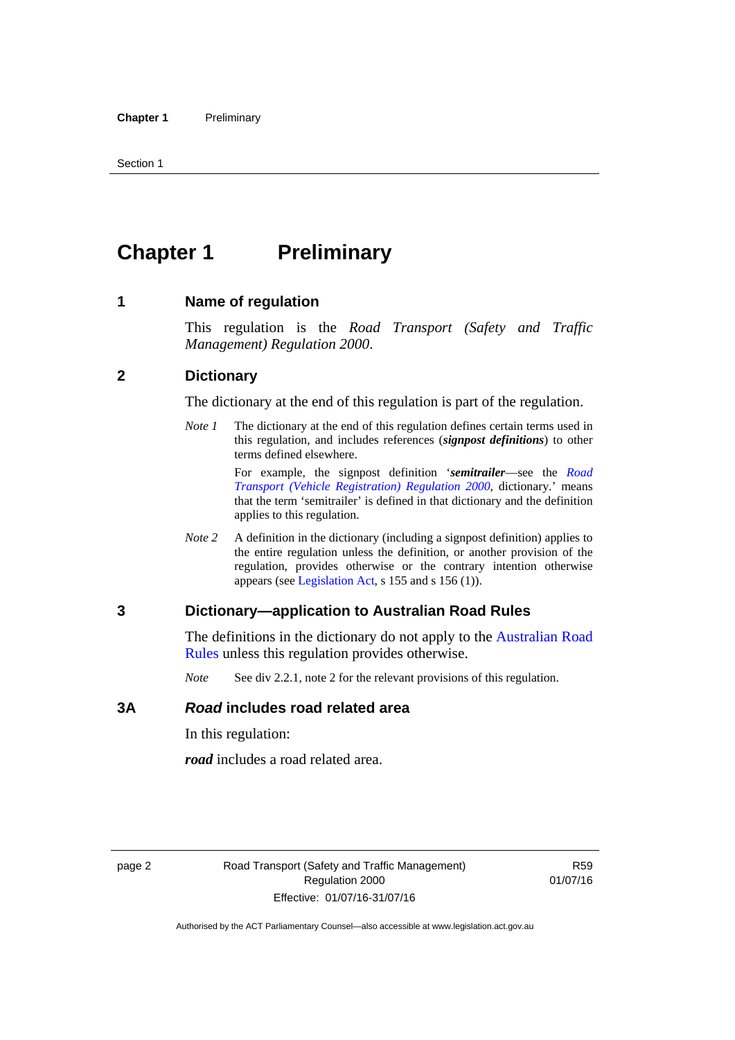# Chapter 1 Preliminary

## 1 Name of regulation

This regulation is the *Road Transport (Safety and Traffic Management) Regulation 2000*.

## 2 Dictionary

The dictionary at the end of this regulation is part of the regulation.

*Note 1* The dictionary at the end of this regulation defines certain terms used in this regulation, and includes references (***signpost definitions***) to other terms defined elsewhere.

For example, the signpost definition '***semitrailer***—see the *Road Transport (Vehicle Registration) Regulation 2000*, dictionary.' means that the term 'semitrailer' is defined in that dictionary and the definition applies to this regulation.

*Note 2* A definition in the dictionary (including a signpost definition) applies to the entire regulation unless the definition, or another provision of the regulation, provides otherwise or the contrary intention otherwise appears (see Legislation Act, s 155 and s 156 (1)).

## 3 Dictionary—application to Australian Road Rules

The definitions in the dictionary do not apply to the Australian Road Rules unless this regulation provides otherwise.

*Note* See div 2.2.1, note 2 for the relevant provisions of this regulation.

## 3A *Road* includes road related area

In this regulation:

***road*** includes a road related area.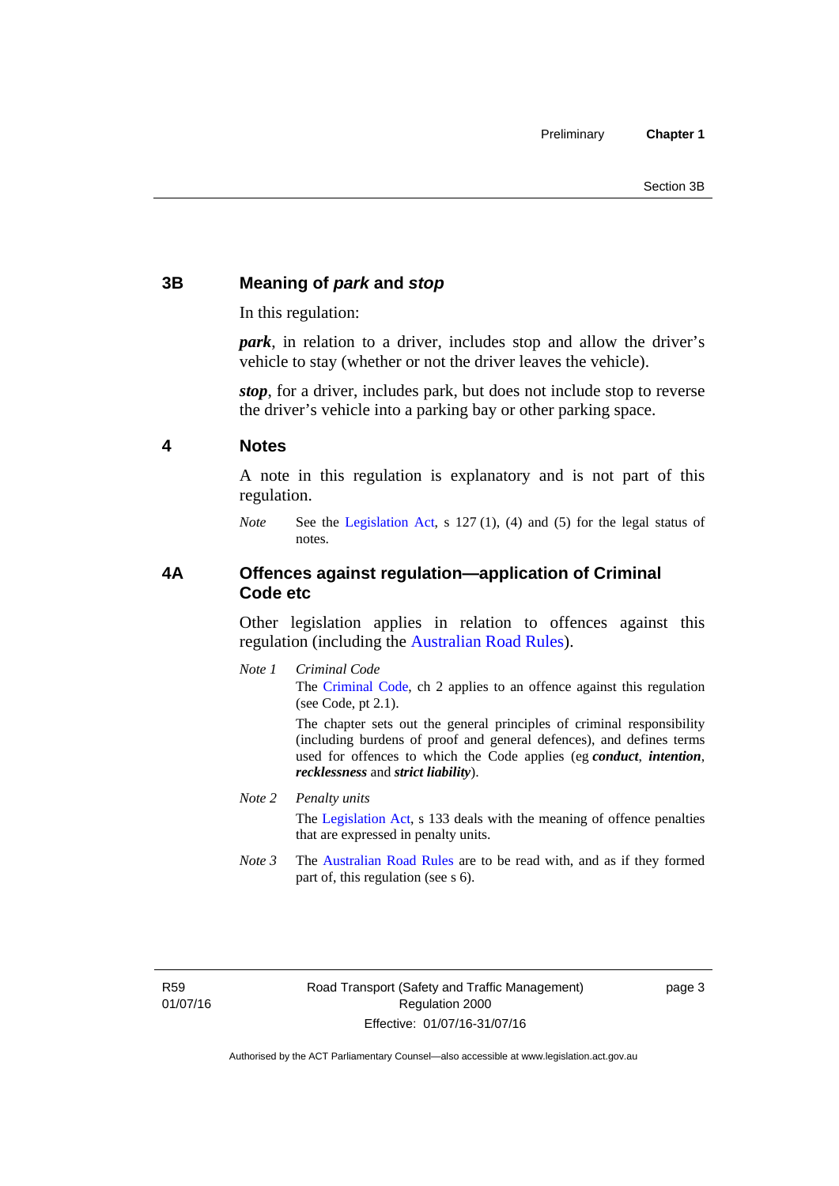## 3B Meaning of *park* and *stop*

In this regulation:

***park***, in relation to a driver, includes stop and allow the driver's vehicle to stay (whether or not the driver leaves the vehicle).

***stop***, for a driver, includes park, but does not include stop to reverse the driver's vehicle into a parking bay or other parking space.

## 4 Notes

A note in this regulation is explanatory and is not part of this regulation.

*Note* See the Legislation Act, s 127 (1), (4) and (5) for the legal status of notes.

## 4A Offences against regulation—application of Criminal Code etc

Other legislation applies in relation to offences against this regulation (including the Australian Road Rules).

*Note 1* *Criminal Code*

The Criminal Code, ch 2 applies to an offence against this regulation (see Code, pt 2.1).

The chapter sets out the general principles of criminal responsibility (including burdens of proof and general defences), and defines terms used for offences to which the Code applies (eg ***conduct***, ***intention***, ***recklessness*** and ***strict liability***).

*Note 2* *Penalty units*

The Legislation Act, s 133 deals with the meaning of offence penalties that are expressed in penalty units.

*Note 3* The Australian Road Rules are to be read with, and as if they formed part of, this regulation (see s 6).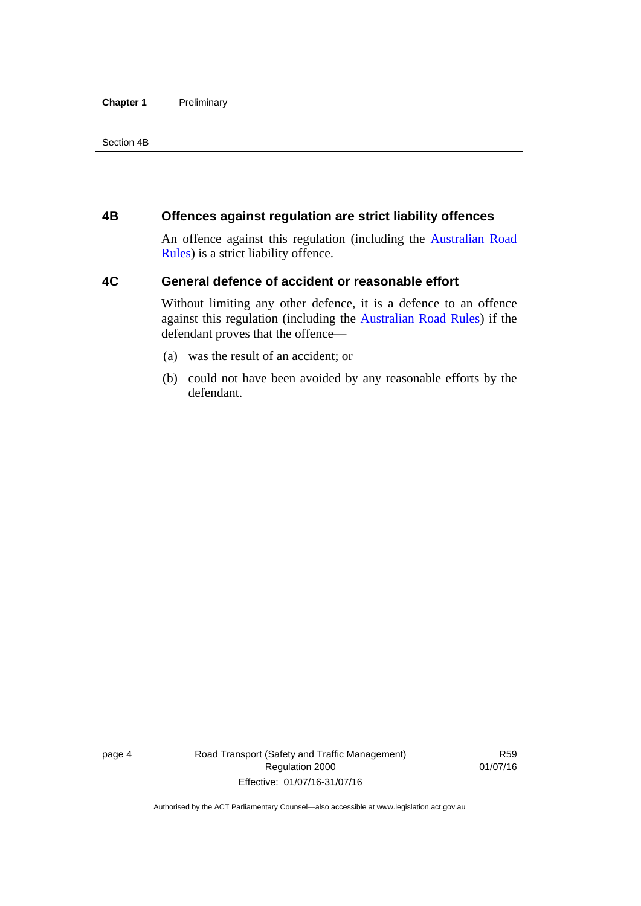## 4B Offences against regulation are strict liability offences

An offence against this regulation (including the Australian Road Rules) is a strict liability offence.

## 4C General defence of accident or reasonable effort

Without limiting any other defence, it is a defence to an offence against this regulation (including the Australian Road Rules) if the defendant proves that the offence—

(a) was the result of an accident; or

(b) could not have been avoided by any reasonable efforts by the defendant.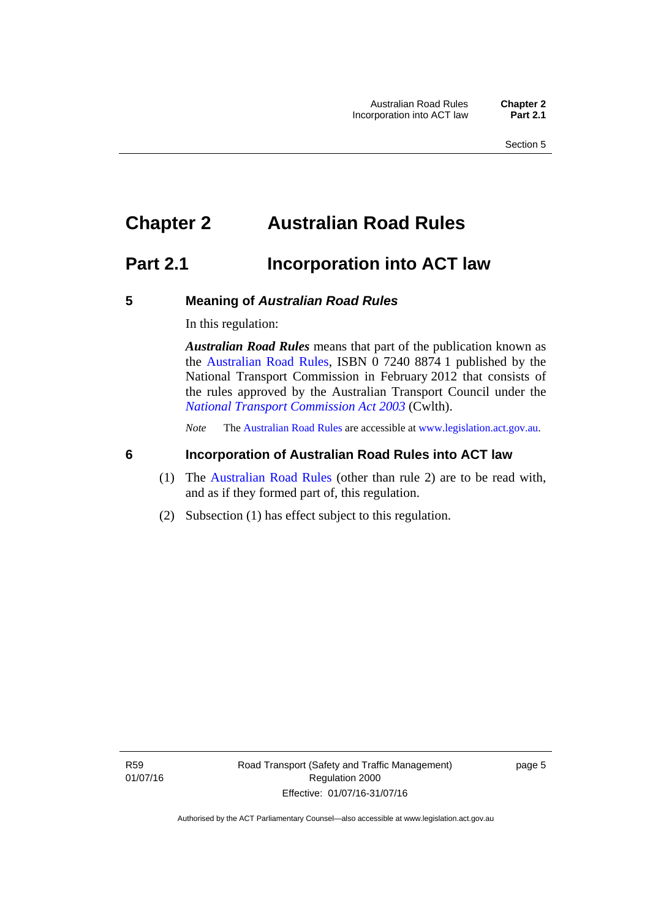# Chapter 2 Australian Road Rules

## Part 2.1 Incorporation into ACT law

### 5 Meaning of *Australian Road Rules*

In this regulation:

***Australian Road Rules*** means that part of the publication known as the Australian Road Rules, ISBN 0 7240 8874 1 published by the National Transport Commission in February 2012 that consists of the rules approved by the Australian Transport Council under the *National Transport Commission Act 2003* (Cwlth).

*Note* The Australian Road Rules are accessible at www.legislation.act.gov.au.

### 6 Incorporation of Australian Road Rules into ACT law

(1) The Australian Road Rules (other than rule 2) are to be read with, and as if they formed part of, this regulation.

(2) Subsection (1) has effect subject to this regulation.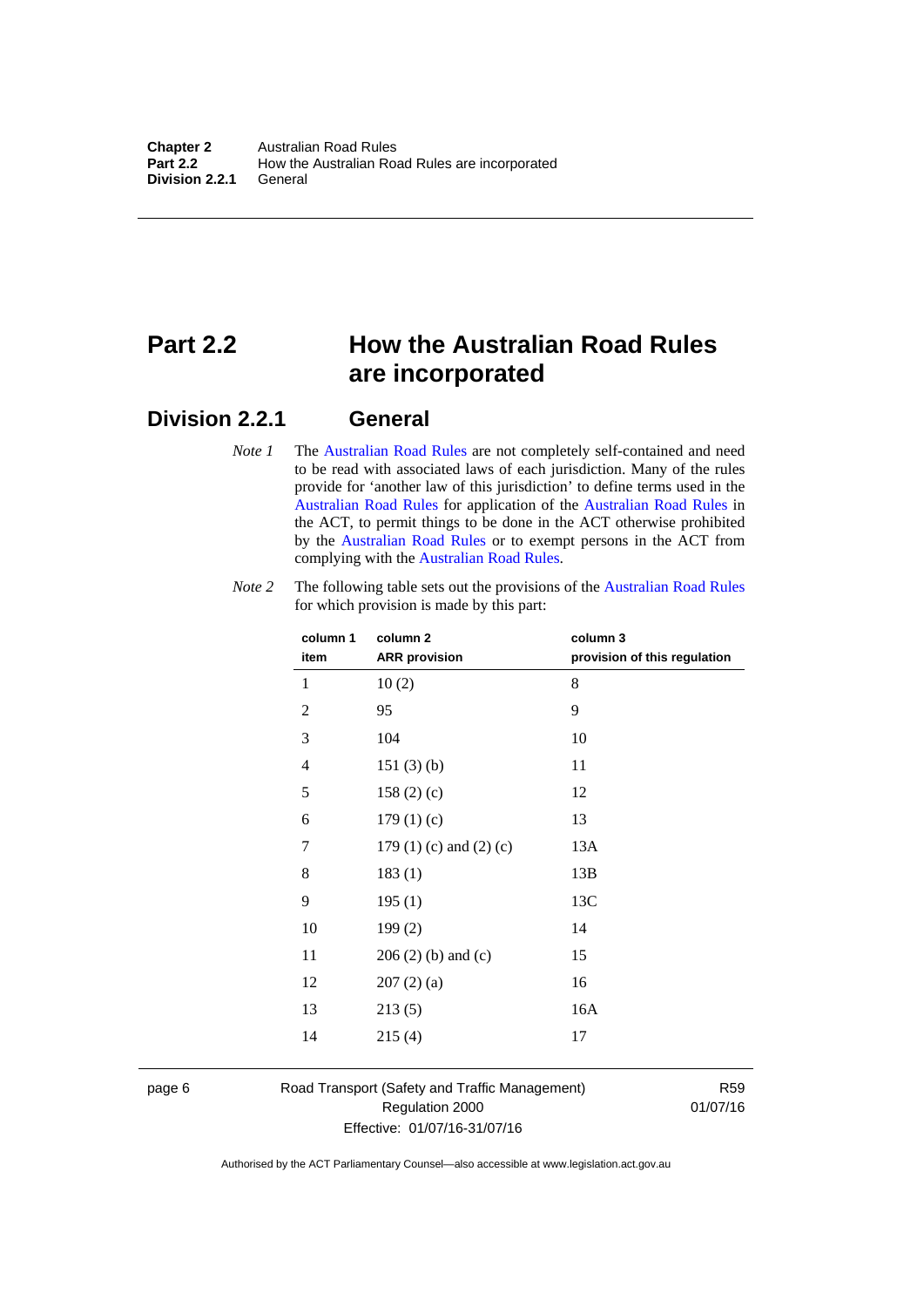# Part 2.2 How the Australian Road Rules are incorporated

## Division 2.2.1 General

*Note 1* The Australian Road Rules are not completely self-contained and need to be read with associated laws of each jurisdiction. Many of the rules provide for 'another law of this jurisdiction' to define terms used in the Australian Road Rules for application of the Australian Road Rules in the ACT, to permit things to be done in the ACT otherwise prohibited by the Australian Road Rules or to exempt persons in the ACT from complying with the Australian Road Rules.

*Note 2* The following table sets out the provisions of the Australian Road Rules for which provision is made by this part:

| column 1 item | column 2 ARR provision | column 3 provision of this regulation |
|---|---|---|
| 1 | 10 (2) | 8 |
| 2 | 95 | 9 |
| 3 | 104 | 10 |
| 4 | 151 (3) (b) | 11 |
| 5 | 158 (2) (c) | 12 |
| 6 | 179 (1) (c) | 13 |
| 7 | 179 (1) (c) and (2) (c) | 13A |
| 8 | 183 (1) | 13B |
| 9 | 195 (1) | 13C |
| 10 | 199 (2) | 14 |
| 11 | 206 (2) (b) and (c) | 15 |
| 12 | 207 (2) (a) | 16 |
| 13 | 213 (5) | 16A |
| 14 | 215 (4) | 17 |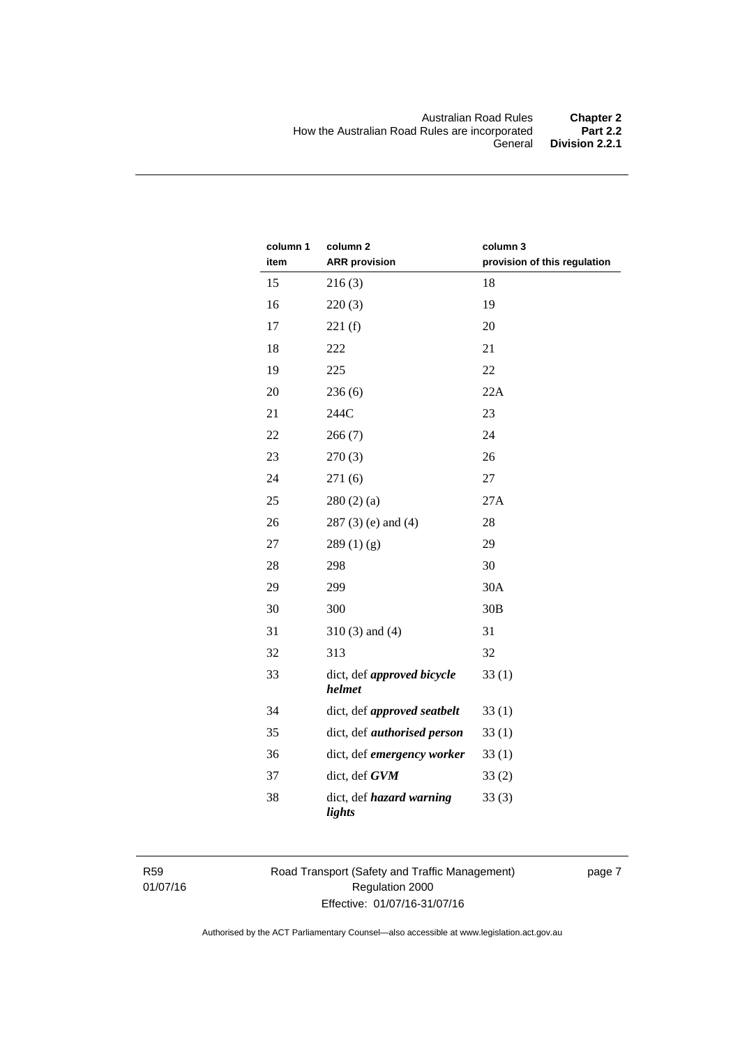| column 1<br>item | column 2<br>ARR provision | column 3<br>provision of this regulation |
|---|---|---|
| 15 | 216 (3) | 18 |
| 16 | 220 (3) | 19 |
| 17 | 221 (f) | 20 |
| 18 | 222 | 21 |
| 19 | 225 | 22 |
| 20 | 236 (6) | 22A |
| 21 | 244C | 23 |
| 22 | 266 (7) | 24 |
| 23 | 270 (3) | 26 |
| 24 | 271 (6) | 27 |
| 25 | 280 (2) (a) | 27A |
| 26 | 287 (3) (e) and (4) | 28 |
| 27 | 289 (1) (g) | 29 |
| 28 | 298 | 30 |
| 29 | 299 | 30A |
| 30 | 300 | 30B |
| 31 | 310 (3) and (4) | 31 |
| 32 | 313 | 32 |
| 33 | dict, def ***approved bicycle helmet*** | 33 (1) |
| 34 | dict, def ***approved seatbelt*** | 33 (1) |
| 35 | dict, def ***authorised person*** | 33 (1) |
| 36 | dict, def ***emergency worker*** | 33 (1) |
| 37 | dict, def ***GVM*** | 33 (2) |
| 38 | dict, def ***hazard warning lights*** | 33 (3) |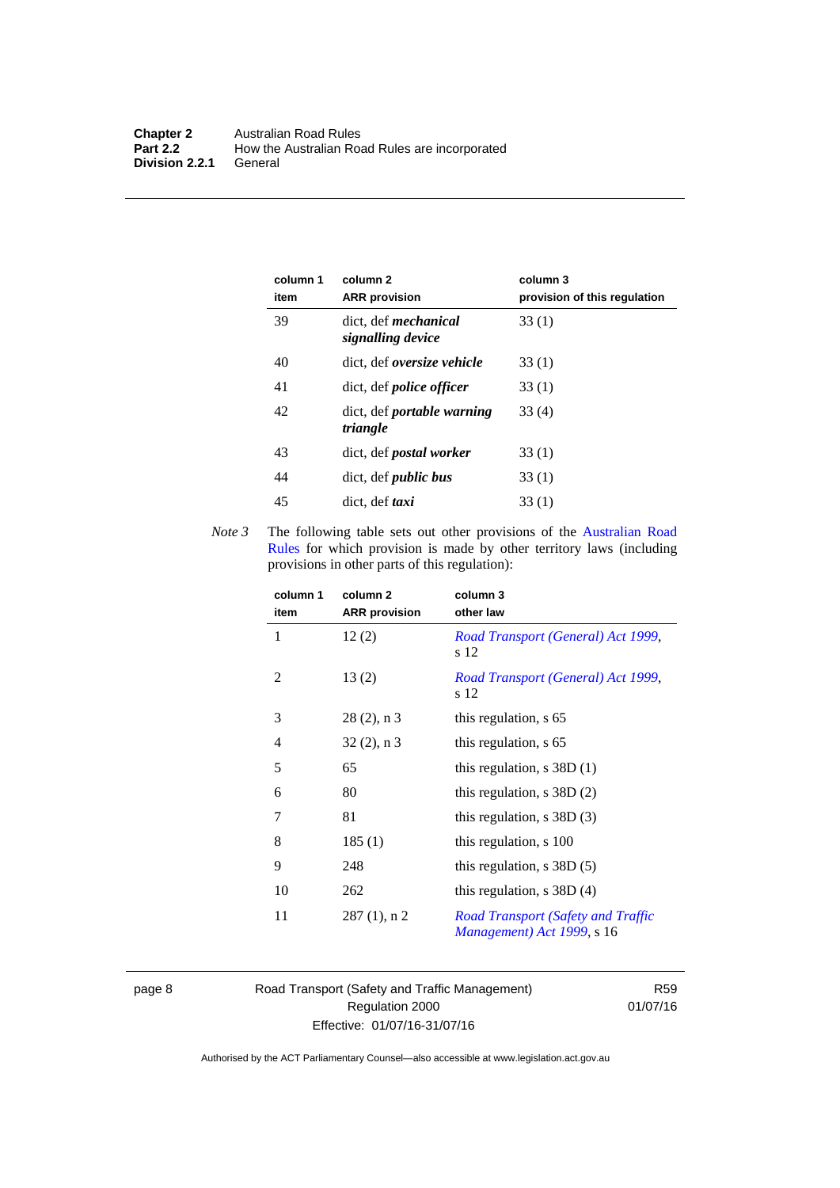| column 1 item | column 2 ARR provision | column 3 provision of this regulation |
|---|---|---|
| 39 | dict, def ***mechanical signalling device*** | 33 (1) |
| 40 | dict, def ***oversize vehicle*** | 33 (1) |
| 41 | dict, def ***police officer*** | 33 (1) |
| 42 | dict, def ***portable warning triangle*** | 33 (4) |
| 43 | dict, def ***postal worker*** | 33 (1) |
| 44 | dict, def ***public bus*** | 33 (1) |
| 45 | dict, def ***taxi*** | 33 (1) |

*Note 3* The following table sets out other provisions of the Australian Road Rules for which provision is made by other territory laws (including provisions in other parts of this regulation):

| column 1 item | column 2 ARR provision | column 3 other law |
|---|---|---|
| 1 | 12 (2) | *Road Transport (General) Act 1999*, s 12 |
| 2 | 13 (2) | *Road Transport (General) Act 1999*, s 12 |
| 3 | 28 (2), n 3 | this regulation, s 65 |
| 4 | 32 (2), n 3 | this regulation, s 65 |
| 5 | 65 | this regulation, s 38D (1) |
| 6 | 80 | this regulation, s 38D (2) |
| 7 | 81 | this regulation, s 38D (3) |
| 8 | 185 (1) | this regulation, s 100 |
| 9 | 248 | this regulation, s 38D (5) |
| 10 | 262 | this regulation, s 38D (4) |
| 11 | 287 (1), n 2 | *Road Transport (Safety and Traffic Management) Act 1999*, s 16 |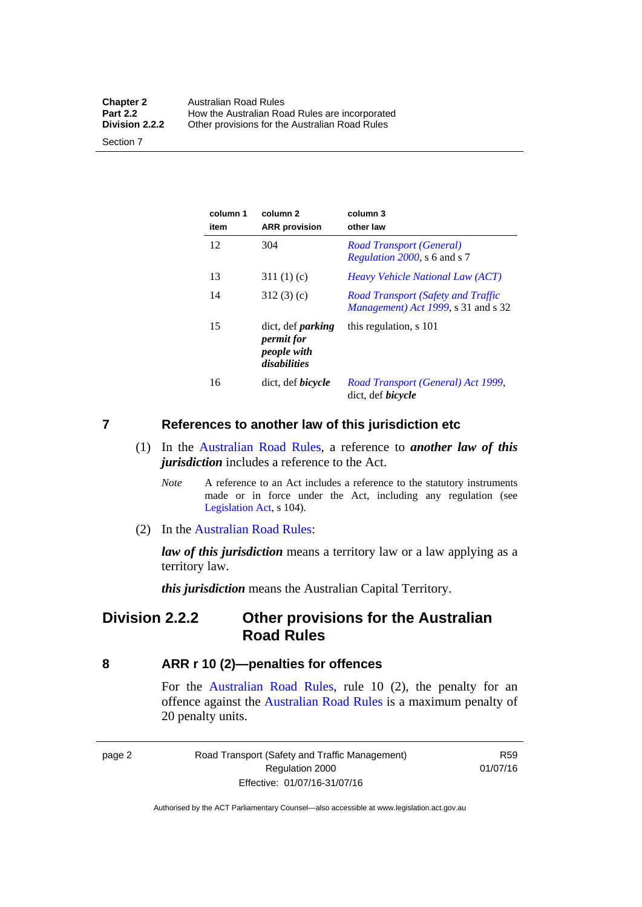| column 1 item | column 2 ARR provision | column 3 other law |
|---|---|---|
| 12 | 304 | *Road Transport (General) Regulation 2000*, s 6 and s 7 |
| 13 | 311 (1) (c) | *Heavy Vehicle National Law (ACT)* |
| 14 | 312 (3) (c) | *Road Transport (Safety and Traffic Management) Act 1999*, s 31 and s 32 |
| 15 | dict, def ***parking permit for people with disabilities*** | this regulation, s 101 |
| 16 | dict, def ***bicycle*** | *Road Transport (General) Act 1999*, dict, def ***bicycle*** |

## 7 References to another law of this jurisdiction etc

(1) In the Australian Road Rules, a reference to ***another law of this jurisdiction*** includes a reference to the Act.

*Note* A reference to an Act includes a reference to the statutory instruments made or in force under the Act, including any regulation (see Legislation Act, s 104).

(2) In the Australian Road Rules:

***law of this jurisdiction*** means a territory law or a law applying as a territory law.

***this jurisdiction*** means the Australian Capital Territory.

# Division 2.2.2 Other provisions for the Australian Road Rules

## 8 ARR r 10 (2)—penalties for offences

For the Australian Road Rules, rule 10 (2), the penalty for an offence against the Australian Road Rules is a maximum penalty of 20 penalty units.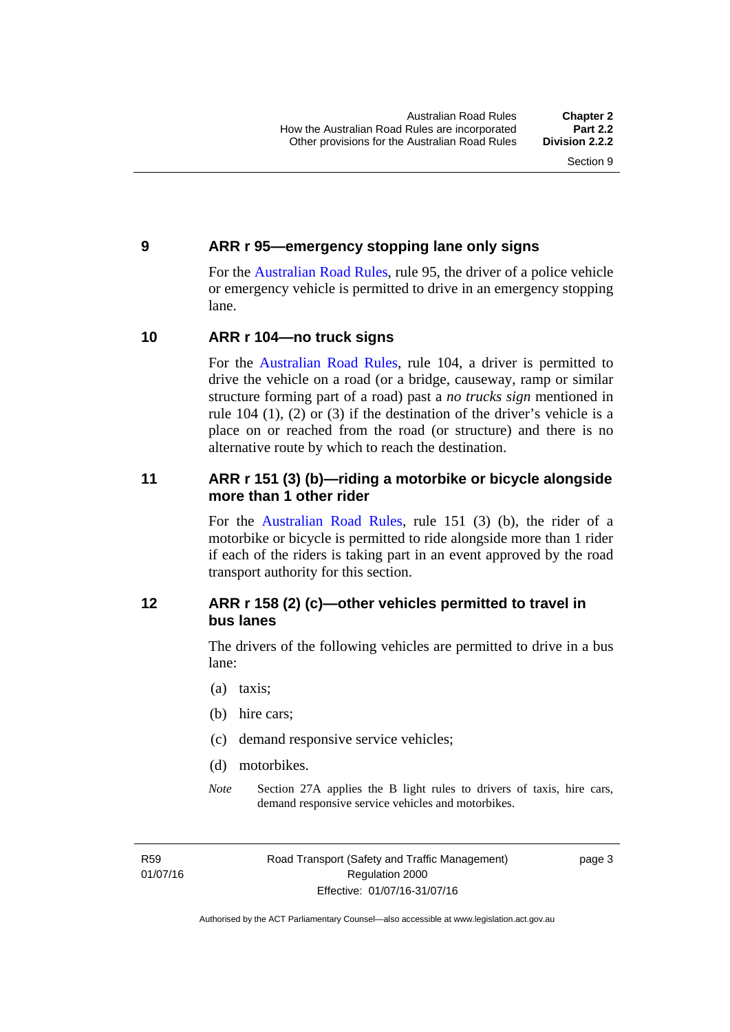## 9 ARR r 95—emergency stopping lane only signs

For the Australian Road Rules, rule 95, the driver of a police vehicle or emergency vehicle is permitted to drive in an emergency stopping lane.

## 10 ARR r 104—no truck signs

For the Australian Road Rules, rule 104, a driver is permitted to drive the vehicle on a road (or a bridge, causeway, ramp or similar structure forming part of a road) past a *no trucks sign* mentioned in rule 104 (1), (2) or (3) if the destination of the driver's vehicle is a place on or reached from the road (or structure) and there is no alternative route by which to reach the destination.

## 11 ARR r 151 (3) (b)—riding a motorbike or bicycle alongside more than 1 other rider

For the Australian Road Rules, rule 151 (3) (b), the rider of a motorbike or bicycle is permitted to ride alongside more than 1 rider if each of the riders is taking part in an event approved by the road transport authority for this section.

## 12 ARR r 158 (2) (c)—other vehicles permitted to travel in bus lanes

The drivers of the following vehicles are permitted to drive in a bus lane:

(a) taxis;

(b) hire cars;

(c) demand responsive service vehicles;

(d) motorbikes.

*Note* Section 27A applies the B light rules to drivers of taxis, hire cars, demand responsive service vehicles and motorbikes.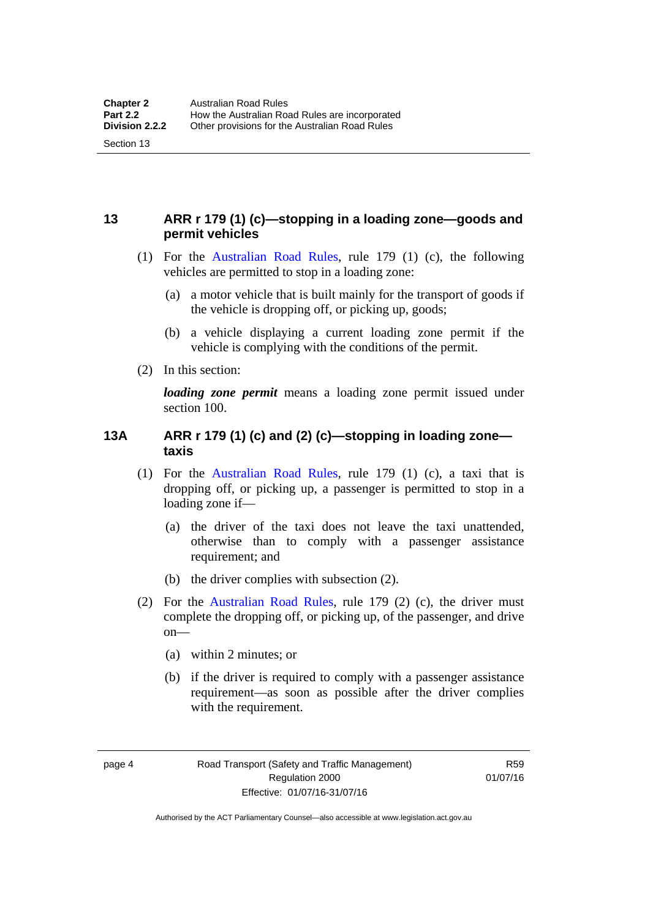## 13 ARR r 179 (1) (c)—stopping in a loading zone—goods and permit vehicles

(1) For the Australian Road Rules, rule 179 (1) (c), the following vehicles are permitted to stop in a loading zone:

(a) a motor vehicle that is built mainly for the transport of goods if the vehicle is dropping off, or picking up, goods;

(b) a vehicle displaying a current loading zone permit if the vehicle is complying with the conditions of the permit.

(2) In this section:

***loading zone permit*** means a loading zone permit issued under section 100.

## 13A ARR r 179 (1) (c) and (2) (c)—stopping in loading zone—taxis

(1) For the Australian Road Rules, rule 179 (1) (c), a taxi that is dropping off, or picking up, a passenger is permitted to stop in a loading zone if—

(a) the driver of the taxi does not leave the taxi unattended, otherwise than to comply with a passenger assistance requirement; and

(b) the driver complies with subsection (2).

(2) For the Australian Road Rules, rule 179 (2) (c), the driver must complete the dropping off, or picking up, of the passenger, and drive on—

(a) within 2 minutes; or

(b) if the driver is required to comply with a passenger assistance requirement—as soon as possible after the driver complies with the requirement.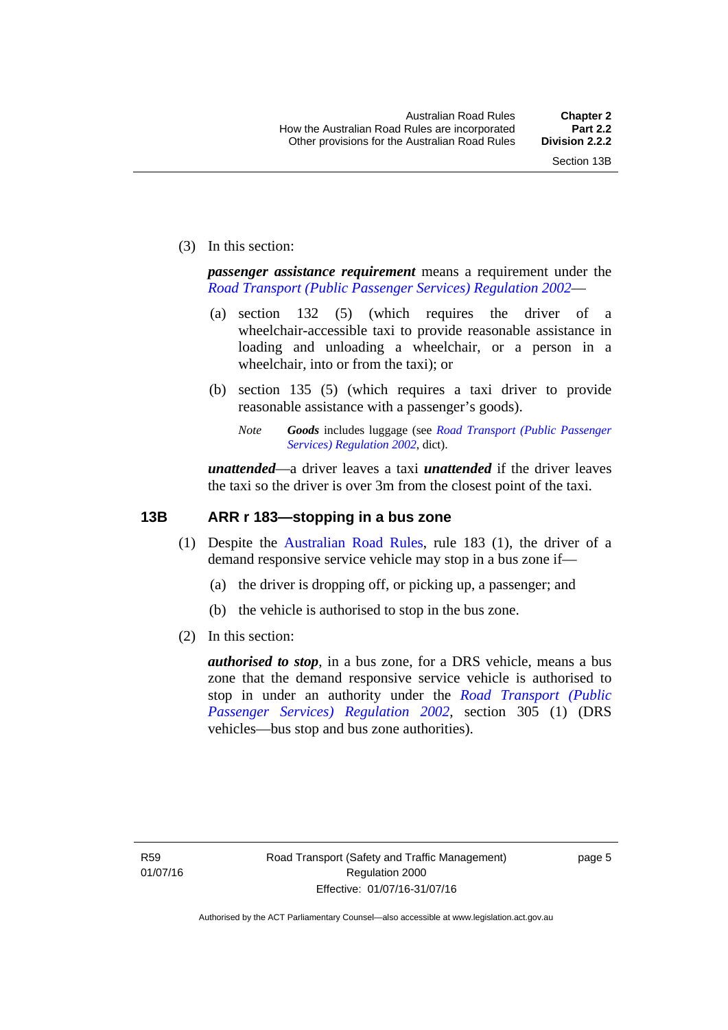(3) In this section:

***passenger assistance requirement*** means a requirement under the *Road Transport (Public Passenger Services) Regulation 2002*—

(a) section 132 (5) (which requires the driver of a wheelchair-accessible taxi to provide reasonable assistance in loading and unloading a wheelchair, or a person in a wheelchair, into or from the taxi); or

(b) section 135 (5) (which requires a taxi driver to provide reasonable assistance with a passenger's goods).

*Note* ***Goods*** includes luggage (see *Road Transport (Public Passenger Services) Regulation 2002*, dict).

***unattended***—a driver leaves a taxi ***unattended*** if the driver leaves the taxi so the driver is over 3m from the closest point of the taxi.

## 13B ARR r 183—stopping in a bus zone

(1) Despite the Australian Road Rules, rule 183 (1), the driver of a demand responsive service vehicle may stop in a bus zone if—

(a) the driver is dropping off, or picking up, a passenger; and

(b) the vehicle is authorised to stop in the bus zone.

(2) In this section:

***authorised to stop***, in a bus zone, for a DRS vehicle, means a bus zone that the demand responsive service vehicle is authorised to stop in under an authority under the *Road Transport (Public Passenger Services) Regulation 2002*, section 305 (1) (DRS vehicles—bus stop and bus zone authorities).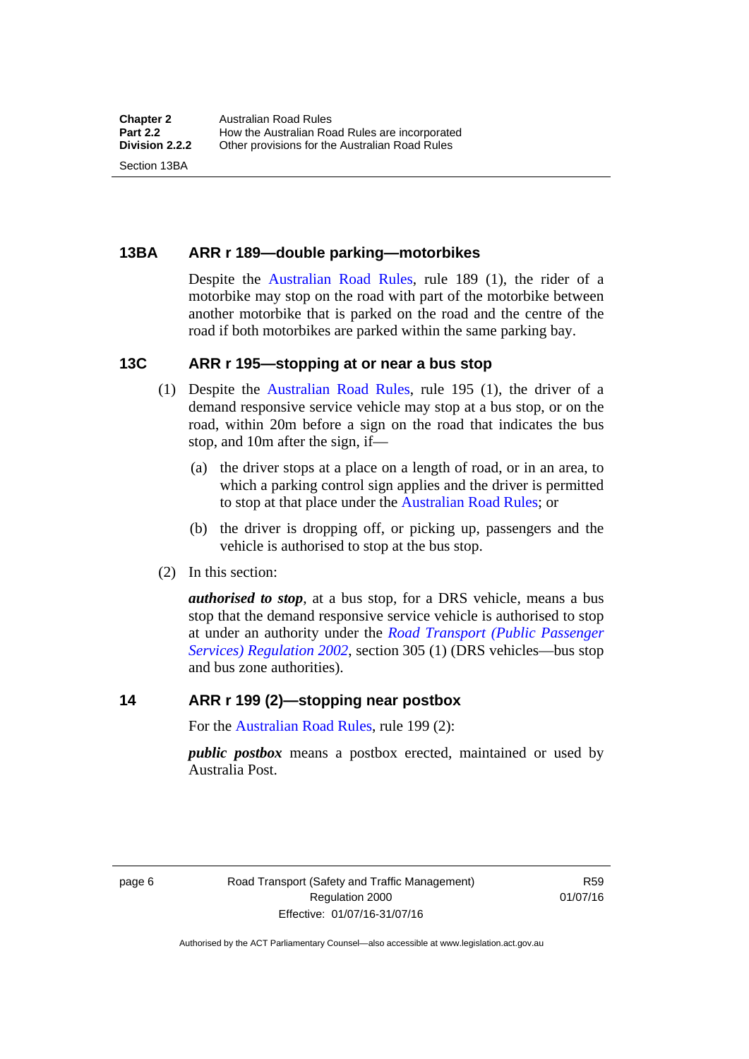## 13BA ARR r 189—double parking—motorbikes

Despite the Australian Road Rules, rule 189 (1), the rider of a motorbike may stop on the road with part of the motorbike between another motorbike that is parked on the road and the centre of the road if both motorbikes are parked within the same parking bay.

## 13C ARR r 195—stopping at or near a bus stop

(1) Despite the Australian Road Rules, rule 195 (1), the driver of a demand responsive service vehicle may stop at a bus stop, or on the road, within 20m before a sign on the road that indicates the bus stop, and 10m after the sign, if—

(a) the driver stops at a place on a length of road, or in an area, to which a parking control sign applies and the driver is permitted to stop at that place under the Australian Road Rules; or

(b) the driver is dropping off, or picking up, passengers and the vehicle is authorised to stop at the bus stop.

(2) In this section:

***authorised to stop***, at a bus stop, for a DRS vehicle, means a bus stop that the demand responsive service vehicle is authorised to stop at under an authority under the *Road Transport (Public Passenger Services) Regulation 2002*, section 305 (1) (DRS vehicles—bus stop and bus zone authorities).

## 14 ARR r 199 (2)—stopping near postbox

For the Australian Road Rules, rule 199 (2):

***public postbox*** means a postbox erected, maintained or used by Australia Post.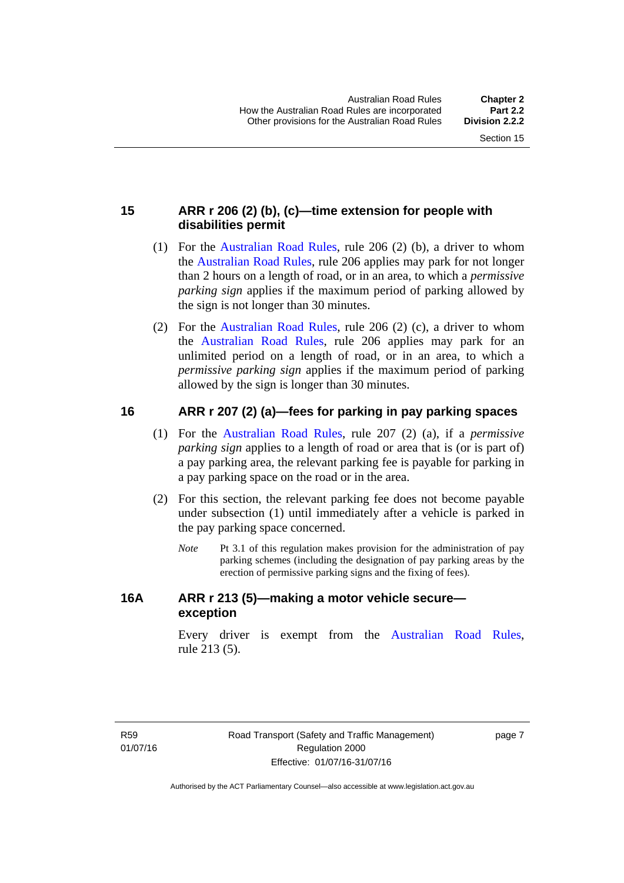### 15 ARR r 206 (2) (b), (c)—time extension for people with disabilities permit

(1) For the Australian Road Rules, rule 206 (2) (b), a driver to whom the Australian Road Rules, rule 206 applies may park for not longer than 2 hours on a length of road, or in an area, to which a *permissive parking sign* applies if the maximum period of parking allowed by the sign is not longer than 30 minutes.

(2) For the Australian Road Rules, rule 206 (2) (c), a driver to whom the Australian Road Rules, rule 206 applies may park for an unlimited period on a length of road, or in an area, to which a *permissive parking sign* applies if the maximum period of parking allowed by the sign is longer than 30 minutes.

### 16 ARR r 207 (2) (a)—fees for parking in pay parking spaces

(1) For the Australian Road Rules, rule 207 (2) (a), if a *permissive parking sign* applies to a length of road or area that is (or is part of) a pay parking area, the relevant parking fee is payable for parking in a pay parking space on the road or in the area.

(2) For this section, the relevant parking fee does not become payable under subsection (1) until immediately after a vehicle is parked in the pay parking space concerned.

*Note* Pt 3.1 of this regulation makes provision for the administration of pay parking schemes (including the designation of pay parking areas by the erection of permissive parking signs and the fixing of fees).

### 16A ARR r 213 (5)—making a motor vehicle secure—exception

Every driver is exempt from the Australian Road Rules, rule 213 (5).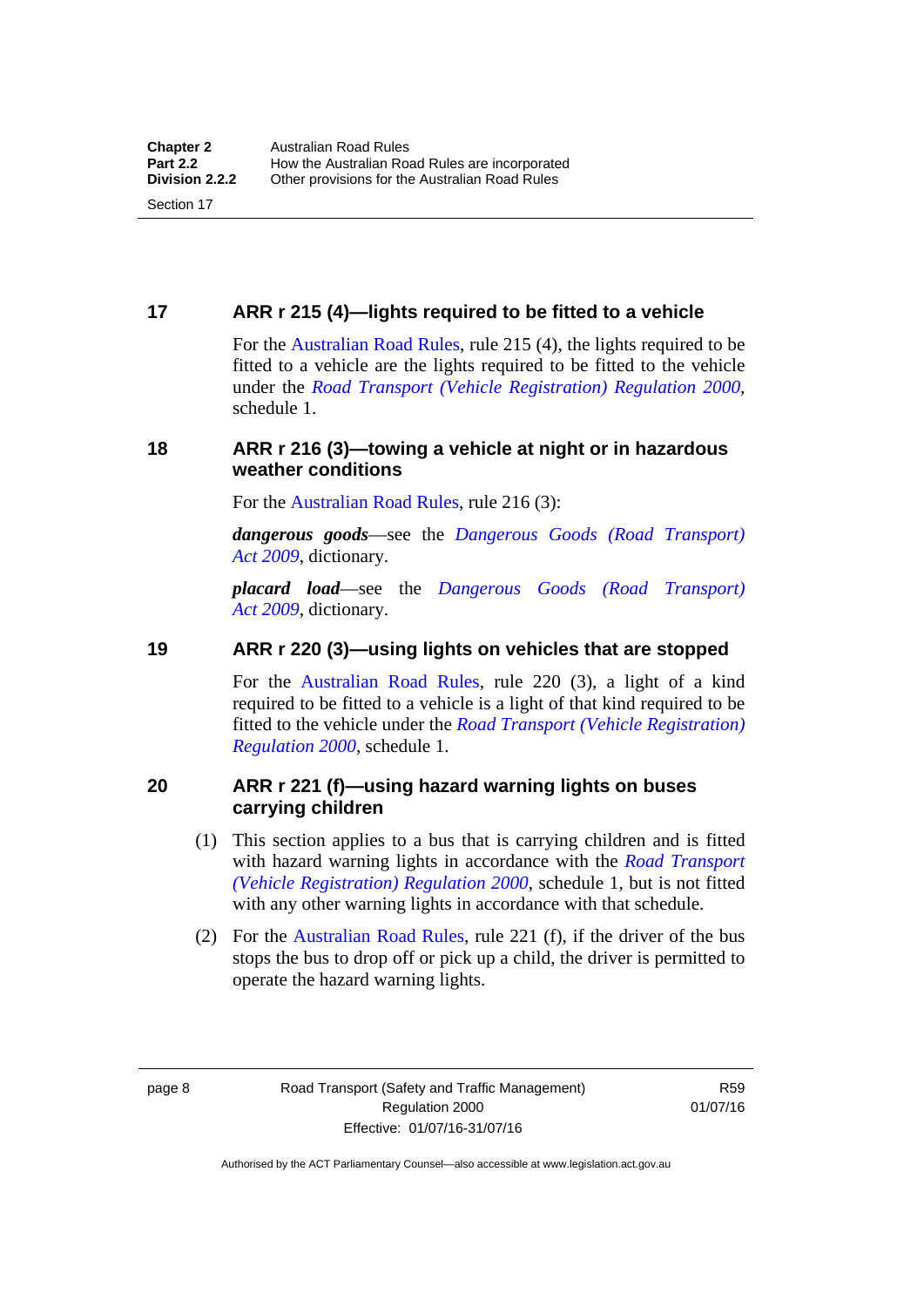## 17 ARR r 215 (4)—lights required to be fitted to a vehicle

For the Australian Road Rules, rule 215 (4), the lights required to be fitted to a vehicle are the lights required to be fitted to the vehicle under the *Road Transport (Vehicle Registration) Regulation 2000*, schedule 1.

## 18 ARR r 216 (3)—towing a vehicle at night or in hazardous weather conditions

For the Australian Road Rules, rule 216 (3):

***dangerous goods***—see the *Dangerous Goods (Road Transport) Act 2009*, dictionary.

***placard load***—see the *Dangerous Goods (Road Transport) Act 2009*, dictionary.

## 19 ARR r 220 (3)—using lights on vehicles that are stopped

For the Australian Road Rules, rule 220 (3), a light of a kind required to be fitted to a vehicle is a light of that kind required to be fitted to the vehicle under the *Road Transport (Vehicle Registration) Regulation 2000*, schedule 1.

## 20 ARR r 221 (f)—using hazard warning lights on buses carrying children

(1) This section applies to a bus that is carrying children and is fitted with hazard warning lights in accordance with the *Road Transport (Vehicle Registration) Regulation 2000*, schedule 1, but is not fitted with any other warning lights in accordance with that schedule.

(2) For the Australian Road Rules, rule 221 (f), if the driver of the bus stops the bus to drop off or pick up a child, the driver is permitted to operate the hazard warning lights.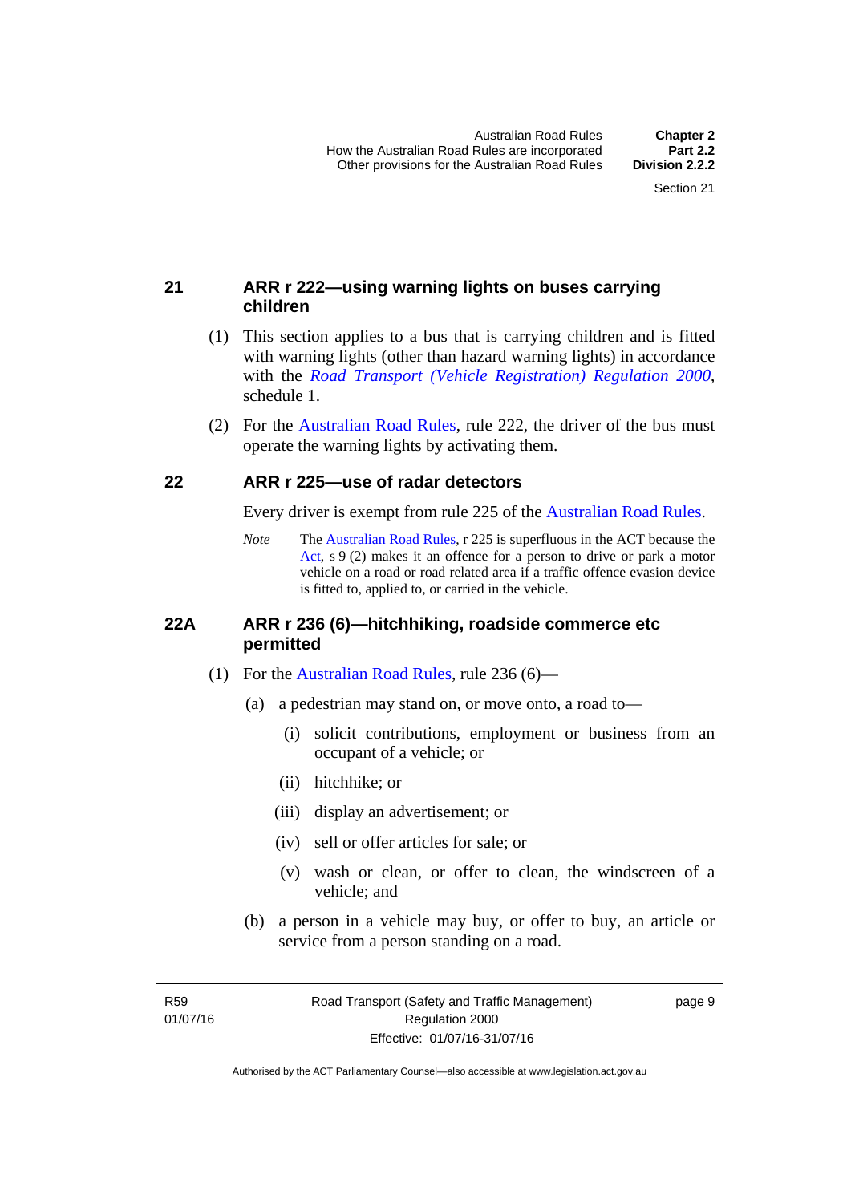## 21 ARR r 222—using warning lights on buses carrying children

(1) This section applies to a bus that is carrying children and is fitted with warning lights (other than hazard warning lights) in accordance with the *Road Transport (Vehicle Registration) Regulation 2000*, schedule 1.

(2) For the Australian Road Rules, rule 222, the driver of the bus must operate the warning lights by activating them.

## 22 ARR r 225—use of radar detectors

Every driver is exempt from rule 225 of the Australian Road Rules.

*Note* The Australian Road Rules, r 225 is superfluous in the ACT because the Act, s 9 (2) makes it an offence for a person to drive or park a motor vehicle on a road or road related area if a traffic offence evasion device is fitted to, applied to, or carried in the vehicle.

## 22A ARR r 236 (6)—hitchhiking, roadside commerce etc permitted

(1) For the Australian Road Rules, rule 236 (6)—

(a) a pedestrian may stand on, or move onto, a road to—

(i) solicit contributions, employment or business from an occupant of a vehicle; or

(ii) hitchhike; or

(iii) display an advertisement; or

(iv) sell or offer articles for sale; or

(v) wash or clean, or offer to clean, the windscreen of a vehicle; and

(b) a person in a vehicle may buy, or offer to buy, an article or service from a person standing on a road.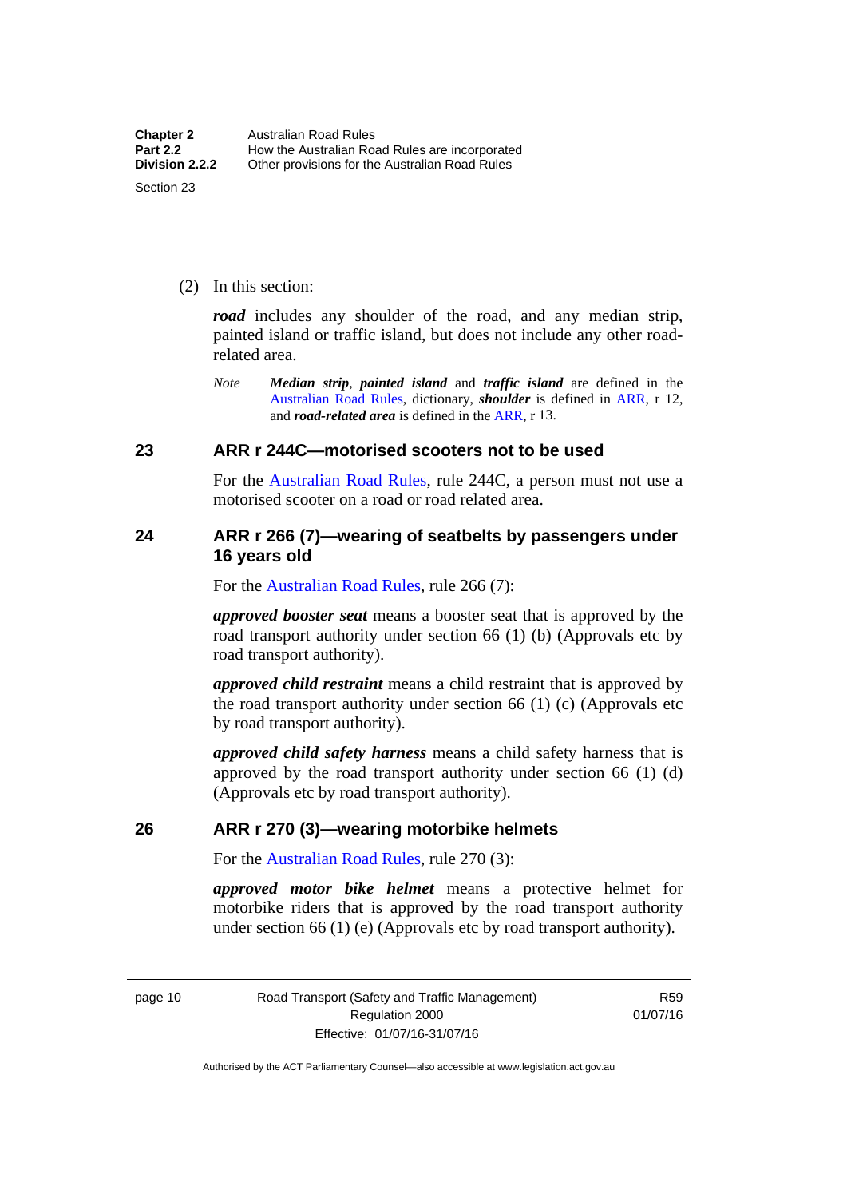(2) In this section:

***road*** includes any shoulder of the road, and any median strip, painted island or traffic island, but does not include any other road-related area.

*Note* ***Median strip***, ***painted island*** and ***traffic island*** are defined in the Australian Road Rules, dictionary, ***shoulder*** is defined in ARR, r 12, and ***road-related area*** is defined in the ARR, r 13.

## 23 ARR r 244C—motorised scooters not to be used

For the Australian Road Rules, rule 244C, a person must not use a motorised scooter on a road or road related area.

## 24 ARR r 266 (7)—wearing of seatbelts by passengers under 16 years old

For the Australian Road Rules, rule 266 (7):

***approved booster seat*** means a booster seat that is approved by the road transport authority under section 66 (1) (b) (Approvals etc by road transport authority).

***approved child restraint*** means a child restraint that is approved by the road transport authority under section 66 (1) (c) (Approvals etc by road transport authority).

***approved child safety harness*** means a child safety harness that is approved by the road transport authority under section 66 (1) (d) (Approvals etc by road transport authority).

## 26 ARR r 270 (3)—wearing motorbike helmets

For the Australian Road Rules, rule 270 (3):

***approved motor bike helmet*** means a protective helmet for motorbike riders that is approved by the road transport authority under section 66 (1) (e) (Approvals etc by road transport authority).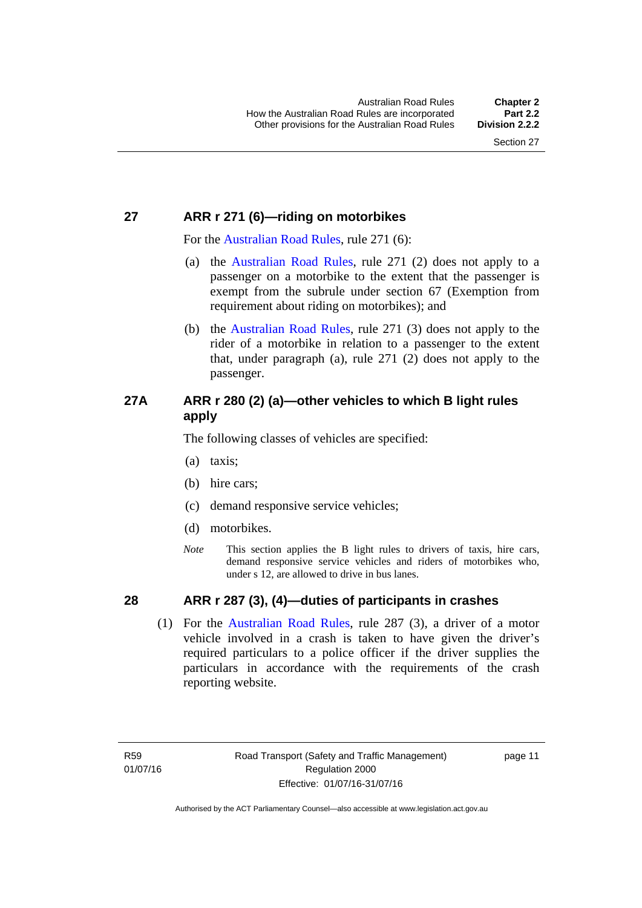## 27 ARR r 271 (6)—riding on motorbikes

For the Australian Road Rules, rule 271 (6):

(a) the Australian Road Rules, rule 271 (2) does not apply to a passenger on a motorbike to the extent that the passenger is exempt from the subrule under section 67 (Exemption from requirement about riding on motorbikes); and

(b) the Australian Road Rules, rule 271 (3) does not apply to the rider of a motorbike in relation to a passenger to the extent that, under paragraph (a), rule 271 (2) does not apply to the passenger.

## 27A ARR r 280 (2) (a)—other vehicles to which B light rules apply

The following classes of vehicles are specified:

(a) taxis;

(b) hire cars;

(c) demand responsive service vehicles;

(d) motorbikes.

*Note* This section applies the B light rules to drivers of taxis, hire cars, demand responsive service vehicles and riders of motorbikes who, under s 12, are allowed to drive in bus lanes.

## 28 ARR r 287 (3), (4)—duties of participants in crashes

(1) For the Australian Road Rules, rule 287 (3), a driver of a motor vehicle involved in a crash is taken to have given the driver's required particulars to a police officer if the driver supplies the particulars in accordance with the requirements of the crash reporting website.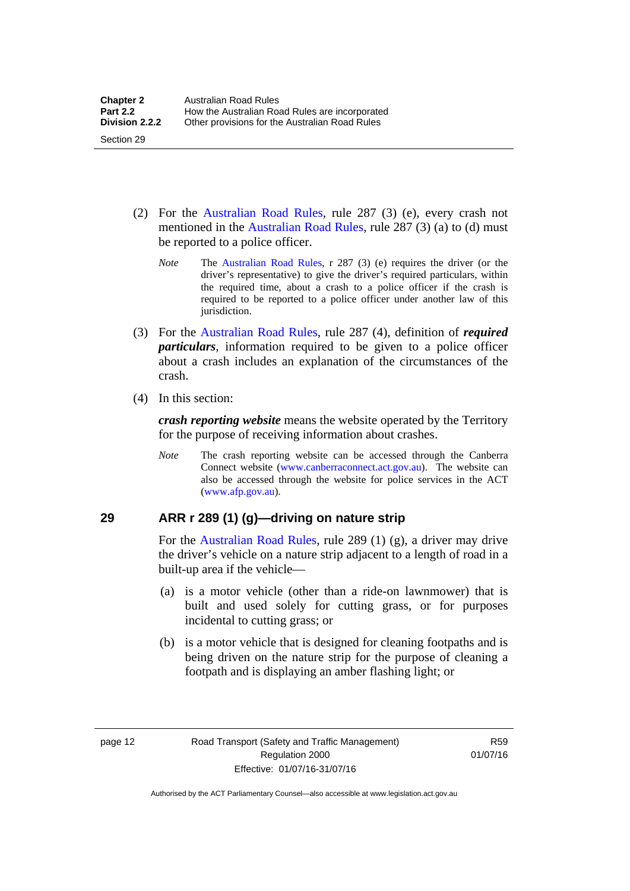(2) For the Australian Road Rules, rule 287 (3) (e), every crash not mentioned in the Australian Road Rules, rule 287 (3) (a) to (d) must be reported to a police officer.

*Note* The Australian Road Rules, r 287 (3) (e) requires the driver (or the driver's representative) to give the driver's required particulars, within the required time, about a crash to a police officer if the crash is required to be reported to a police officer under another law of this jurisdiction.

(3) For the Australian Road Rules, rule 287 (4), definition of ***required particulars***, information required to be given to a police officer about a crash includes an explanation of the circumstances of the crash.

(4) In this section:

***crash reporting website*** means the website operated by the Territory for the purpose of receiving information about crashes.

*Note* The crash reporting website can be accessed through the Canberra Connect website (www.canberraconnect.act.gov.au). The website can also be accessed through the website for police services in the ACT (www.afp.gov.au).

## 29 ARR r 289 (1) (g)—driving on nature strip

For the Australian Road Rules, rule 289 (1) (g), a driver may drive the driver's vehicle on a nature strip adjacent to a length of road in a built-up area if the vehicle—

(a) is a motor vehicle (other than a ride-on lawnmower) that is built and used solely for cutting grass, or for purposes incidental to cutting grass; or

(b) is a motor vehicle that is designed for cleaning footpaths and is being driven on the nature strip for the purpose of cleaning a footpath and is displaying an amber flashing light; or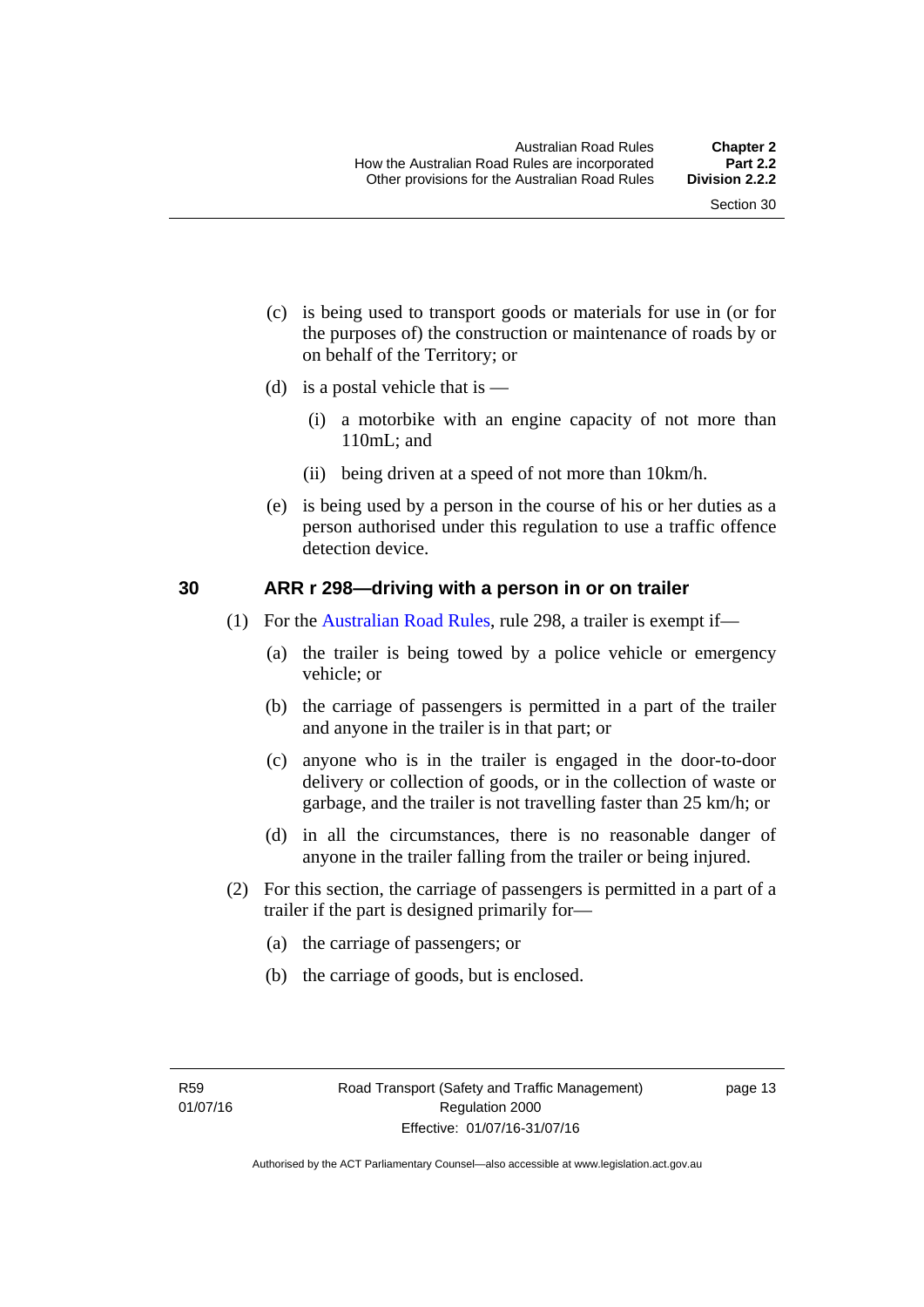(c) is being used to transport goods or materials for use in (or for the purposes of) the construction or maintenance of roads by or on behalf of the Territory; or

(d) is a postal vehicle that is —

(i) a motorbike with an engine capacity of not more than 110mL; and

(ii) being driven at a speed of not more than 10km/h.

(e) is being used by a person in the course of his or her duties as a person authorised under this regulation to use a traffic offence detection device.

## 30 ARR r 298—driving with a person in or on trailer

(1) For the Australian Road Rules, rule 298, a trailer is exempt if—

(a) the trailer is being towed by a police vehicle or emergency vehicle; or

(b) the carriage of passengers is permitted in a part of the trailer and anyone in the trailer is in that part; or

(c) anyone who is in the trailer is engaged in the door-to-door delivery or collection of goods, or in the collection of waste or garbage, and the trailer is not travelling faster than 25 km/h; or

(d) in all the circumstances, there is no reasonable danger of anyone in the trailer falling from the trailer or being injured.

(2) For this section, the carriage of passengers is permitted in a part of a trailer if the part is designed primarily for—

(a) the carriage of passengers; or

(b) the carriage of goods, but is enclosed.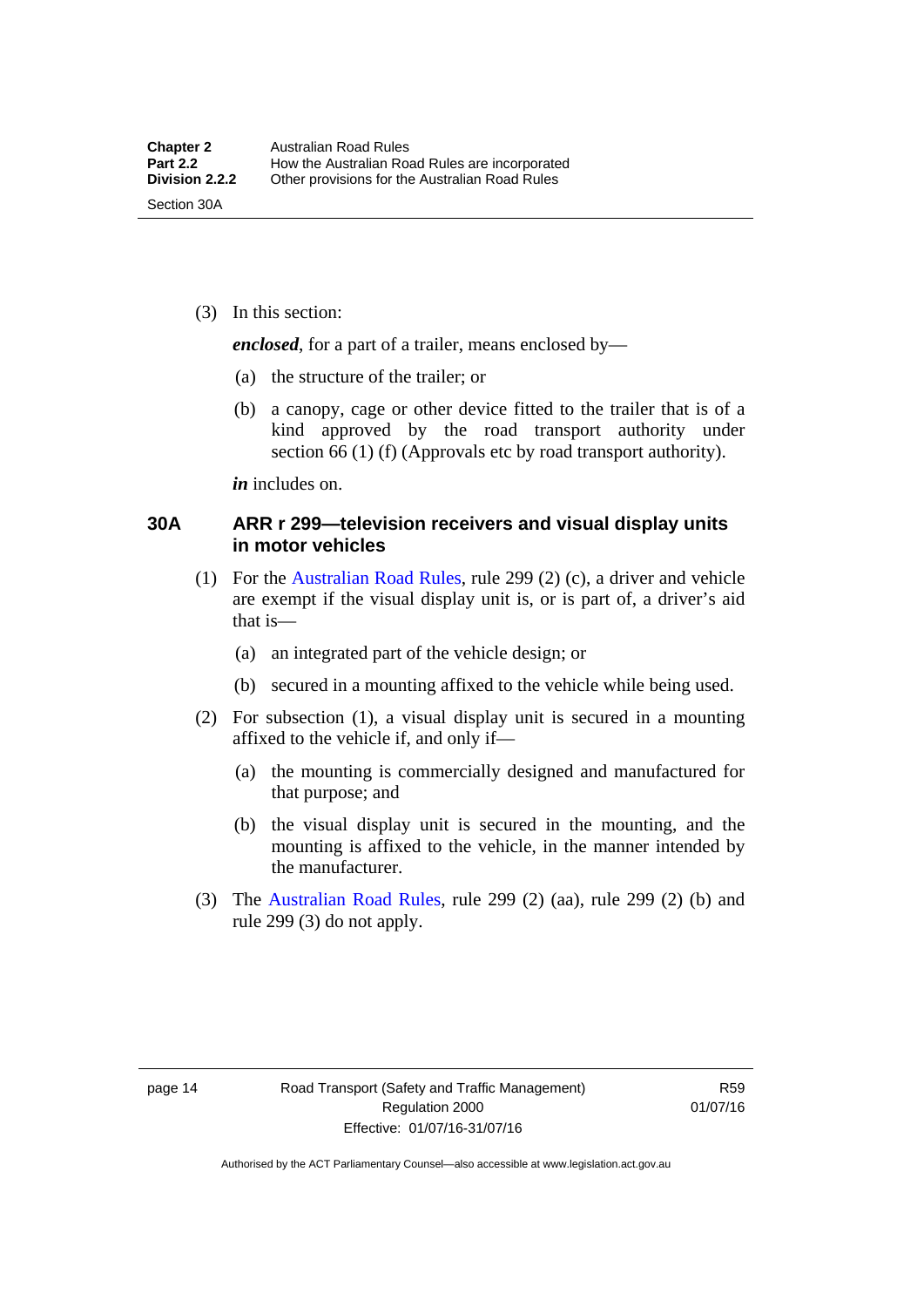(3) In this section:

***enclosed***, for a part of a trailer, means enclosed by—

(a) the structure of the trailer; or

(b) a canopy, cage or other device fitted to the trailer that is of a kind approved by the road transport authority under section 66 (1) (f) (Approvals etc by road transport authority).

***in*** includes on.

## 30A ARR r 299—television receivers and visual display units in motor vehicles

(1) For the Australian Road Rules, rule 299 (2) (c), a driver and vehicle are exempt if the visual display unit is, or is part of, a driver's aid that is—

(a) an integrated part of the vehicle design; or

(b) secured in a mounting affixed to the vehicle while being used.

(2) For subsection (1), a visual display unit is secured in a mounting affixed to the vehicle if, and only if—

(a) the mounting is commercially designed and manufactured for that purpose; and

(b) the visual display unit is secured in the mounting, and the mounting is affixed to the vehicle, in the manner intended by the manufacturer.

(3) The Australian Road Rules, rule 299 (2) (aa), rule 299 (2) (b) and rule 299 (3) do not apply.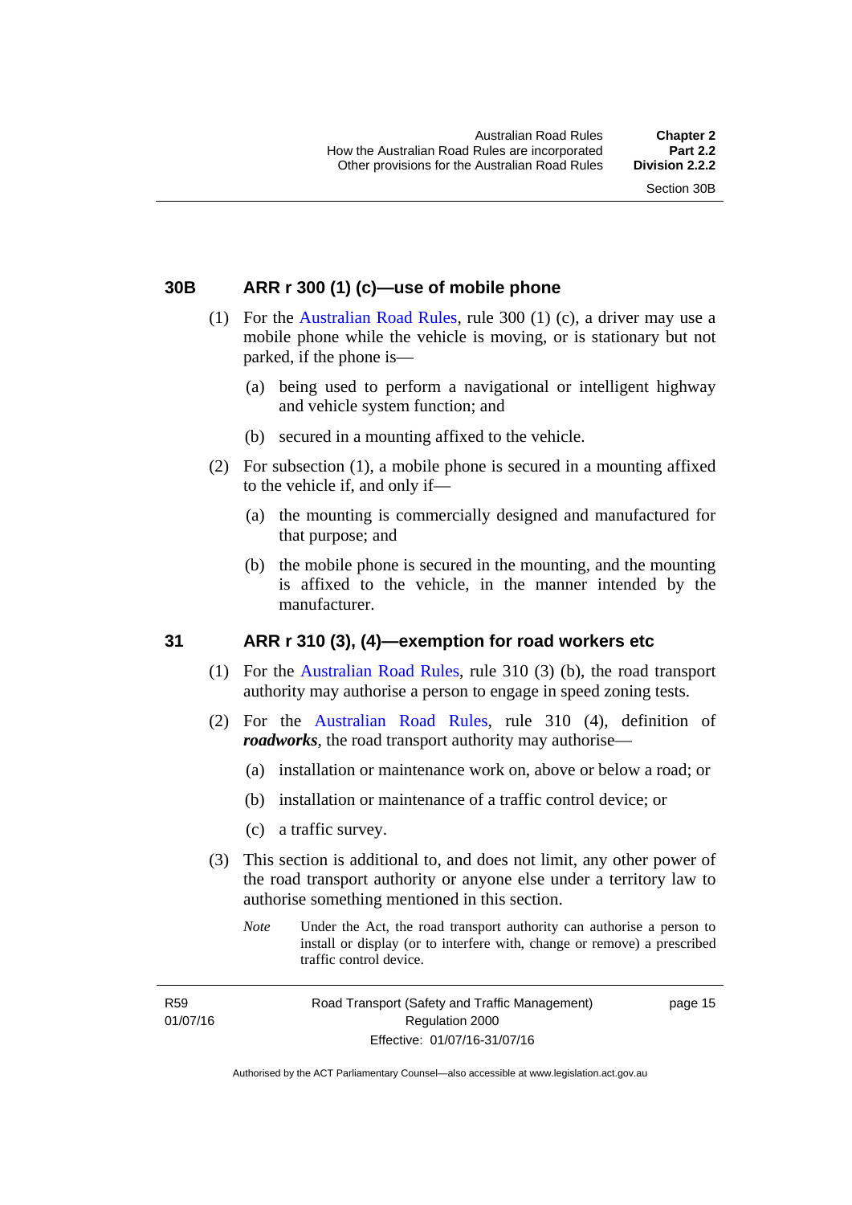## 30B ARR r 300 (1) (c)—use of mobile phone

(1) For the Australian Road Rules, rule 300 (1) (c), a driver may use a mobile phone while the vehicle is moving, or is stationary but not parked, if the phone is—

(a) being used to perform a navigational or intelligent highway and vehicle system function; and

(b) secured in a mounting affixed to the vehicle.

(2) For subsection (1), a mobile phone is secured in a mounting affixed to the vehicle if, and only if—

(a) the mounting is commercially designed and manufactured for that purpose; and

(b) the mobile phone is secured in the mounting, and the mounting is affixed to the vehicle, in the manner intended by the manufacturer.

## 31 ARR r 310 (3), (4)—exemption for road workers etc

(1) For the Australian Road Rules, rule 310 (3) (b), the road transport authority may authorise a person to engage in speed zoning tests.

(2) For the Australian Road Rules, rule 310 (4), definition of ***roadworks***, the road transport authority may authorise—

(a) installation or maintenance work on, above or below a road; or

(b) installation or maintenance of a traffic control device; or

(c) a traffic survey.

(3) This section is additional to, and does not limit, any other power of the road transport authority or anyone else under a territory law to authorise something mentioned in this section.

*Note* Under the Act, the road transport authority can authorise a person to install or display (or to interfere with, change or remove) a prescribed traffic control device.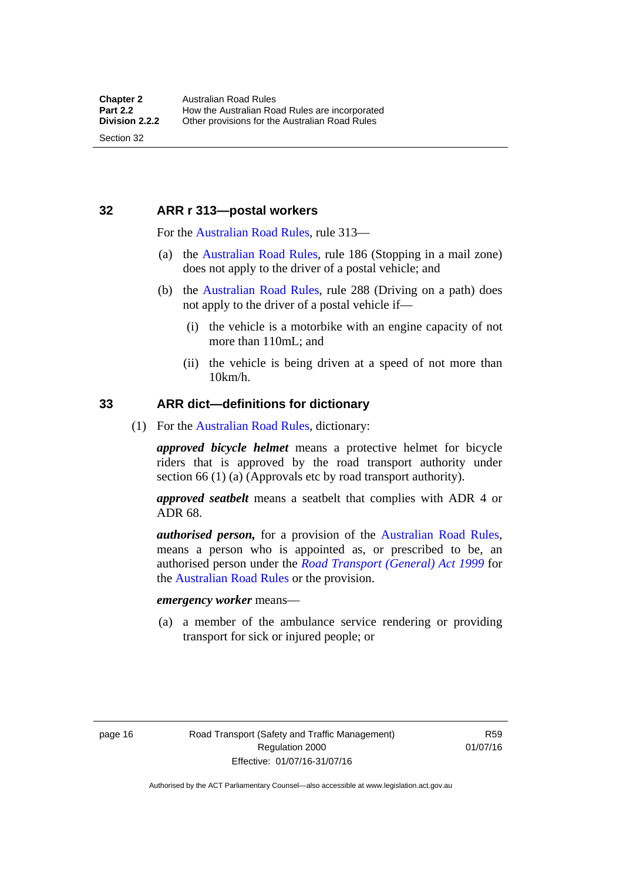## 32 ARR r 313—postal workers

For the Australian Road Rules, rule 313—

(a) the Australian Road Rules, rule 186 (Stopping in a mail zone) does not apply to the driver of a postal vehicle; and

(b) the Australian Road Rules, rule 288 (Driving on a path) does not apply to the driver of a postal vehicle if—

   (i) the vehicle is a motorbike with an engine capacity of not more than 110mL; and

   (ii) the vehicle is being driven at a speed of not more than 10km/h.

## 33 ARR dict—definitions for dictionary

(1) For the Australian Road Rules, dictionary:

***approved bicycle helmet*** means a protective helmet for bicycle riders that is approved by the road transport authority under section 66 (1) (a) (Approvals etc by road transport authority).

***approved seatbelt*** means a seatbelt that complies with ADR 4 or ADR 68.

***authorised person,*** for a provision of the Australian Road Rules, means a person who is appointed as, or prescribed to be, an authorised person under the *Road Transport (General) Act 1999* for the Australian Road Rules or the provision.

***emergency worker*** means—

(a) a member of the ambulance service rendering or providing transport for sick or injured people; or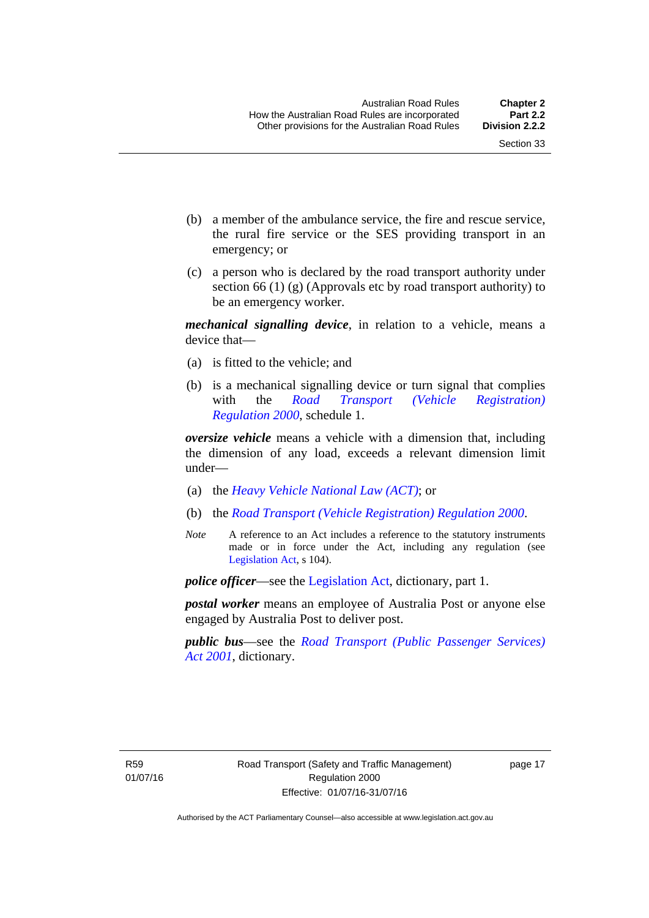(b) a member of the ambulance service, the fire and rescue service, the rural fire service or the SES providing transport in an emergency; or

(c) a person who is declared by the road transport authority under section 66 (1) (g) (Approvals etc by road transport authority) to be an emergency worker.

***mechanical signalling device***, in relation to a vehicle, means a device that—

(a) is fitted to the vehicle; and

(b) is a mechanical signalling device or turn signal that complies with the *Road Transport (Vehicle Registration) Regulation 2000*, schedule 1.

***oversize vehicle*** means a vehicle with a dimension that, including the dimension of any load, exceeds a relevant dimension limit under—

(a) the *Heavy Vehicle National Law (ACT)*; or

(b) the *Road Transport (Vehicle Registration) Regulation 2000*.

*Note* A reference to an Act includes a reference to the statutory instruments made or in force under the Act, including any regulation (see Legislation Act, s 104).

***police officer***—see the Legislation Act, dictionary, part 1.

***postal worker*** means an employee of Australia Post or anyone else engaged by Australia Post to deliver post.

***public bus***—see the *Road Transport (Public Passenger Services) Act 2001*, dictionary.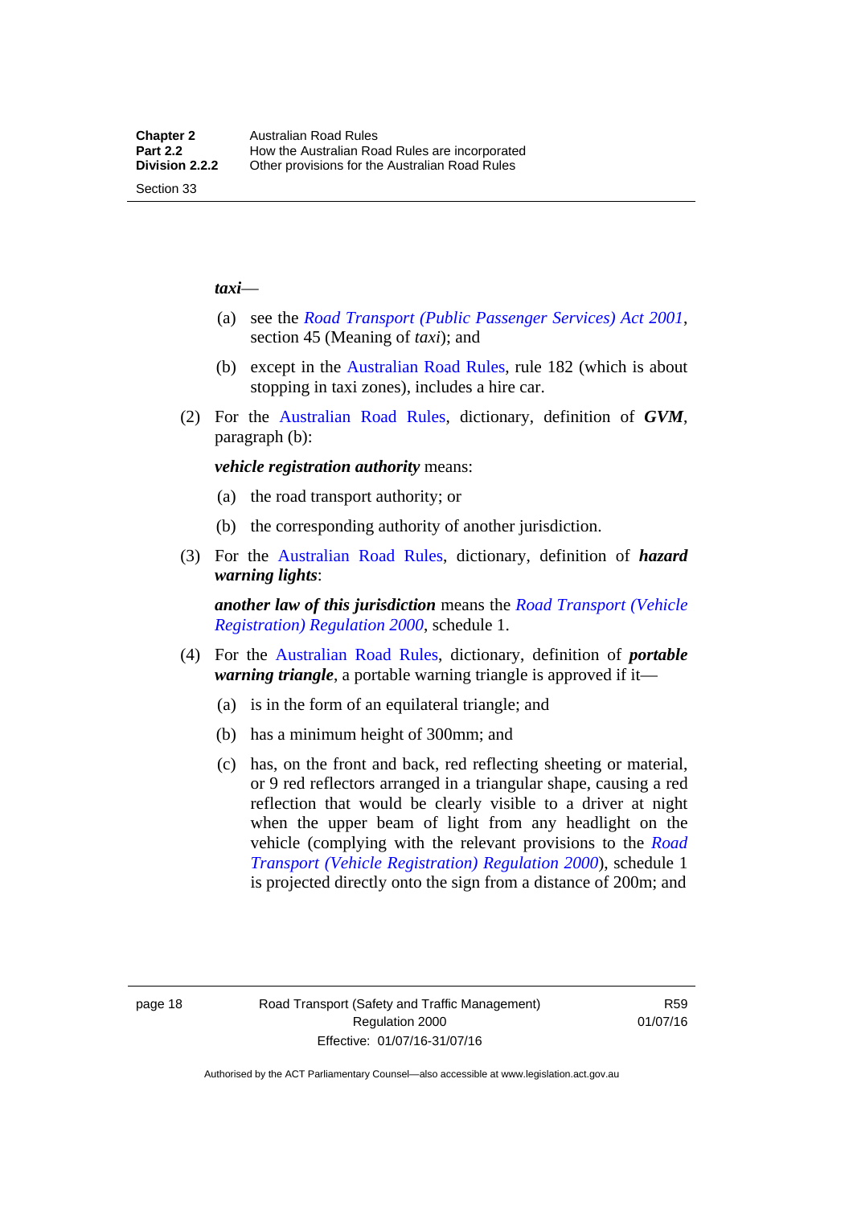***taxi***—

(a) see the *Road Transport (Public Passenger Services) Act 2001*, section 45 (Meaning of *taxi*); and

(b) except in the Australian Road Rules, rule 182 (which is about stopping in taxi zones), includes a hire car.

(2) For the Australian Road Rules, dictionary, definition of ***GVM***, paragraph (b):

***vehicle registration authority*** means:

(a) the road transport authority; or

(b) the corresponding authority of another jurisdiction.

(3) For the Australian Road Rules, dictionary, definition of ***hazard warning lights***:

***another law of this jurisdiction*** means the *Road Transport (Vehicle Registration) Regulation 2000*, schedule 1.

(4) For the Australian Road Rules, dictionary, definition of ***portable warning triangle***, a portable warning triangle is approved if it—

(a) is in the form of an equilateral triangle; and

(b) has a minimum height of 300mm; and

(c) has, on the front and back, red reflecting sheeting or material, or 9 red reflectors arranged in a triangular shape, causing a red reflection that would be clearly visible to a driver at night when the upper beam of light from any headlight on the vehicle (complying with the relevant provisions to the *Road Transport (Vehicle Registration) Regulation 2000*), schedule 1 is projected directly onto the sign from a distance of 200m; and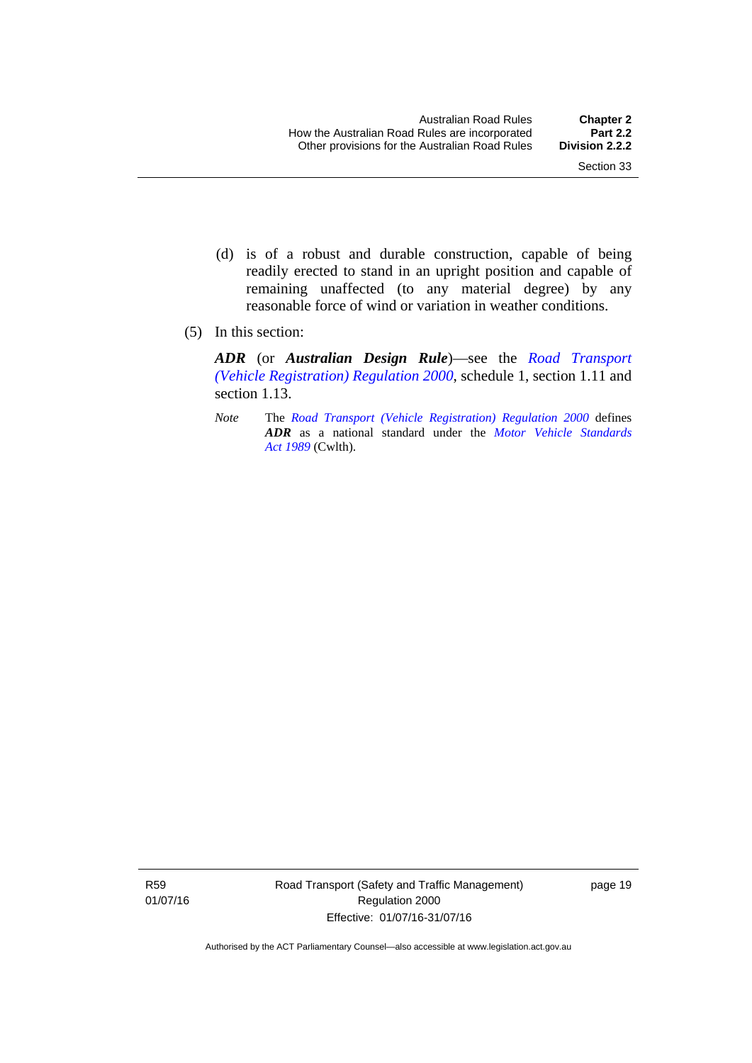(d) is of a robust and durable construction, capable of being readily erected to stand in an upright position and capable of remaining unaffected (to any material degree) by any reasonable force of wind or variation in weather conditions.

(5) In this section:

***ADR*** (or ***Australian Design Rule***)—see the *Road Transport (Vehicle Registration) Regulation 2000*, schedule 1, section 1.11 and section 1.13.

*Note* The *Road Transport (Vehicle Registration) Regulation 2000* defines ***ADR*** as a national standard under the *Motor Vehicle Standards Act 1989* (Cwlth).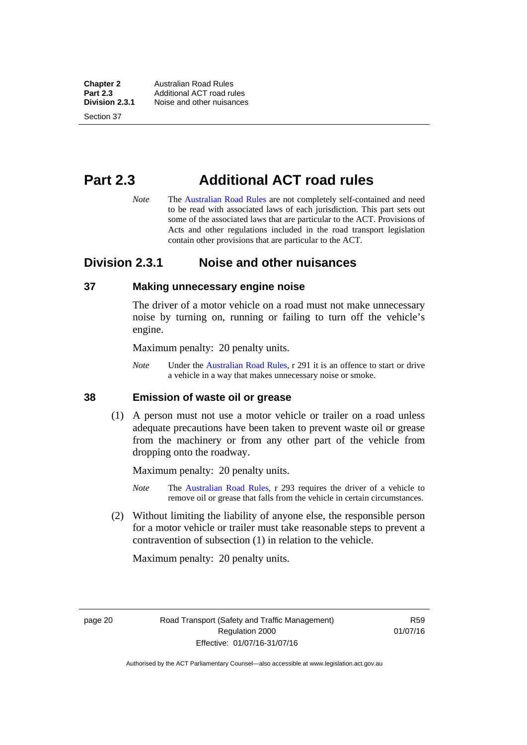# Part 2.3 Additional ACT road rules

*Note* The Australian Road Rules are not completely self-contained and need to be read with associated laws of each jurisdiction. This part sets out some of the associated laws that are particular to the ACT. Provisions of Acts and other regulations included in the road transport legislation contain other provisions that are particular to the ACT.

## Division 2.3.1 Noise and other nuisances

### 37 Making unnecessary engine noise

The driver of a motor vehicle on a road must not make unnecessary noise by turning on, running or failing to turn off the vehicle's engine.

Maximum penalty: 20 penalty units.

*Note* Under the Australian Road Rules, r 291 it is an offence to start or drive a vehicle in a way that makes unnecessary noise or smoke.

### 38 Emission of waste oil or grease

(1) A person must not use a motor vehicle or trailer on a road unless adequate precautions have been taken to prevent waste oil or grease from the machinery or from any other part of the vehicle from dropping onto the roadway.

Maximum penalty: 20 penalty units.

*Note* The Australian Road Rules, r 293 requires the driver of a vehicle to remove oil or grease that falls from the vehicle in certain circumstances.

(2) Without limiting the liability of anyone else, the responsible person for a motor vehicle or trailer must take reasonable steps to prevent a contravention of subsection (1) in relation to the vehicle.

Maximum penalty: 20 penalty units.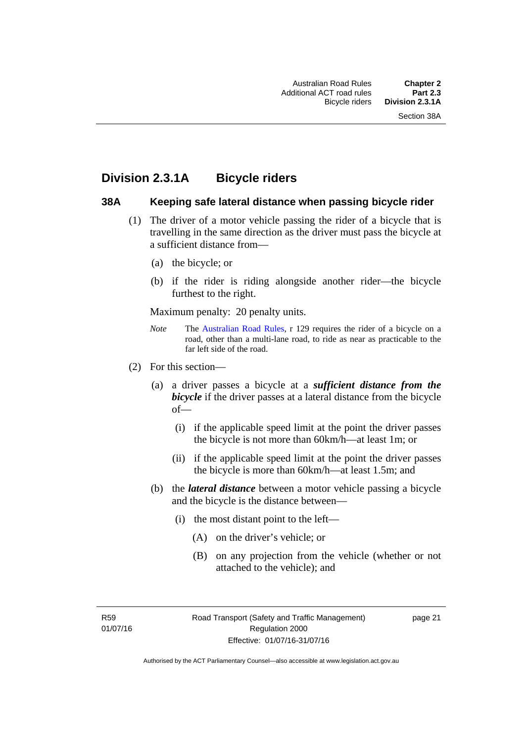## Division 2.3.1A Bicycle riders

### 38A Keeping safe lateral distance when passing bicycle rider

(1) The driver of a motor vehicle passing the rider of a bicycle that is travelling in the same direction as the driver must pass the bicycle at a sufficient distance from—

(a) the bicycle; or

(b) if the rider is riding alongside another rider—the bicycle furthest to the right.

Maximum penalty: 20 penalty units.

*Note* The Australian Road Rules, r 129 requires the rider of a bicycle on a road, other than a multi-lane road, to ride as near as practicable to the far left side of the road.

(2) For this section—

(a) a driver passes a bicycle at a ***sufficient distance from the bicycle*** if the driver passes at a lateral distance from the bicycle of—

(i) if the applicable speed limit at the point the driver passes the bicycle is not more than 60km/h—at least 1m; or

(ii) if the applicable speed limit at the point the driver passes the bicycle is more than 60km/h—at least 1.5m; and

(b) the ***lateral distance*** between a motor vehicle passing a bicycle and the bicycle is the distance between—

(i) the most distant point to the left—

(A) on the driver's vehicle; or

(B) on any projection from the vehicle (whether or not attached to the vehicle); and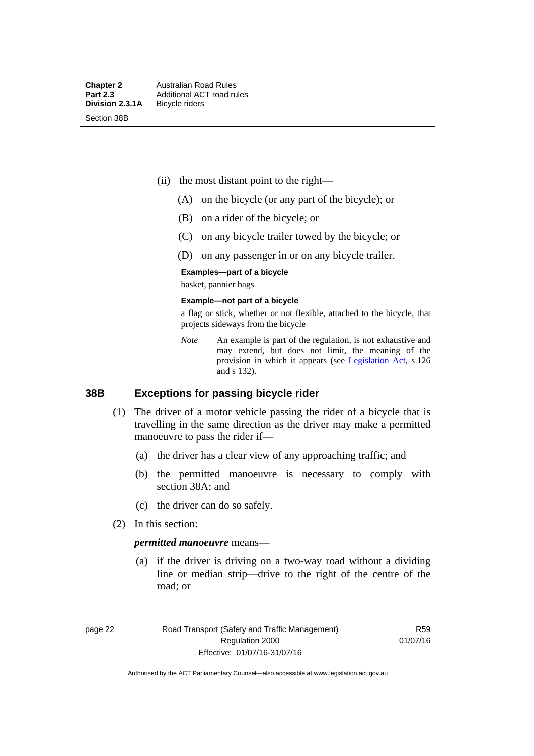(ii) the most distant point to the right—

(A) on the bicycle (or any part of the bicycle); or

(B) on a rider of the bicycle; or

(C) on any bicycle trailer towed by the bicycle; or

(D) on any passenger in or on any bicycle trailer.

**Examples—part of a bicycle**

basket, pannier bags

**Example—not part of a bicycle**

a flag or stick, whether or not flexible, attached to the bicycle, that projects sideways from the bicycle

*Note* An example is part of the regulation, is not exhaustive and may extend, but does not limit, the meaning of the provision in which it appears (see Legislation Act, s 126 and s 132).

## 38B Exceptions for passing bicycle rider

(1) The driver of a motor vehicle passing the rider of a bicycle that is travelling in the same direction as the driver may make a permitted manoeuvre to pass the rider if—

(a) the driver has a clear view of any approaching traffic; and

(b) the permitted manoeuvre is necessary to comply with section 38A; and

(c) the driver can do so safely.

(2) In this section:

***permitted manoeuvre*** means—

(a) if the driver is driving on a two-way road without a dividing line or median strip—drive to the right of the centre of the road; or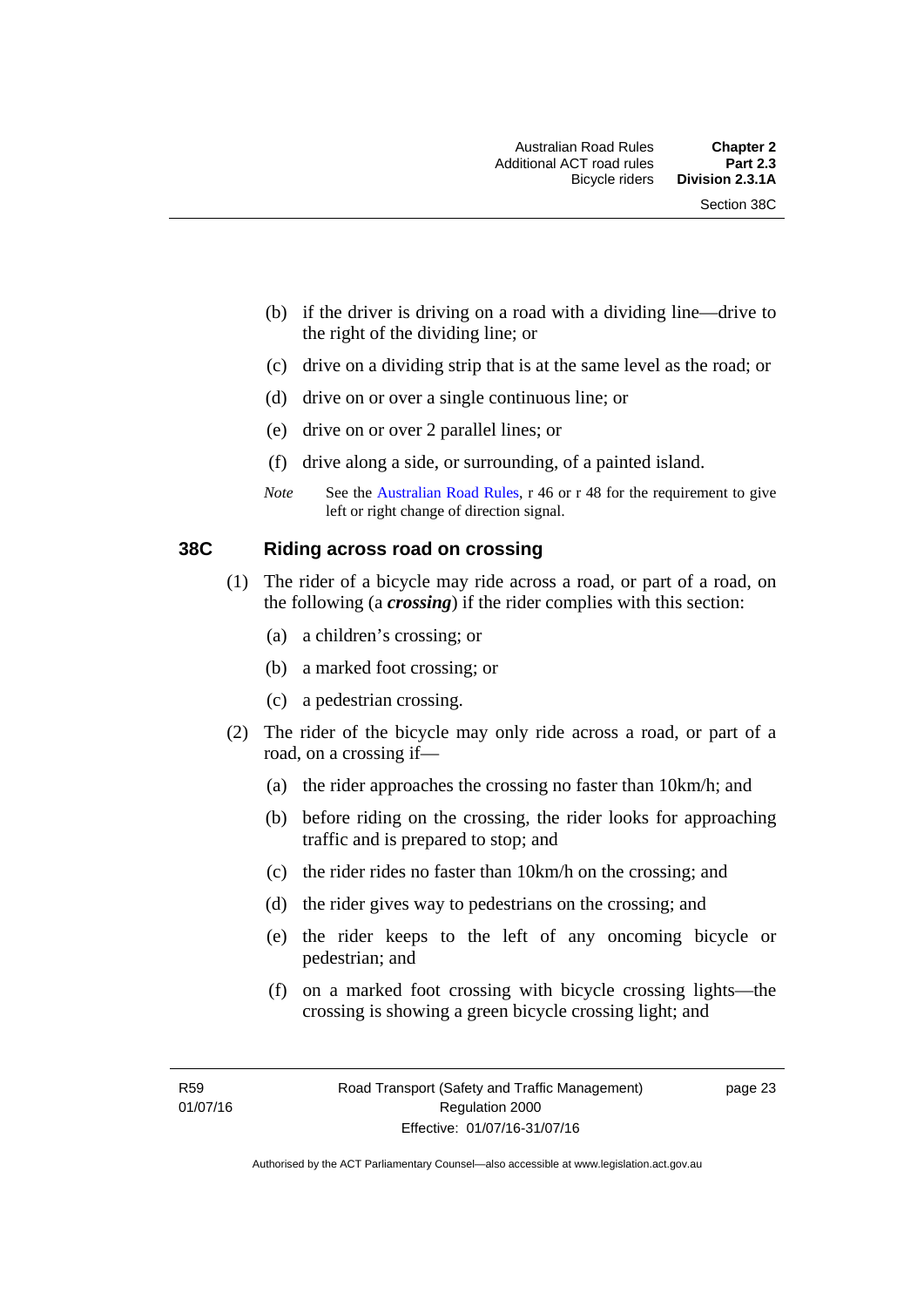(b) if the driver is driving on a road with a dividing line—drive to the right of the dividing line; or

(c) drive on a dividing strip that is at the same level as the road; or

(d) drive on or over a single continuous line; or

(e) drive on or over 2 parallel lines; or

(f) drive along a side, or surrounding, of a painted island.

*Note* See the Australian Road Rules, r 46 or r 48 for the requirement to give left or right change of direction signal.

### 38C Riding across road on crossing

(1) The rider of a bicycle may ride across a road, or part of a road, on the following (a ***crossing***) if the rider complies with this section:

(a) a children's crossing; or

(b) a marked foot crossing; or

(c) a pedestrian crossing.

(2) The rider of the bicycle may only ride across a road, or part of a road, on a crossing if—

(a) the rider approaches the crossing no faster than 10km/h; and

(b) before riding on the crossing, the rider looks for approaching traffic and is prepared to stop; and

(c) the rider rides no faster than 10km/h on the crossing; and

(d) the rider gives way to pedestrians on the crossing; and

(e) the rider keeps to the left of any oncoming bicycle or pedestrian; and

(f) on a marked foot crossing with bicycle crossing lights—the crossing is showing a green bicycle crossing light; and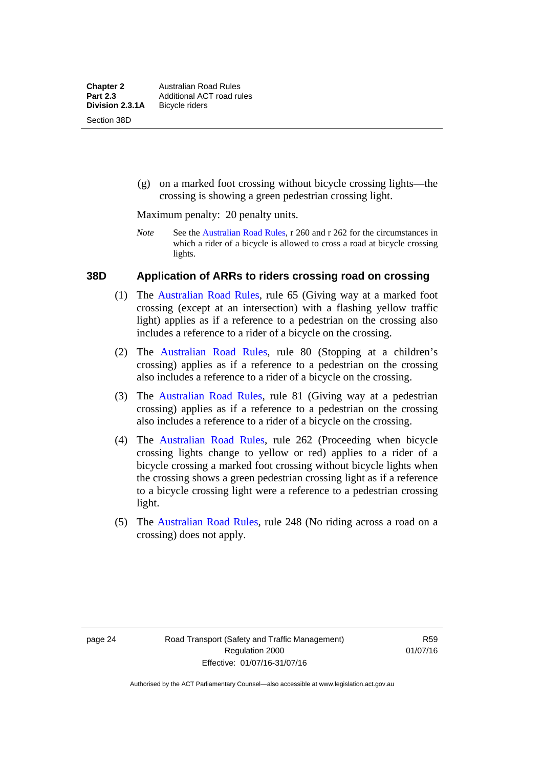(g) on a marked foot crossing without bicycle crossing lights—the crossing is showing a green pedestrian crossing light.

Maximum penalty: 20 penalty units.

*Note* See the Australian Road Rules, r 260 and r 262 for the circumstances in which a rider of a bicycle is allowed to cross a road at bicycle crossing lights.

## 38D Application of ARRs to riders crossing road on crossing

(1) The Australian Road Rules, rule 65 (Giving way at a marked foot crossing (except at an intersection) with a flashing yellow traffic light) applies as if a reference to a pedestrian on the crossing also includes a reference to a rider of a bicycle on the crossing.

(2) The Australian Road Rules, rule 80 (Stopping at a children's crossing) applies as if a reference to a pedestrian on the crossing also includes a reference to a rider of a bicycle on the crossing.

(3) The Australian Road Rules, rule 81 (Giving way at a pedestrian crossing) applies as if a reference to a pedestrian on the crossing also includes a reference to a rider of a bicycle on the crossing.

(4) The Australian Road Rules, rule 262 (Proceeding when bicycle crossing lights change to yellow or red) applies to a rider of a bicycle crossing a marked foot crossing without bicycle lights when the crossing shows a green pedestrian crossing light as if a reference to a bicycle crossing light were a reference to a pedestrian crossing light.

(5) The Australian Road Rules, rule 248 (No riding across a road on a crossing) does not apply.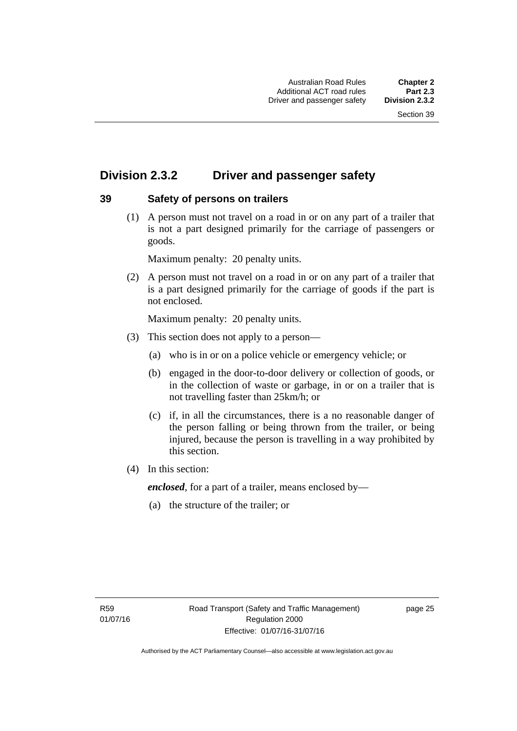## Division 2.3.2 Driver and passenger safety

### 39 Safety of persons on trailers

(1) A person must not travel on a road in or on any part of a trailer that is not a part designed primarily for the carriage of passengers or goods.

Maximum penalty: 20 penalty units.

(2) A person must not travel on a road in or on any part of a trailer that is a part designed primarily for the carriage of goods if the part is not enclosed.

Maximum penalty: 20 penalty units.

(3) This section does not apply to a person—

(a) who is in or on a police vehicle or emergency vehicle; or

(b) engaged in the door-to-door delivery or collection of goods, or in the collection of waste or garbage, in or on a trailer that is not travelling faster than 25km/h; or

(c) if, in all the circumstances, there is a no reasonable danger of the person falling or being thrown from the trailer, or being injured, because the person is travelling in a way prohibited by this section.

(4) In this section:

***enclosed***, for a part of a trailer, means enclosed by—

(a) the structure of the trailer; or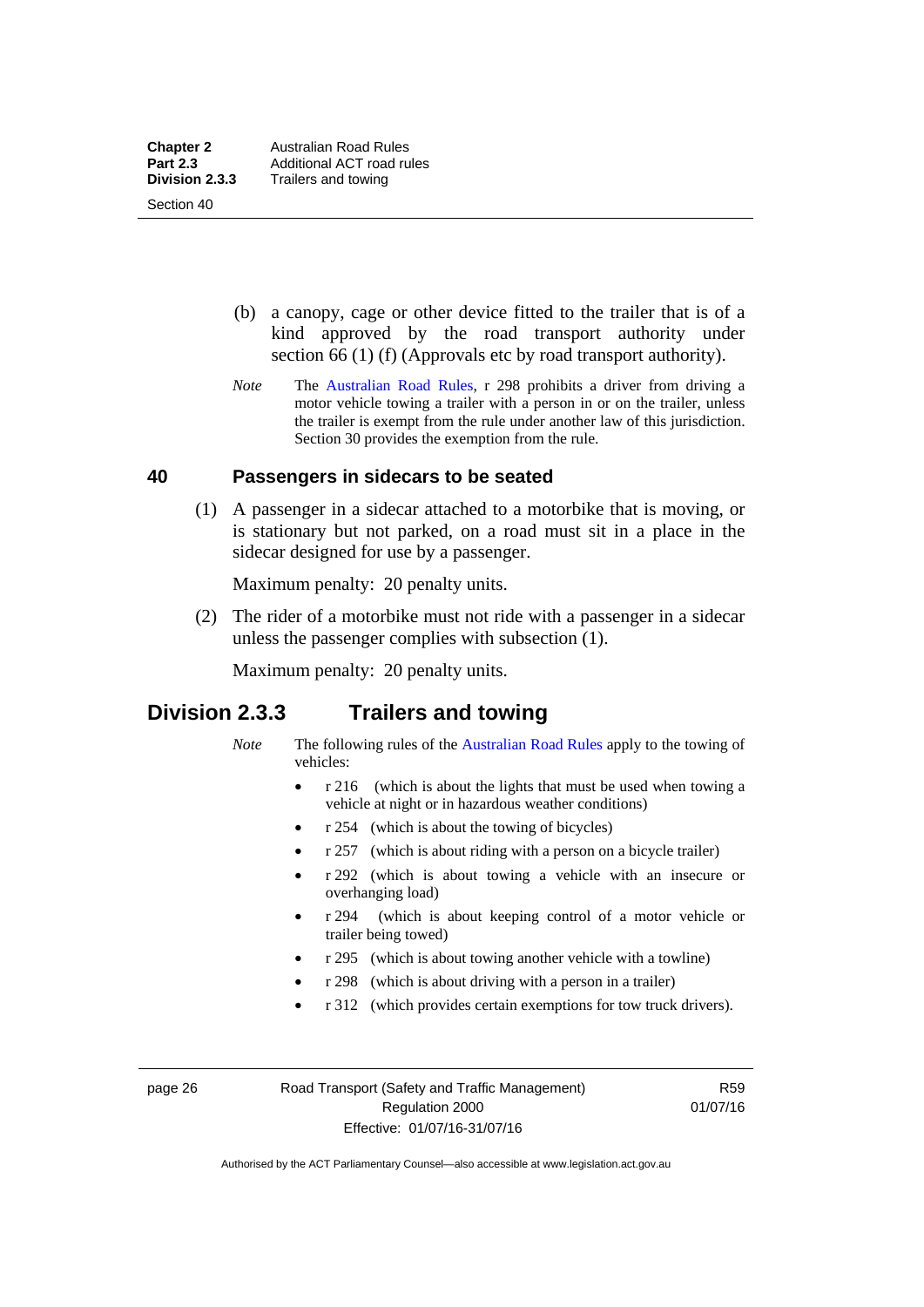(b) a canopy, cage or other device fitted to the trailer that is of a kind approved by the road transport authority under section 66 (1) (f) (Approvals etc by road transport authority).

*Note* The Australian Road Rules, r 298 prohibits a driver from driving a motor vehicle towing a trailer with a person in or on the trailer, unless the trailer is exempt from the rule under another law of this jurisdiction. Section 30 provides the exemption from the rule.

### 40 Passengers in sidecars to be seated

(1) A passenger in a sidecar attached to a motorbike that is moving, or is stationary but not parked, on a road must sit in a place in the sidecar designed for use by a passenger.

Maximum penalty: 20 penalty units.

(2) The rider of a motorbike must not ride with a passenger in a sidecar unless the passenger complies with subsection (1).

Maximum penalty: 20 penalty units.

## Division 2.3.3 Trailers and towing

*Note* The following rules of the Australian Road Rules apply to the towing of vehicles:

- r 216 (which is about the lights that must be used when towing a vehicle at night or in hazardous weather conditions)
- r 254 (which is about the towing of bicycles)
- r 257 (which is about riding with a person on a bicycle trailer)
- r 292 (which is about towing a vehicle with an insecure or overhanging load)
- r 294 (which is about keeping control of a motor vehicle or trailer being towed)
- r 295 (which is about towing another vehicle with a towline)
- r 298 (which is about driving with a person in a trailer)
- r 312 (which provides certain exemptions for tow truck drivers).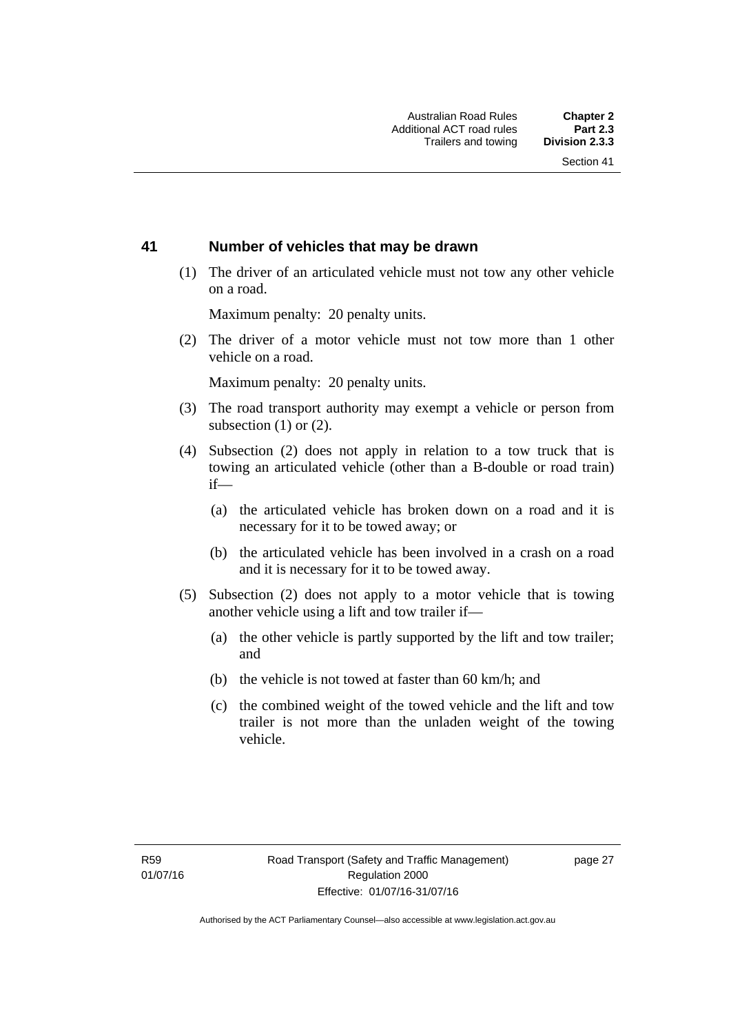## 41 Number of vehicles that may be drawn

(1) The driver of an articulated vehicle must not tow any other vehicle on a road.

Maximum penalty: 20 penalty units.

(2) The driver of a motor vehicle must not tow more than 1 other vehicle on a road.

Maximum penalty: 20 penalty units.

(3) The road transport authority may exempt a vehicle or person from subsection (1) or (2).

(4) Subsection (2) does not apply in relation to a tow truck that is towing an articulated vehicle (other than a B-double or road train) if—

(a) the articulated vehicle has broken down on a road and it is necessary for it to be towed away; or

(b) the articulated vehicle has been involved in a crash on a road and it is necessary for it to be towed away.

(5) Subsection (2) does not apply to a motor vehicle that is towing another vehicle using a lift and tow trailer if—

(a) the other vehicle is partly supported by the lift and tow trailer; and

(b) the vehicle is not towed at faster than 60 km/h; and

(c) the combined weight of the towed vehicle and the lift and tow trailer is not more than the unladen weight of the towing vehicle.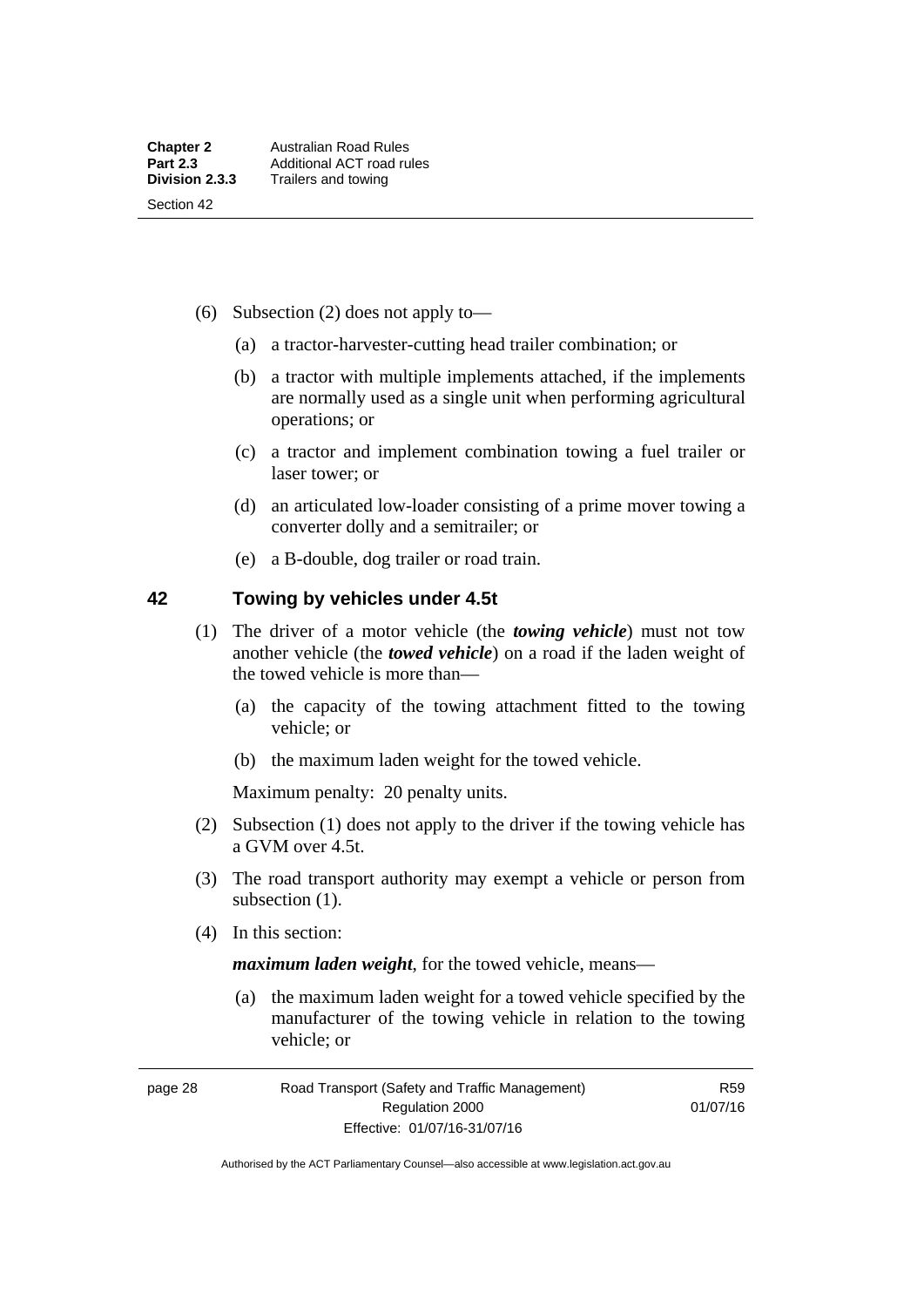(6) Subsection (2) does not apply to—

(a) a tractor-harvester-cutting head trailer combination; or

(b) a tractor with multiple implements attached, if the implements are normally used as a single unit when performing agricultural operations; or

(c) a tractor and implement combination towing a fuel trailer or laser tower; or

(d) an articulated low-loader consisting of a prime mover towing a converter dolly and a semitrailer; or

(e) a B-double, dog trailer or road train.

## 42 Towing by vehicles under 4.5t

(1) The driver of a motor vehicle (the ***towing vehicle***) must not tow another vehicle (the ***towed vehicle***) on a road if the laden weight of the towed vehicle is more than—

(a) the capacity of the towing attachment fitted to the towing vehicle; or

(b) the maximum laden weight for the towed vehicle.

Maximum penalty: 20 penalty units.

(2) Subsection (1) does not apply to the driver if the towing vehicle has a GVM over 4.5t.

(3) The road transport authority may exempt a vehicle or person from subsection (1).

(4) In this section:

***maximum laden weight***, for the towed vehicle, means—

(a) the maximum laden weight for a towed vehicle specified by the manufacturer of the towing vehicle in relation to the towing vehicle; or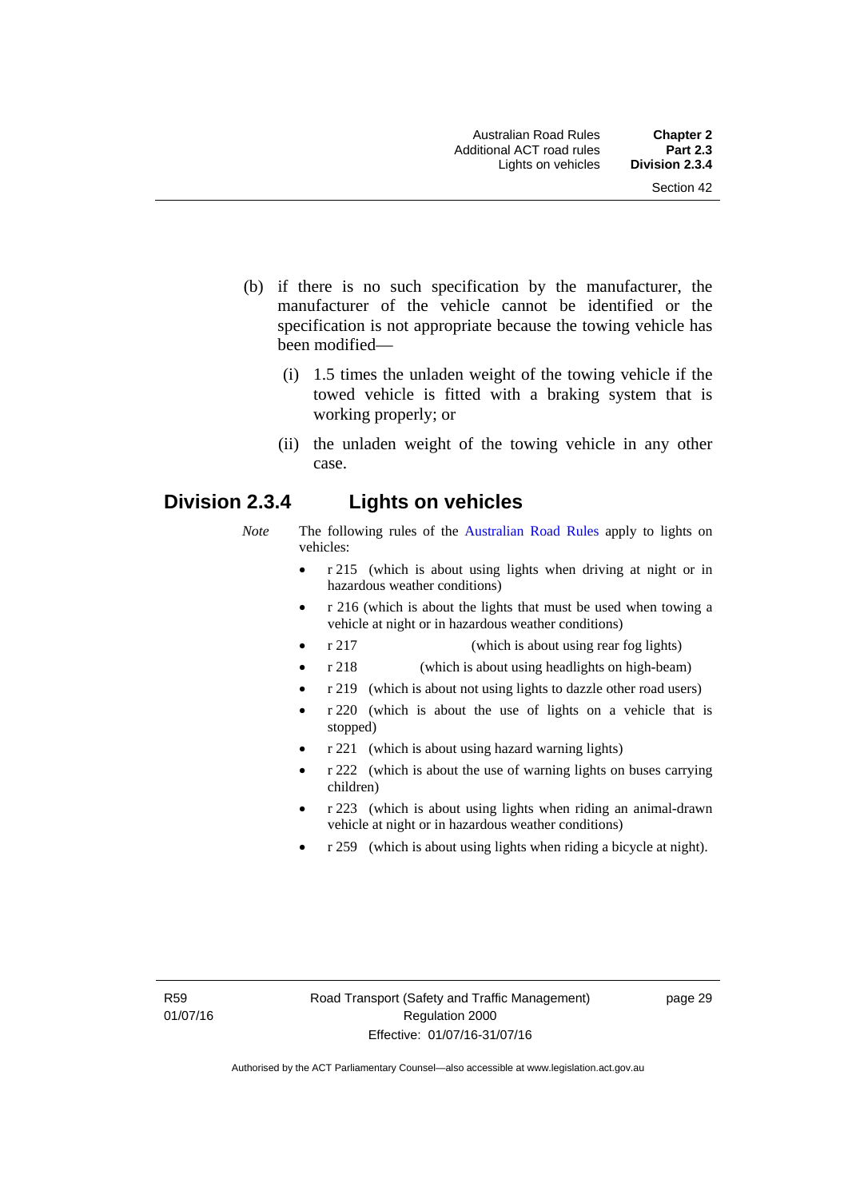(b) if there is no such specification by the manufacturer, the manufacturer of the vehicle cannot be identified or the specification is not appropriate because the towing vehicle has been modified—

(i) 1.5 times the unladen weight of the towing vehicle if the towed vehicle is fitted with a braking system that is working properly; or

(ii) the unladen weight of the towing vehicle in any other case.

## Division 2.3.4 Lights on vehicles

*Note* The following rules of the Australian Road Rules apply to lights on vehicles:

- r 215 (which is about using lights when driving at night or in hazardous weather conditions)
- r 216 (which is about the lights that must be used when towing a vehicle at night or in hazardous weather conditions)
- r 217 (which is about using rear fog lights)
- r 218 (which is about using headlights on high-beam)
- r 219 (which is about not using lights to dazzle other road users)
- r 220 (which is about the use of lights on a vehicle that is stopped)
- r 221 (which is about using hazard warning lights)
- r 222 (which is about the use of warning lights on buses carrying children)
- r 223 (which is about using lights when riding an animal-drawn vehicle at night or in hazardous weather conditions)
- r 259 (which is about using lights when riding a bicycle at night).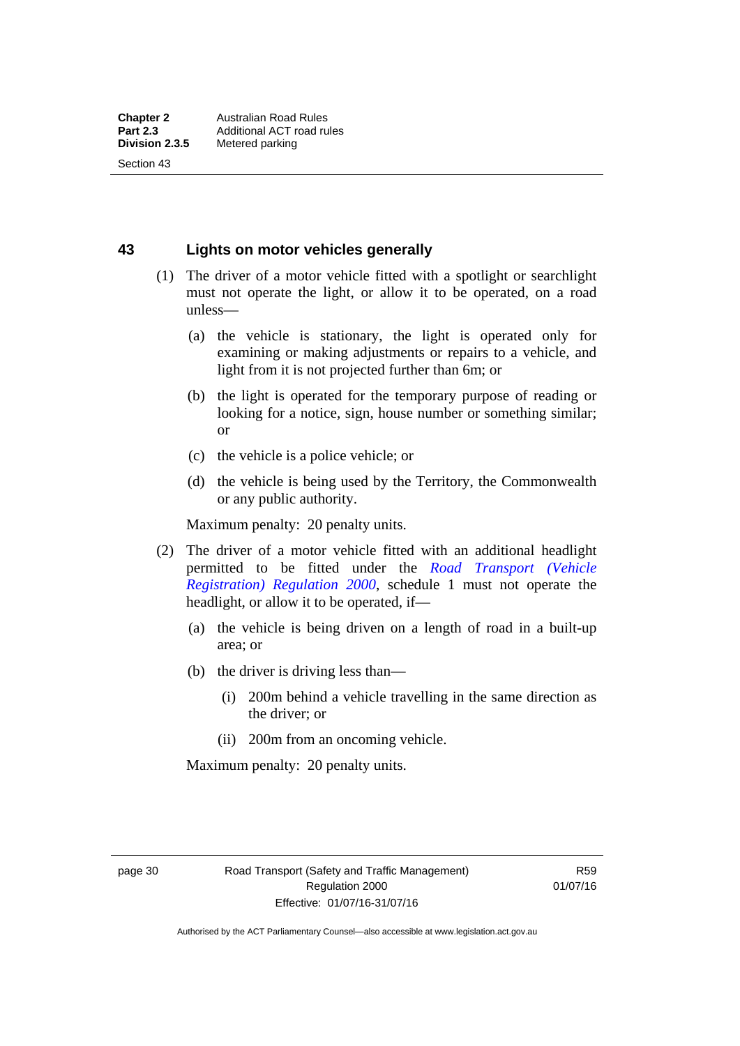## 43 Lights on motor vehicles generally

(1) The driver of a motor vehicle fitted with a spotlight or searchlight must not operate the light, or allow it to be operated, on a road unless—

(a) the vehicle is stationary, the light is operated only for examining or making adjustments or repairs to a vehicle, and light from it is not projected further than 6m; or

(b) the light is operated for the temporary purpose of reading or looking for a notice, sign, house number or something similar; or

(c) the vehicle is a police vehicle; or

(d) the vehicle is being used by the Territory, the Commonwealth or any public authority.

Maximum penalty: 20 penalty units.

(2) The driver of a motor vehicle fitted with an additional headlight permitted to be fitted under the *Road Transport (Vehicle Registration) Regulation 2000*, schedule 1 must not operate the headlight, or allow it to be operated, if—

(a) the vehicle is being driven on a length of road in a built-up area; or

(b) the driver is driving less than—

(i) 200m behind a vehicle travelling in the same direction as the driver; or

(ii) 200m from an oncoming vehicle.

Maximum penalty: 20 penalty units.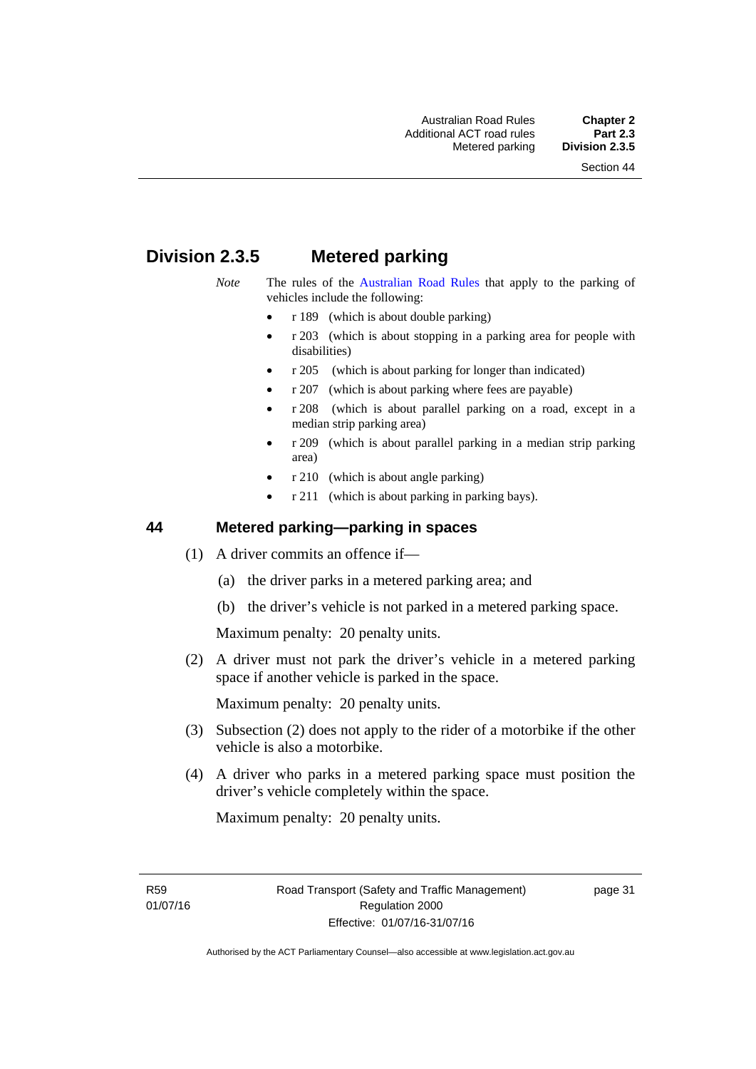## Division 2.3.5 Metered parking

*Note* The rules of the Australian Road Rules that apply to the parking of vehicles include the following:

- r 189 (which is about double parking)
- r 203 (which is about stopping in a parking area for people with disabilities)
- r 205 (which is about parking for longer than indicated)
- r 207 (which is about parking where fees are payable)
- r 208 (which is about parallel parking on a road, except in a median strip parking area)
- r 209 (which is about parallel parking in a median strip parking area)
- r 210 (which is about angle parking)
- r 211 (which is about parking in parking bays).

### 44 Metered parking—parking in spaces

(1) A driver commits an offence if—

(a) the driver parks in a metered parking area; and

(b) the driver's vehicle is not parked in a metered parking space.

Maximum penalty: 20 penalty units.

(2) A driver must not park the driver's vehicle in a metered parking space if another vehicle is parked in the space.

Maximum penalty: 20 penalty units.

(3) Subsection (2) does not apply to the rider of a motorbike if the other vehicle is also a motorbike.

(4) A driver who parks in a metered parking space must position the driver's vehicle completely within the space.

Maximum penalty: 20 penalty units.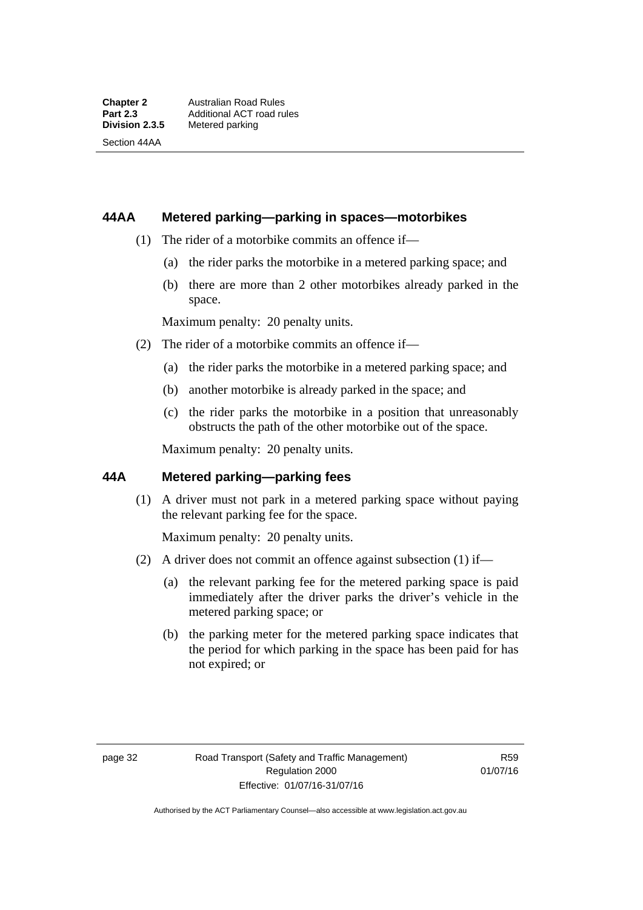## 44AA Metered parking—parking in spaces—motorbikes

(1) The rider of a motorbike commits an offence if—

(a) the rider parks the motorbike in a metered parking space; and

(b) there are more than 2 other motorbikes already parked in the space.

Maximum penalty: 20 penalty units.

(2) The rider of a motorbike commits an offence if—

(a) the rider parks the motorbike in a metered parking space; and

(b) another motorbike is already parked in the space; and

(c) the rider parks the motorbike in a position that unreasonably obstructs the path of the other motorbike out of the space.

Maximum penalty: 20 penalty units.

## 44A Metered parking—parking fees

(1) A driver must not park in a metered parking space without paying the relevant parking fee for the space.

Maximum penalty: 20 penalty units.

(2) A driver does not commit an offence against subsection (1) if—

(a) the relevant parking fee for the metered parking space is paid immediately after the driver parks the driver's vehicle in the metered parking space; or

(b) the parking meter for the metered parking space indicates that the period for which parking in the space has been paid for has not expired; or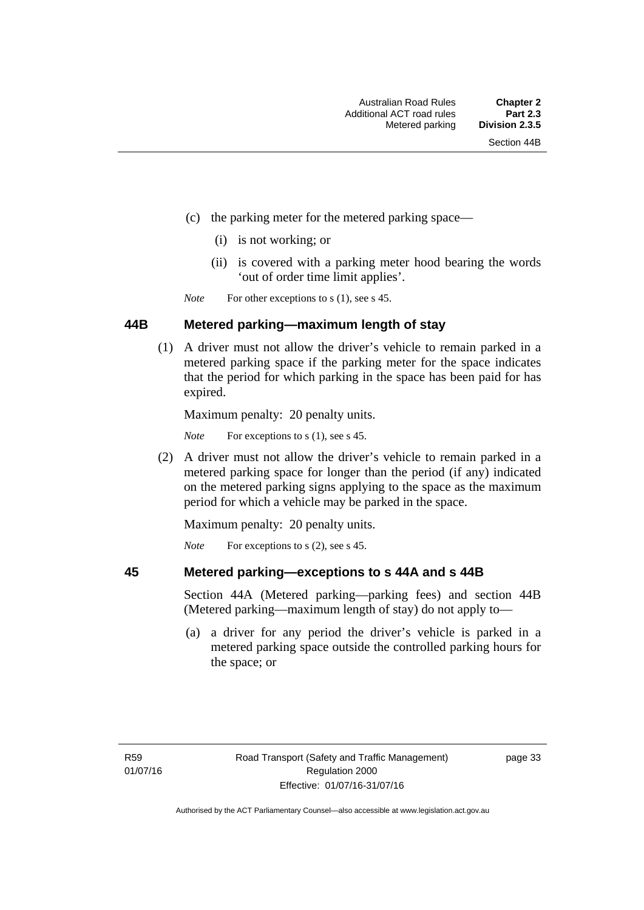(c) the parking meter for the metered parking space—

   (i) is not working; or

   (ii) is covered with a parking meter hood bearing the words 'out of order time limit applies'.

*Note* For other exceptions to s (1), see s 45.

### 44B Metered parking—maximum length of stay

(1) A driver must not allow the driver's vehicle to remain parked in a metered parking space if the parking meter for the space indicates that the period for which parking in the space has been paid for has expired.

Maximum penalty: 20 penalty units.

*Note* For exceptions to s (1), see s 45.

(2) A driver must not allow the driver's vehicle to remain parked in a metered parking space for longer than the period (if any) indicated on the metered parking signs applying to the space as the maximum period for which a vehicle may be parked in the space.

Maximum penalty: 20 penalty units.

*Note* For exceptions to s (2), see s 45.

### 45 Metered parking—exceptions to s 44A and s 44B

Section 44A (Metered parking—parking fees) and section 44B (Metered parking—maximum length of stay) do not apply to—

(a) a driver for any period the driver's vehicle is parked in a metered parking space outside the controlled parking hours for the space; or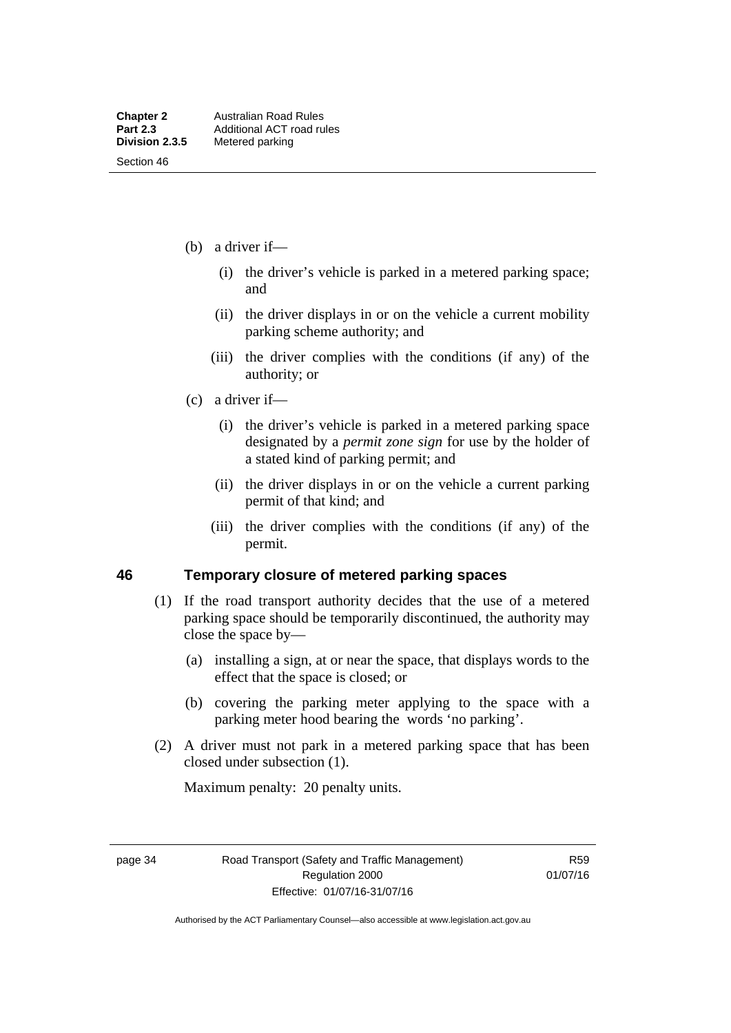(b) a driver if—

   (i) the driver's vehicle is parked in a metered parking space; and

   (ii) the driver displays in or on the vehicle a current mobility parking scheme authority; and

   (iii) the driver complies with the conditions (if any) of the authority; or

(c) a driver if—

   (i) the driver's vehicle is parked in a metered parking space designated by a *permit zone sign* for use by the holder of a stated kind of parking permit; and

   (ii) the driver displays in or on the vehicle a current parking permit of that kind; and

   (iii) the driver complies with the conditions (if any) of the permit.

## 46 Temporary closure of metered parking spaces

(1) If the road transport authority decides that the use of a metered parking space should be temporarily discontinued, the authority may close the space by—

   (a) installing a sign, at or near the space, that displays words to the effect that the space is closed; or

   (b) covering the parking meter applying to the space with a parking meter hood bearing the words 'no parking'.

(2) A driver must not park in a metered parking space that has been closed under subsection (1).

Maximum penalty: 20 penalty units.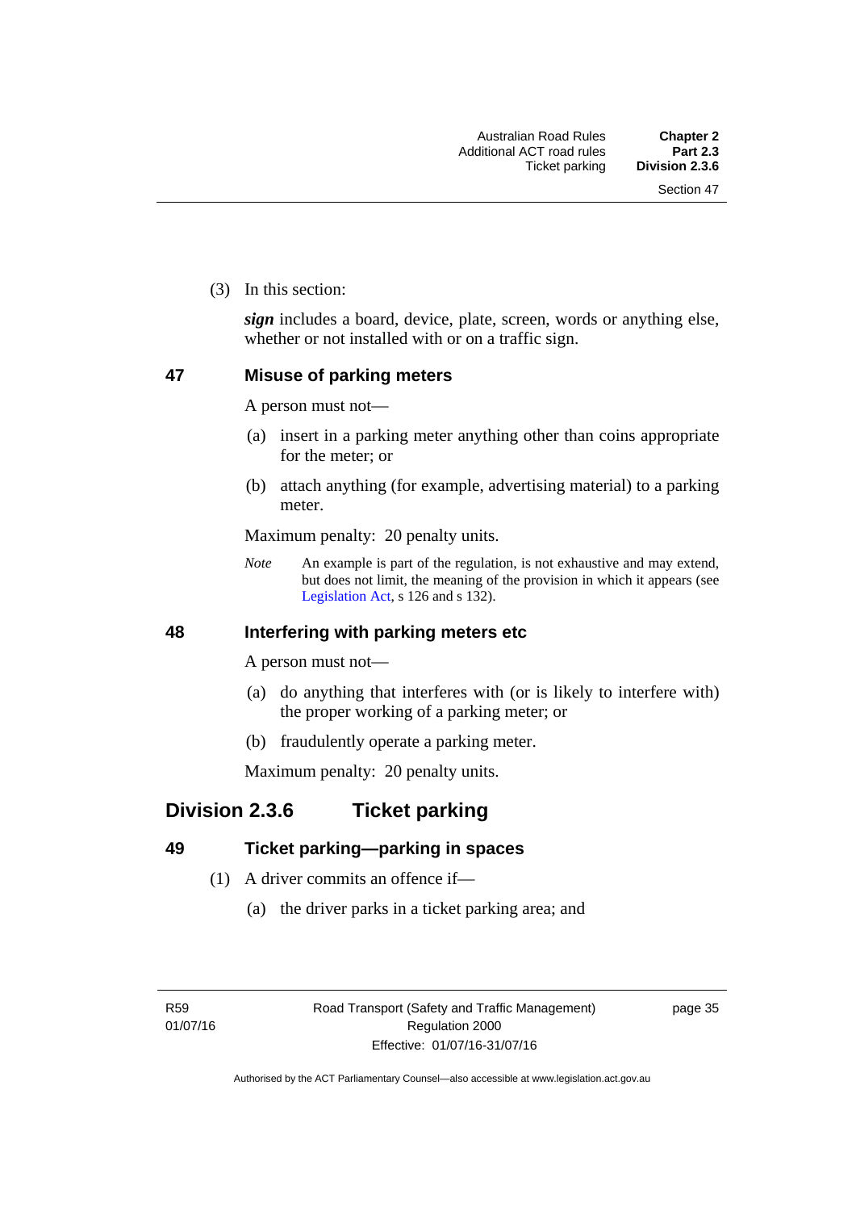(3) In this section:

***sign*** includes a board, device, plate, screen, words or anything else, whether or not installed with or on a traffic sign.

### 47 Misuse of parking meters

A person must not—

(a) insert in a parking meter anything other than coins appropriate for the meter; or

(b) attach anything (for example, advertising material) to a parking meter.

Maximum penalty: 20 penalty units.

*Note* An example is part of the regulation, is not exhaustive and may extend, but does not limit, the meaning of the provision in which it appears (see Legislation Act, s 126 and s 132).

### 48 Interfering with parking meters etc

A person must not—

(a) do anything that interferes with (or is likely to interfere with) the proper working of a parking meter; or

(b) fraudulently operate a parking meter.

Maximum penalty: 20 penalty units.

## Division 2.3.6 Ticket parking

### 49 Ticket parking—parking in spaces

(1) A driver commits an offence if—

(a) the driver parks in a ticket parking area; and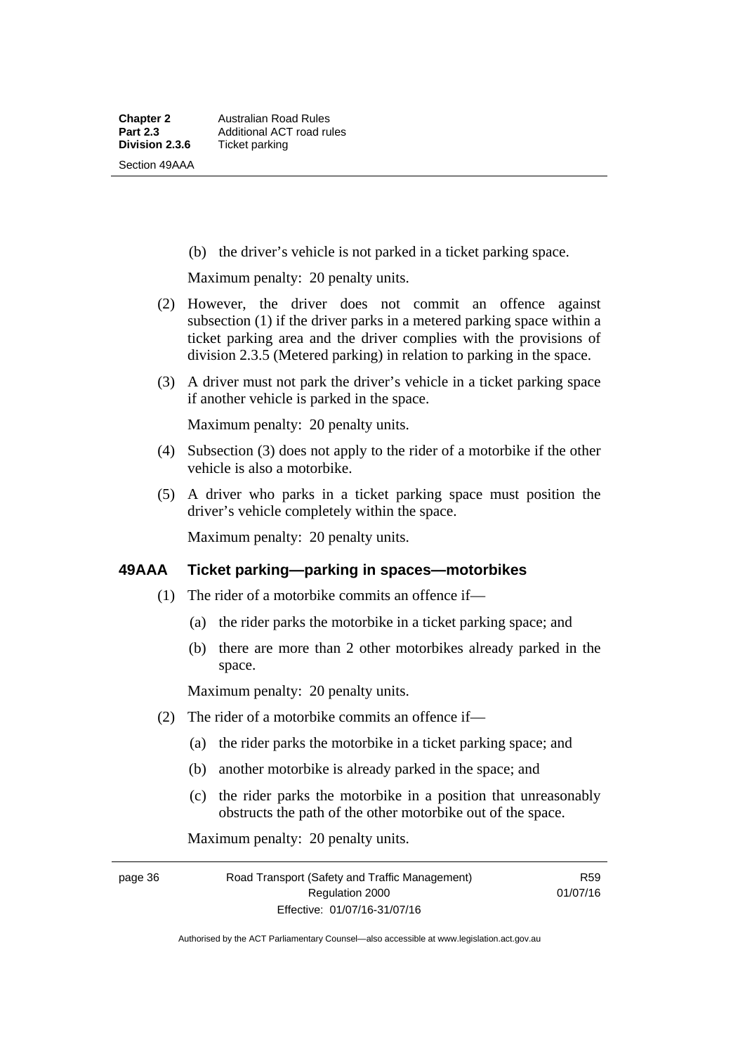(b) the driver's vehicle is not parked in a ticket parking space.

Maximum penalty: 20 penalty units.

(2) However, the driver does not commit an offence against subsection (1) if the driver parks in a metered parking space within a ticket parking area and the driver complies with the provisions of division 2.3.5 (Metered parking) in relation to parking in the space.

(3) A driver must not park the driver's vehicle in a ticket parking space if another vehicle is parked in the space.

Maximum penalty: 20 penalty units.

(4) Subsection (3) does not apply to the rider of a motorbike if the other vehicle is also a motorbike.

(5) A driver who parks in a ticket parking space must position the driver's vehicle completely within the space.

Maximum penalty: 20 penalty units.

### 49AAA Ticket parking—parking in spaces—motorbikes

(1) The rider of a motorbike commits an offence if—

(a) the rider parks the motorbike in a ticket parking space; and

(b) there are more than 2 other motorbikes already parked in the space.

Maximum penalty: 20 penalty units.

(2) The rider of a motorbike commits an offence if—

(a) the rider parks the motorbike in a ticket parking space; and

(b) another motorbike is already parked in the space; and

(c) the rider parks the motorbike in a position that unreasonably obstructs the path of the other motorbike out of the space.

Maximum penalty: 20 penalty units.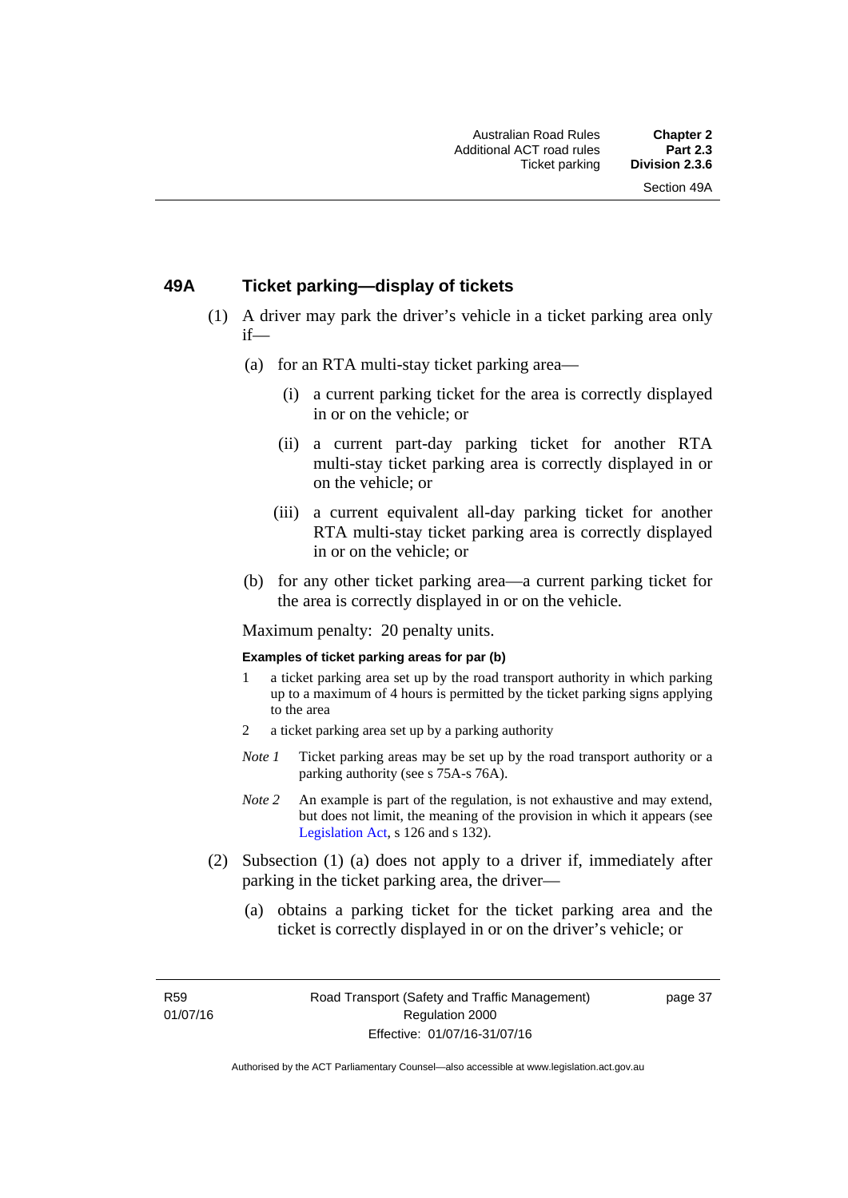## 49A Ticket parking—display of tickets

(1) A driver may park the driver's vehicle in a ticket parking area only if—

- (a) for an RTA multi-stay ticket parking area—
  - (i) a current parking ticket for the area is correctly displayed in or on the vehicle; or
  - (ii) a current part-day parking ticket for another RTA multi-stay ticket parking area is correctly displayed in or on the vehicle; or
  - (iii) a current equivalent all-day parking ticket for another RTA multi-stay ticket parking area is correctly displayed in or on the vehicle; or
- (b) for any other ticket parking area—a current parking ticket for the area is correctly displayed in or on the vehicle.

Maximum penalty: 20 penalty units.

**Examples of ticket parking areas for par (b)**

1. a ticket parking area set up by the road transport authority in which parking up to a maximum of 4 hours is permitted by the ticket parking signs applying to the area
2. a ticket parking area set up by a parking authority

*Note 1* Ticket parking areas may be set up by the road transport authority or a parking authority (see s 75A-s 76A).

*Note 2* An example is part of the regulation, is not exhaustive and may extend, but does not limit, the meaning of the provision in which it appears (see Legislation Act, s 126 and s 132).

(2) Subsection (1) (a) does not apply to a driver if, immediately after parking in the ticket parking area, the driver—

- (a) obtains a parking ticket for the ticket parking area and the ticket is correctly displayed in or on the driver's vehicle; or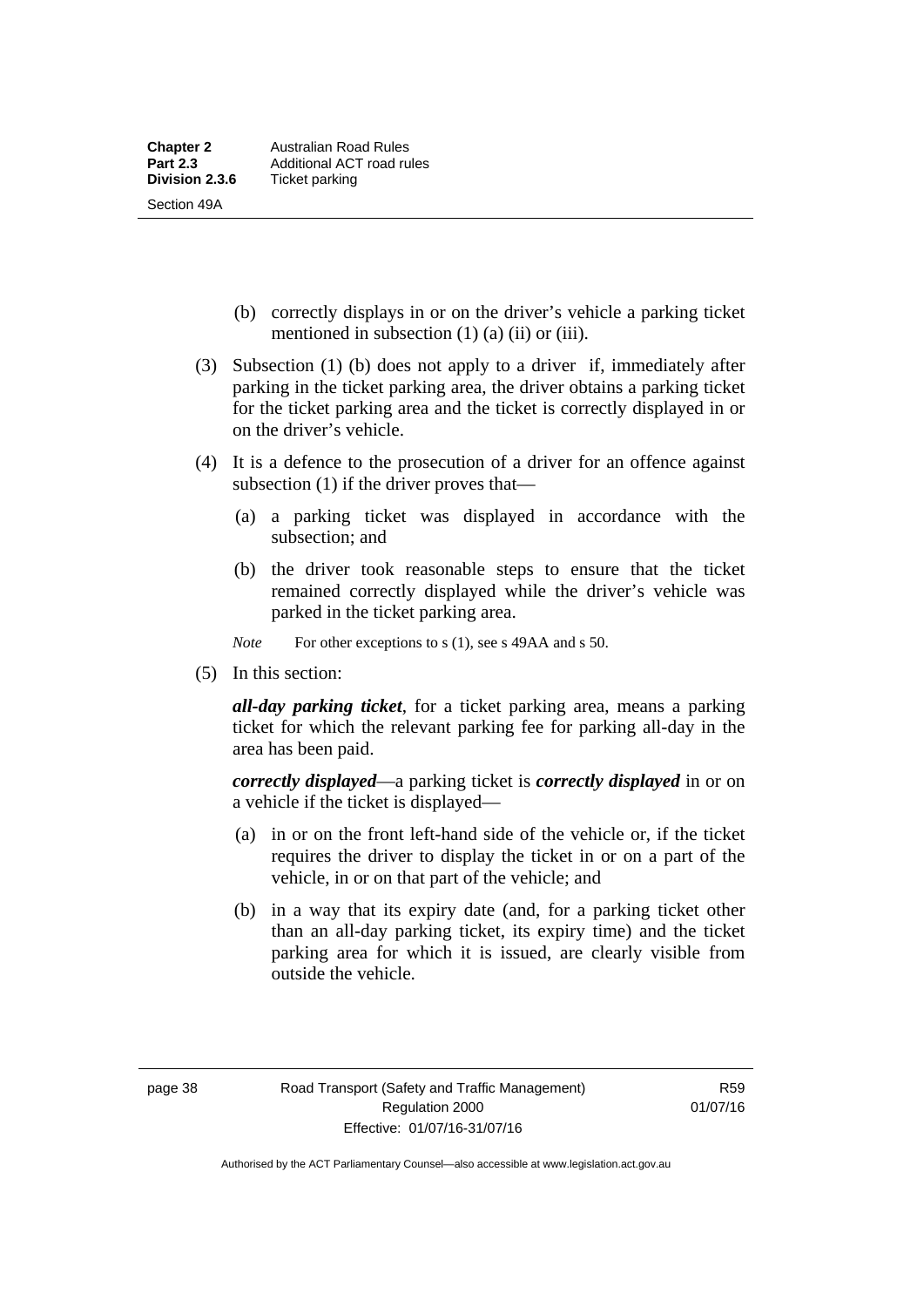(b) correctly displays in or on the driver's vehicle a parking ticket mentioned in subsection (1) (a) (ii) or (iii).

(3) Subsection (1) (b) does not apply to a driver if, immediately after parking in the ticket parking area, the driver obtains a parking ticket for the ticket parking area and the ticket is correctly displayed in or on the driver's vehicle.

(4) It is a defence to the prosecution of a driver for an offence against subsection (1) if the driver proves that—

(a) a parking ticket was displayed in accordance with the subsection; and

(b) the driver took reasonable steps to ensure that the ticket remained correctly displayed while the driver's vehicle was parked in the ticket parking area.

*Note* For other exceptions to s (1), see s 49AA and s 50.

(5) In this section:

***all-day parking ticket***, for a ticket parking area, means a parking ticket for which the relevant parking fee for parking all-day in the area has been paid.

***correctly displayed***—a parking ticket is ***correctly displayed*** in or on a vehicle if the ticket is displayed—

(a) in or on the front left-hand side of the vehicle or, if the ticket requires the driver to display the ticket in or on a part of the vehicle, in or on that part of the vehicle; and

(b) in a way that its expiry date (and, for a parking ticket other than an all-day parking ticket, its expiry time) and the ticket parking area for which it is issued, are clearly visible from outside the vehicle.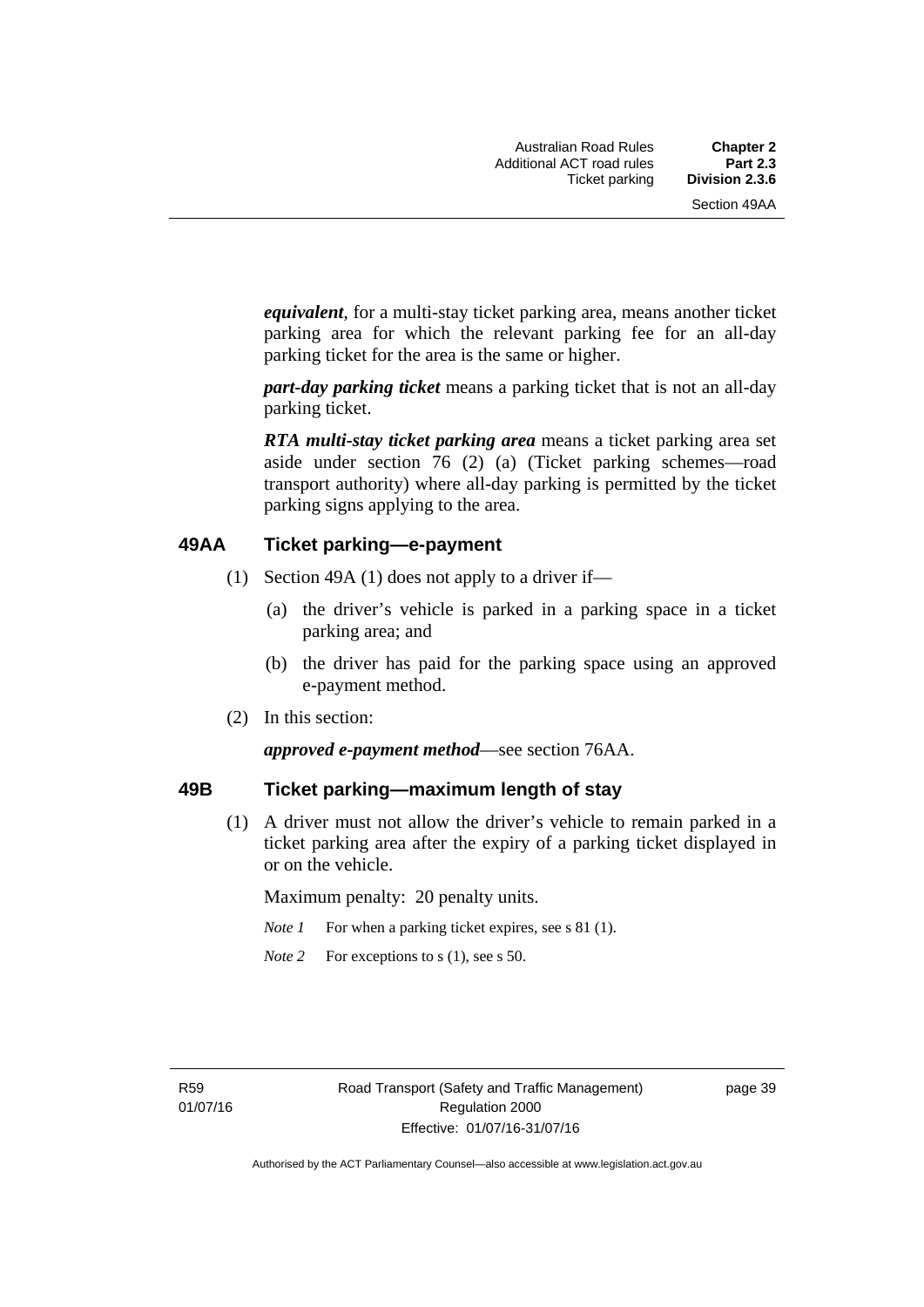***equivalent***, for a multi-stay ticket parking area, means another ticket parking area for which the relevant parking fee for an all-day parking ticket for the area is the same or higher.

***part-day parking ticket*** means a parking ticket that is not an all-day parking ticket.

***RTA multi-stay ticket parking area*** means a ticket parking area set aside under section 76 (2) (a) (Ticket parking schemes—road transport authority) where all-day parking is permitted by the ticket parking signs applying to the area.

## 49AA Ticket parking—e-payment

(1) Section 49A (1) does not apply to a driver if—

  (a) the driver's vehicle is parked in a parking space in a ticket parking area; and

  (b) the driver has paid for the parking space using an approved e-payment method.

(2) In this section:

***approved e-payment method***—see section 76AA.

## 49B Ticket parking—maximum length of stay

(1) A driver must not allow the driver's vehicle to remain parked in a ticket parking area after the expiry of a parking ticket displayed in or on the vehicle.

Maximum penalty: 20 penalty units.

*Note 1* For when a parking ticket expires, see s 81 (1).

*Note 2* For exceptions to s (1), see s 50.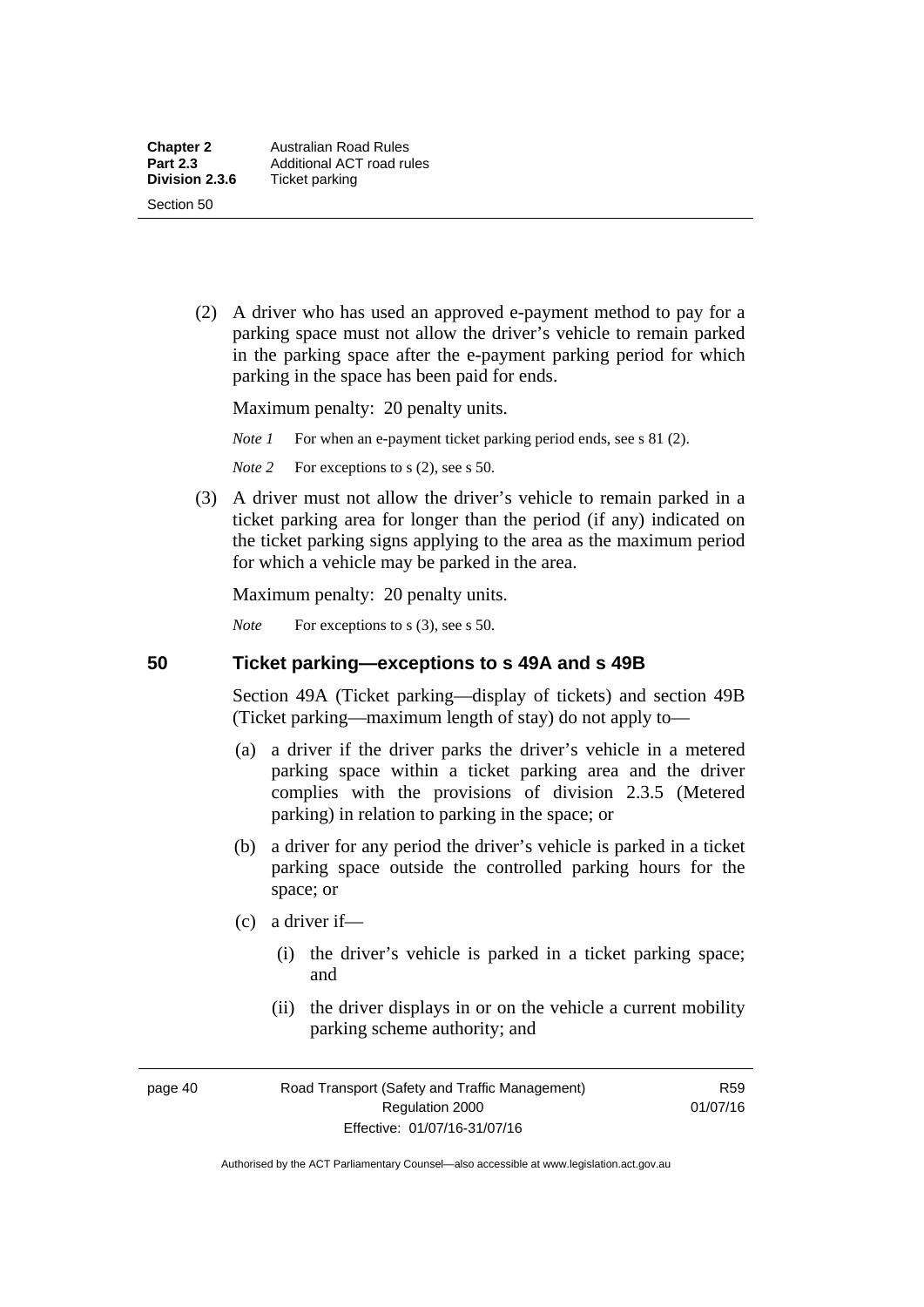(2) A driver who has used an approved e-payment method to pay for a parking space must not allow the driver's vehicle to remain parked in the parking space after the e-payment parking period for which parking in the space has been paid for ends.

Maximum penalty: 20 penalty units.

*Note 1* For when an e-payment ticket parking period ends, see s 81 (2).

*Note 2* For exceptions to s (2), see s 50.

(3) A driver must not allow the driver's vehicle to remain parked in a ticket parking area for longer than the period (if any) indicated on the ticket parking signs applying to the area as the maximum period for which a vehicle may be parked in the area.

Maximum penalty: 20 penalty units.

*Note* For exceptions to s (3), see s 50.

## 50 Ticket parking—exceptions to s 49A and s 49B

Section 49A (Ticket parking—display of tickets) and section 49B (Ticket parking—maximum length of stay) do not apply to—

(a) a driver if the driver parks the driver's vehicle in a metered parking space within a ticket parking area and the driver complies with the provisions of division 2.3.5 (Metered parking) in relation to parking in the space; or

(b) a driver for any period the driver's vehicle is parked in a ticket parking space outside the controlled parking hours for the space; or

(c) a driver if—

(i) the driver's vehicle is parked in a ticket parking space; and

(ii) the driver displays in or on the vehicle a current mobility parking scheme authority; and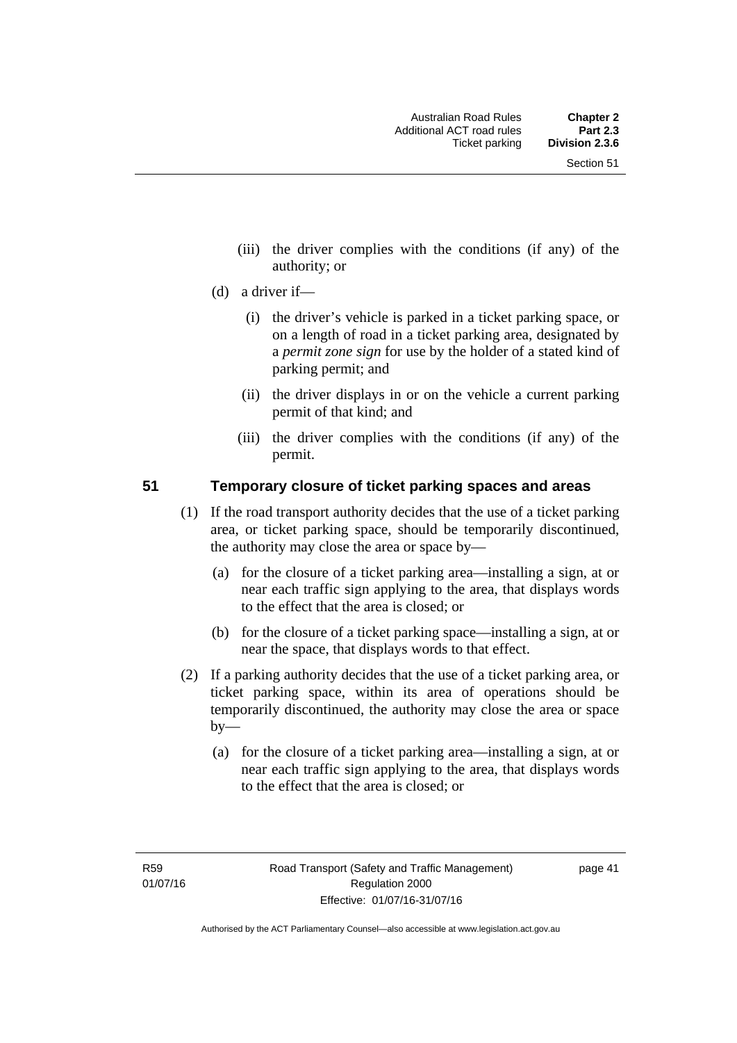(iii) the driver complies with the conditions (if any) of the authority; or

(d) a driver if—

(i) the driver's vehicle is parked in a ticket parking space, or on a length of road in a ticket parking area, designated by a *permit zone sign* for use by the holder of a stated kind of parking permit; and

(ii) the driver displays in or on the vehicle a current parking permit of that kind; and

(iii) the driver complies with the conditions (if any) of the permit.

### 51 Temporary closure of ticket parking spaces and areas

(1) If the road transport authority decides that the use of a ticket parking area, or ticket parking space, should be temporarily discontinued, the authority may close the area or space by—

(a) for the closure of a ticket parking area—installing a sign, at or near each traffic sign applying to the area, that displays words to the effect that the area is closed; or

(b) for the closure of a ticket parking space—installing a sign, at or near the space, that displays words to that effect.

(2) If a parking authority decides that the use of a ticket parking area, or ticket parking space, within its area of operations should be temporarily discontinued, the authority may close the area or space by—

(a) for the closure of a ticket parking area—installing a sign, at or near each traffic sign applying to the area, that displays words to the effect that the area is closed; or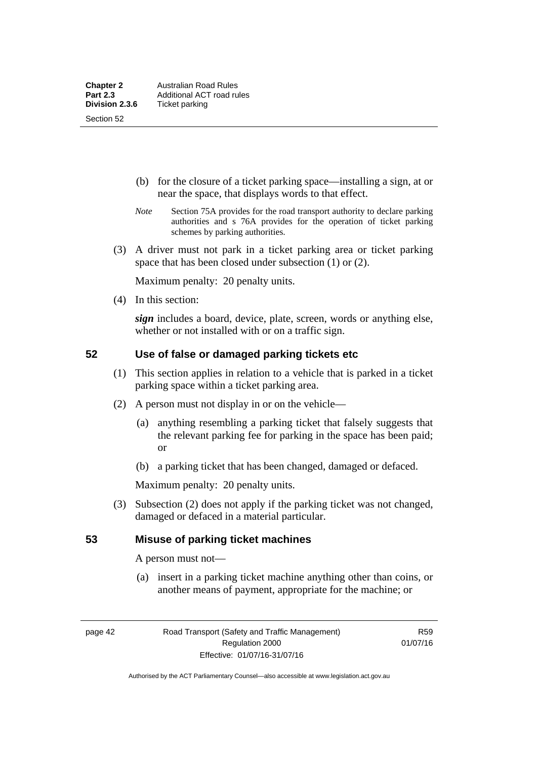(b) for the closure of a ticket parking space—installing a sign, at or near the space, that displays words to that effect.

*Note* Section 75A provides for the road transport authority to declare parking authorities and s 76A provides for the operation of ticket parking schemes by parking authorities.

(3) A driver must not park in a ticket parking area or ticket parking space that has been closed under subsection (1) or (2).

Maximum penalty: 20 penalty units.

(4) In this section:

***sign*** includes a board, device, plate, screen, words or anything else, whether or not installed with or on a traffic sign.

## 52 Use of false or damaged parking tickets etc

(1) This section applies in relation to a vehicle that is parked in a ticket parking space within a ticket parking area.

(2) A person must not display in or on the vehicle—

(a) anything resembling a parking ticket that falsely suggests that the relevant parking fee for parking in the space has been paid; or

(b) a parking ticket that has been changed, damaged or defaced.

Maximum penalty: 20 penalty units.

(3) Subsection (2) does not apply if the parking ticket was not changed, damaged or defaced in a material particular.

## 53 Misuse of parking ticket machines

A person must not—

(a) insert in a parking ticket machine anything other than coins, or another means of payment, appropriate for the machine; or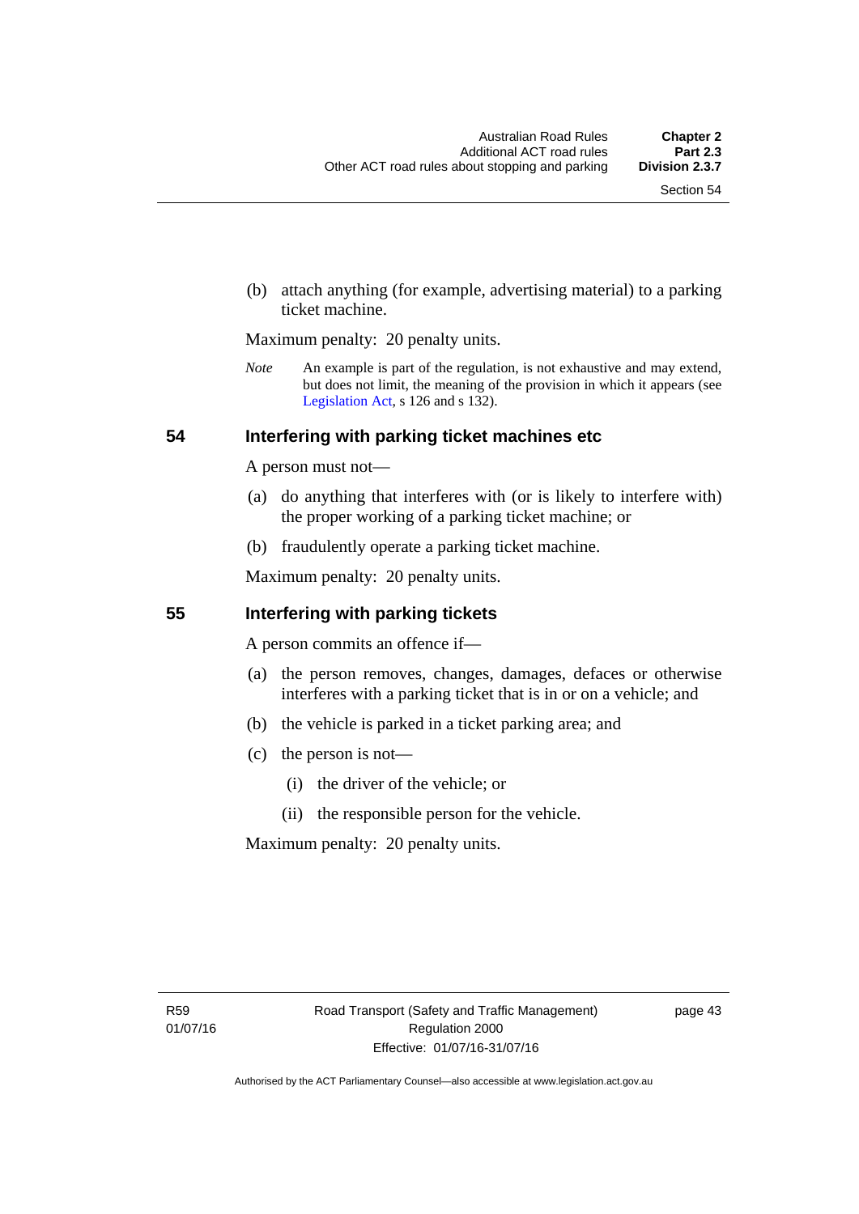(b) attach anything (for example, advertising material) to a parking ticket machine.

Maximum penalty: 20 penalty units.

*Note* An example is part of the regulation, is not exhaustive and may extend, but does not limit, the meaning of the provision in which it appears (see Legislation Act, s 126 and s 132).

### 54 Interfering with parking ticket machines etc

A person must not—

(a) do anything that interferes with (or is likely to interfere with) the proper working of a parking ticket machine; or

(b) fraudulently operate a parking ticket machine.

Maximum penalty: 20 penalty units.

### 55 Interfering with parking tickets

A person commits an offence if—

(a) the person removes, changes, damages, defaces or otherwise interferes with a parking ticket that is in or on a vehicle; and

(b) the vehicle is parked in a ticket parking area; and

(c) the person is not—

(i) the driver of the vehicle; or

(ii) the responsible person for the vehicle.

Maximum penalty: 20 penalty units.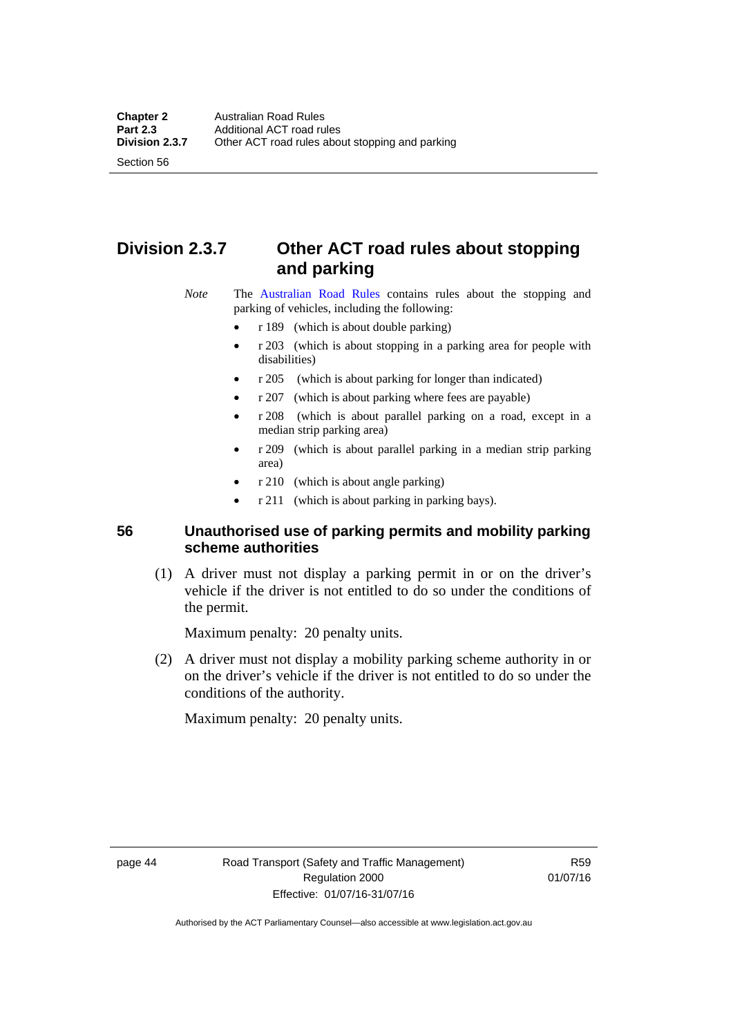## Division 2.3.7 Other ACT road rules about stopping and parking

*Note* The Australian Road Rules contains rules about the stopping and parking of vehicles, including the following:

- r 189 (which is about double parking)
- r 203 (which is about stopping in a parking area for people with disabilities)
- r 205 (which is about parking for longer than indicated)
- r 207 (which is about parking where fees are payable)
- r 208 (which is about parallel parking on a road, except in a median strip parking area)
- r 209 (which is about parallel parking in a median strip parking area)
- r 210 (which is about angle parking)
- r 211 (which is about parking in parking bays).

### 56 Unauthorised use of parking permits and mobility parking scheme authorities

(1) A driver must not display a parking permit in or on the driver's vehicle if the driver is not entitled to do so under the conditions of the permit.

Maximum penalty: 20 penalty units.

(2) A driver must not display a mobility parking scheme authority in or on the driver's vehicle if the driver is not entitled to do so under the conditions of the authority.

Maximum penalty: 20 penalty units.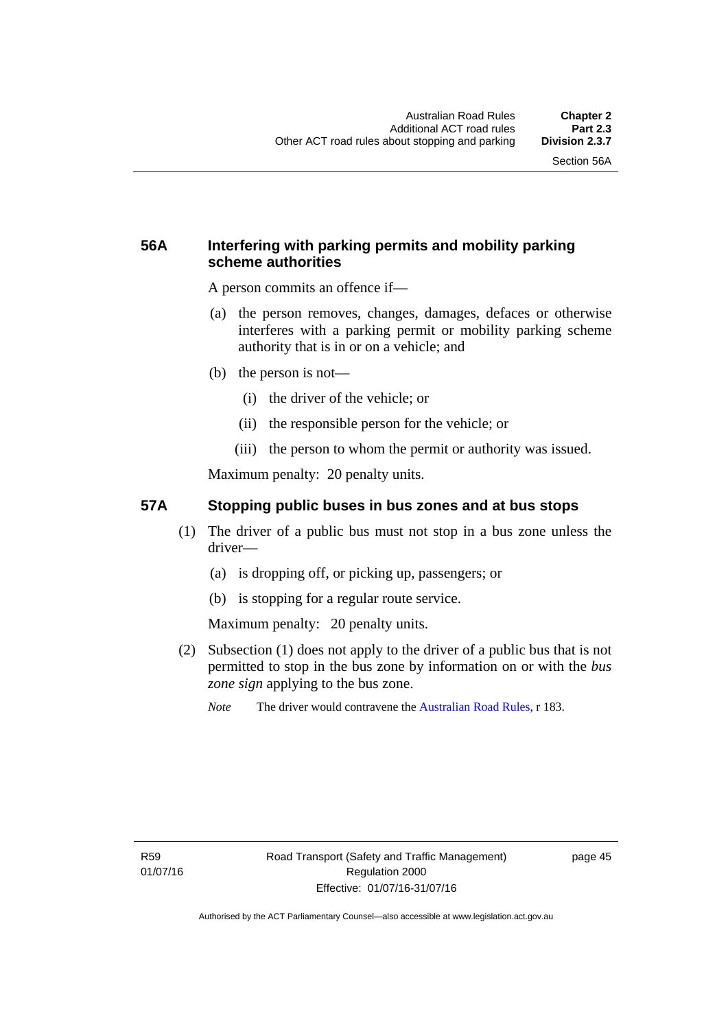### 56A Interfering with parking permits and mobility parking scheme authorities

A person commits an offence if—

(a) the person removes, changes, damages, defaces or otherwise interferes with a parking permit or mobility parking scheme authority that is in or on a vehicle; and

(b) the person is not—

(i) the driver of the vehicle; or

(ii) the responsible person for the vehicle; or

(iii) the person to whom the permit or authority was issued.

Maximum penalty: 20 penalty units.

### 57A Stopping public buses in bus zones and at bus stops

(1) The driver of a public bus must not stop in a bus zone unless the driver—

(a) is dropping off, or picking up, passengers; or

(b) is stopping for a regular route service.

Maximum penalty: 20 penalty units.

(2) Subsection (1) does not apply to the driver of a public bus that is not permitted to stop in the bus zone by information on or with the *bus zone sign* applying to the bus zone.

*Note* The driver would contravene the Australian Road Rules, r 183.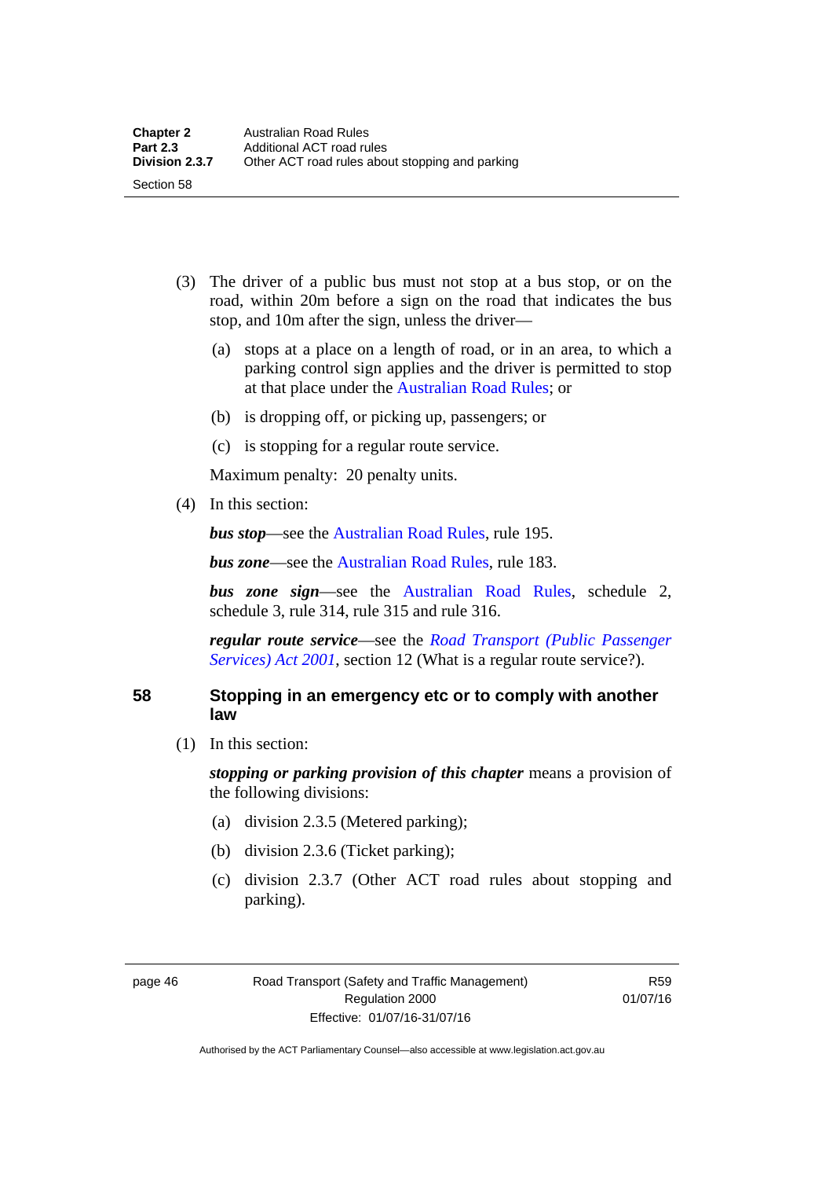(3) The driver of a public bus must not stop at a bus stop, or on the road, within 20m before a sign on the road that indicates the bus stop, and 10m after the sign, unless the driver—

(a) stops at a place on a length of road, or in an area, to which a parking control sign applies and the driver is permitted to stop at that place under the Australian Road Rules; or

(b) is dropping off, or picking up, passengers; or

(c) is stopping for a regular route service.

Maximum penalty: 20 penalty units.

(4) In this section:

***bus stop***—see the Australian Road Rules, rule 195.

***bus zone***—see the Australian Road Rules, rule 183.

***bus zone sign***—see the Australian Road Rules, schedule 2, schedule 3, rule 314, rule 315 and rule 316.

***regular route service***—see the *Road Transport (Public Passenger Services) Act 2001*, section 12 (What is a regular route service?).

## 58 Stopping in an emergency etc or to comply with another law

(1) In this section:

***stopping or parking provision of this chapter*** means a provision of the following divisions:

(a) division 2.3.5 (Metered parking);

(b) division 2.3.6 (Ticket parking);

(c) division 2.3.7 (Other ACT road rules about stopping and parking).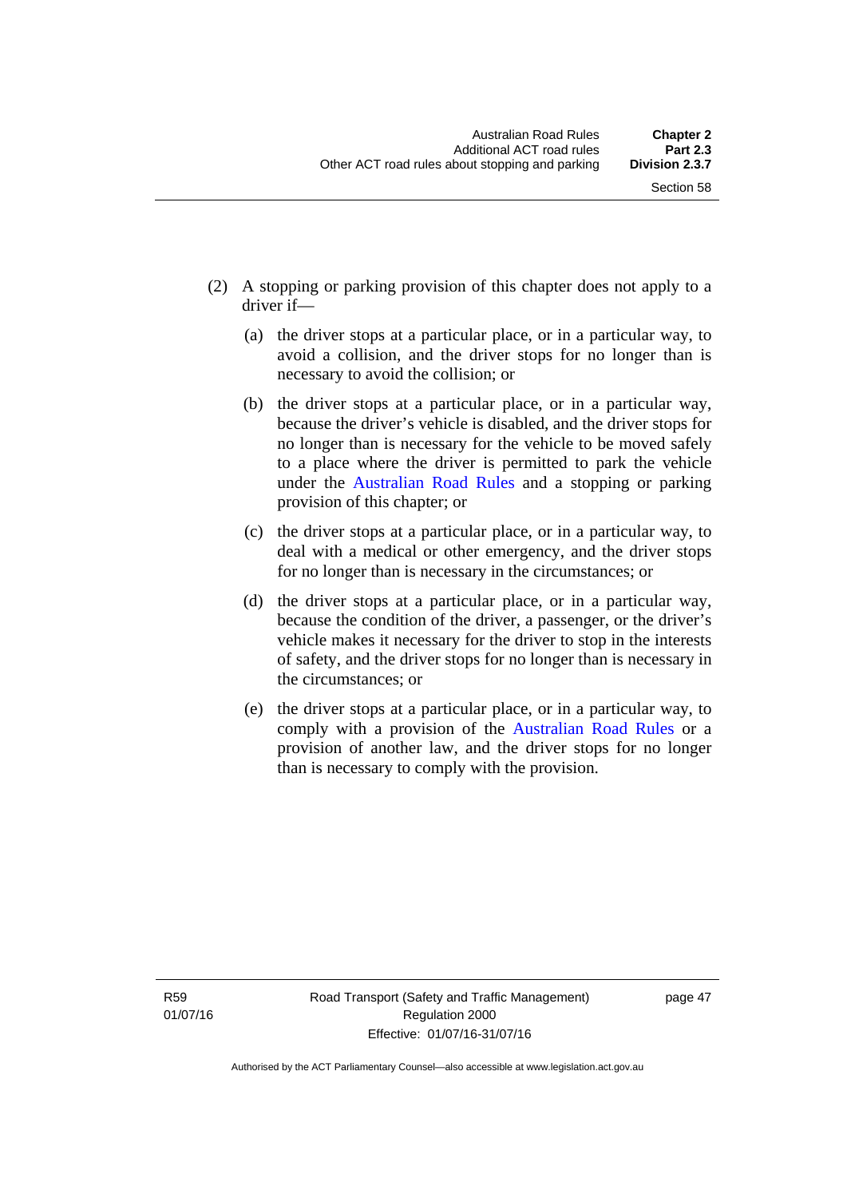(2) A stopping or parking provision of this chapter does not apply to a driver if—

(a) the driver stops at a particular place, or in a particular way, to avoid a collision, and the driver stops for no longer than is necessary to avoid the collision; or

(b) the driver stops at a particular place, or in a particular way, because the driver's vehicle is disabled, and the driver stops for no longer than is necessary for the vehicle to be moved safely to a place where the driver is permitted to park the vehicle under the Australian Road Rules and a stopping or parking provision of this chapter; or

(c) the driver stops at a particular place, or in a particular way, to deal with a medical or other emergency, and the driver stops for no longer than is necessary in the circumstances; or

(d) the driver stops at a particular place, or in a particular way, because the condition of the driver, a passenger, or the driver's vehicle makes it necessary for the driver to stop in the interests of safety, and the driver stops for no longer than is necessary in the circumstances; or

(e) the driver stops at a particular place, or in a particular way, to comply with a provision of the Australian Road Rules or a provision of another law, and the driver stops for no longer than is necessary to comply with the provision.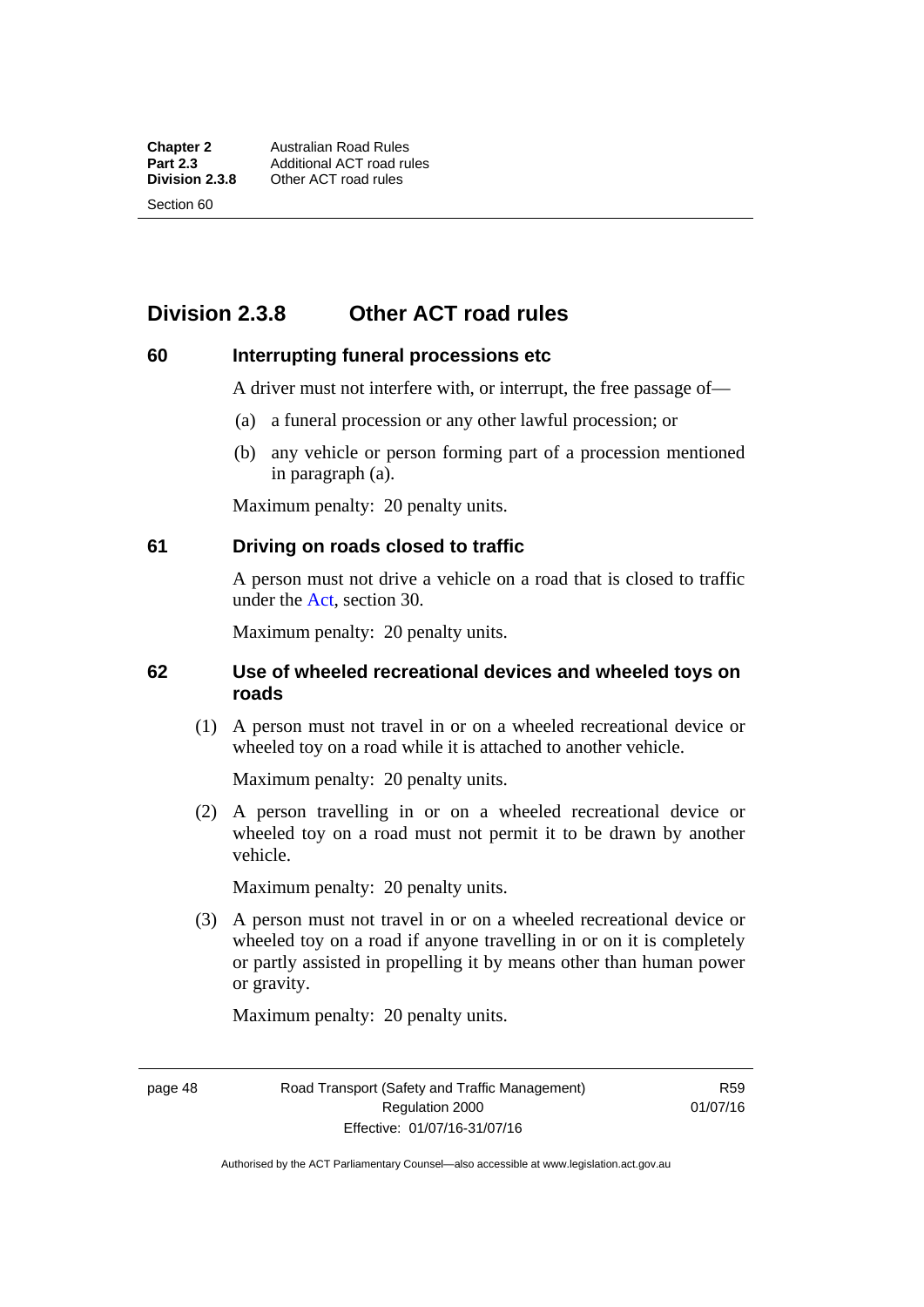## Division 2.3.8 Other ACT road rules

### 60 Interrupting funeral processions etc

A driver must not interfere with, or interrupt, the free passage of—

(a) a funeral procession or any other lawful procession; or

(b) any vehicle or person forming part of a procession mentioned in paragraph (a).

Maximum penalty: 20 penalty units.

### 61 Driving on roads closed to traffic

A person must not drive a vehicle on a road that is closed to traffic under the Act, section 30.

Maximum penalty: 20 penalty units.

### 62 Use of wheeled recreational devices and wheeled toys on roads

(1) A person must not travel in or on a wheeled recreational device or wheeled toy on a road while it is attached to another vehicle.

Maximum penalty: 20 penalty units.

(2) A person travelling in or on a wheeled recreational device or wheeled toy on a road must not permit it to be drawn by another vehicle.

Maximum penalty: 20 penalty units.

(3) A person must not travel in or on a wheeled recreational device or wheeled toy on a road if anyone travelling in or on it is completely or partly assisted in propelling it by means other than human power or gravity.

Maximum penalty: 20 penalty units.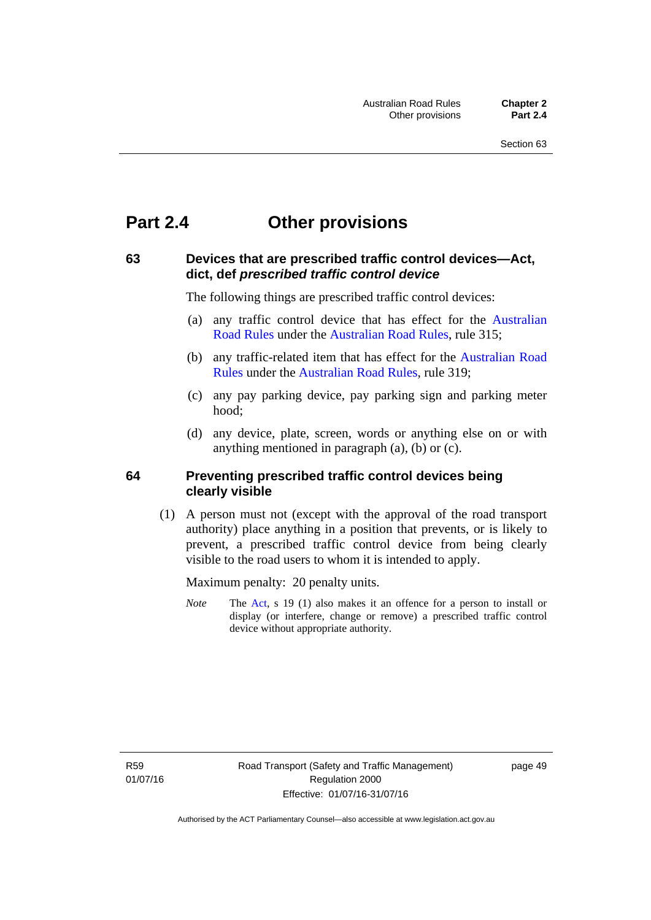# Part 2.4 Other provisions

## 63 Devices that are prescribed traffic control devices—Act, dict, def *prescribed traffic control device*

The following things are prescribed traffic control devices:

(a) any traffic control device that has effect for the Australian Road Rules under the Australian Road Rules, rule 315;

(b) any traffic-related item that has effect for the Australian Road Rules under the Australian Road Rules, rule 319;

(c) any pay parking device, pay parking sign and parking meter hood;

(d) any device, plate, screen, words or anything else on or with anything mentioned in paragraph (a), (b) or (c).

## 64 Preventing prescribed traffic control devices being clearly visible

(1) A person must not (except with the approval of the road transport authority) place anything in a position that prevents, or is likely to prevent, a prescribed traffic control device from being clearly visible to the road users to whom it is intended to apply.

Maximum penalty: 20 penalty units.

*Note* The Act, s 19 (1) also makes it an offence for a person to install or display (or interfere, change or remove) a prescribed traffic control device without appropriate authority.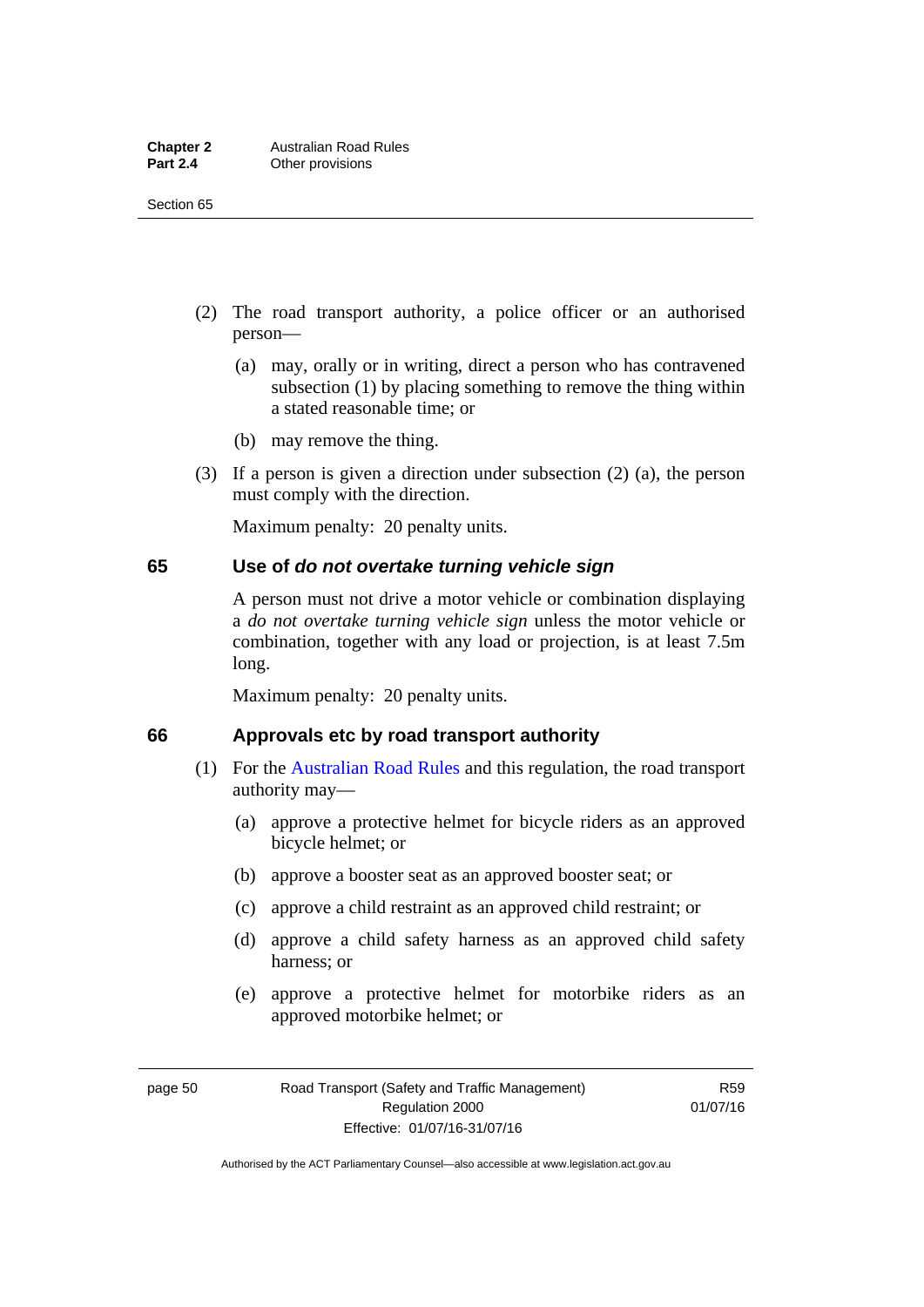(2) The road transport authority, a police officer or an authorised person—

(a) may, orally or in writing, direct a person who has contravened subsection (1) by placing something to remove the thing within a stated reasonable time; or

(b) may remove the thing.

(3) If a person is given a direction under subsection (2) (a), the person must comply with the direction.

Maximum penalty: 20 penalty units.

## 65 Use of *do not overtake turning vehicle sign*

A person must not drive a motor vehicle or combination displaying a *do not overtake turning vehicle sign* unless the motor vehicle or combination, together with any load or projection, is at least 7.5m long.

Maximum penalty: 20 penalty units.

## 66 Approvals etc by road transport authority

(1) For the Australian Road Rules and this regulation, the road transport authority may—

(a) approve a protective helmet for bicycle riders as an approved bicycle helmet; or

(b) approve a booster seat as an approved booster seat; or

(c) approve a child restraint as an approved child restraint; or

(d) approve a child safety harness as an approved child safety harness; or

(e) approve a protective helmet for motorbike riders as an approved motorbike helmet; or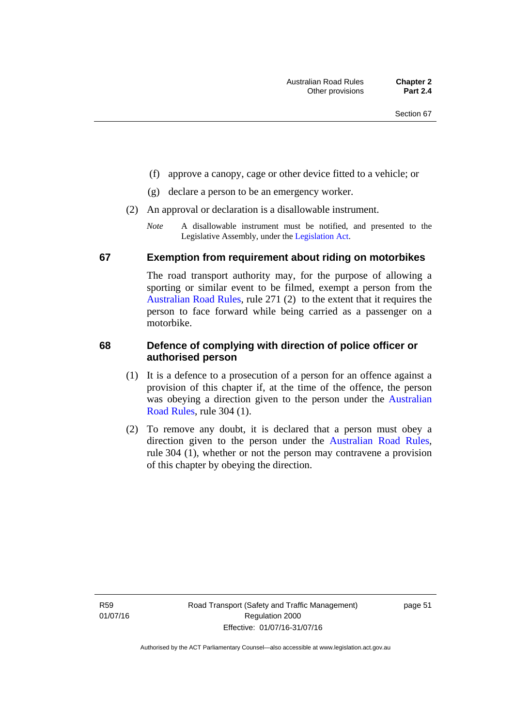(f) approve a canopy, cage or other device fitted to a vehicle; or

(g) declare a person to be an emergency worker.

(2) An approval or declaration is a disallowable instrument.

*Note* A disallowable instrument must be notified, and presented to the Legislative Assembly, under the Legislation Act.

## 67 Exemption from requirement about riding on motorbikes

The road transport authority may, for the purpose of allowing a sporting or similar event to be filmed, exempt a person from the Australian Road Rules, rule 271 (2) to the extent that it requires the person to face forward while being carried as a passenger on a motorbike.

## 68 Defence of complying with direction of police officer or authorised person

(1) It is a defence to a prosecution of a person for an offence against a provision of this chapter if, at the time of the offence, the person was obeying a direction given to the person under the Australian Road Rules, rule 304 (1).

(2) To remove any doubt, it is declared that a person must obey a direction given to the person under the Australian Road Rules, rule 304 (1), whether or not the person may contravene a provision of this chapter by obeying the direction.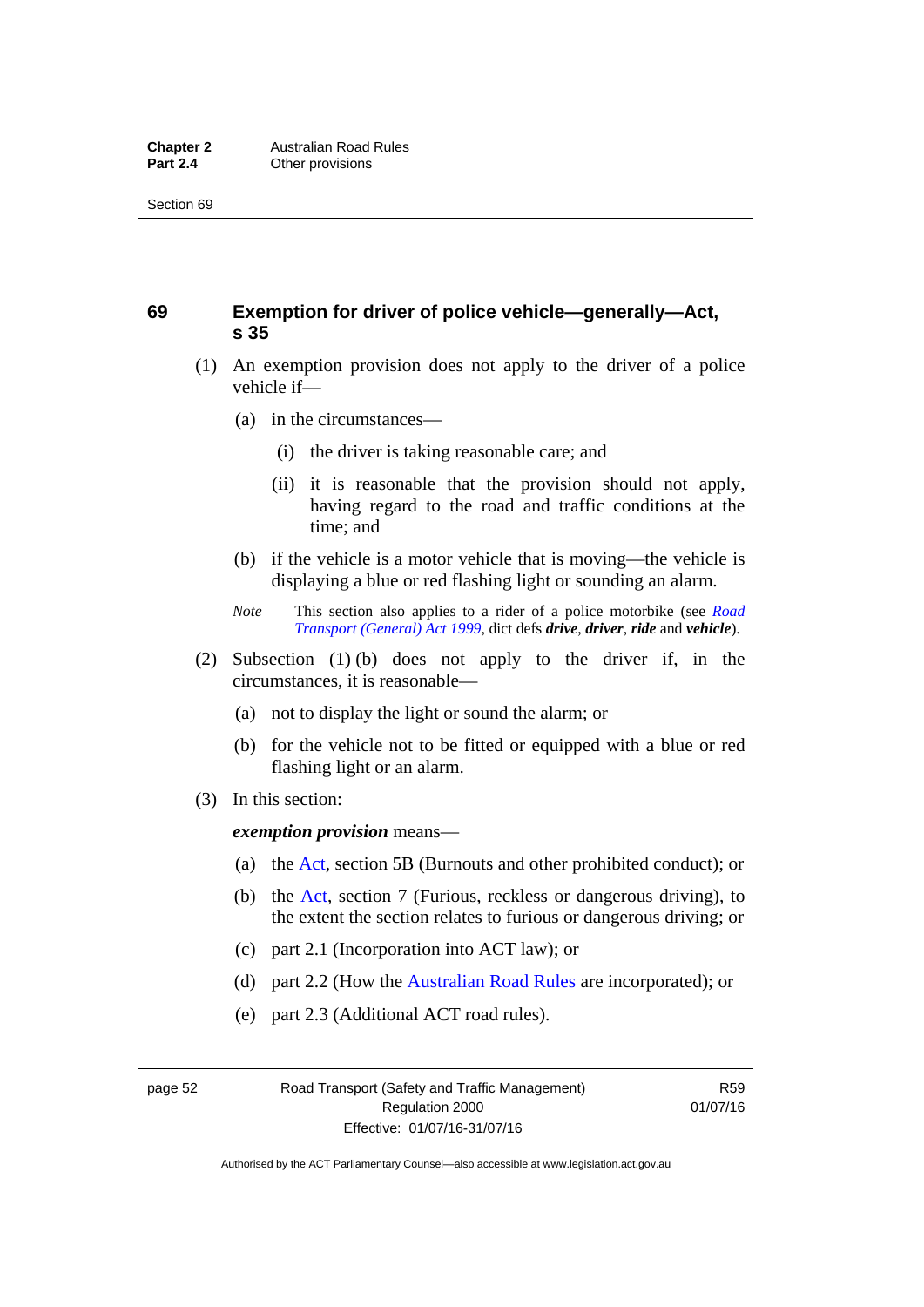## 69 Exemption for driver of police vehicle—generally—Act, s 35

(1) An exemption provision does not apply to the driver of a police vehicle if—

(a) in the circumstances—

(i) the driver is taking reasonable care; and

(ii) it is reasonable that the provision should not apply, having regard to the road and traffic conditions at the time; and

(b) if the vehicle is a motor vehicle that is moving—the vehicle is displaying a blue or red flashing light or sounding an alarm.

*Note* This section also applies to a rider of a police motorbike (see *Road Transport (General) Act 1999*, dict defs ***drive***, ***driver***, ***ride*** and ***vehicle***).

(2) Subsection (1) (b) does not apply to the driver if, in the circumstances, it is reasonable—

(a) not to display the light or sound the alarm; or

(b) for the vehicle not to be fitted or equipped with a blue or red flashing light or an alarm.

(3) In this section:

***exemption provision*** means—

(a) the Act, section 5B (Burnouts and other prohibited conduct); or

(b) the Act, section 7 (Furious, reckless or dangerous driving), to the extent the section relates to furious or dangerous driving; or

(c) part 2.1 (Incorporation into ACT law); or

(d) part 2.2 (How the Australian Road Rules are incorporated); or

(e) part 2.3 (Additional ACT road rules).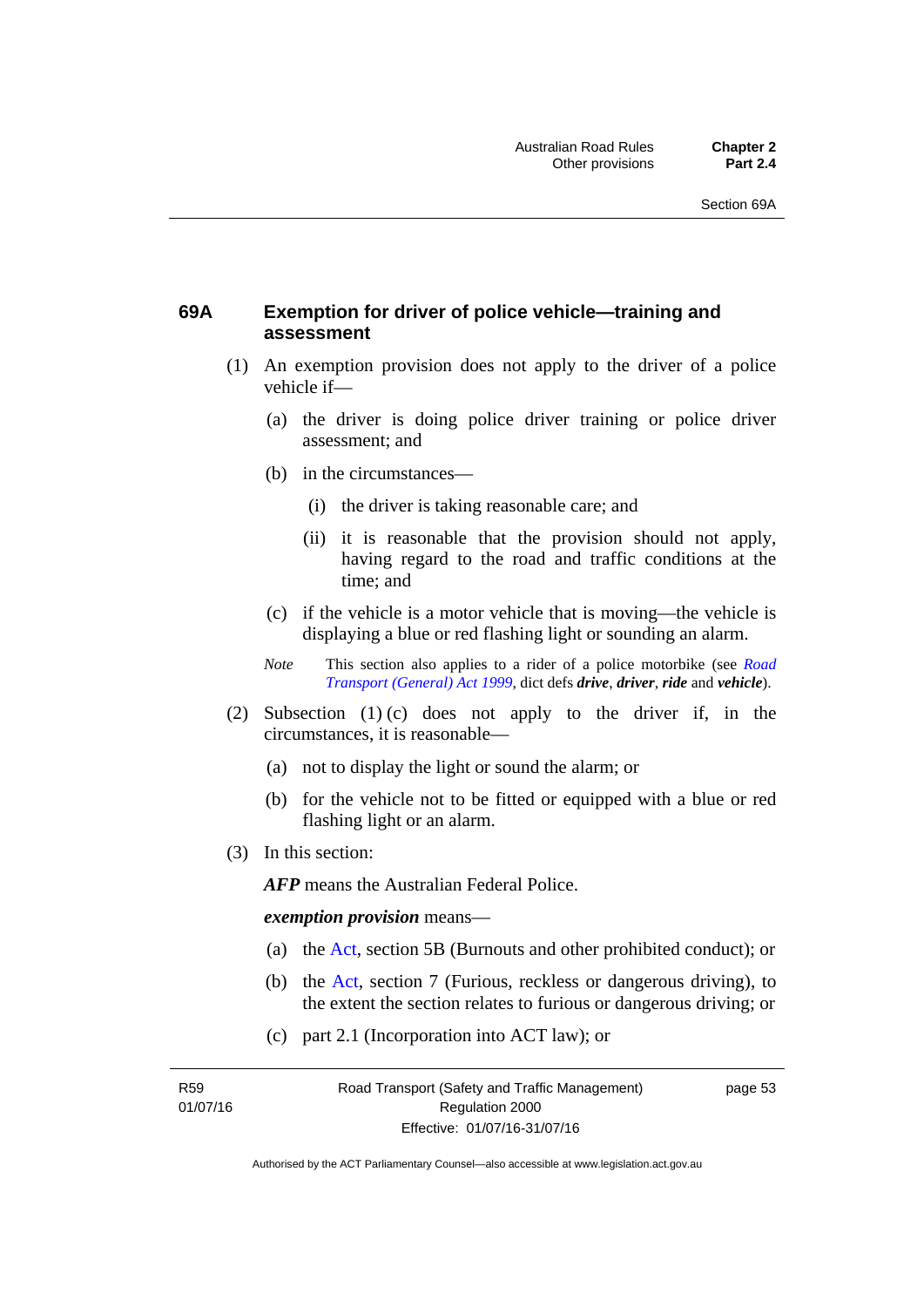## 69A Exemption for driver of police vehicle—training and assessment

(1) An exemption provision does not apply to the driver of a police vehicle if—

(a) the driver is doing police driver training or police driver assessment; and

(b) in the circumstances—

(i) the driver is taking reasonable care; and

(ii) it is reasonable that the provision should not apply, having regard to the road and traffic conditions at the time; and

(c) if the vehicle is a motor vehicle that is moving—the vehicle is displaying a blue or red flashing light or sounding an alarm.

*Note* This section also applies to a rider of a police motorbike (see *Road Transport (General) Act 1999*, dict defs ***drive***, ***driver***, ***ride*** and ***vehicle***).

(2) Subsection (1) (c) does not apply to the driver if, in the circumstances, it is reasonable—

(a) not to display the light or sound the alarm; or

(b) for the vehicle not to be fitted or equipped with a blue or red flashing light or an alarm.

(3) In this section:

***AFP*** means the Australian Federal Police.

***exemption provision*** means—

(a) the Act, section 5B (Burnouts and other prohibited conduct); or

(b) the Act, section 7 (Furious, reckless or dangerous driving), to the extent the section relates to furious or dangerous driving; or

(c) part 2.1 (Incorporation into ACT law); or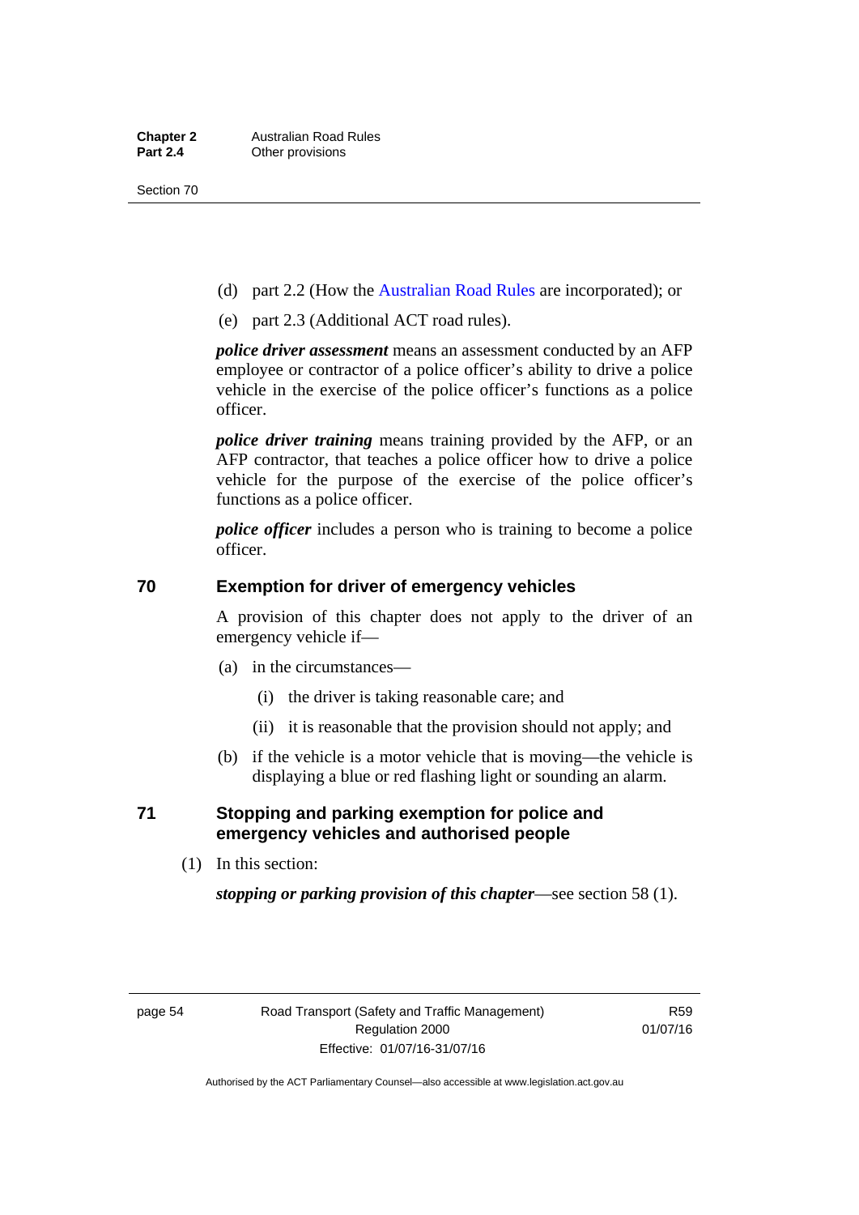(d) part 2.2 (How the Australian Road Rules are incorporated); or

(e) part 2.3 (Additional ACT road rules).

***police driver assessment*** means an assessment conducted by an AFP employee or contractor of a police officer's ability to drive a police vehicle in the exercise of the police officer's functions as a police officer.

***police driver training*** means training provided by the AFP, or an AFP contractor, that teaches a police officer how to drive a police vehicle for the purpose of the exercise of the police officer's functions as a police officer.

***police officer*** includes a person who is training to become a police officer.

## 70 Exemption for driver of emergency vehicles

A provision of this chapter does not apply to the driver of an emergency vehicle if—

(a) in the circumstances—

  (i) the driver is taking reasonable care; and

  (ii) it is reasonable that the provision should not apply; and

(b) if the vehicle is a motor vehicle that is moving—the vehicle is displaying a blue or red flashing light or sounding an alarm.

## 71 Stopping and parking exemption for police and emergency vehicles and authorised people

(1) In this section:

***stopping or parking provision of this chapter***—see section 58 (1).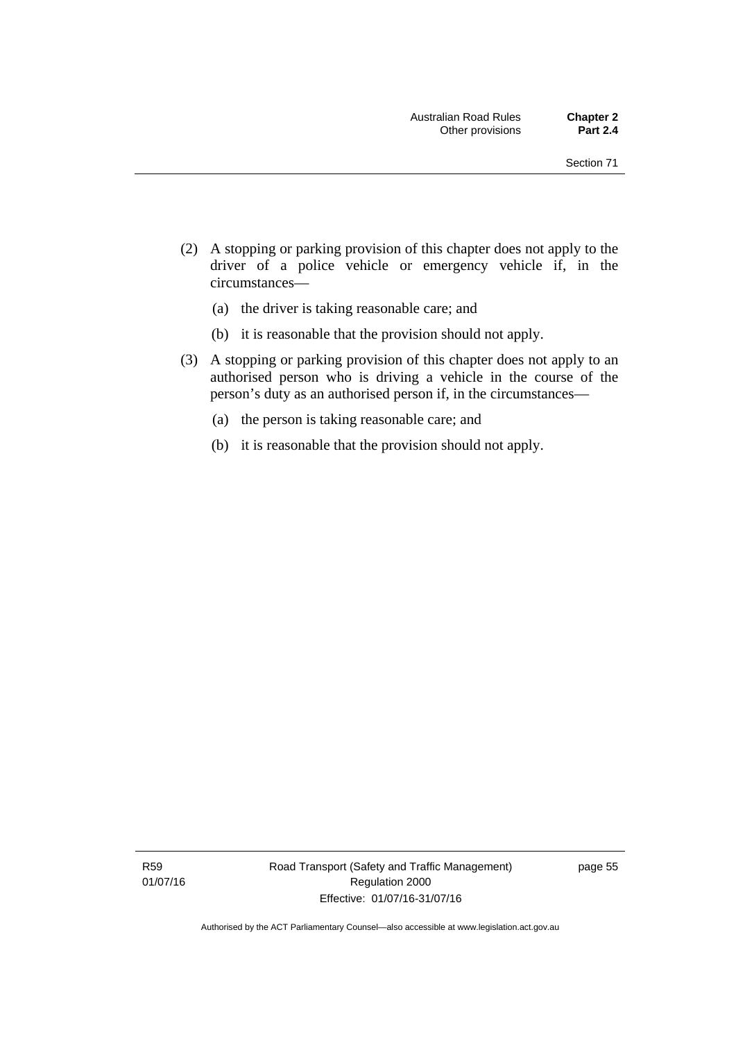(2) A stopping or parking provision of this chapter does not apply to the driver of a police vehicle or emergency vehicle if, in the circumstances—

(a) the driver is taking reasonable care; and

(b) it is reasonable that the provision should not apply.

(3) A stopping or parking provision of this chapter does not apply to an authorised person who is driving a vehicle in the course of the person's duty as an authorised person if, in the circumstances—

(a) the person is taking reasonable care; and

(b) it is reasonable that the provision should not apply.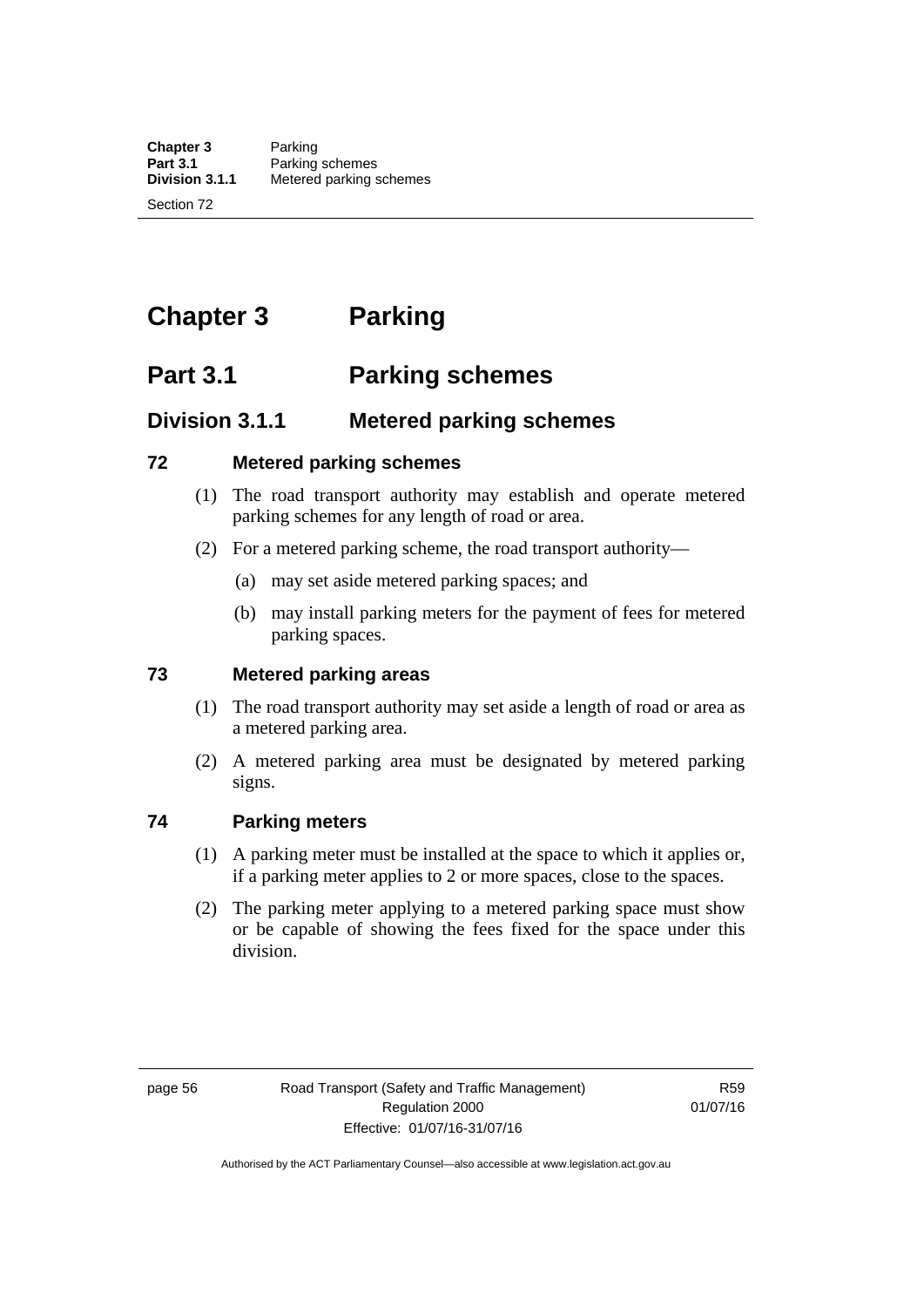# Chapter 3 Parking

## Part 3.1 Parking schemes

### Division 3.1.1 Metered parking schemes

#### 72 Metered parking schemes

(1) The road transport authority may establish and operate metered parking schemes for any length of road or area.

(2) For a metered parking scheme, the road transport authority—

(a) may set aside metered parking spaces; and

(b) may install parking meters for the payment of fees for metered parking spaces.

#### 73 Metered parking areas

(1) The road transport authority may set aside a length of road or area as a metered parking area.

(2) A metered parking area must be designated by metered parking signs.

#### 74 Parking meters

(1) A parking meter must be installed at the space to which it applies or, if a parking meter applies to 2 or more spaces, close to the spaces.

(2) The parking meter applying to a metered parking space must show or be capable of showing the fees fixed for the space under this division.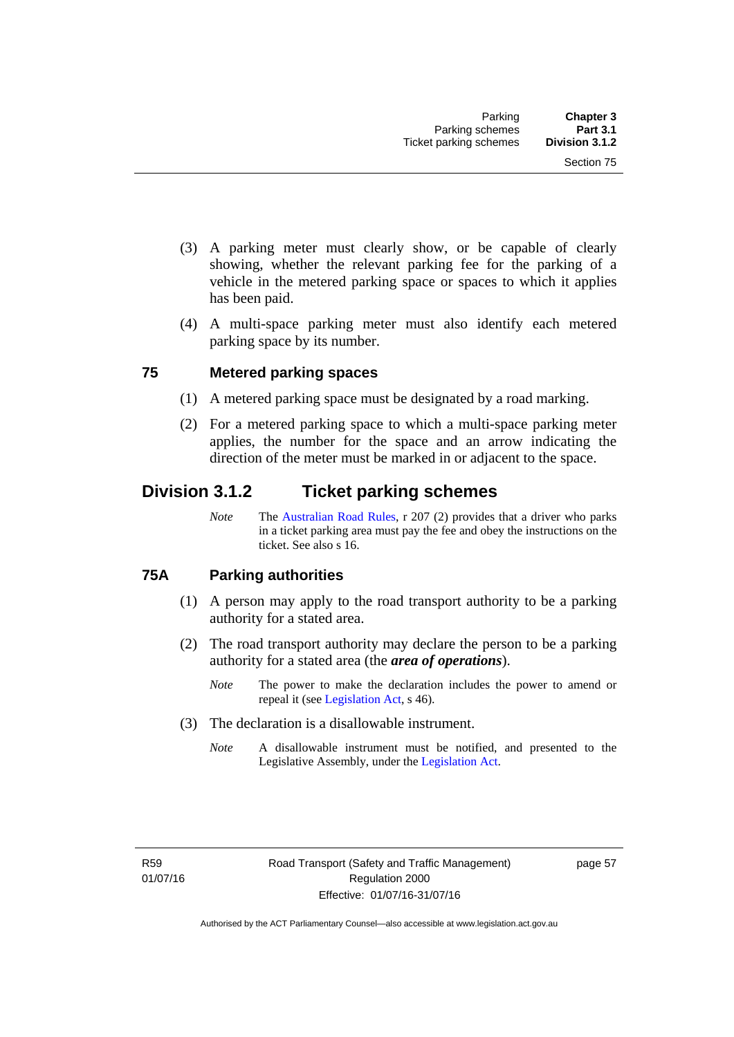(3) A parking meter must clearly show, or be capable of clearly showing, whether the relevant parking fee for the parking of a vehicle in the metered parking space or spaces to which it applies has been paid.

(4) A multi-space parking meter must also identify each metered parking space by its number.

### 75 Metered parking spaces

(1) A metered parking space must be designated by a road marking.

(2) For a metered parking space to which a multi-space parking meter applies, the number for the space and an arrow indicating the direction of the meter must be marked in or adjacent to the space.

## Division 3.1.2 Ticket parking schemes

*Note* The Australian Road Rules, r 207 (2) provides that a driver who parks in a ticket parking area must pay the fee and obey the instructions on the ticket. See also s 16.

### 75A Parking authorities

(1) A person may apply to the road transport authority to be a parking authority for a stated area.

(2) The road transport authority may declare the person to be a parking authority for a stated area (the ***area of operations***).

*Note* The power to make the declaration includes the power to amend or repeal it (see Legislation Act, s 46).

(3) The declaration is a disallowable instrument.

*Note* A disallowable instrument must be notified, and presented to the Legislative Assembly, under the Legislation Act.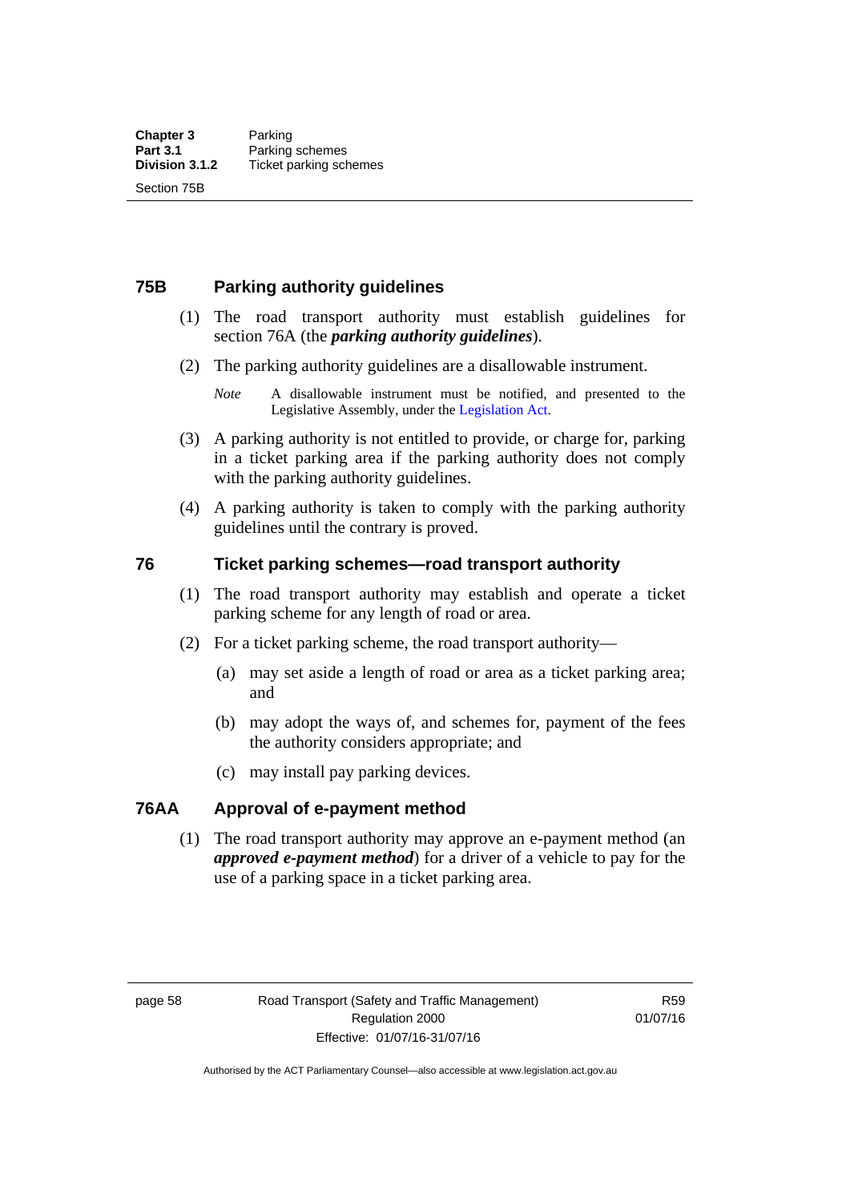## 75B Parking authority guidelines

(1) The road transport authority must establish guidelines for section 76A (the ***parking authority guidelines***).

(2) The parking authority guidelines are a disallowable instrument.

*Note* A disallowable instrument must be notified, and presented to the Legislative Assembly, under the Legislation Act.

(3) A parking authority is not entitled to provide, or charge for, parking in a ticket parking area if the parking authority does not comply with the parking authority guidelines.

(4) A parking authority is taken to comply with the parking authority guidelines until the contrary is proved.

## 76 Ticket parking schemes—road transport authority

(1) The road transport authority may establish and operate a ticket parking scheme for any length of road or area.

(2) For a ticket parking scheme, the road transport authority—

(a) may set aside a length of road or area as a ticket parking area; and

(b) may adopt the ways of, and schemes for, payment of the fees the authority considers appropriate; and

(c) may install pay parking devices.

## 76AA Approval of e-payment method

(1) The road transport authority may approve an e-payment method (an ***approved e-payment method***) for a driver of a vehicle to pay for the use of a parking space in a ticket parking area.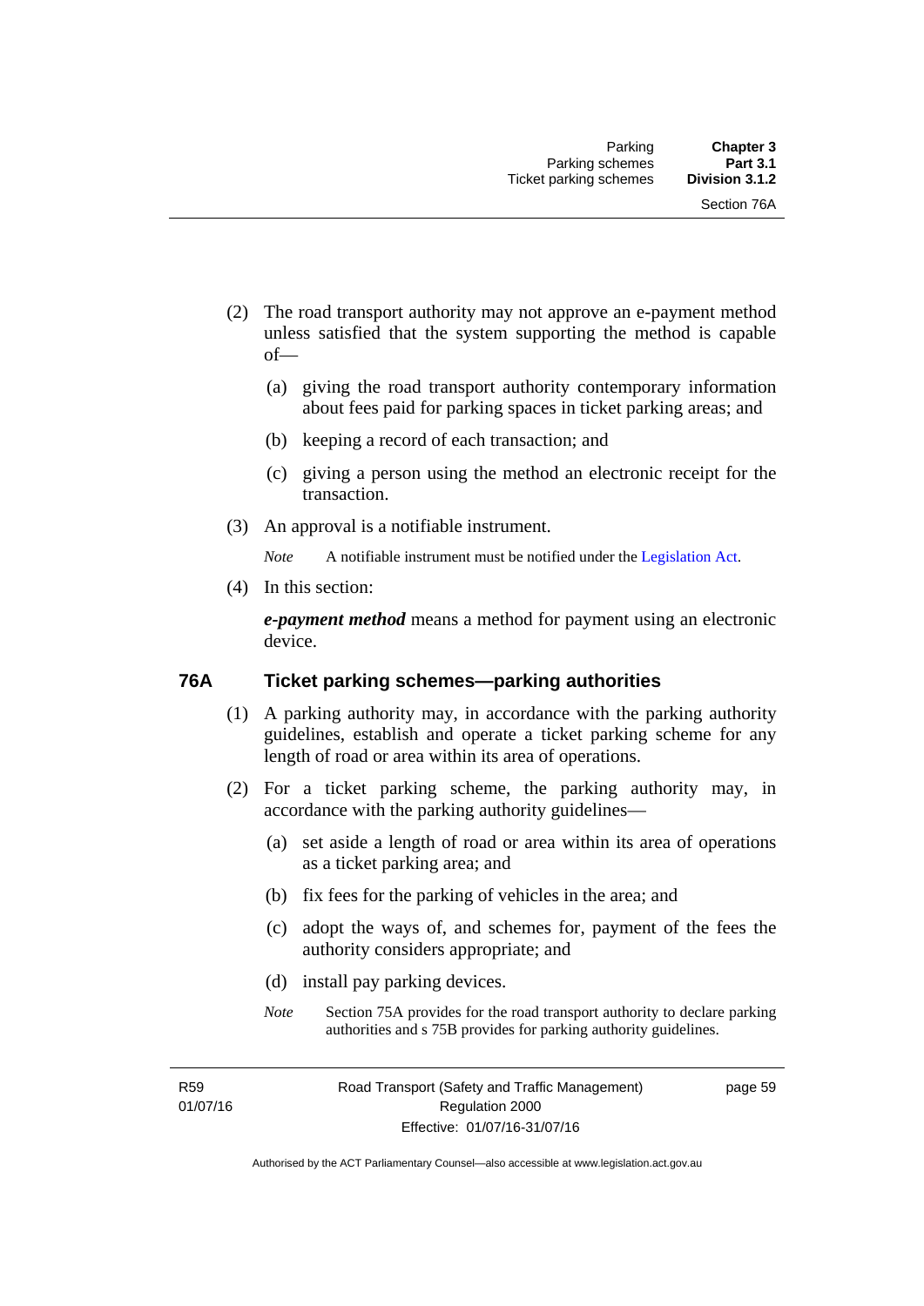(2) The road transport authority may not approve an e-payment method unless satisfied that the system supporting the method is capable of—

(a) giving the road transport authority contemporary information about fees paid for parking spaces in ticket parking areas; and

(b) keeping a record of each transaction; and

(c) giving a person using the method an electronic receipt for the transaction.

(3) An approval is a notifiable instrument.

*Note* A notifiable instrument must be notified under the Legislation Act.

(4) In this section:

***e-payment method*** means a method for payment using an electronic device.

### 76A Ticket parking schemes—parking authorities

(1) A parking authority may, in accordance with the parking authority guidelines, establish and operate a ticket parking scheme for any length of road or area within its area of operations.

(2) For a ticket parking scheme, the parking authority may, in accordance with the parking authority guidelines—

(a) set aside a length of road or area within its area of operations as a ticket parking area; and

(b) fix fees for the parking of vehicles in the area; and

(c) adopt the ways of, and schemes for, payment of the fees the authority considers appropriate; and

(d) install pay parking devices.

*Note* Section 75A provides for the road transport authority to declare parking authorities and s 75B provides for parking authority guidelines.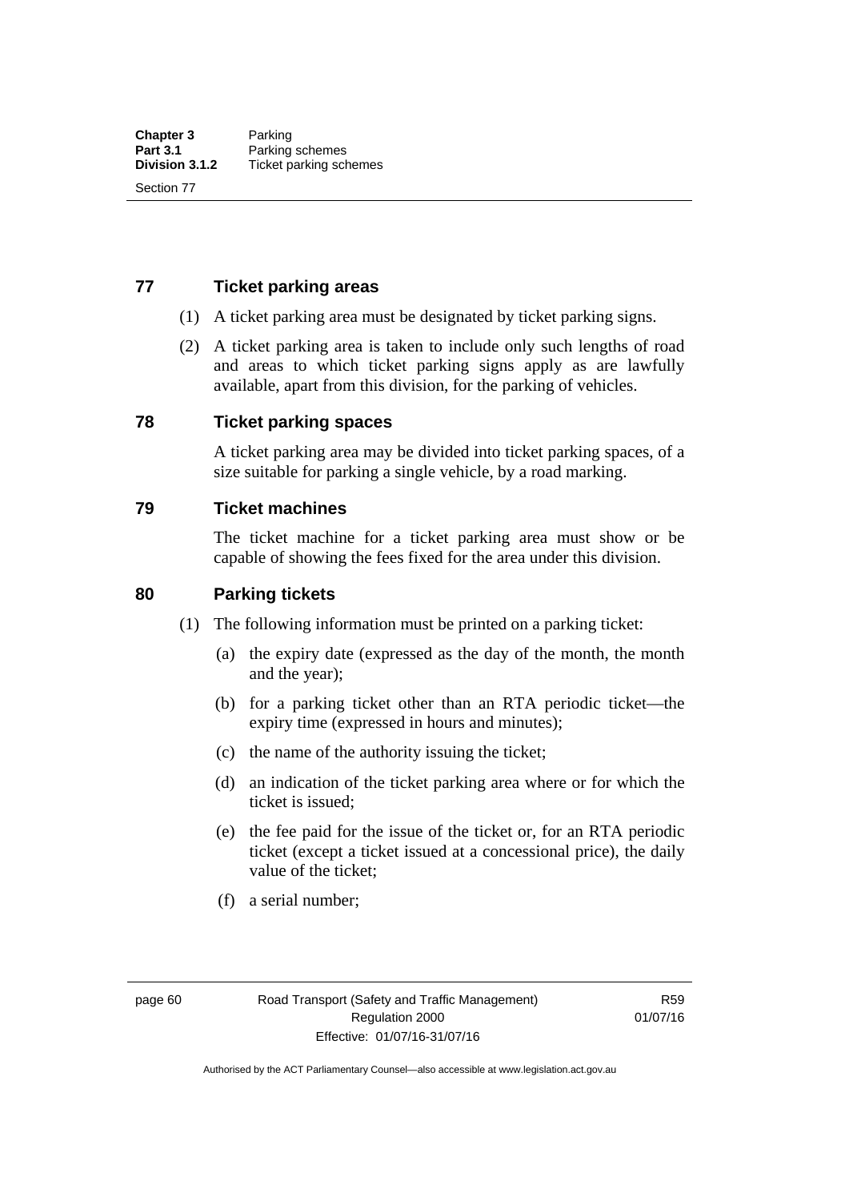## 77 Ticket parking areas

(1) A ticket parking area must be designated by ticket parking signs.

(2) A ticket parking area is taken to include only such lengths of road and areas to which ticket parking signs apply as are lawfully available, apart from this division, for the parking of vehicles.

## 78 Ticket parking spaces

A ticket parking area may be divided into ticket parking spaces, of a size suitable for parking a single vehicle, by a road marking.

## 79 Ticket machines

The ticket machine for a ticket parking area must show or be capable of showing the fees fixed for the area under this division.

## 80 Parking tickets

(1) The following information must be printed on a parking ticket:

(a) the expiry date (expressed as the day of the month, the month and the year);

(b) for a parking ticket other than an RTA periodic ticket—the expiry time (expressed in hours and minutes);

(c) the name of the authority issuing the ticket;

(d) an indication of the ticket parking area where or for which the ticket is issued;

(e) the fee paid for the issue of the ticket or, for an RTA periodic ticket (except a ticket issued at a concessional price), the daily value of the ticket;

(f) a serial number;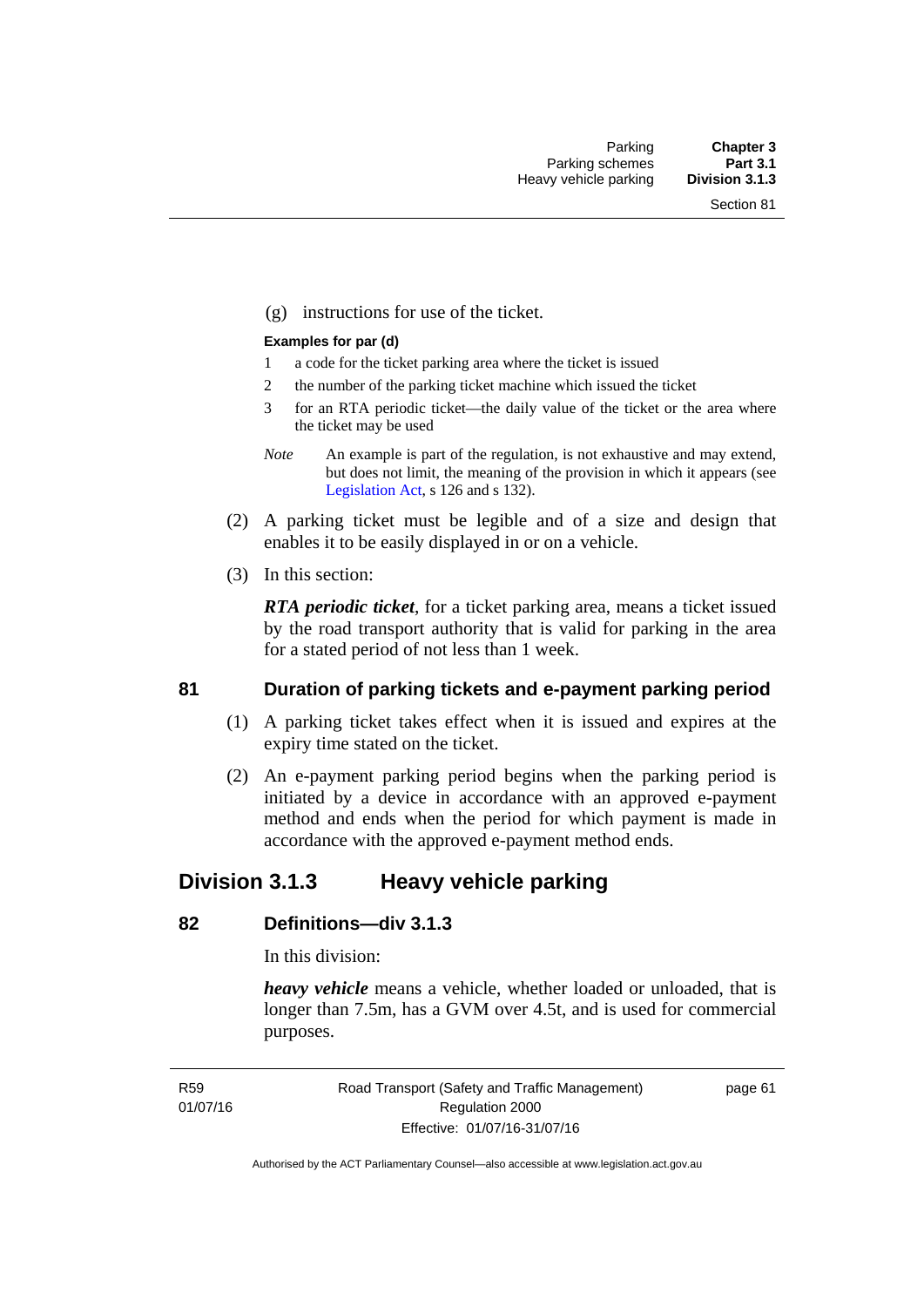(g) instructions for use of the ticket.

**Examples for par (d)**

1 a code for the ticket parking area where the ticket is issued

2 the number of the parking ticket machine which issued the ticket

3 for an RTA periodic ticket—the daily value of the ticket or the area where the ticket may be used

*Note* An example is part of the regulation, is not exhaustive and may extend, but does not limit, the meaning of the provision in which it appears (see Legislation Act, s 126 and s 132).

(2) A parking ticket must be legible and of a size and design that enables it to be easily displayed in or on a vehicle.

(3) In this section:

***RTA periodic ticket***, for a ticket parking area, means a ticket issued by the road transport authority that is valid for parking in the area for a stated period of not less than 1 week.

### 81 Duration of parking tickets and e-payment parking period

(1) A parking ticket takes effect when it is issued and expires at the expiry time stated on the ticket.

(2) An e-payment parking period begins when the parking period is initiated by a device in accordance with an approved e-payment method and ends when the period for which payment is made in accordance with the approved e-payment method ends.

## Division 3.1.3 Heavy vehicle parking

### 82 Definitions—div 3.1.3

In this division:

***heavy vehicle*** means a vehicle, whether loaded or unloaded, that is longer than 7.5m, has a GVM over 4.5t, and is used for commercial purposes.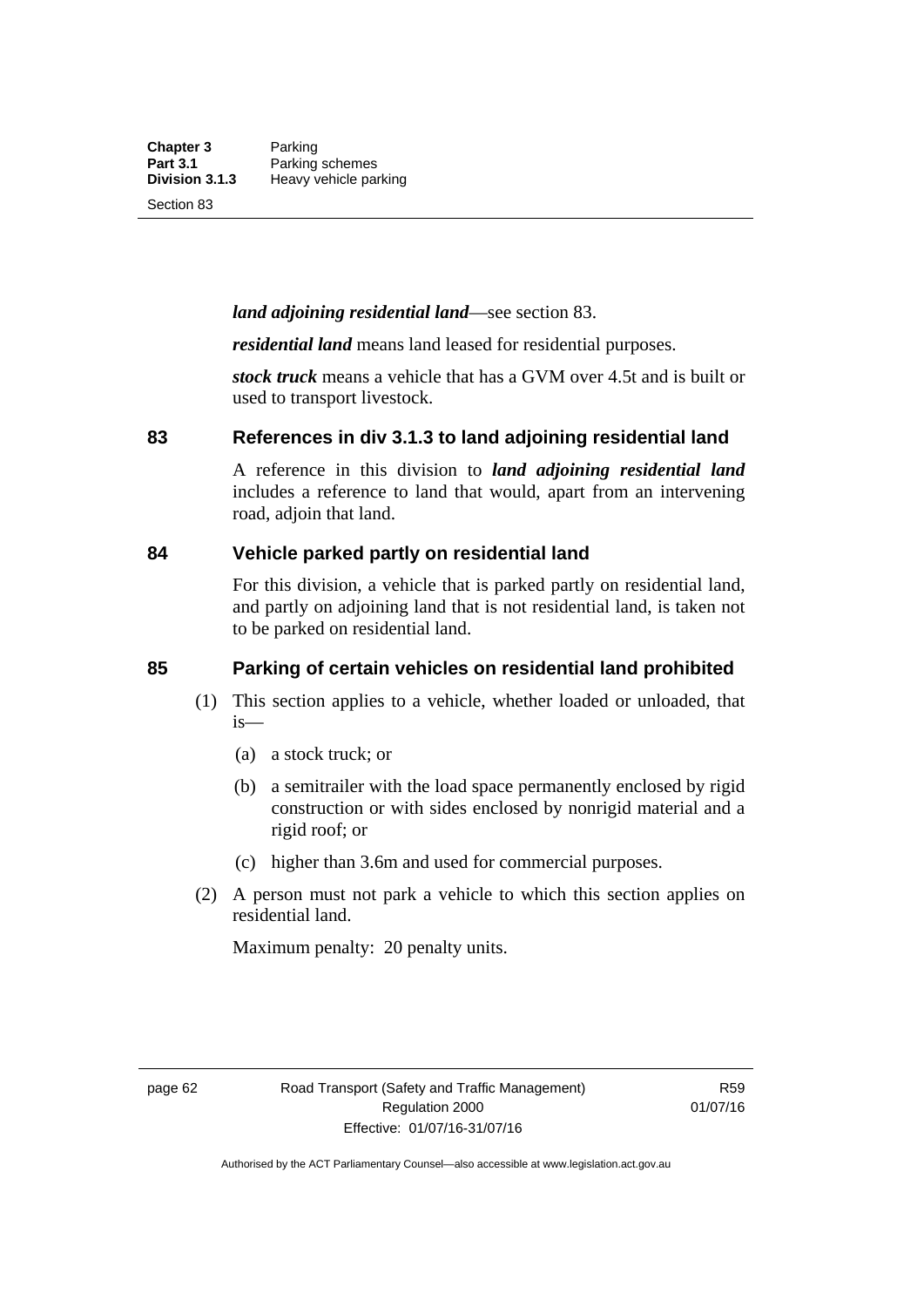***land adjoining residential land***—see section 83.

***residential land*** means land leased for residential purposes.

***stock truck*** means a vehicle that has a GVM over 4.5t and is built or used to transport livestock.

## 83 References in div 3.1.3 to land adjoining residential land

A reference in this division to ***land adjoining residential land*** includes a reference to land that would, apart from an intervening road, adjoin that land.

## 84 Vehicle parked partly on residential land

For this division, a vehicle that is parked partly on residential land, and partly on adjoining land that is not residential land, is taken not to be parked on residential land.

## 85 Parking of certain vehicles on residential land prohibited

(1) This section applies to a vehicle, whether loaded or unloaded, that is—

(a) a stock truck; or

(b) a semitrailer with the load space permanently enclosed by rigid construction or with sides enclosed by nonrigid material and a rigid roof; or

(c) higher than 3.6m and used for commercial purposes.

(2) A person must not park a vehicle to which this section applies on residential land.

Maximum penalty: 20 penalty units.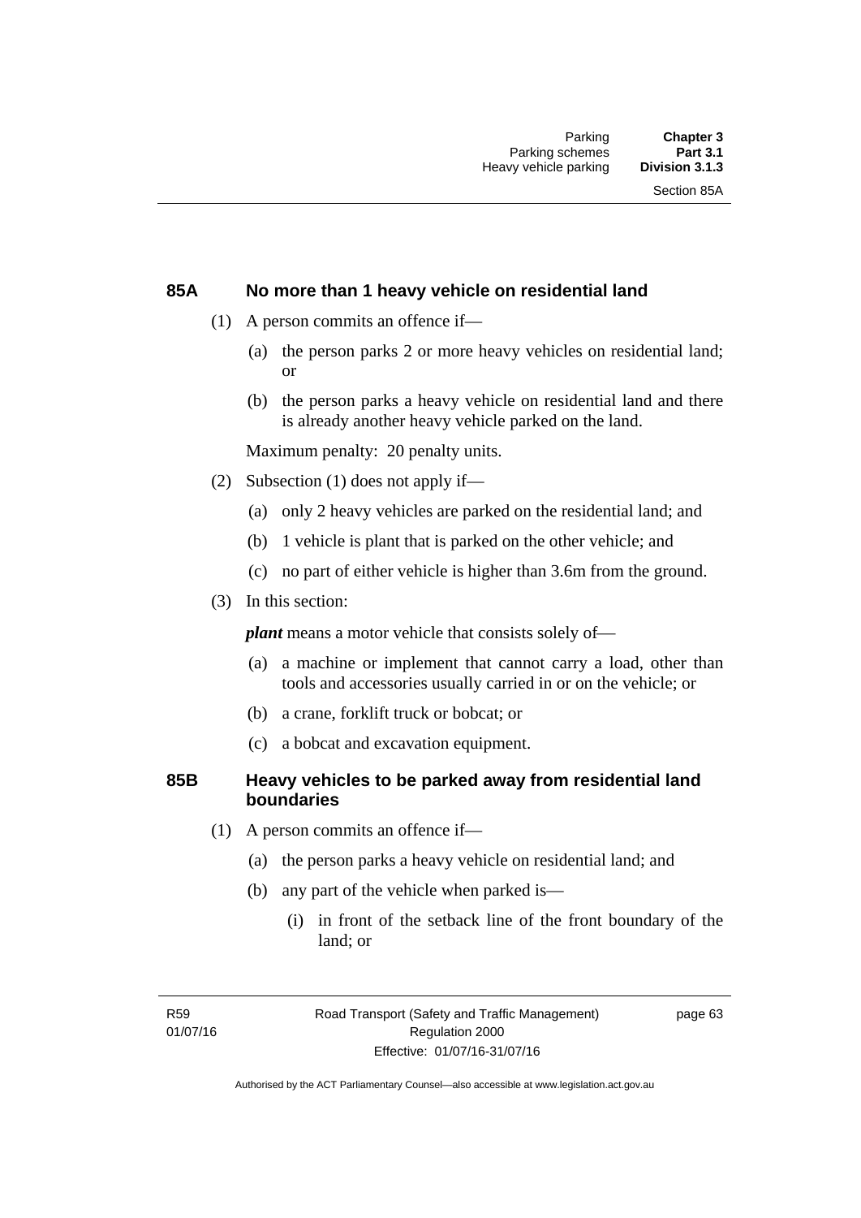## 85A No more than 1 heavy vehicle on residential land

(1) A person commits an offence if—

(a) the person parks 2 or more heavy vehicles on residential land; or

(b) the person parks a heavy vehicle on residential land and there is already another heavy vehicle parked on the land.

Maximum penalty: 20 penalty units.

(2) Subsection (1) does not apply if—

(a) only 2 heavy vehicles are parked on the residential land; and

(b) 1 vehicle is plant that is parked on the other vehicle; and

(c) no part of either vehicle is higher than 3.6m from the ground.

(3) In this section:

***plant*** means a motor vehicle that consists solely of—

(a) a machine or implement that cannot carry a load, other than tools and accessories usually carried in or on the vehicle; or

(b) a crane, forklift truck or bobcat; or

(c) a bobcat and excavation equipment.

## 85B Heavy vehicles to be parked away from residential land boundaries

(1) A person commits an offence if—

(a) the person parks a heavy vehicle on residential land; and

(b) any part of the vehicle when parked is—

(i) in front of the setback line of the front boundary of the land; or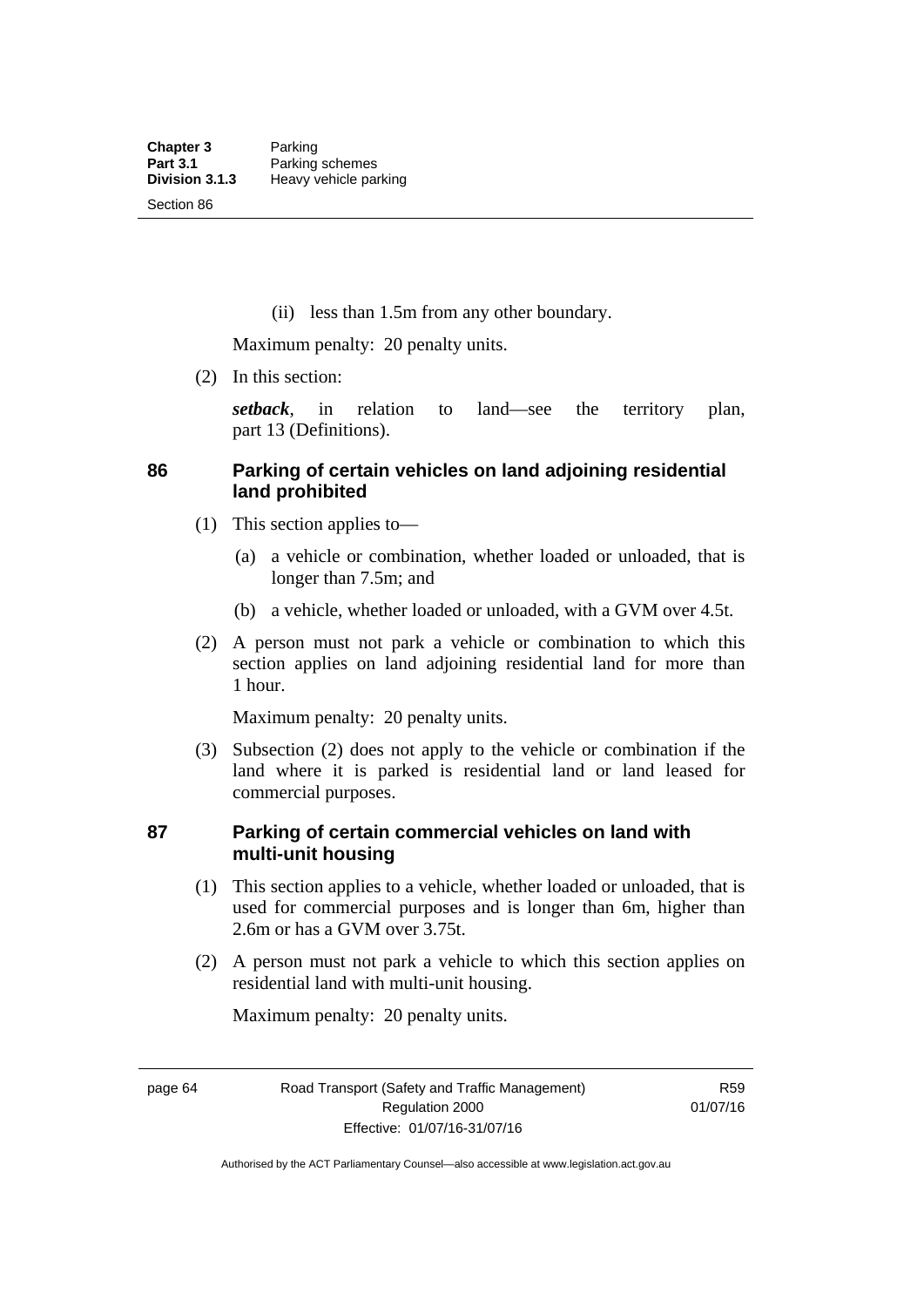(ii) less than 1.5m from any other boundary.

Maximum penalty: 20 penalty units.

(2) In this section:

***setback***, in relation to land—see the territory plan, part 13 (Definitions).

### 86 Parking of certain vehicles on land adjoining residential land prohibited

(1) This section applies to—

(a) a vehicle or combination, whether loaded or unloaded, that is longer than 7.5m; and

(b) a vehicle, whether loaded or unloaded, with a GVM over 4.5t.

(2) A person must not park a vehicle or combination to which this section applies on land adjoining residential land for more than 1 hour.

Maximum penalty: 20 penalty units.

(3) Subsection (2) does not apply to the vehicle or combination if the land where it is parked is residential land or land leased for commercial purposes.

### 87 Parking of certain commercial vehicles on land with multi-unit housing

(1) This section applies to a vehicle, whether loaded or unloaded, that is used for commercial purposes and is longer than 6m, higher than 2.6m or has a GVM over 3.75t.

(2) A person must not park a vehicle to which this section applies on residential land with multi-unit housing.

Maximum penalty: 20 penalty units.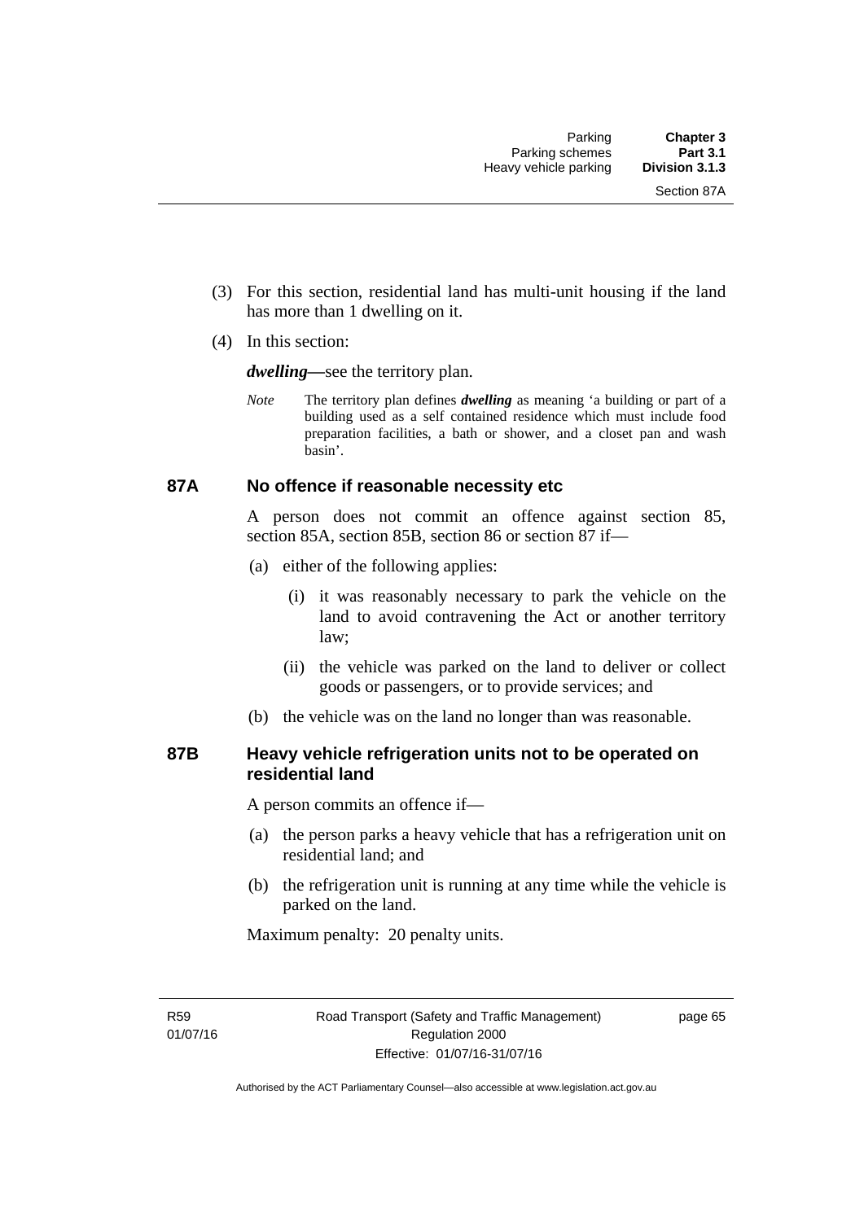(3) For this section, residential land has multi-unit housing if the land has more than 1 dwelling on it.

(4) In this section:

***dwelling***—see the territory plan.

*Note* The territory plan defines ***dwelling*** as meaning 'a building or part of a building used as a self contained residence which must include food preparation facilities, a bath or shower, and a closet pan and wash basin'.

### 87A No offence if reasonable necessity etc

A person does not commit an offence against section 85, section 85A, section 85B, section 86 or section 87 if—

(a) either of the following applies:

(i) it was reasonably necessary to park the vehicle on the land to avoid contravening the Act or another territory law;

(ii) the vehicle was parked on the land to deliver or collect goods or passengers, or to provide services; and

(b) the vehicle was on the land no longer than was reasonable.

### 87B Heavy vehicle refrigeration units not to be operated on residential land

A person commits an offence if—

(a) the person parks a heavy vehicle that has a refrigeration unit on residential land; and

(b) the refrigeration unit is running at any time while the vehicle is parked on the land.

Maximum penalty: 20 penalty units.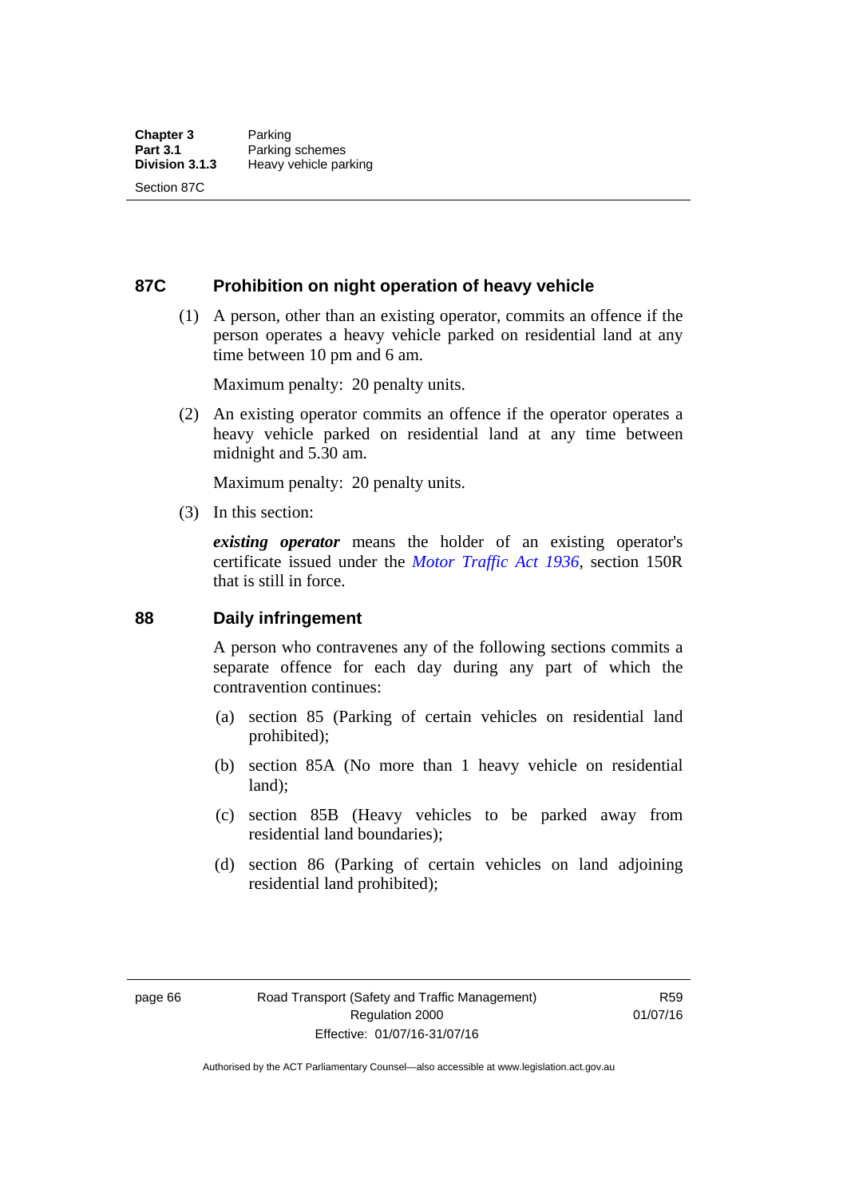## 87C Prohibition on night operation of heavy vehicle

(1) A person, other than an existing operator, commits an offence if the person operates a heavy vehicle parked on residential land at any time between 10 pm and 6 am.

Maximum penalty: 20 penalty units.

(2) An existing operator commits an offence if the operator operates a heavy vehicle parked on residential land at any time between midnight and 5.30 am.

Maximum penalty: 20 penalty units.

(3) In this section:

***existing operator*** means the holder of an existing operator's certificate issued under the *Motor Traffic Act 1936*, section 150R that is still in force.

## 88 Daily infringement

A person who contravenes any of the following sections commits a separate offence for each day during any part of which the contravention continues:

(a) section 85 (Parking of certain vehicles on residential land prohibited);

(b) section 85A (No more than 1 heavy vehicle on residential land);

(c) section 85B (Heavy vehicles to be parked away from residential land boundaries);

(d) section 86 (Parking of certain vehicles on land adjoining residential land prohibited);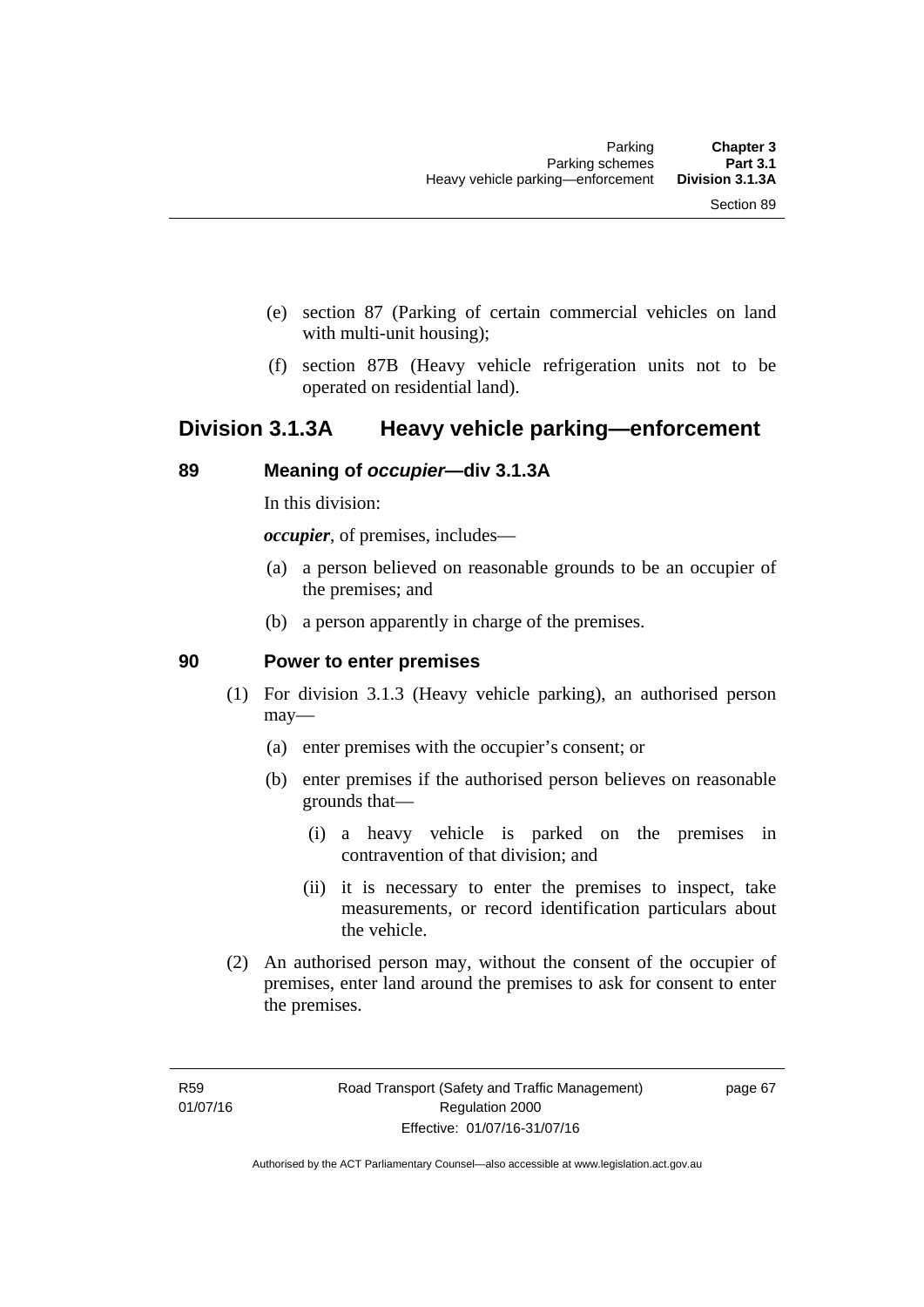(e) section 87 (Parking of certain commercial vehicles on land with multi-unit housing);

(f) section 87B (Heavy vehicle refrigeration units not to be operated on residential land).

## Division 3.1.3A Heavy vehicle parking—enforcement

### 89 Meaning of *occupier*—div 3.1.3A

In this division:

***occupier***, of premises, includes—

(a) a person believed on reasonable grounds to be an occupier of the premises; and

(b) a person apparently in charge of the premises.

### 90 Power to enter premises

(1) For division 3.1.3 (Heavy vehicle parking), an authorised person may—

(a) enter premises with the occupier's consent; or

(b) enter premises if the authorised person believes on reasonable grounds that—

(i) a heavy vehicle is parked on the premises in contravention of that division; and

(ii) it is necessary to enter the premises to inspect, take measurements, or record identification particulars about the vehicle.

(2) An authorised person may, without the consent of the occupier of premises, enter land around the premises to ask for consent to enter the premises.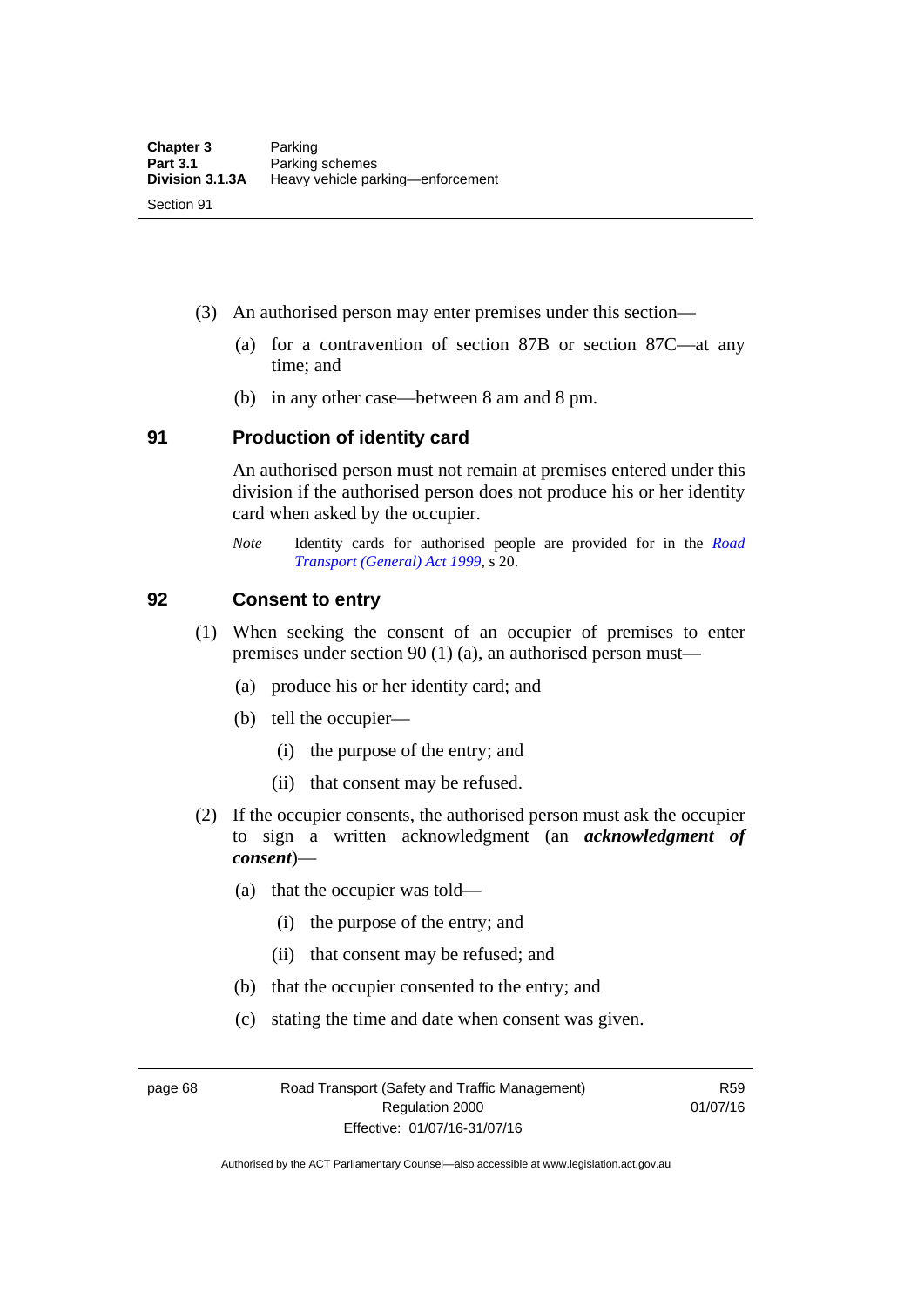(3) An authorised person may enter premises under this section—

(a) for a contravention of section 87B or section 87C—at any time; and

(b) in any other case—between 8 am and 8 pm.

## 91 Production of identity card

An authorised person must not remain at premises entered under this division if the authorised person does not produce his or her identity card when asked by the occupier.

*Note* Identity cards for authorised people are provided for in the *Road Transport (General) Act 1999*, s 20.

## 92 Consent to entry

(1) When seeking the consent of an occupier of premises to enter premises under section 90 (1) (a), an authorised person must—

(a) produce his or her identity card; and

(b) tell the occupier—

(i) the purpose of the entry; and

(ii) that consent may be refused.

(2) If the occupier consents, the authorised person must ask the occupier to sign a written acknowledgment (an ***acknowledgment of consent***)—

(a) that the occupier was told—

(i) the purpose of the entry; and

(ii) that consent may be refused; and

(b) that the occupier consented to the entry; and

(c) stating the time and date when consent was given.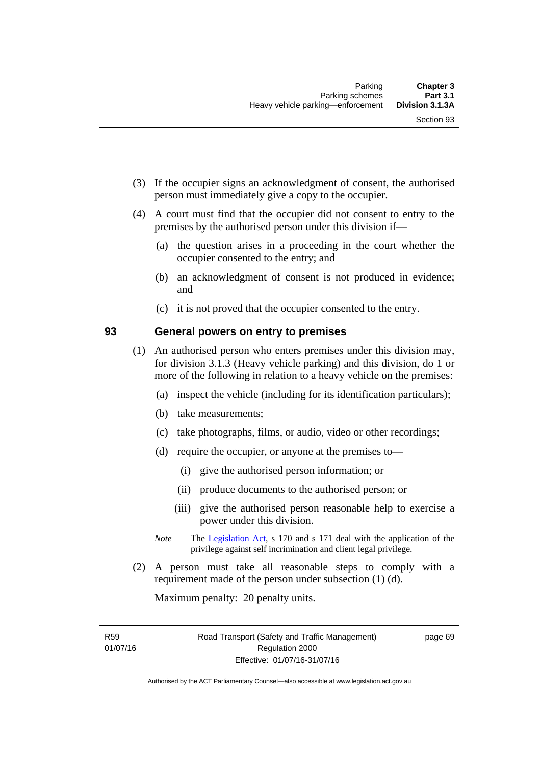(3) If the occupier signs an acknowledgment of consent, the authorised person must immediately give a copy to the occupier.

(4) A court must find that the occupier did not consent to entry to the premises by the authorised person under this division if—

(a) the question arises in a proceeding in the court whether the occupier consented to the entry; and

(b) an acknowledgment of consent is not produced in evidence; and

(c) it is not proved that the occupier consented to the entry.

## 93 General powers on entry to premises

(1) An authorised person who enters premises under this division may, for division 3.1.3 (Heavy vehicle parking) and this division, do 1 or more of the following in relation to a heavy vehicle on the premises:

(a) inspect the vehicle (including for its identification particulars);

(b) take measurements;

(c) take photographs, films, or audio, video or other recordings;

(d) require the occupier, or anyone at the premises to—

(i) give the authorised person information; or

(ii) produce documents to the authorised person; or

(iii) give the authorised person reasonable help to exercise a power under this division.

*Note* The Legislation Act, s 170 and s 171 deal with the application of the privilege against self incrimination and client legal privilege.

(2) A person must take all reasonable steps to comply with a requirement made of the person under subsection (1) (d).

Maximum penalty: 20 penalty units.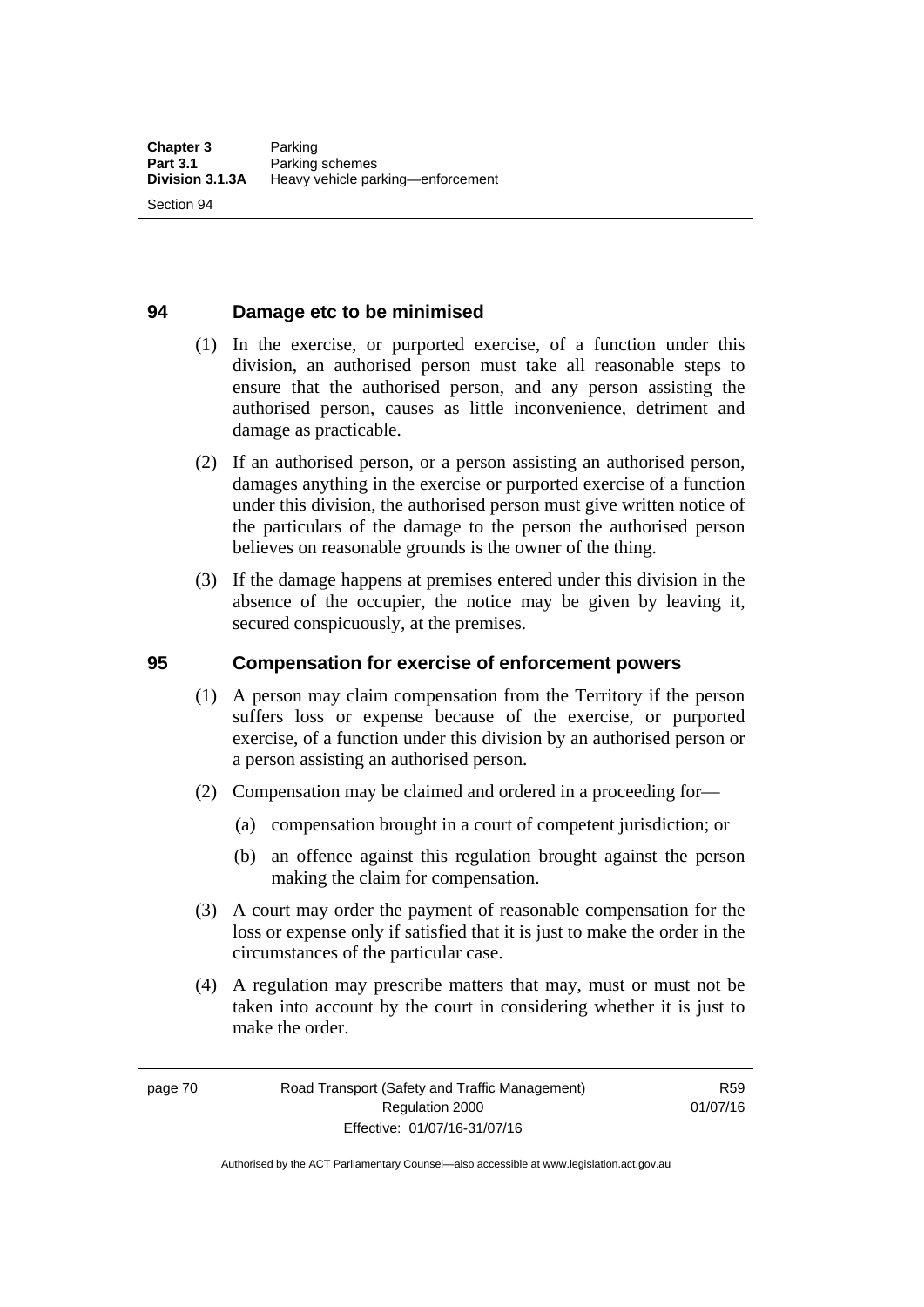## 94 Damage etc to be minimised

(1) In the exercise, or purported exercise, of a function under this division, an authorised person must take all reasonable steps to ensure that the authorised person, and any person assisting the authorised person, causes as little inconvenience, detriment and damage as practicable.

(2) If an authorised person, or a person assisting an authorised person, damages anything in the exercise or purported exercise of a function under this division, the authorised person must give written notice of the particulars of the damage to the person the authorised person believes on reasonable grounds is the owner of the thing.

(3) If the damage happens at premises entered under this division in the absence of the occupier, the notice may be given by leaving it, secured conspicuously, at the premises.

## 95 Compensation for exercise of enforcement powers

(1) A person may claim compensation from the Territory if the person suffers loss or expense because of the exercise, or purported exercise, of a function under this division by an authorised person or a person assisting an authorised person.

(2) Compensation may be claimed and ordered in a proceeding for—

(a) compensation brought in a court of competent jurisdiction; or

(b) an offence against this regulation brought against the person making the claim for compensation.

(3) A court may order the payment of reasonable compensation for the loss or expense only if satisfied that it is just to make the order in the circumstances of the particular case.

(4) A regulation may prescribe matters that may, must or must not be taken into account by the court in considering whether it is just to make the order.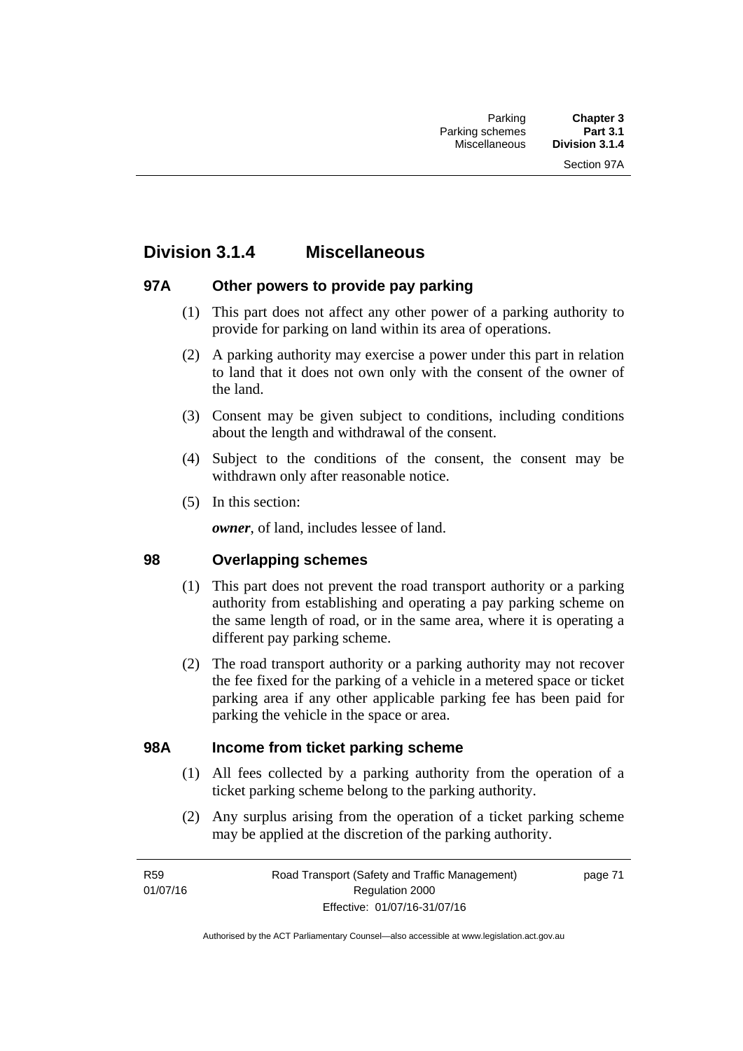## Division 3.1.4 Miscellaneous

### 97A Other powers to provide pay parking

(1) This part does not affect any other power of a parking authority to provide for parking on land within its area of operations.

(2) A parking authority may exercise a power under this part in relation to land that it does not own only with the consent of the owner of the land.

(3) Consent may be given subject to conditions, including conditions about the length and withdrawal of the consent.

(4) Subject to the conditions of the consent, the consent may be withdrawn only after reasonable notice.

(5) In this section:

***owner***, of land, includes lessee of land.

### 98 Overlapping schemes

(1) This part does not prevent the road transport authority or a parking authority from establishing and operating a pay parking scheme on the same length of road, or in the same area, where it is operating a different pay parking scheme.

(2) The road transport authority or a parking authority may not recover the fee fixed for the parking of a vehicle in a metered space or ticket parking area if any other applicable parking fee has been paid for parking the vehicle in the space or area.

### 98A Income from ticket parking scheme

(1) All fees collected by a parking authority from the operation of a ticket parking scheme belong to the parking authority.

(2) Any surplus arising from the operation of a ticket parking scheme may be applied at the discretion of the parking authority.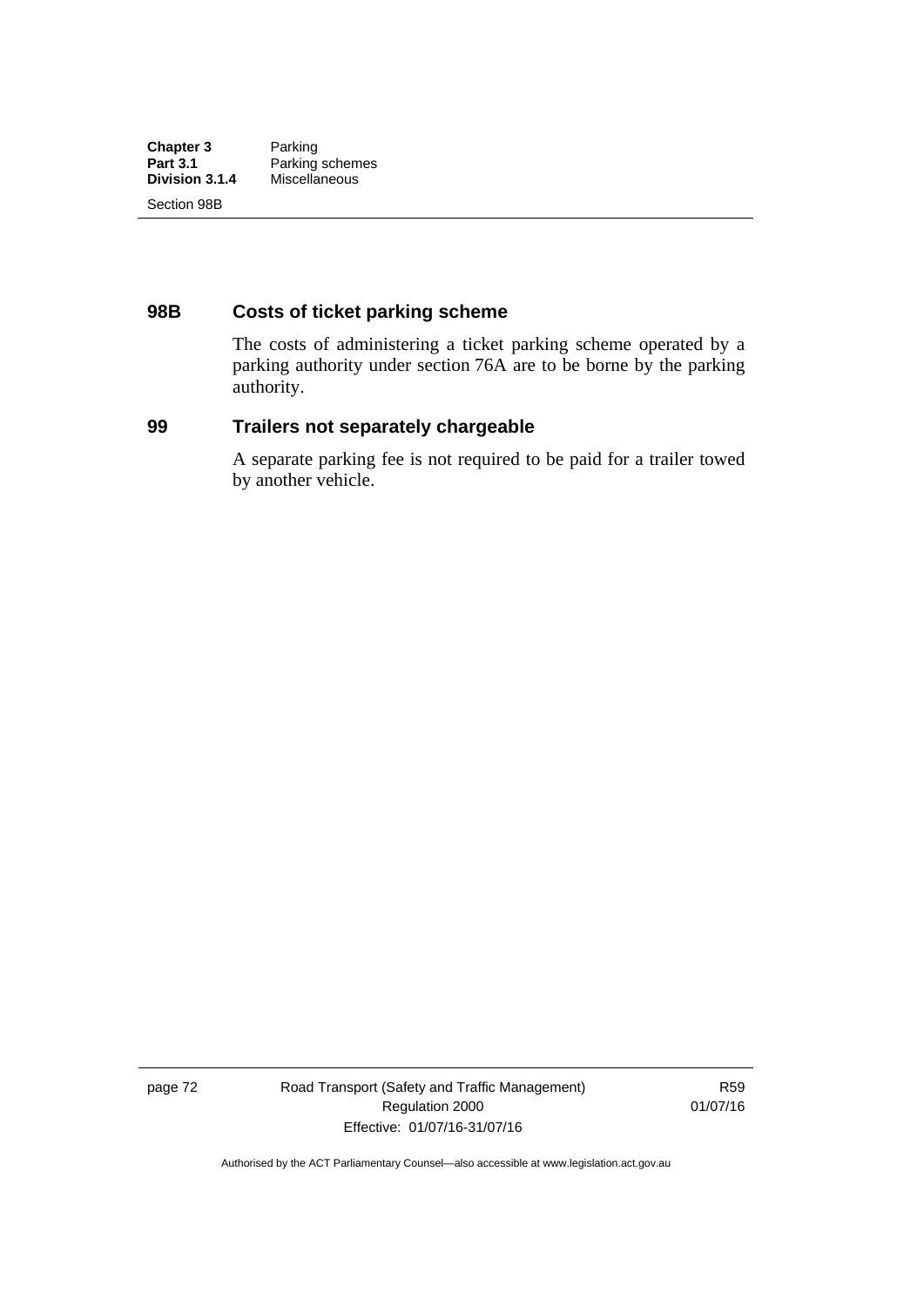## 98B Costs of ticket parking scheme

The costs of administering a ticket parking scheme operated by a parking authority under section 76A are to be borne by the parking authority.

## 99 Trailers not separately chargeable

A separate parking fee is not required to be paid for a trailer towed by another vehicle.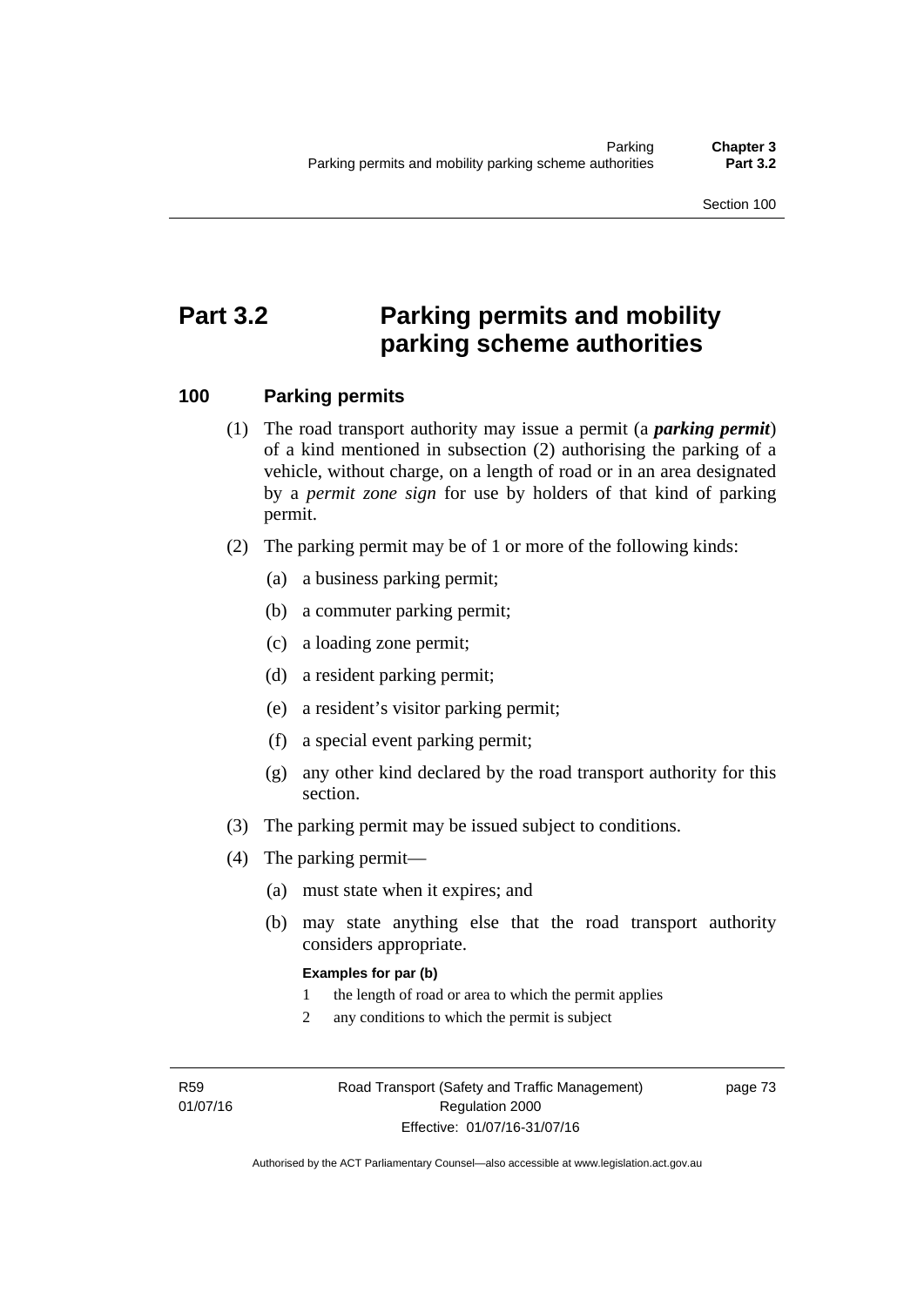# Part 3.2 Parking permits and mobility parking scheme authorities

## 100 Parking permits

(1) The road transport authority may issue a permit (a ***parking permit***) of a kind mentioned in subsection (2) authorising the parking of a vehicle, without charge, on a length of road or in an area designated by a *permit zone sign* for use by holders of that kind of parking permit.

(2) The parking permit may be of 1 or more of the following kinds:

(a) a business parking permit;

(b) a commuter parking permit;

(c) a loading zone permit;

(d) a resident parking permit;

(e) a resident's visitor parking permit;

(f) a special event parking permit;

(g) any other kind declared by the road transport authority for this section.

(3) The parking permit may be issued subject to conditions.

(4) The parking permit—

(a) must state when it expires; and

(b) may state anything else that the road transport authority considers appropriate.

**Examples for par (b)**

1 the length of road or area to which the permit applies

2 any conditions to which the permit is subject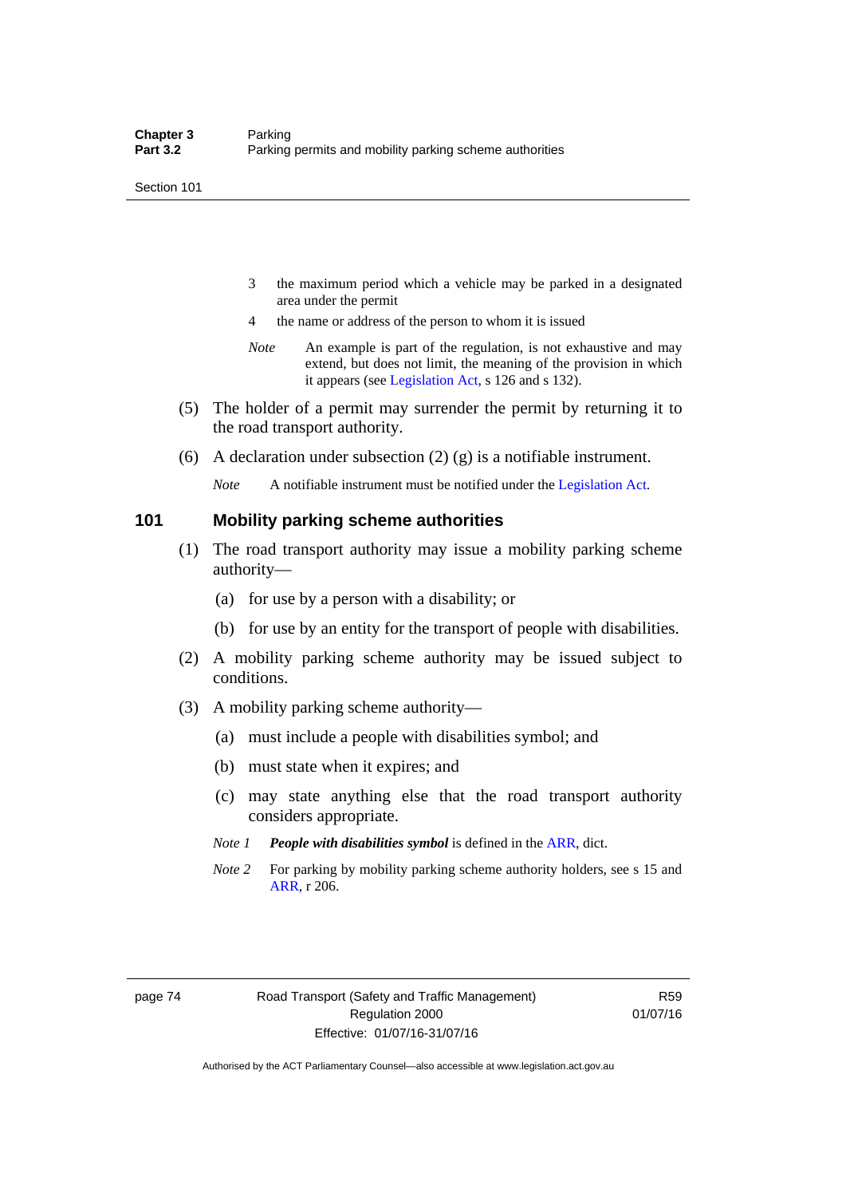3 the maximum period which a vehicle may be parked in a designated area under the permit

4 the name or address of the person to whom it is issued

*Note* An example is part of the regulation, is not exhaustive and may extend, but does not limit, the meaning of the provision in which it appears (see Legislation Act, s 126 and s 132).

(5) The holder of a permit may surrender the permit by returning it to the road transport authority.

(6) A declaration under subsection (2) (g) is a notifiable instrument.

*Note* A notifiable instrument must be notified under the Legislation Act.

## 101 Mobility parking scheme authorities

(1) The road transport authority may issue a mobility parking scheme authority—

(a) for use by a person with a disability; or

(b) for use by an entity for the transport of people with disabilities.

(2) A mobility parking scheme authority may be issued subject to conditions.

(3) A mobility parking scheme authority—

(a) must include a people with disabilities symbol; and

(b) must state when it expires; and

(c) may state anything else that the road transport authority considers appropriate.

*Note 1* ***People with disabilities symbol*** is defined in the ARR, dict.

*Note 2* For parking by mobility parking scheme authority holders, see s 15 and ARR, r 206.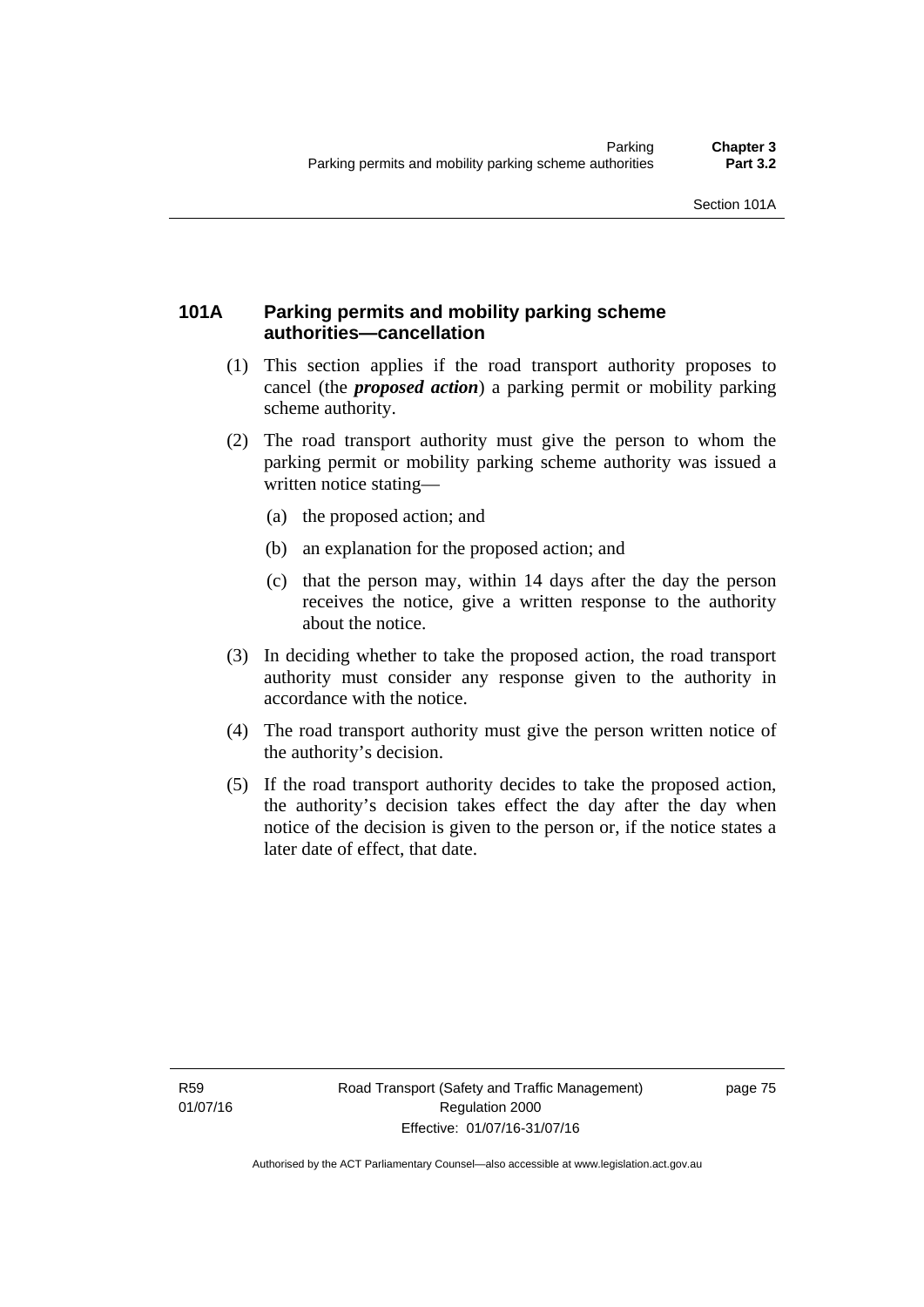### 101A Parking permits and mobility parking scheme authorities—cancellation

(1) This section applies if the road transport authority proposes to cancel (the ***proposed action***) a parking permit or mobility parking scheme authority.

(2) The road transport authority must give the person to whom the parking permit or mobility parking scheme authority was issued a written notice stating—

(a) the proposed action; and

(b) an explanation for the proposed action; and

(c) that the person may, within 14 days after the day the person receives the notice, give a written response to the authority about the notice.

(3) In deciding whether to take the proposed action, the road transport authority must consider any response given to the authority in accordance with the notice.

(4) The road transport authority must give the person written notice of the authority's decision.

(5) If the road transport authority decides to take the proposed action, the authority's decision takes effect the day after the day when notice of the decision is given to the person or, if the notice states a later date of effect, that date.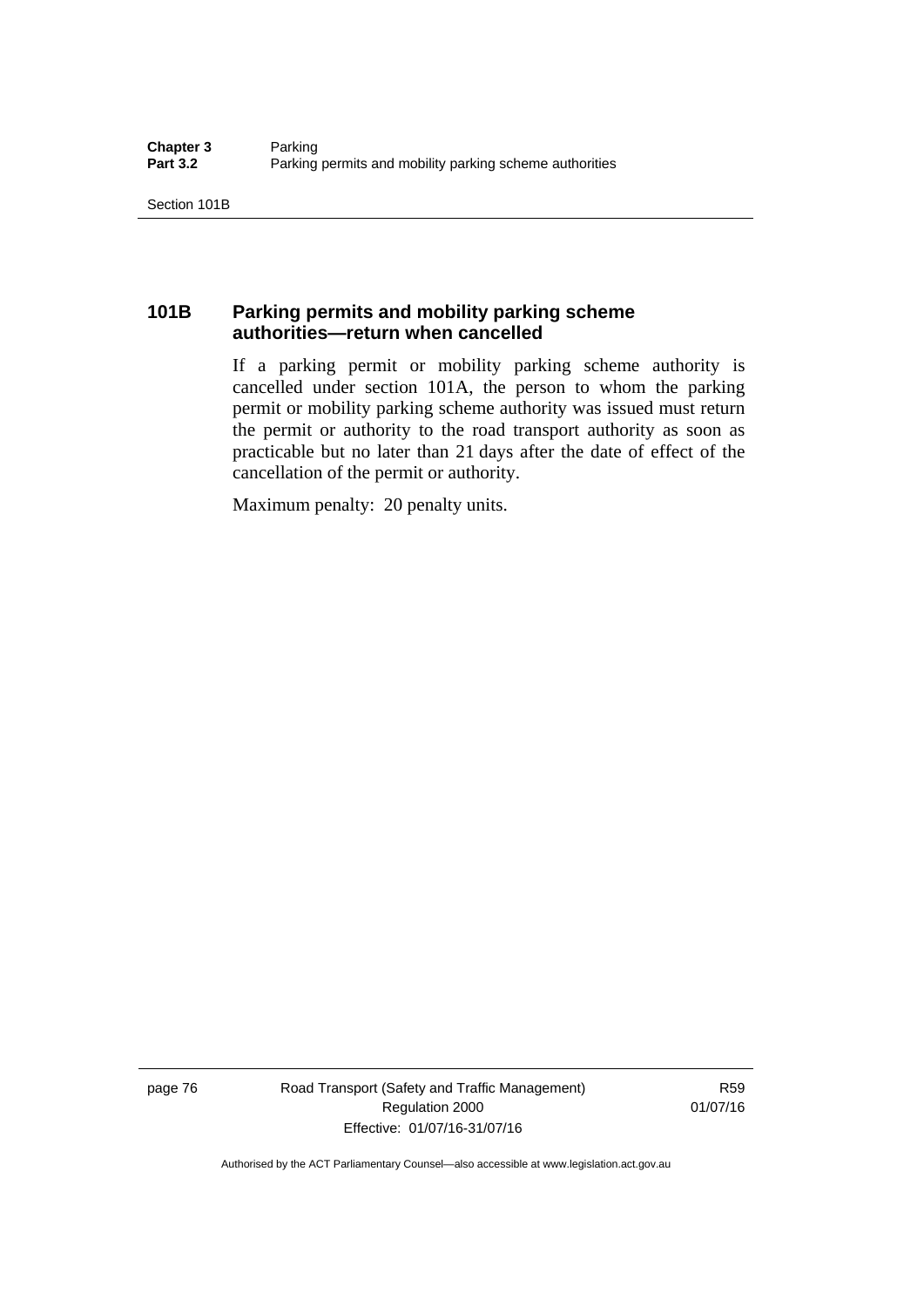## 101B Parking permits and mobility parking scheme authorities—return when cancelled

If a parking permit or mobility parking scheme authority is cancelled under section 101A, the person to whom the parking permit or mobility parking scheme authority was issued must return the permit or authority to the road transport authority as soon as practicable but no later than 21 days after the date of effect of the cancellation of the permit or authority.

Maximum penalty: 20 penalty units.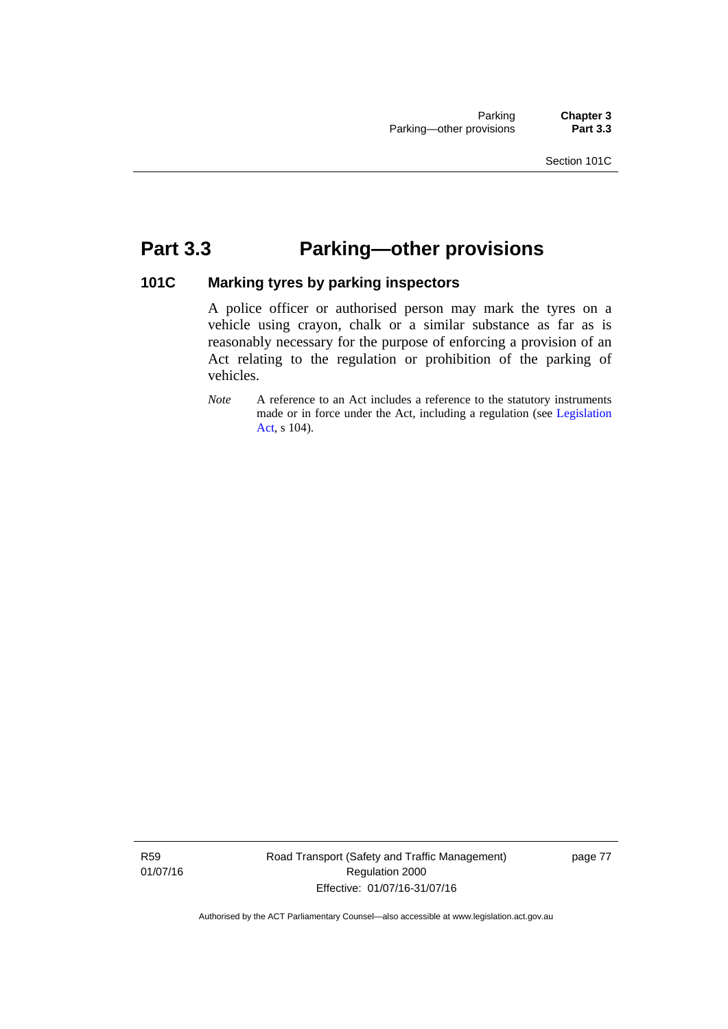# Part 3.3 Parking—other provisions

## 101C Marking tyres by parking inspectors

A police officer or authorised person may mark the tyres on a vehicle using crayon, chalk or a similar substance as far as is reasonably necessary for the purpose of enforcing a provision of an Act relating to the regulation or prohibition of the parking of vehicles.

*Note* A reference to an Act includes a reference to the statutory instruments made or in force under the Act, including a regulation (see Legislation Act, s 104).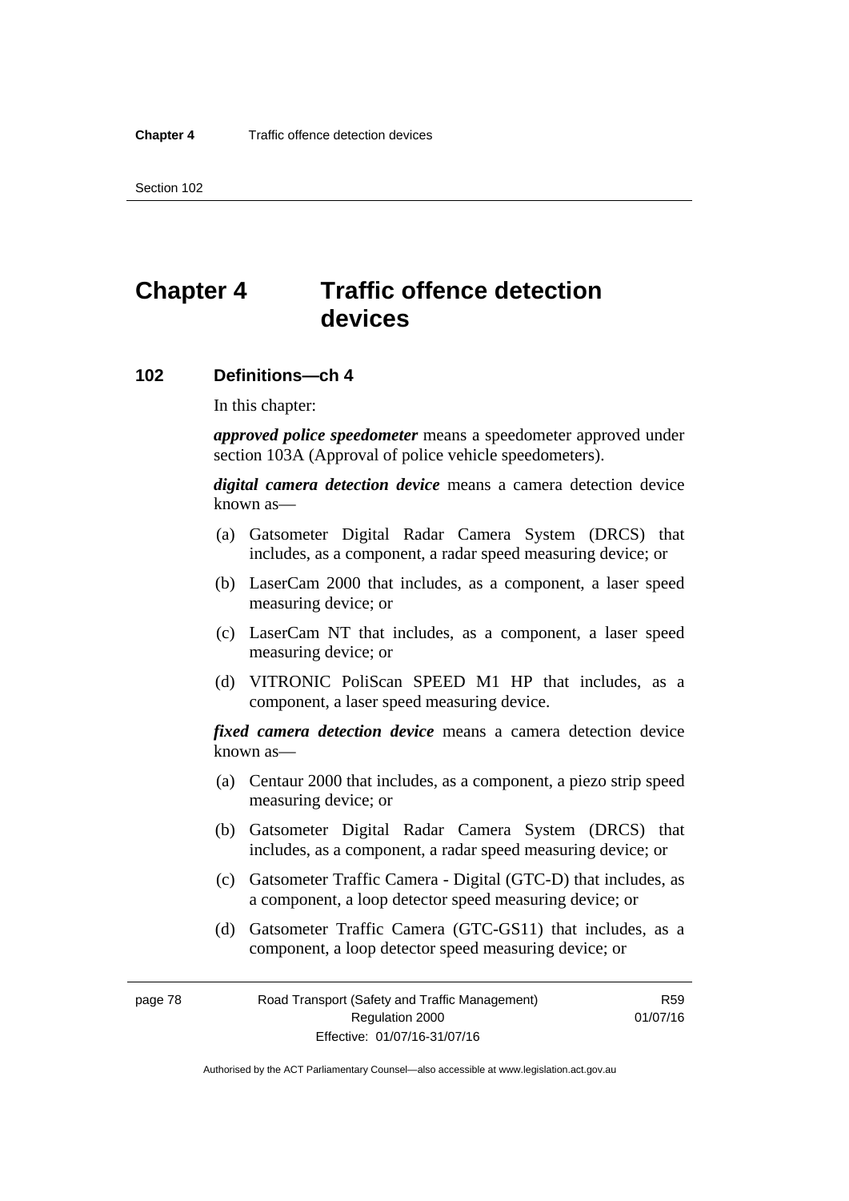# Chapter 4 Traffic offence detection devices

## 102 Definitions—ch 4

In this chapter:

***approved police speedometer*** means a speedometer approved under section 103A (Approval of police vehicle speedometers).

***digital camera detection device*** means a camera detection device known as—

(a) Gatsometer Digital Radar Camera System (DRCS) that includes, as a component, a radar speed measuring device; or

(b) LaserCam 2000 that includes, as a component, a laser speed measuring device; or

(c) LaserCam NT that includes, as a component, a laser speed measuring device; or

(d) VITRONIC PoliScan SPEED M1 HP that includes, as a component, a laser speed measuring device.

***fixed camera detection device*** means a camera detection device known as—

(a) Centaur 2000 that includes, as a component, a piezo strip speed measuring device; or

(b) Gatsometer Digital Radar Camera System (DRCS) that includes, as a component, a radar speed measuring device; or

(c) Gatsometer Traffic Camera - Digital (GTC-D) that includes, as a component, a loop detector speed measuring device; or

(d) Gatsometer Traffic Camera (GTC-GS11) that includes, as a component, a loop detector speed measuring device; or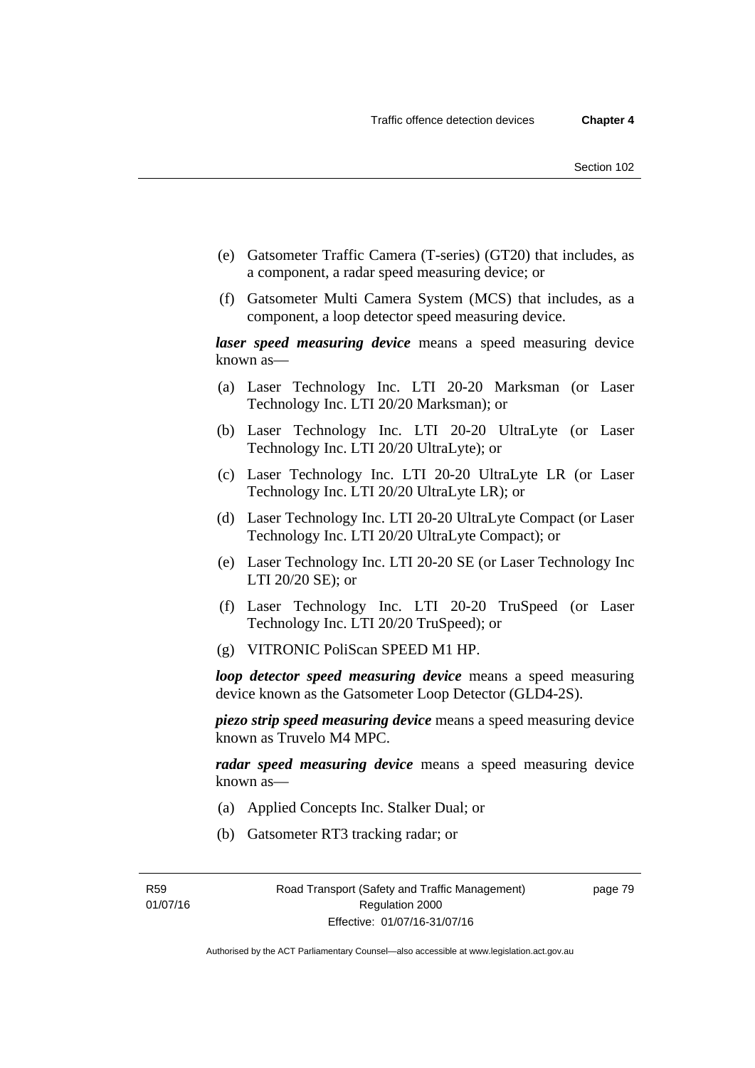(e) Gatsometer Traffic Camera (T-series) (GT20) that includes, as a component, a radar speed measuring device; or

(f) Gatsometer Multi Camera System (MCS) that includes, as a component, a loop detector speed measuring device.

***laser speed measuring device*** means a speed measuring device known as—

(a) Laser Technology Inc. LTI 20-20 Marksman (or Laser Technology Inc. LTI 20/20 Marksman); or

(b) Laser Technology Inc. LTI 20-20 UltraLyte (or Laser Technology Inc. LTI 20/20 UltraLyte); or

(c) Laser Technology Inc. LTI 20-20 UltraLyte LR (or Laser Technology Inc. LTI 20/20 UltraLyte LR); or

(d) Laser Technology Inc. LTI 20-20 UltraLyte Compact (or Laser Technology Inc. LTI 20/20 UltraLyte Compact); or

(e) Laser Technology Inc. LTI 20-20 SE (or Laser Technology Inc LTI 20/20 SE); or

(f) Laser Technology Inc. LTI 20-20 TruSpeed (or Laser Technology Inc. LTI 20/20 TruSpeed); or

(g) VITRONIC PoliScan SPEED M1 HP.

***loop detector speed measuring device*** means a speed measuring device known as the Gatsometer Loop Detector (GLD4-2S).

***piezo strip speed measuring device*** means a speed measuring device known as Truvelo M4 MPC.

***radar speed measuring device*** means a speed measuring device known as—

(a) Applied Concepts Inc. Stalker Dual; or

(b) Gatsometer RT3 tracking radar; or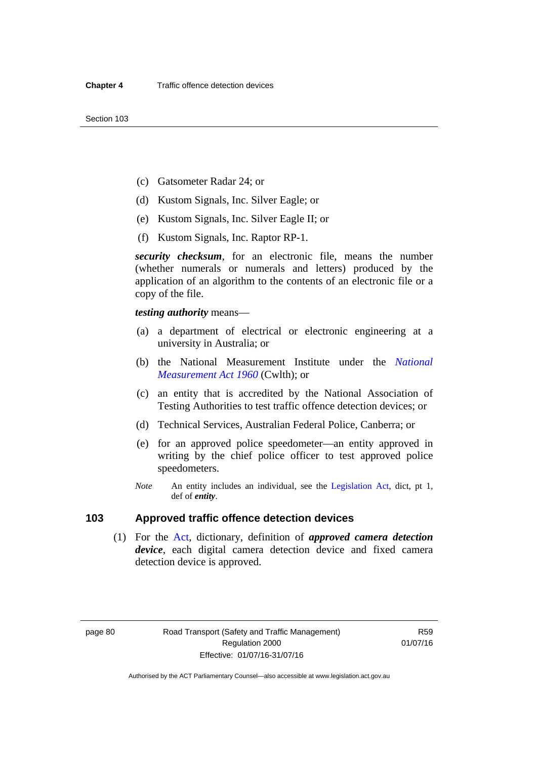(c) Gatsometer Radar 24; or

(d) Kustom Signals, Inc. Silver Eagle; or

(e) Kustom Signals, Inc. Silver Eagle II; or

(f) Kustom Signals, Inc. Raptor RP-1.

***security checksum***, for an electronic file, means the number (whether numerals or numerals and letters) produced by the application of an algorithm to the contents of an electronic file or a copy of the file.

***testing authority*** means—

(a) a department of electrical or electronic engineering at a university in Australia; or

(b) the National Measurement Institute under the *National Measurement Act 1960* (Cwlth); or

(c) an entity that is accredited by the National Association of Testing Authorities to test traffic offence detection devices; or

(d) Technical Services, Australian Federal Police, Canberra; or

(e) for an approved police speedometer—an entity approved in writing by the chief police officer to test approved police speedometers.

*Note* An entity includes an individual, see the Legislation Act, dict, pt 1, def of ***entity***.

## 103 Approved traffic offence detection devices

(1) For the Act, dictionary, definition of ***approved camera detection device***, each digital camera detection device and fixed camera detection device is approved.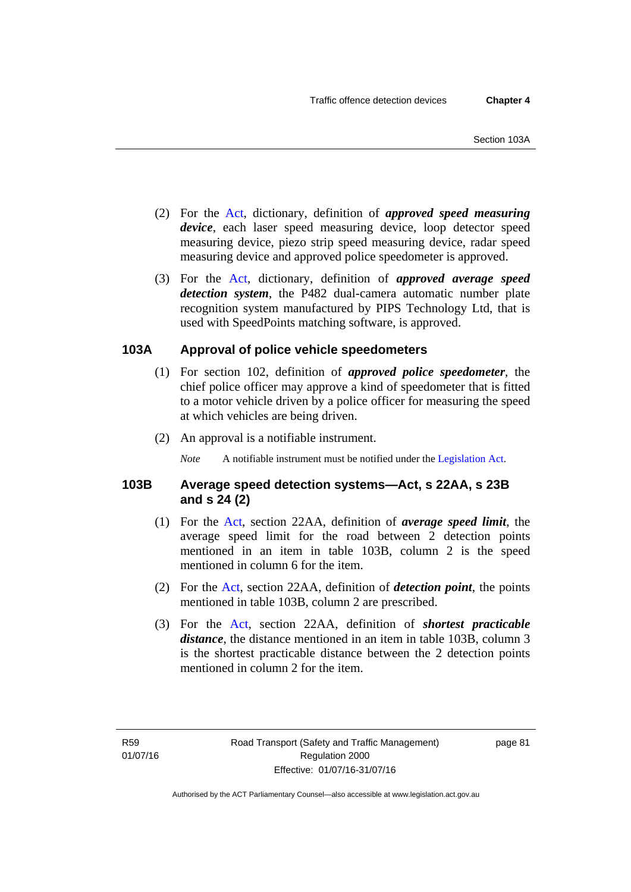(2) For the Act, dictionary, definition of ***approved speed measuring device***, each laser speed measuring device, loop detector speed measuring device, piezo strip speed measuring device, radar speed measuring device and approved police speedometer is approved.

(3) For the Act, dictionary, definition of ***approved average speed detection system***, the P482 dual-camera automatic number plate recognition system manufactured by PIPS Technology Ltd, that is used with SpeedPoints matching software, is approved.

### 103A Approval of police vehicle speedometers

(1) For section 102, definition of ***approved police speedometer***, the chief police officer may approve a kind of speedometer that is fitted to a motor vehicle driven by a police officer for measuring the speed at which vehicles are being driven.

(2) An approval is a notifiable instrument.

*Note* A notifiable instrument must be notified under the Legislation Act.

### 103B Average speed detection systems—Act, s 22AA, s 23B and s 24 (2)

(1) For the Act, section 22AA, definition of ***average speed limit***, the average speed limit for the road between 2 detection points mentioned in an item in table 103B, column 2 is the speed mentioned in column 6 for the item.

(2) For the Act, section 22AA, definition of ***detection point***, the points mentioned in table 103B, column 2 are prescribed.

(3) For the Act, section 22AA, definition of ***shortest practicable distance***, the distance mentioned in an item in table 103B, column 3 is the shortest practicable distance between the 2 detection points mentioned in column 2 for the item.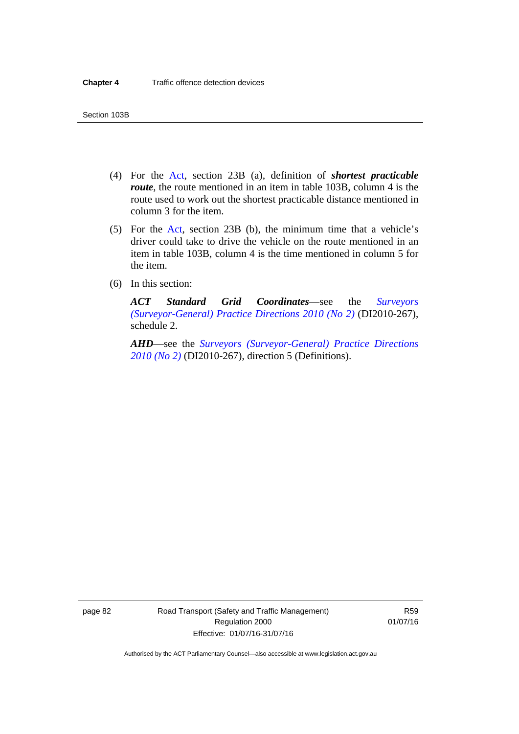(4) For the Act, section 23B (a), definition of ***shortest practicable route***, the route mentioned in an item in table 103B, column 4 is the route used to work out the shortest practicable distance mentioned in column 3 for the item.

(5) For the Act, section 23B (b), the minimum time that a vehicle's driver could take to drive the vehicle on the route mentioned in an item in table 103B, column 4 is the time mentioned in column 5 for the item.

(6) In this section:

***ACT Standard Grid Coordinates***—see the *Surveyors (Surveyor-General) Practice Directions 2010 (No 2)* (DI2010-267), schedule 2.

***AHD***—see the *Surveyors (Surveyor-General) Practice Directions 2010 (No 2)* (DI2010-267), direction 5 (Definitions).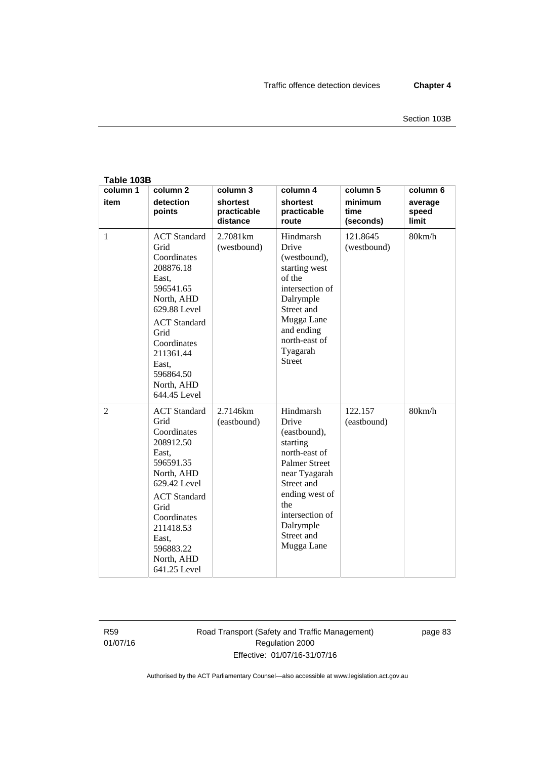**Table 103B**

| column 1<br>item | column 2<br>detection points | column 3<br>shortest practicable distance | column 4<br>shortest practicable route | column 5<br>minimum time (seconds) | column 6<br>average speed limit |
|---|---|---|---|---|---|
| 1 | ACT Standard Grid Coordinates 208876.18 East, 596541.65 North, AHD 629.88 Level<br>ACT Standard Grid Coordinates 211361.44 East, 596864.50 North, AHD 644.45 Level | 2.7081km (westbound) | Hindmarsh Drive (westbound), starting west of the intersection of Dalrymple Street and Mugga Lane and ending north-east of Tyagarah Street | 121.8645 (westbound) | 80km/h |
| 2 | ACT Standard Grid Coordinates 208912.50 East, 596591.35 North, AHD 629.42 Level<br>ACT Standard Grid Coordinates 211418.53 East, 596883.22 North, AHD 641.25 Level | 2.7146km (eastbound) | Hindmarsh Drive (eastbound), starting north-east of Palmer Street near Tyagarah Street and ending west of the intersection of Dalrymple Street and Mugga Lane | 122.157 (eastbound) | 80km/h |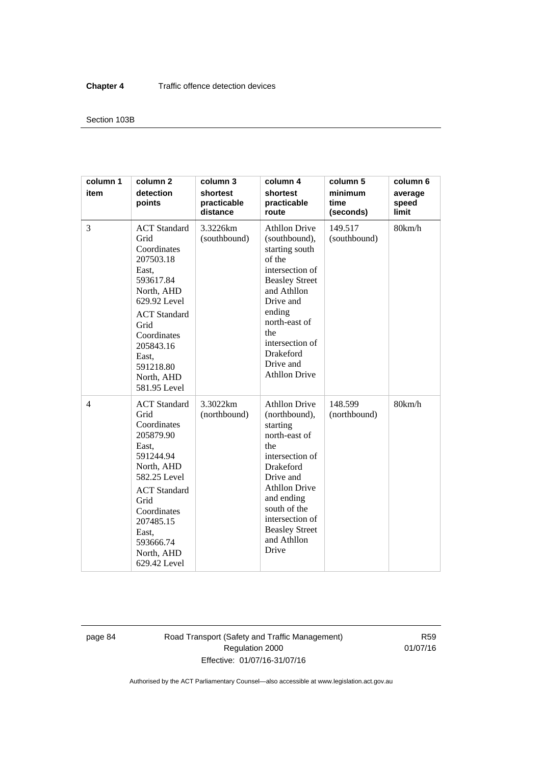| column 1 item | column 2 detection points | column 3 shortest practicable distance | column 4 shortest practicable route | column 5 minimum time (seconds) | column 6 average speed limit |
|---|---|---|---|---|---|
| 3 | ACT Standard Grid Coordinates 207503.18 East, 593617.84 North, AHD 629.92 Level<br>ACT Standard Grid Coordinates 205843.16 East, 591218.80 North, AHD 581.95 Level | 3.3226km (southbound) | Athllon Drive (southbound), starting south of the intersection of Beasley Street and Athllon Drive and ending north-east of the intersection of Drakeford Drive and Athllon Drive | 149.517 (southbound) | 80km/h |
| 4 | ACT Standard Grid Coordinates 205879.90 East, 591244.94 North, AHD 582.25 Level<br>ACT Standard Grid Coordinates 207485.15 East, 593666.74 North, AHD 629.42 Level | 3.3022km (northbound) | Athllon Drive (northbound), starting north-east of the intersection of Drakeford Drive and Athllon Drive and ending south of the intersection of Beasley Street and Athllon Drive | 148.599 (northbound) | 80km/h |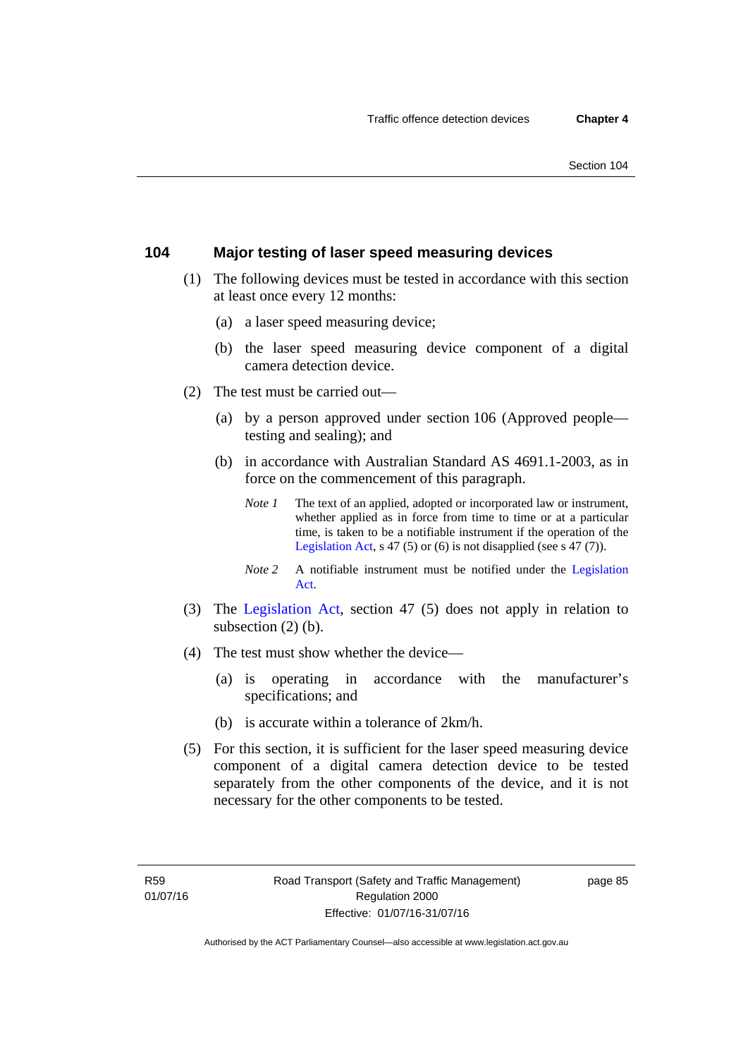## 104 Major testing of laser speed measuring devices

(1) The following devices must be tested in accordance with this section at least once every 12 months:

(a) a laser speed measuring device;

(b) the laser speed measuring device component of a digital camera detection device.

(2) The test must be carried out—

(a) by a person approved under section 106 (Approved people—testing and sealing); and

(b) in accordance with Australian Standard AS 4691.1-2003, as in force on the commencement of this paragraph.

*Note 1* The text of an applied, adopted or incorporated law or instrument, whether applied as in force from time to time or at a particular time, is taken to be a notifiable instrument if the operation of the Legislation Act, s 47 (5) or (6) is not disapplied (see s 47 (7)).

*Note 2* A notifiable instrument must be notified under the Legislation Act.

(3) The Legislation Act, section 47 (5) does not apply in relation to subsection (2) (b).

(4) The test must show whether the device—

(a) is operating in accordance with the manufacturer's specifications; and

(b) is accurate within a tolerance of 2km/h.

(5) For this section, it is sufficient for the laser speed measuring device component of a digital camera detection device to be tested separately from the other components of the device, and it is not necessary for the other components to be tested.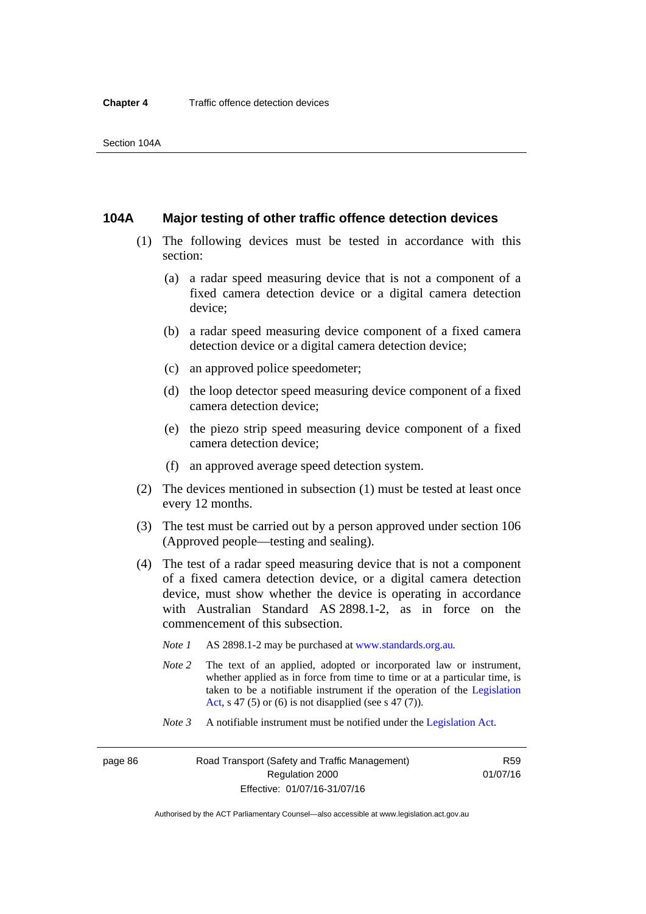## 104A Major testing of other traffic offence detection devices

(1) The following devices must be tested in accordance with this section:

(a) a radar speed measuring device that is not a component of a fixed camera detection device or a digital camera detection device;

(b) a radar speed measuring device component of a fixed camera detection device or a digital camera detection device;

(c) an approved police speedometer;

(d) the loop detector speed measuring device component of a fixed camera detection device;

(e) the piezo strip speed measuring device component of a fixed camera detection device;

(f) an approved average speed detection system.

(2) The devices mentioned in subsection (1) must be tested at least once every 12 months.

(3) The test must be carried out by a person approved under section 106 (Approved people—testing and sealing).

(4) The test of a radar speed measuring device that is not a component of a fixed camera detection device, or a digital camera detection device, must show whether the device is operating in accordance with Australian Standard AS 2898.1-2, as in force on the commencement of this subsection.

*Note 1* AS 2898.1-2 may be purchased at www.standards.org.au.

*Note 2* The text of an applied, adopted or incorporated law or instrument, whether applied as in force from time to time or at a particular time, is taken to be a notifiable instrument if the operation of the Legislation Act, s 47 (5) or (6) is not disapplied (see s 47 (7)).

*Note 3* A notifiable instrument must be notified under the Legislation Act.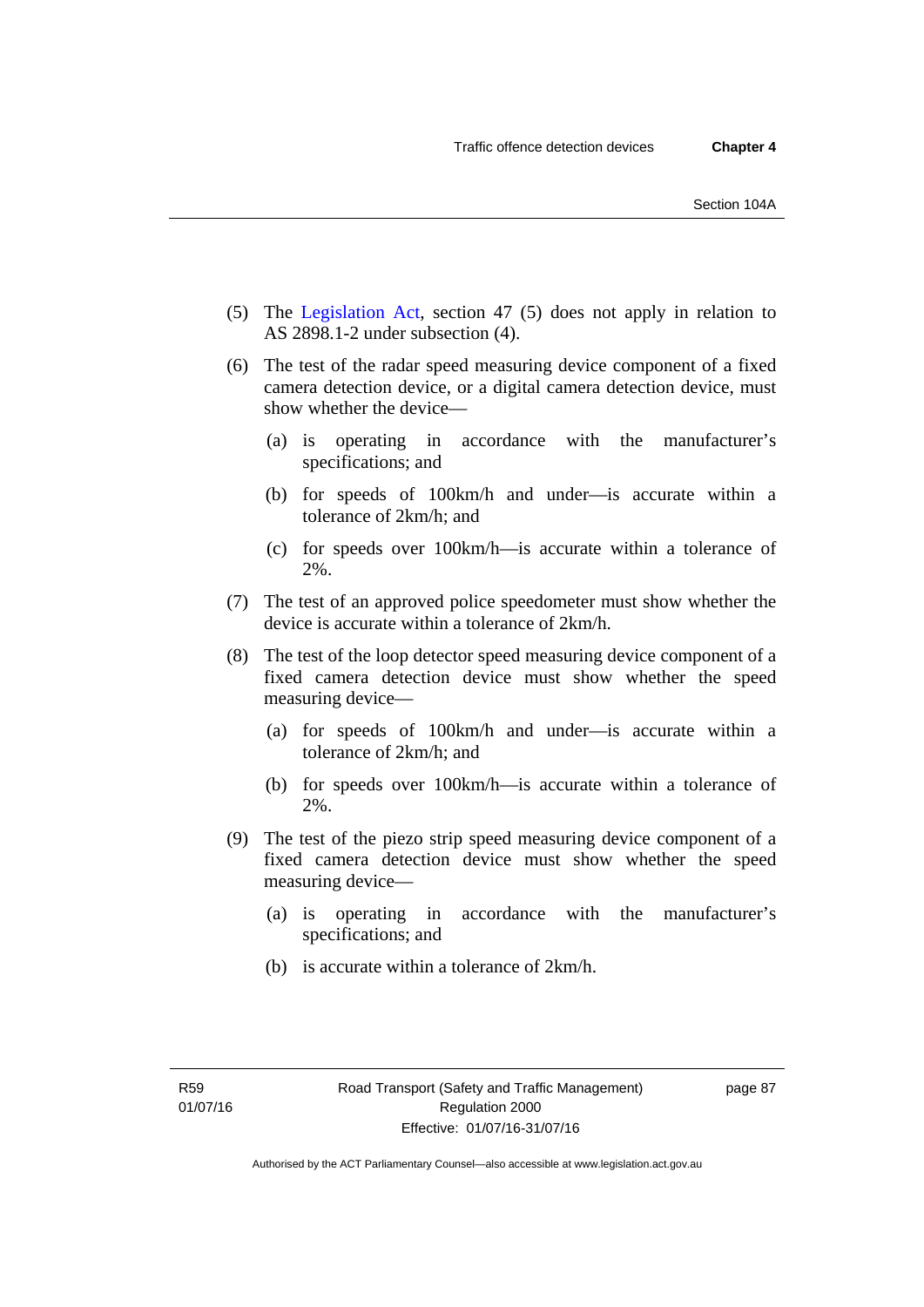(5) The Legislation Act, section 47 (5) does not apply in relation to AS 2898.1-2 under subsection (4).

(6) The test of the radar speed measuring device component of a fixed camera detection device, or a digital camera detection device, must show whether the device—

   (a) is operating in accordance with the manufacturer's specifications; and

   (b) for speeds of 100km/h and under—is accurate within a tolerance of 2km/h; and

   (c) for speeds over 100km/h—is accurate within a tolerance of 2%.

(7) The test of an approved police speedometer must show whether the device is accurate within a tolerance of 2km/h.

(8) The test of the loop detector speed measuring device component of a fixed camera detection device must show whether the speed measuring device—

   (a) for speeds of 100km/h and under—is accurate within a tolerance of 2km/h; and

   (b) for speeds over 100km/h—is accurate within a tolerance of 2%.

(9) The test of the piezo strip speed measuring device component of a fixed camera detection device must show whether the speed measuring device—

   (a) is operating in accordance with the manufacturer's specifications; and

   (b) is accurate within a tolerance of 2km/h.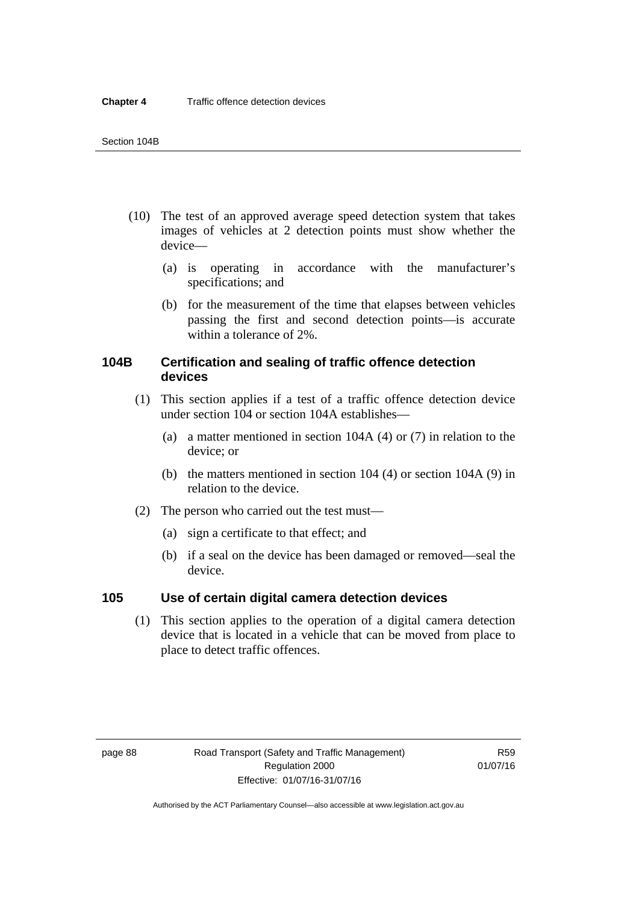(10) The test of an approved average speed detection system that takes images of vehicles at 2 detection points must show whether the device—

(a) is operating in accordance with the manufacturer's specifications; and

(b) for the measurement of the time that elapses between vehicles passing the first and second detection points—is accurate within a tolerance of 2%.

### 104B Certification and sealing of traffic offence detection devices

(1) This section applies if a test of a traffic offence detection device under section 104 or section 104A establishes—

(a) a matter mentioned in section 104A (4) or (7) in relation to the device; or

(b) the matters mentioned in section 104 (4) or section 104A (9) in relation to the device.

(2) The person who carried out the test must—

(a) sign a certificate to that effect; and

(b) if a seal on the device has been damaged or removed—seal the device.

### 105 Use of certain digital camera detection devices

(1) This section applies to the operation of a digital camera detection device that is located in a vehicle that can be moved from place to place to detect traffic offences.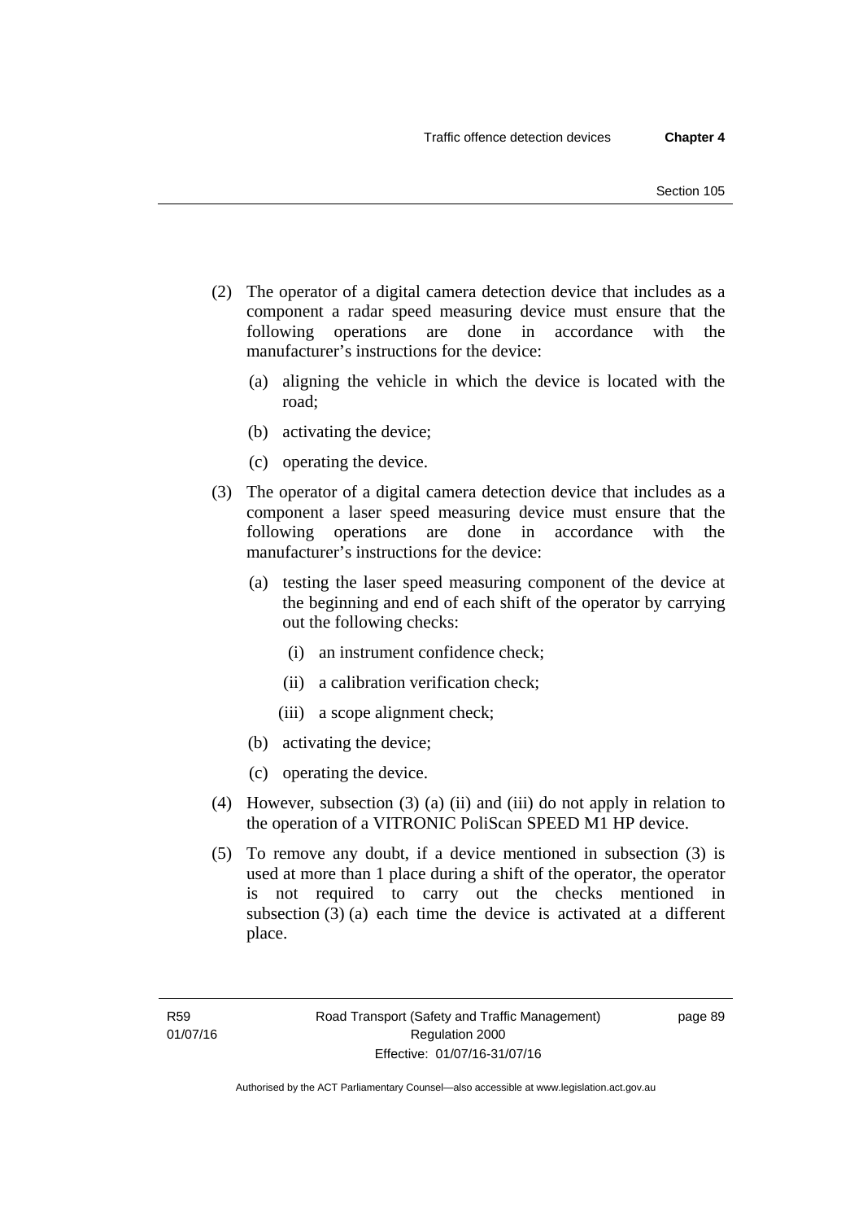(2) The operator of a digital camera detection device that includes as a component a radar speed measuring device must ensure that the following operations are done in accordance with the manufacturer's instructions for the device:

(a) aligning the vehicle in which the device is located with the road;

(b) activating the device;

(c) operating the device.

(3) The operator of a digital camera detection device that includes as a component a laser speed measuring device must ensure that the following operations are done in accordance with the manufacturer's instructions for the device:

(a) testing the laser speed measuring component of the device at the beginning and end of each shift of the operator by carrying out the following checks:

(i) an instrument confidence check;

(ii) a calibration verification check;

(iii) a scope alignment check;

(b) activating the device;

(c) operating the device.

(4) However, subsection (3) (a) (ii) and (iii) do not apply in relation to the operation of a VITRONIC PoliScan SPEED M1 HP device.

(5) To remove any doubt, if a device mentioned in subsection (3) is used at more than 1 place during a shift of the operator, the operator is not required to carry out the checks mentioned in subsection (3) (a) each time the device is activated at a different place.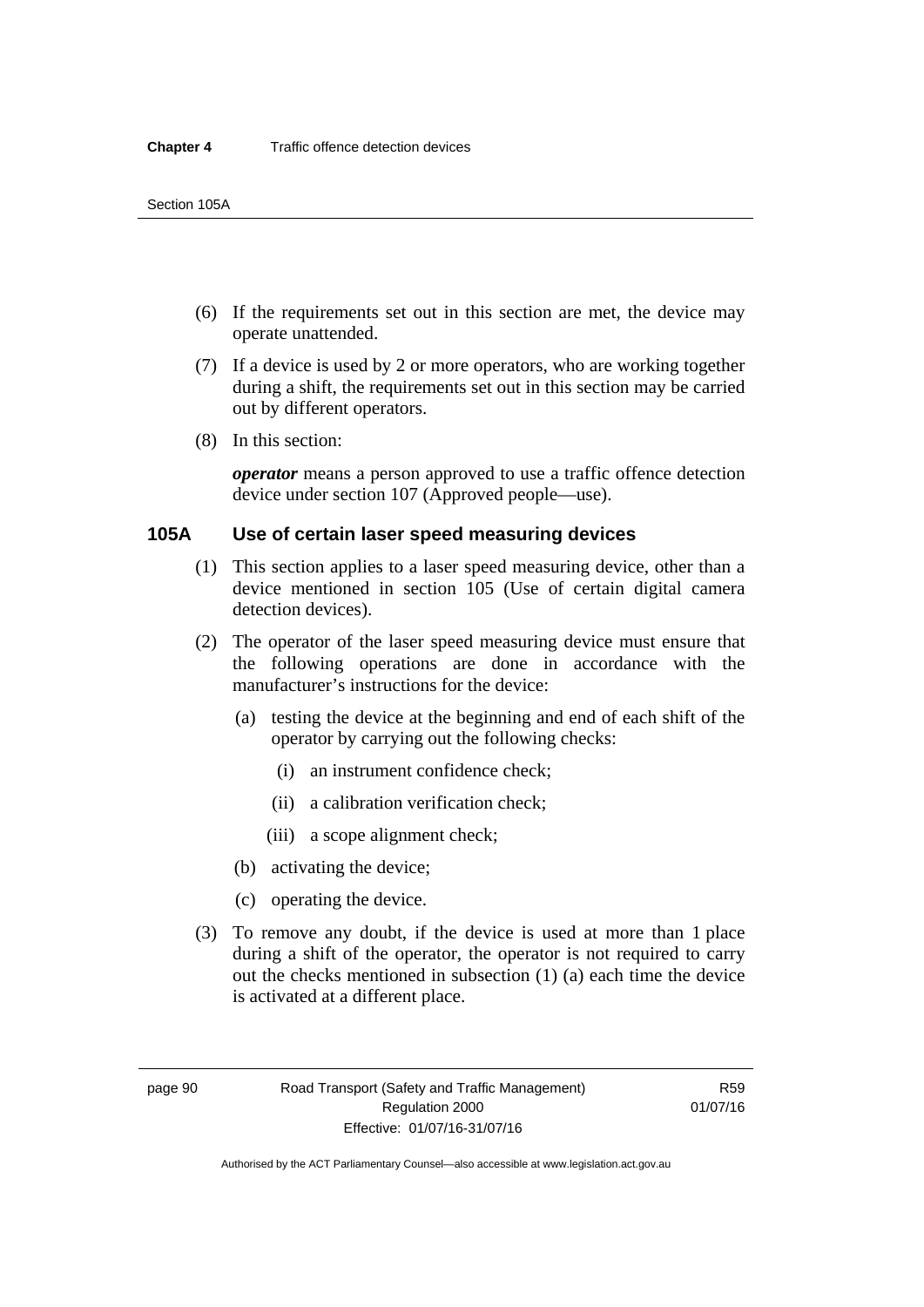(6) If the requirements set out in this section are met, the device may operate unattended.

(7) If a device is used by 2 or more operators, who are working together during a shift, the requirements set out in this section may be carried out by different operators.

(8) In this section:

***operator*** means a person approved to use a traffic offence detection device under section 107 (Approved people—use).

### 105A Use of certain laser speed measuring devices

(1) This section applies to a laser speed measuring device, other than a device mentioned in section 105 (Use of certain digital camera detection devices).

(2) The operator of the laser speed measuring device must ensure that the following operations are done in accordance with the manufacturer's instructions for the device:

(a) testing the device at the beginning and end of each shift of the operator by carrying out the following checks:

(i) an instrument confidence check;

(ii) a calibration verification check;

(iii) a scope alignment check;

(b) activating the device;

(c) operating the device.

(3) To remove any doubt, if the device is used at more than 1 place during a shift of the operator, the operator is not required to carry out the checks mentioned in subsection (1) (a) each time the device is activated at a different place.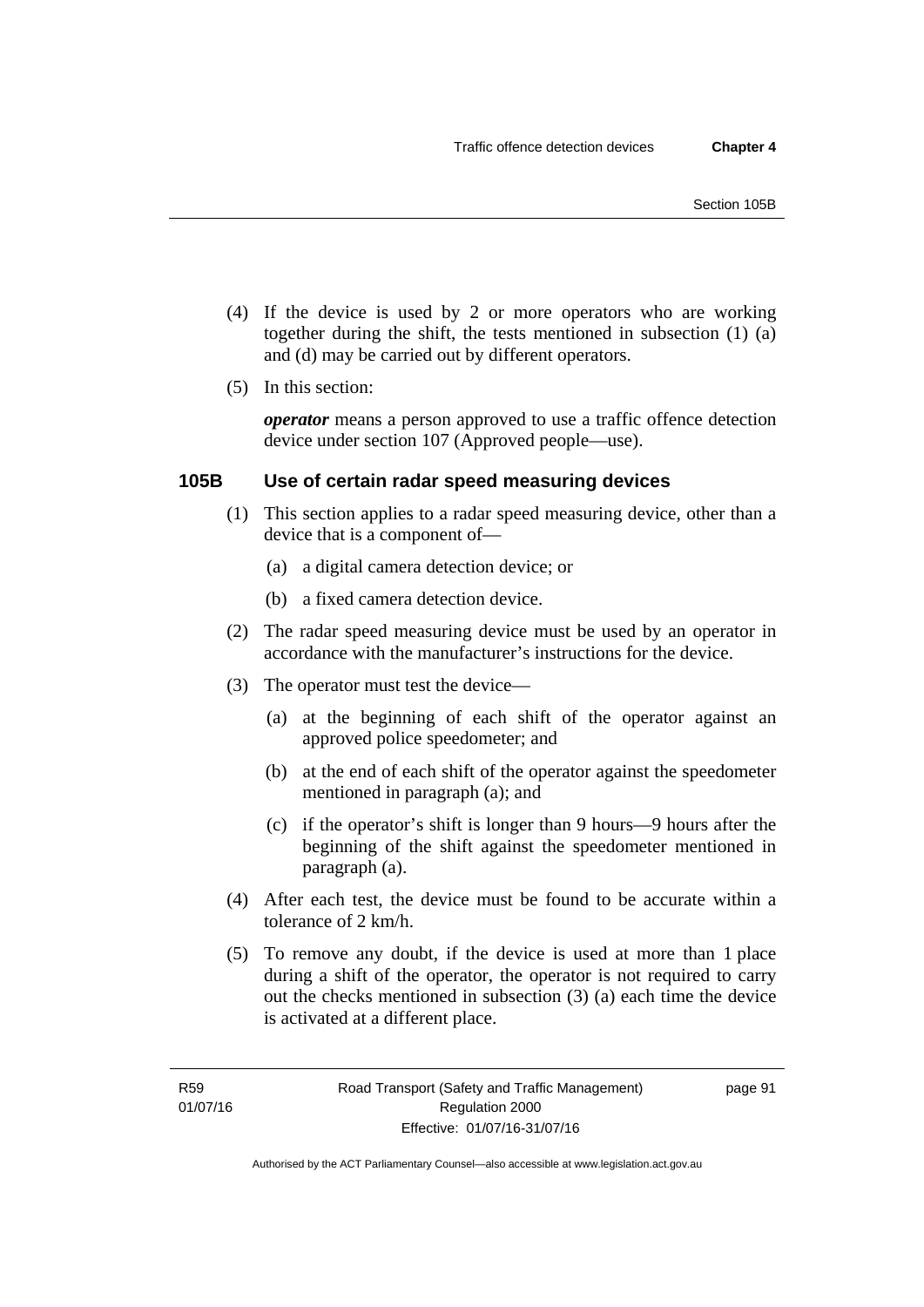(4) If the device is used by 2 or more operators who are working together during the shift, the tests mentioned in subsection (1) (a) and (d) may be carried out by different operators.

(5) In this section:

***operator*** means a person approved to use a traffic offence detection device under section 107 (Approved people—use).

### 105B Use of certain radar speed measuring devices

(1) This section applies to a radar speed measuring device, other than a device that is a component of—

(a) a digital camera detection device; or

(b) a fixed camera detection device.

(2) The radar speed measuring device must be used by an operator in accordance with the manufacturer's instructions for the device.

(3) The operator must test the device—

(a) at the beginning of each shift of the operator against an approved police speedometer; and

(b) at the end of each shift of the operator against the speedometer mentioned in paragraph (a); and

(c) if the operator's shift is longer than 9 hours—9 hours after the beginning of the shift against the speedometer mentioned in paragraph (a).

(4) After each test, the device must be found to be accurate within a tolerance of 2 km/h.

(5) To remove any doubt, if the device is used at more than 1 place during a shift of the operator, the operator is not required to carry out the checks mentioned in subsection (3) (a) each time the device is activated at a different place.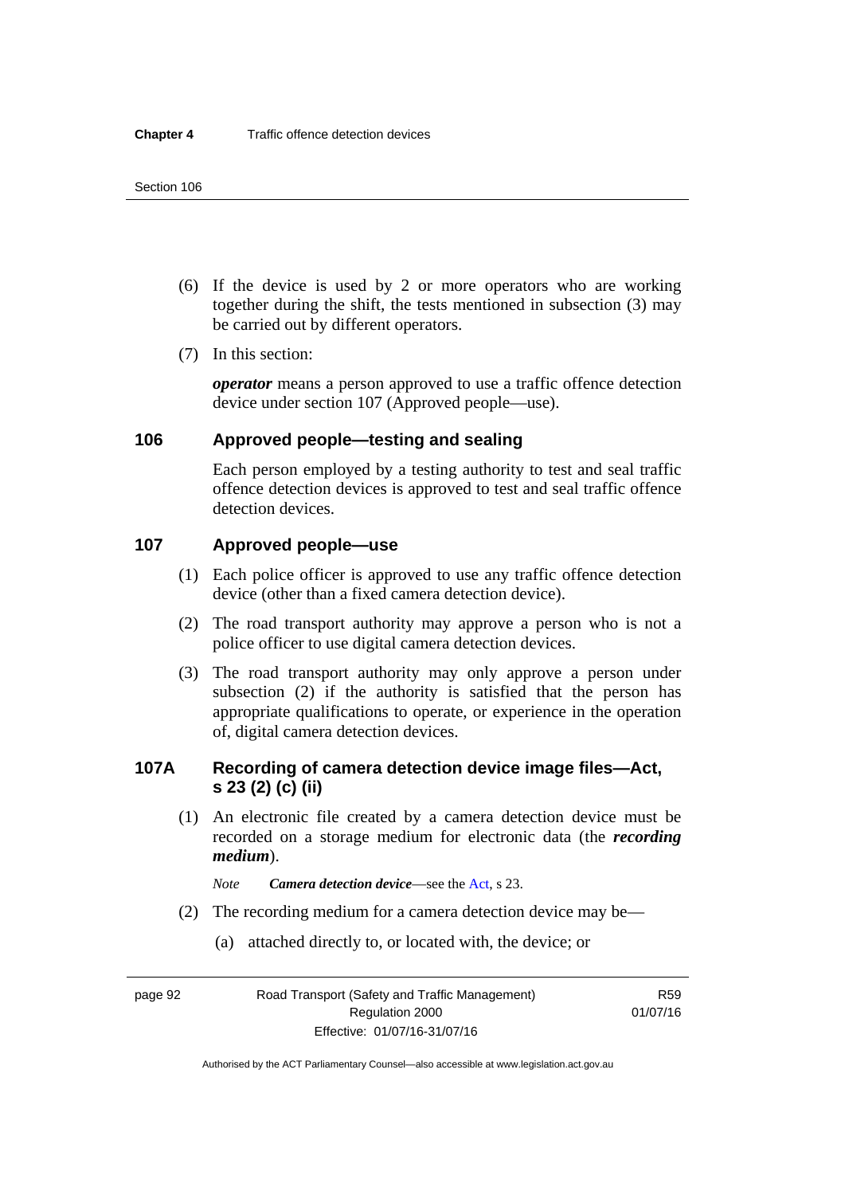(6) If the device is used by 2 or more operators who are working together during the shift, the tests mentioned in subsection (3) may be carried out by different operators.

(7) In this section:

***operator*** means a person approved to use a traffic offence detection device under section 107 (Approved people—use).

## 106 Approved people—testing and sealing

Each person employed by a testing authority to test and seal traffic offence detection devices is approved to test and seal traffic offence detection devices.

## 107 Approved people—use

(1) Each police officer is approved to use any traffic offence detection device (other than a fixed camera detection device).

(2) The road transport authority may approve a person who is not a police officer to use digital camera detection devices.

(3) The road transport authority may only approve a person under subsection (2) if the authority is satisfied that the person has appropriate qualifications to operate, or experience in the operation of, digital camera detection devices.

## 107A Recording of camera detection device image files—Act, s 23 (2) (c) (ii)

(1) An electronic file created by a camera detection device must be recorded on a storage medium for electronic data (the ***recording medium***).

*Note* ***Camera detection device***—see the Act, s 23.

(2) The recording medium for a camera detection device may be—

(a) attached directly to, or located with, the device; or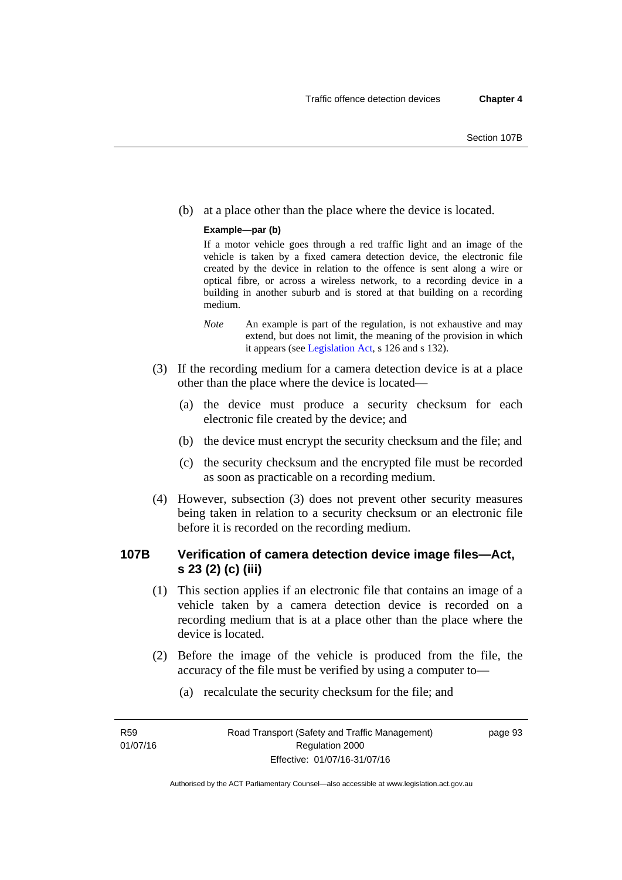(b) at a place other than the place where the device is located.

**Example—par (b)**

If a motor vehicle goes through a red traffic light and an image of the vehicle is taken by a fixed camera detection device, the electronic file created by the device in relation to the offence is sent along a wire or optical fibre, or across a wireless network, to a recording device in a building in another suburb and is stored at that building on a recording medium.

*Note* An example is part of the regulation, is not exhaustive and may extend, but does not limit, the meaning of the provision in which it appears (see Legislation Act, s 126 and s 132).

(3) If the recording medium for a camera detection device is at a place other than the place where the device is located—

(a) the device must produce a security checksum for each electronic file created by the device; and

(b) the device must encrypt the security checksum and the file; and

(c) the security checksum and the encrypted file must be recorded as soon as practicable on a recording medium.

(4) However, subsection (3) does not prevent other security measures being taken in relation to a security checksum or an electronic file before it is recorded on the recording medium.

## 107B Verification of camera detection device image files—Act, s 23 (2) (c) (iii)

(1) This section applies if an electronic file that contains an image of a vehicle taken by a camera detection device is recorded on a recording medium that is at a place other than the place where the device is located.

(2) Before the image of the vehicle is produced from the file, the accuracy of the file must be verified by using a computer to—

(a) recalculate the security checksum for the file; and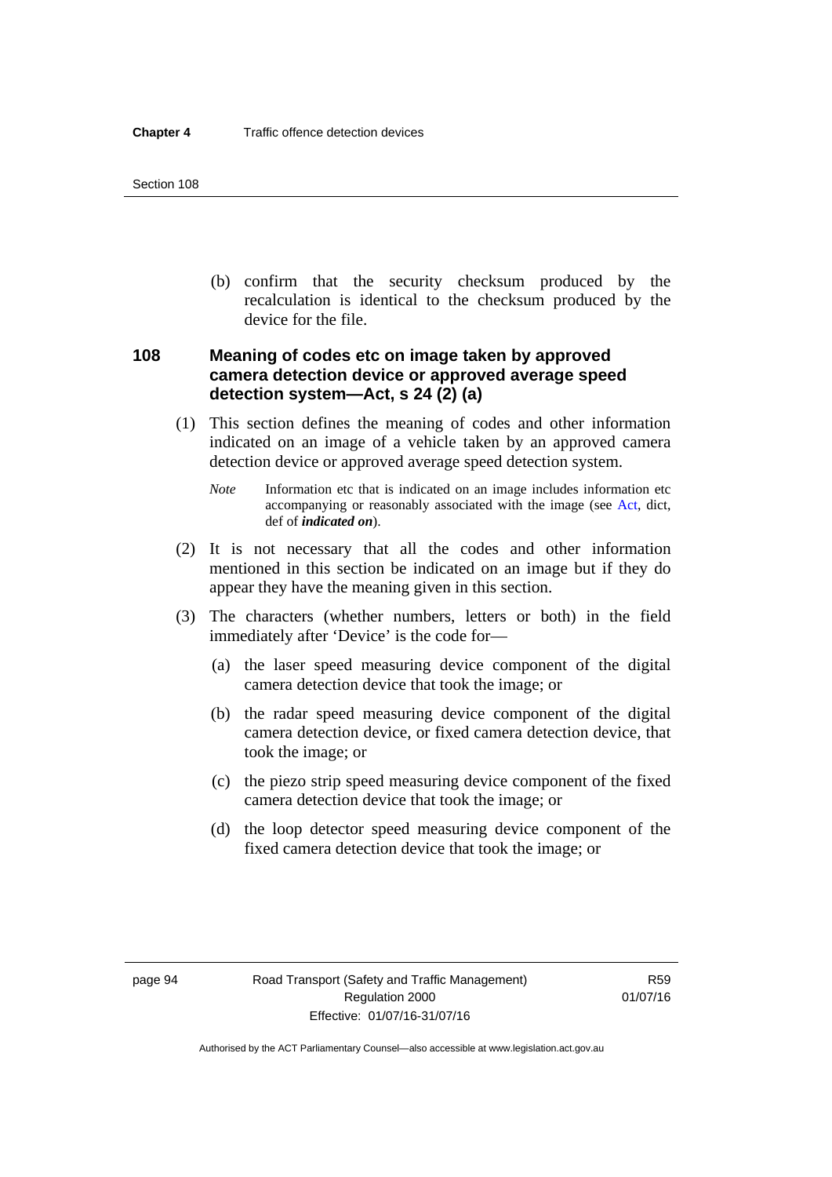(b) confirm that the security checksum produced by the recalculation is identical to the checksum produced by the device for the file.

### 108 Meaning of codes etc on image taken by approved camera detection device or approved average speed detection system—Act, s 24 (2) (a)

(1) This section defines the meaning of codes and other information indicated on an image of a vehicle taken by an approved camera detection device or approved average speed detection system.

*Note* Information etc that is indicated on an image includes information etc accompanying or reasonably associated with the image (see Act, dict, def of ***indicated on***).

(2) It is not necessary that all the codes and other information mentioned in this section be indicated on an image but if they do appear they have the meaning given in this section.

(3) The characters (whether numbers, letters or both) in the field immediately after 'Device' is the code for—

(a) the laser speed measuring device component of the digital camera detection device that took the image; or

(b) the radar speed measuring device component of the digital camera detection device, or fixed camera detection device, that took the image; or

(c) the piezo strip speed measuring device component of the fixed camera detection device that took the image; or

(d) the loop detector speed measuring device component of the fixed camera detection device that took the image; or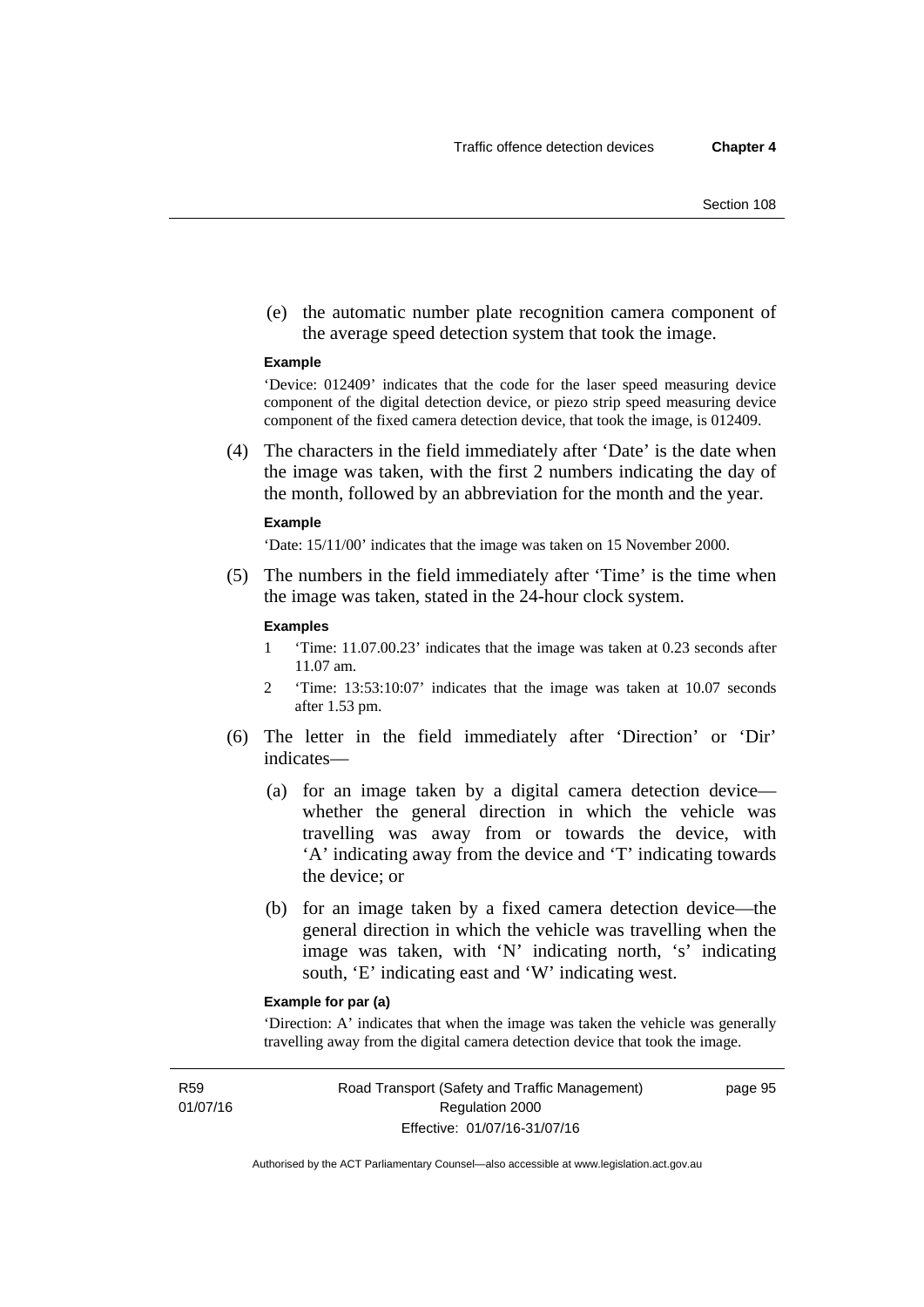(e) the automatic number plate recognition camera component of the average speed detection system that took the image.

**Example**

'Device: 012409' indicates that the code for the laser speed measuring device component of the digital detection device, or piezo strip speed measuring device component of the fixed camera detection device, that took the image, is 012409.

(4) The characters in the field immediately after 'Date' is the date when the image was taken, with the first 2 numbers indicating the day of the month, followed by an abbreviation for the month and the year.

**Example**

'Date: 15/11/00' indicates that the image was taken on 15 November 2000.

(5) The numbers in the field immediately after 'Time' is the time when the image was taken, stated in the 24-hour clock system.

**Examples**

1 'Time: 11.07.00.23' indicates that the image was taken at 0.23 seconds after 11.07 am.

2 'Time: 13:53:10:07' indicates that the image was taken at 10.07 seconds after 1.53 pm.

(6) The letter in the field immediately after 'Direction' or 'Dir' indicates—

(a) for an image taken by a digital camera detection device—whether the general direction in which the vehicle was travelling was away from or towards the device, with 'A' indicating away from the device and 'T' indicating towards the device; or

(b) for an image taken by a fixed camera detection device—the general direction in which the vehicle was travelling when the image was taken, with 'N' indicating north, 's' indicating south, 'E' indicating east and 'W' indicating west.

**Example for par (a)**

'Direction: A' indicates that when the image was taken the vehicle was generally travelling away from the digital camera detection device that took the image.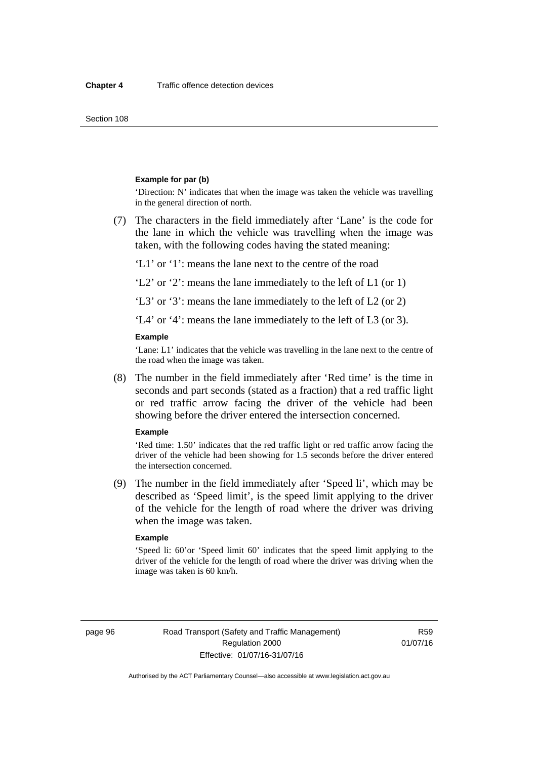**Example for par (b)**

'Direction: N' indicates that when the image was taken the vehicle was travelling in the general direction of north.

(7) The characters in the field immediately after 'Lane' is the code for the lane in which the vehicle was travelling when the image was taken, with the following codes having the stated meaning:

'L1' or '1': means the lane next to the centre of the road

'L2' or '2': means the lane immediately to the left of L1 (or 1)

'L3' or '3': means the lane immediately to the left of L2 (or 2)

'L4' or '4': means the lane immediately to the left of L3 (or 3).

**Example**

'Lane: L1' indicates that the vehicle was travelling in the lane next to the centre of the road when the image was taken.

(8) The number in the field immediately after 'Red time' is the time in seconds and part seconds (stated as a fraction) that a red traffic light or red traffic arrow facing the driver of the vehicle had been showing before the driver entered the intersection concerned.

**Example**

'Red time: 1.50' indicates that the red traffic light or red traffic arrow facing the driver of the vehicle had been showing for 1.5 seconds before the driver entered the intersection concerned.

(9) The number in the field immediately after 'Speed li', which may be described as 'Speed limit', is the speed limit applying to the driver of the vehicle for the length of road where the driver was driving when the image was taken.

**Example**

'Speed li: 60'or 'Speed limit 60' indicates that the speed limit applying to the driver of the vehicle for the length of road where the driver was driving when the image was taken is 60 km/h.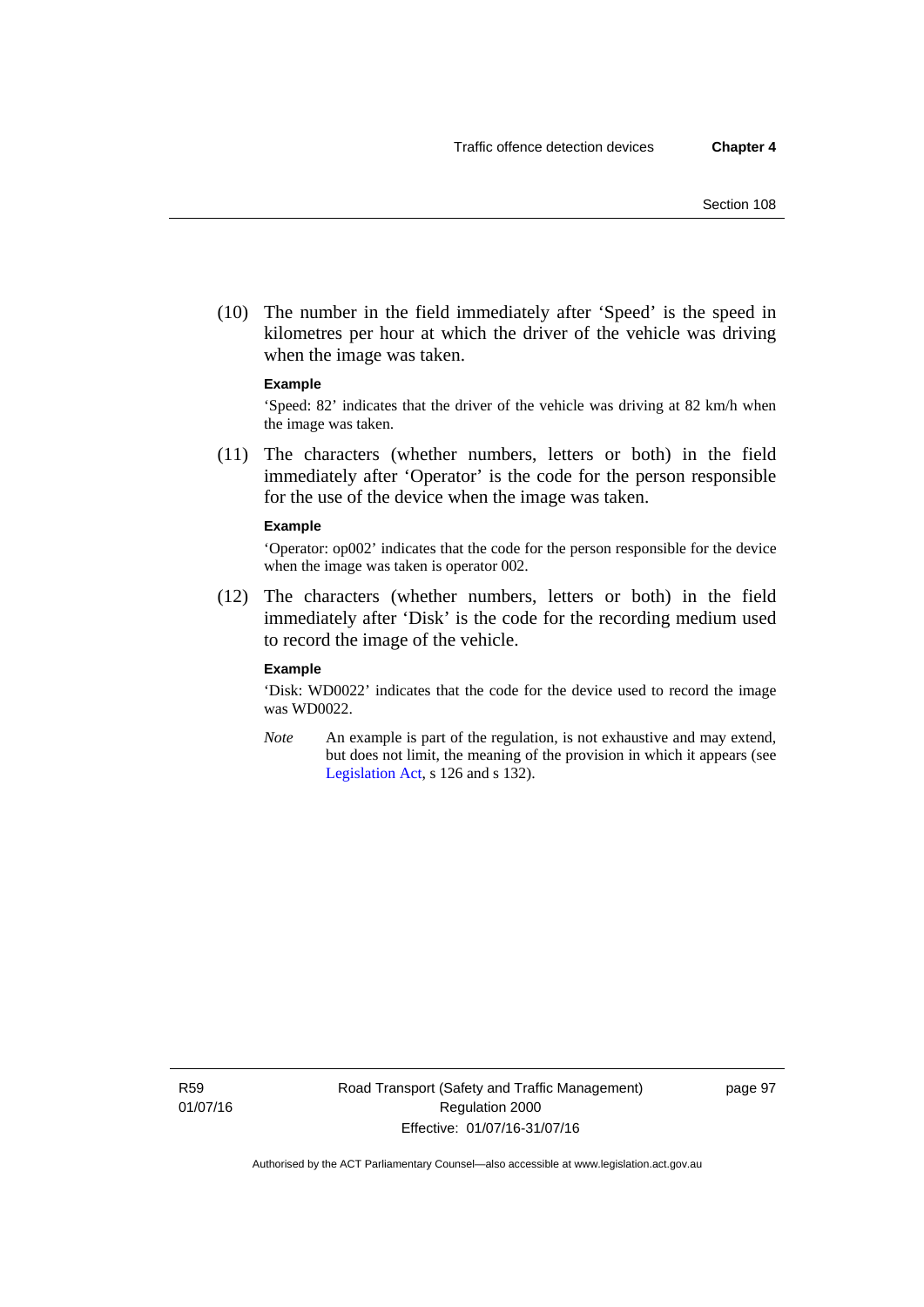(10) The number in the field immediately after ‘Speed’ is the speed in kilometres per hour at which the driver of the vehicle was driving when the image was taken.

**Example**

‘Speed: 82’ indicates that the driver of the vehicle was driving at 82 km/h when the image was taken.

(11) The characters (whether numbers, letters or both) in the field immediately after ‘Operator’ is the code for the person responsible for the use of the device when the image was taken.

**Example**

‘Operator: op002’ indicates that the code for the person responsible for the device when the image was taken is operator 002.

(12) The characters (whether numbers, letters or both) in the field immediately after ‘Disk’ is the code for the recording medium used to record the image of the vehicle.

**Example**

‘Disk: WD0022’ indicates that the code for the device used to record the image was WD0022.

*Note* An example is part of the regulation, is not exhaustive and may extend, but does not limit, the meaning of the provision in which it appears (see Legislation Act, s 126 and s 132).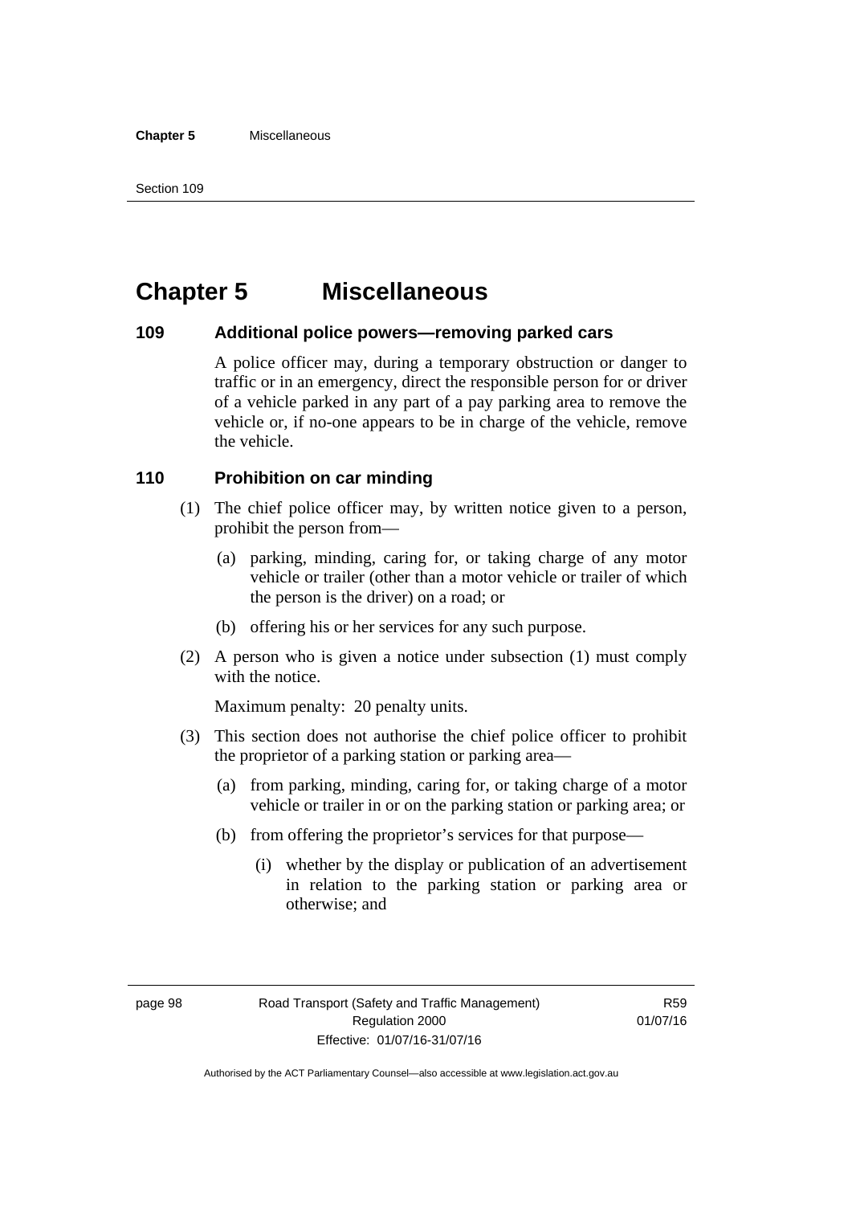# Chapter 5 Miscellaneous

### 109 Additional police powers—removing parked cars

A police officer may, during a temporary obstruction or danger to traffic or in an emergency, direct the responsible person for or driver of a vehicle parked in any part of a pay parking area to remove the vehicle or, if no-one appears to be in charge of the vehicle, remove the vehicle.

### 110 Prohibition on car minding

(1) The chief police officer may, by written notice given to a person, prohibit the person from—

(a) parking, minding, caring for, or taking charge of any motor vehicle or trailer (other than a motor vehicle or trailer of which the person is the driver) on a road; or

(b) offering his or her services for any such purpose.

(2) A person who is given a notice under subsection (1) must comply with the notice.

Maximum penalty: 20 penalty units.

(3) This section does not authorise the chief police officer to prohibit the proprietor of a parking station or parking area—

(a) from parking, minding, caring for, or taking charge of a motor vehicle or trailer in or on the parking station or parking area; or

(b) from offering the proprietor's services for that purpose—

(i) whether by the display or publication of an advertisement in relation to the parking station or parking area or otherwise; and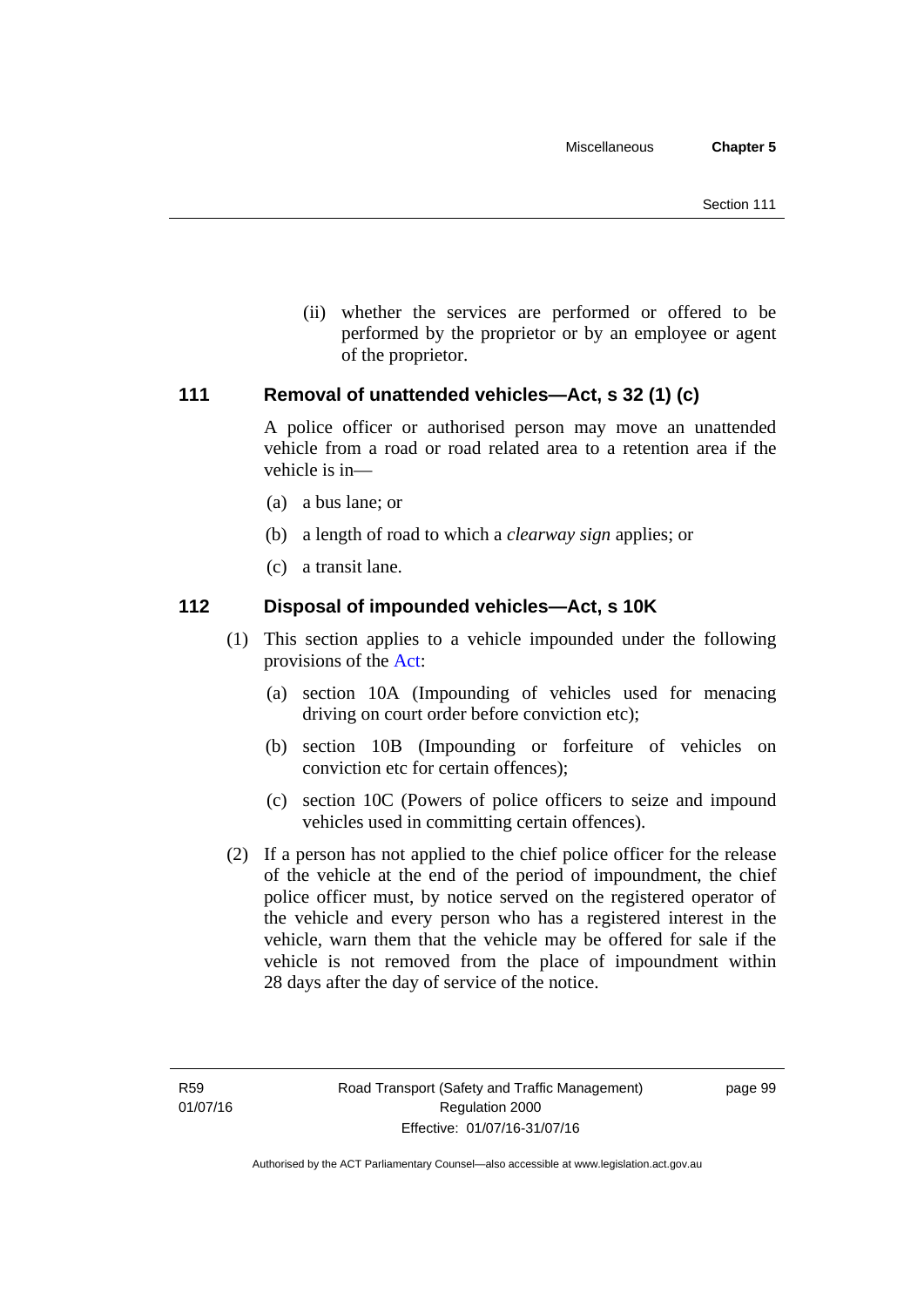(ii) whether the services are performed or offered to be performed by the proprietor or by an employee or agent of the proprietor.

## 111 Removal of unattended vehicles—Act, s 32 (1) (c)

A police officer or authorised person may move an unattended vehicle from a road or road related area to a retention area if the vehicle is in—

(a) a bus lane; or

(b) a length of road to which a *clearway sign* applies; or

(c) a transit lane.

## 112 Disposal of impounded vehicles—Act, s 10K

(1) This section applies to a vehicle impounded under the following provisions of the Act:

(a) section 10A (Impounding of vehicles used for menacing driving on court order before conviction etc);

(b) section 10B (Impounding or forfeiture of vehicles on conviction etc for certain offences);

(c) section 10C (Powers of police officers to seize and impound vehicles used in committing certain offences).

(2) If a person has not applied to the chief police officer for the release of the vehicle at the end of the period of impoundment, the chief police officer must, by notice served on the registered operator of the vehicle and every person who has a registered interest in the vehicle, warn them that the vehicle may be offered for sale if the vehicle is not removed from the place of impoundment within 28 days after the day of service of the notice.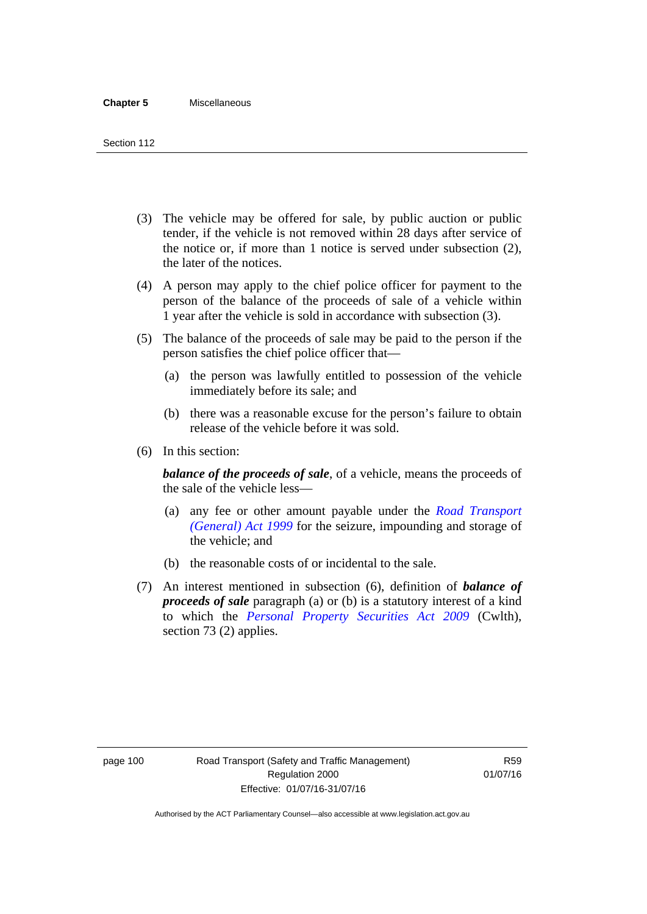(3) The vehicle may be offered for sale, by public auction or public tender, if the vehicle is not removed within 28 days after service of the notice or, if more than 1 notice is served under subsection (2), the later of the notices.

(4) A person may apply to the chief police officer for payment to the person of the balance of the proceeds of sale of a vehicle within 1 year after the vehicle is sold in accordance with subsection (3).

(5) The balance of the proceeds of sale may be paid to the person if the person satisfies the chief police officer that—

(a) the person was lawfully entitled to possession of the vehicle immediately before its sale; and

(b) there was a reasonable excuse for the person's failure to obtain release of the vehicle before it was sold.

(6) In this section:

***balance of the proceeds of sale***, of a vehicle, means the proceeds of the sale of the vehicle less—

(a) any fee or other amount payable under the *Road Transport (General) Act 1999* for the seizure, impounding and storage of the vehicle; and

(b) the reasonable costs of or incidental to the sale.

(7) An interest mentioned in subsection (6), definition of ***balance of proceeds of sale*** paragraph (a) or (b) is a statutory interest of a kind to which the *Personal Property Securities Act 2009* (Cwlth), section 73 (2) applies.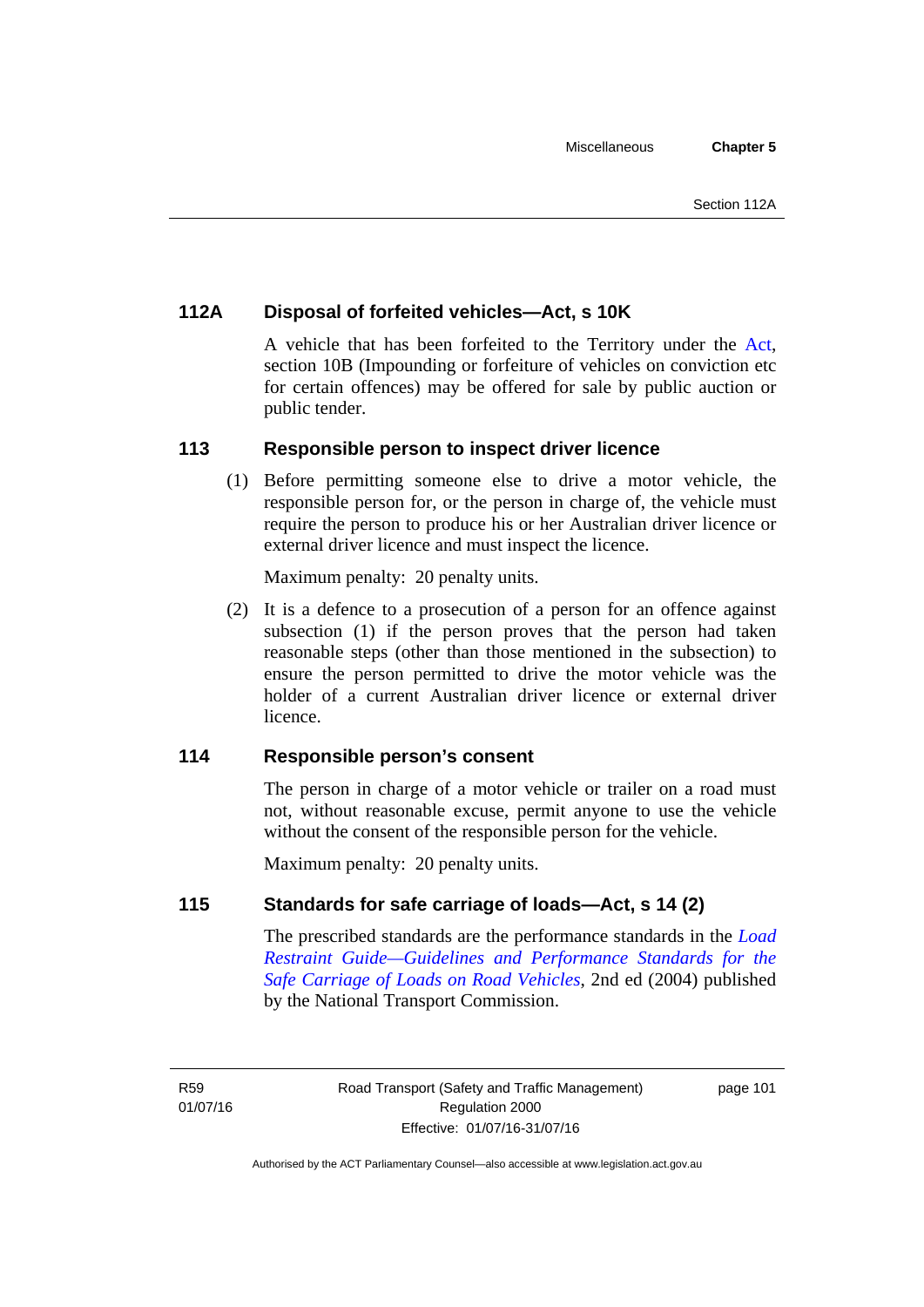### 112A Disposal of forfeited vehicles—Act, s 10K

A vehicle that has been forfeited to the Territory under the Act, section 10B (Impounding or forfeiture of vehicles on conviction etc for certain offences) may be offered for sale by public auction or public tender.

### 113 Responsible person to inspect driver licence

(1) Before permitting someone else to drive a motor vehicle, the responsible person for, or the person in charge of, the vehicle must require the person to produce his or her Australian driver licence or external driver licence and must inspect the licence.

Maximum penalty: 20 penalty units.

(2) It is a defence to a prosecution of a person for an offence against subsection (1) if the person proves that the person had taken reasonable steps (other than those mentioned in the subsection) to ensure the person permitted to drive the motor vehicle was the holder of a current Australian driver licence or external driver licence.

### 114 Responsible person's consent

The person in charge of a motor vehicle or trailer on a road must not, without reasonable excuse, permit anyone to use the vehicle without the consent of the responsible person for the vehicle.

Maximum penalty: 20 penalty units.

### 115 Standards for safe carriage of loads—Act, s 14 (2)

The prescribed standards are the performance standards in the *Load Restraint Guide—Guidelines and Performance Standards for the Safe Carriage of Loads on Road Vehicles*, 2nd ed (2004) published by the National Transport Commission.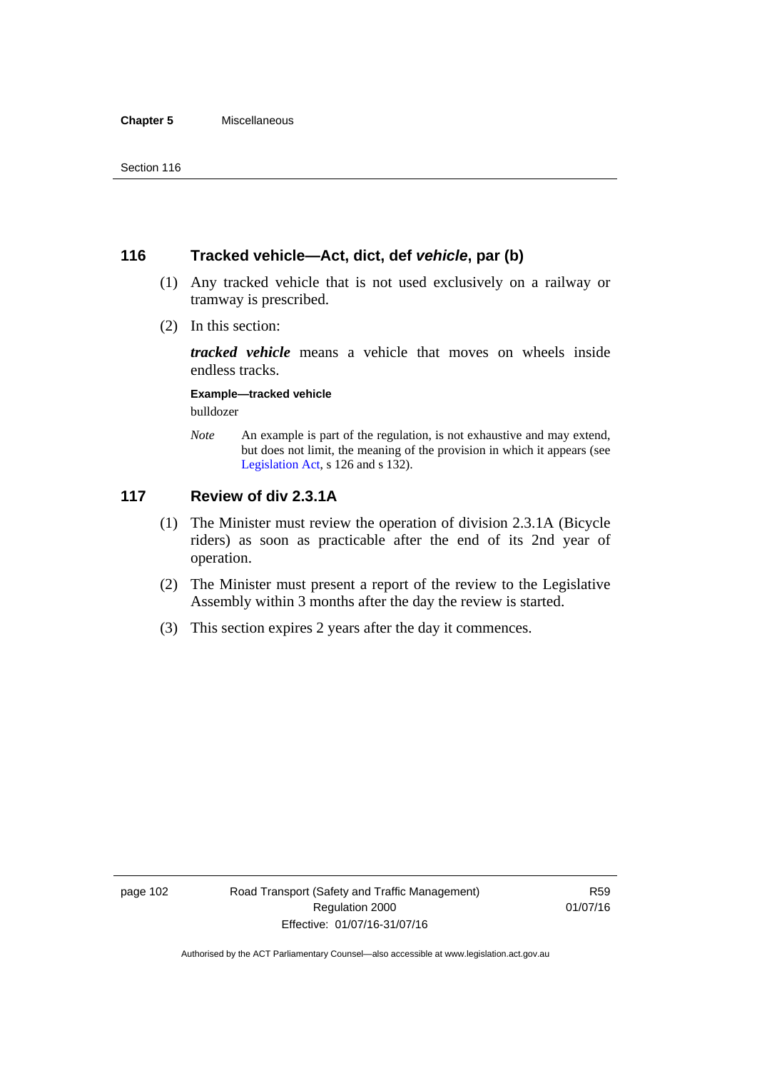## 116 Tracked vehicle—Act, dict, def *vehicle*, par (b)

(1) Any tracked vehicle that is not used exclusively on a railway or tramway is prescribed.

(2) In this section:

***tracked vehicle*** means a vehicle that moves on wheels inside endless tracks.

**Example—tracked vehicle**

bulldozer

*Note* An example is part of the regulation, is not exhaustive and may extend, but does not limit, the meaning of the provision in which it appears (see Legislation Act, s 126 and s 132).

## 117 Review of div 2.3.1A

(1) The Minister must review the operation of division 2.3.1A (Bicycle riders) as soon as practicable after the end of its 2nd year of operation.

(2) The Minister must present a report of the review to the Legislative Assembly within 3 months after the day the review is started.

(3) This section expires 2 years after the day it commences.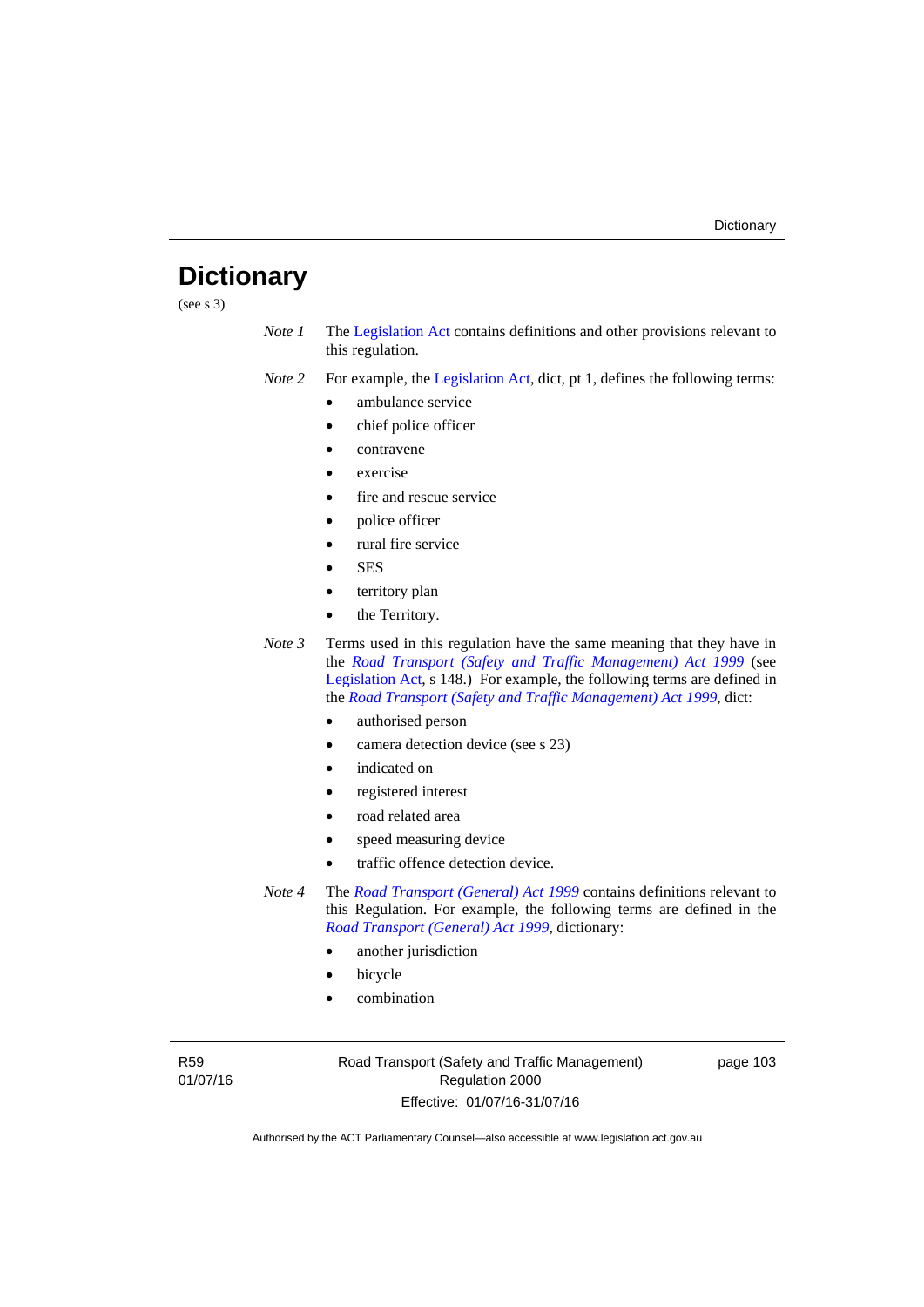# Dictionary

(see s 3)

*Note 1* The Legislation Act contains definitions and other provisions relevant to this regulation.

*Note 2* For example, the Legislation Act, dict, pt 1, defines the following terms:

- ambulance service
- chief police officer
- contravene
- exercise
- fire and rescue service
- police officer
- rural fire service
- SES
- territory plan
- the Territory.

*Note 3* Terms used in this regulation have the same meaning that they have in the *Road Transport (Safety and Traffic Management) Act 1999* (see Legislation Act, s 148.) For example, the following terms are defined in the *Road Transport (Safety and Traffic Management) Act 1999*, dict:

- authorised person
- camera detection device (see s 23)
- indicated on
- registered interest
- road related area
- speed measuring device
- traffic offence detection device.

*Note 4* The *Road Transport (General) Act 1999* contains definitions relevant to this Regulation. For example, the following terms are defined in the *Road Transport (General) Act 1999*, dictionary:

- another jurisdiction
- bicycle
- combination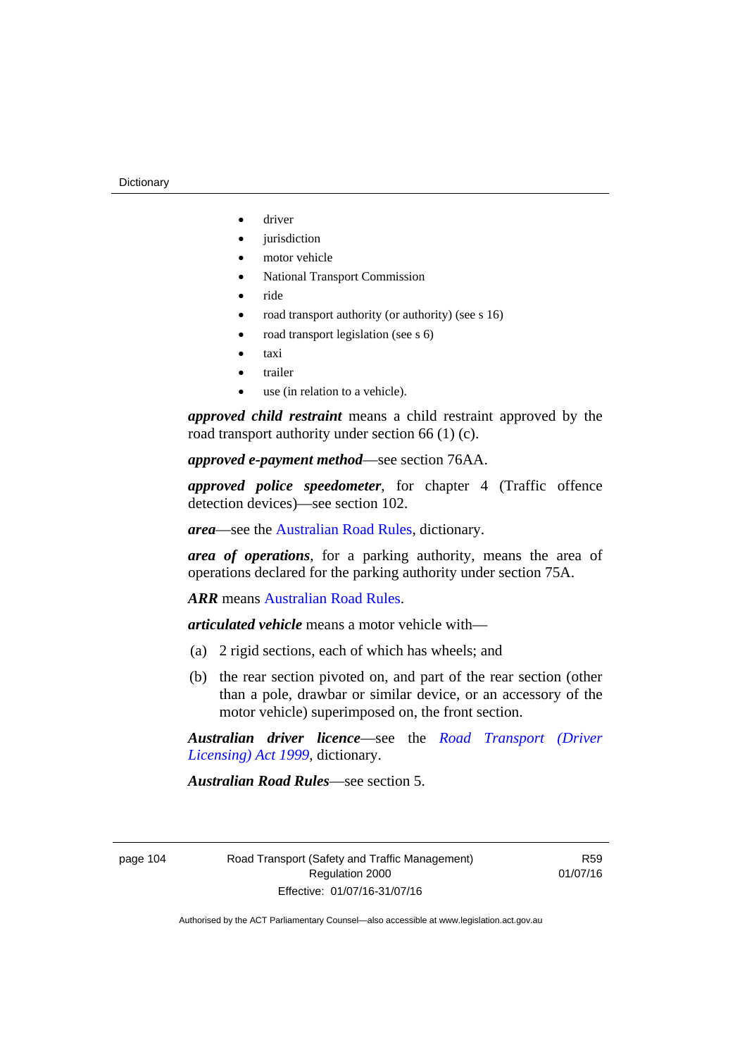- driver
- jurisdiction
- motor vehicle
- National Transport Commission
- ride
- road transport authority (or authority) (see s 16)
- road transport legislation (see s 6)
- taxi
- trailer
- use (in relation to a vehicle).

***approved child restraint*** means a child restraint approved by the road transport authority under section 66 (1) (c).

***approved e-payment method***—see section 76AA.

***approved police speedometer***, for chapter 4 (Traffic offence detection devices)—see section 102.

***area***—see the Australian Road Rules, dictionary.

***area of operations***, for a parking authority, means the area of operations declared for the parking authority under section 75A.

***ARR*** means Australian Road Rules.

***articulated vehicle*** means a motor vehicle with—

(a) 2 rigid sections, each of which has wheels; and

(b) the rear section pivoted on, and part of the rear section (other than a pole, drawbar or similar device, or an accessory of the motor vehicle) superimposed on, the front section.

***Australian driver licence***—see the *Road Transport (Driver Licensing) Act 1999*, dictionary.

***Australian Road Rules***—see section 5.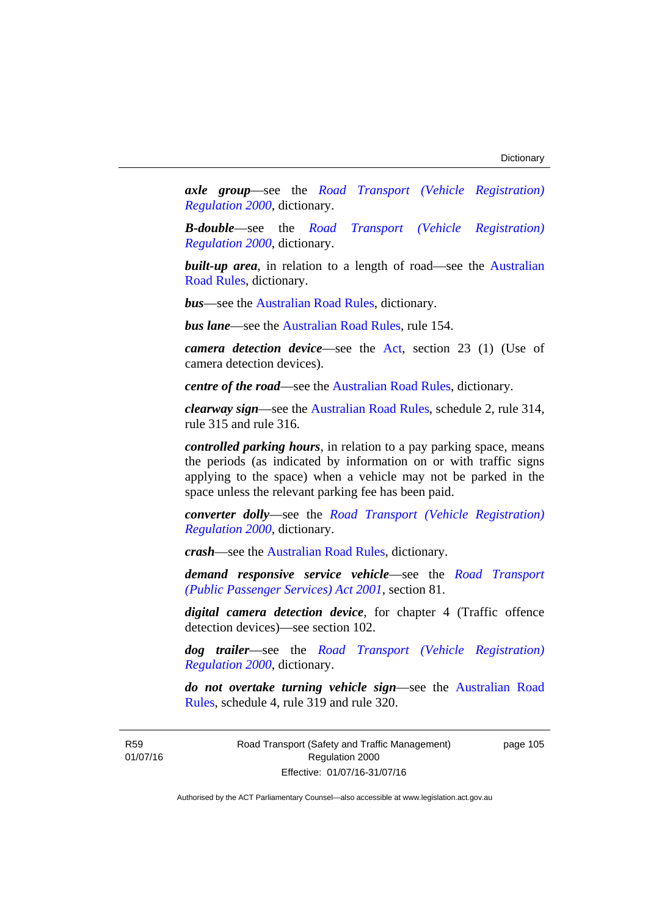***axle group***—see the *Road Transport (Vehicle Registration) Regulation 2000*, dictionary.

***B-double***—see the *Road Transport (Vehicle Registration) Regulation 2000*, dictionary.

***built-up area***, in relation to a length of road—see the Australian Road Rules, dictionary.

***bus***—see the Australian Road Rules, dictionary.

***bus lane***—see the Australian Road Rules, rule 154.

***camera detection device***—see the Act, section 23 (1) (Use of camera detection devices).

***centre of the road***—see the Australian Road Rules, dictionary.

***clearway sign***—see the Australian Road Rules, schedule 2, rule 314, rule 315 and rule 316.

***controlled parking hours***, in relation to a pay parking space, means the periods (as indicated by information on or with traffic signs applying to the space) when a vehicle may not be parked in the space unless the relevant parking fee has been paid.

***converter dolly***—see the *Road Transport (Vehicle Registration) Regulation 2000*, dictionary.

***crash***—see the Australian Road Rules, dictionary.

***demand responsive service vehicle***—see the *Road Transport (Public Passenger Services) Act 2001*, section 81.

***digital camera detection device***, for chapter 4 (Traffic offence detection devices)—see section 102.

***dog trailer***—see the *Road Transport (Vehicle Registration) Regulation 2000*, dictionary.

***do not overtake turning vehicle sign***—see the Australian Road Rules, schedule 4, rule 319 and rule 320.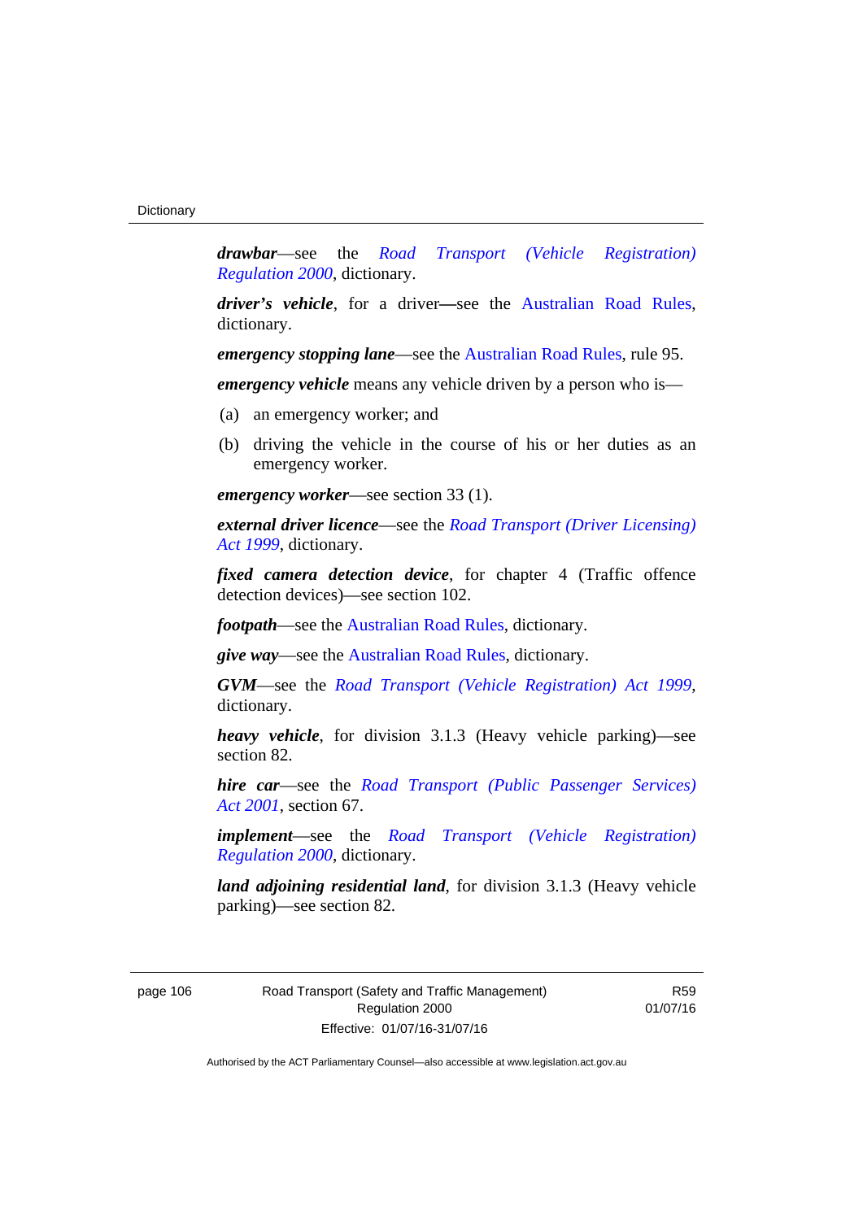***drawbar***—see the *Road Transport (Vehicle Registration) Regulation 2000*, dictionary.

***driver's vehicle***, for a driver—see the Australian Road Rules, dictionary.

***emergency stopping lane***—see the Australian Road Rules, rule 95.

***emergency vehicle*** means any vehicle driven by a person who is—

(a) an emergency worker; and

(b) driving the vehicle in the course of his or her duties as an emergency worker.

***emergency worker***—see section 33 (1).

***external driver licence***—see the *Road Transport (Driver Licensing) Act 1999*, dictionary.

***fixed camera detection device***, for chapter 4 (Traffic offence detection devices)—see section 102.

***footpath***—see the Australian Road Rules, dictionary.

***give way***—see the Australian Road Rules, dictionary.

***GVM***—see the *Road Transport (Vehicle Registration) Act 1999*, dictionary.

***heavy vehicle***, for division 3.1.3 (Heavy vehicle parking)—see section 82.

***hire car***—see the *Road Transport (Public Passenger Services) Act 2001*, section 67.

***implement***—see the *Road Transport (Vehicle Registration) Regulation 2000*, dictionary.

***land adjoining residential land***, for division 3.1.3 (Heavy vehicle parking)—see section 82.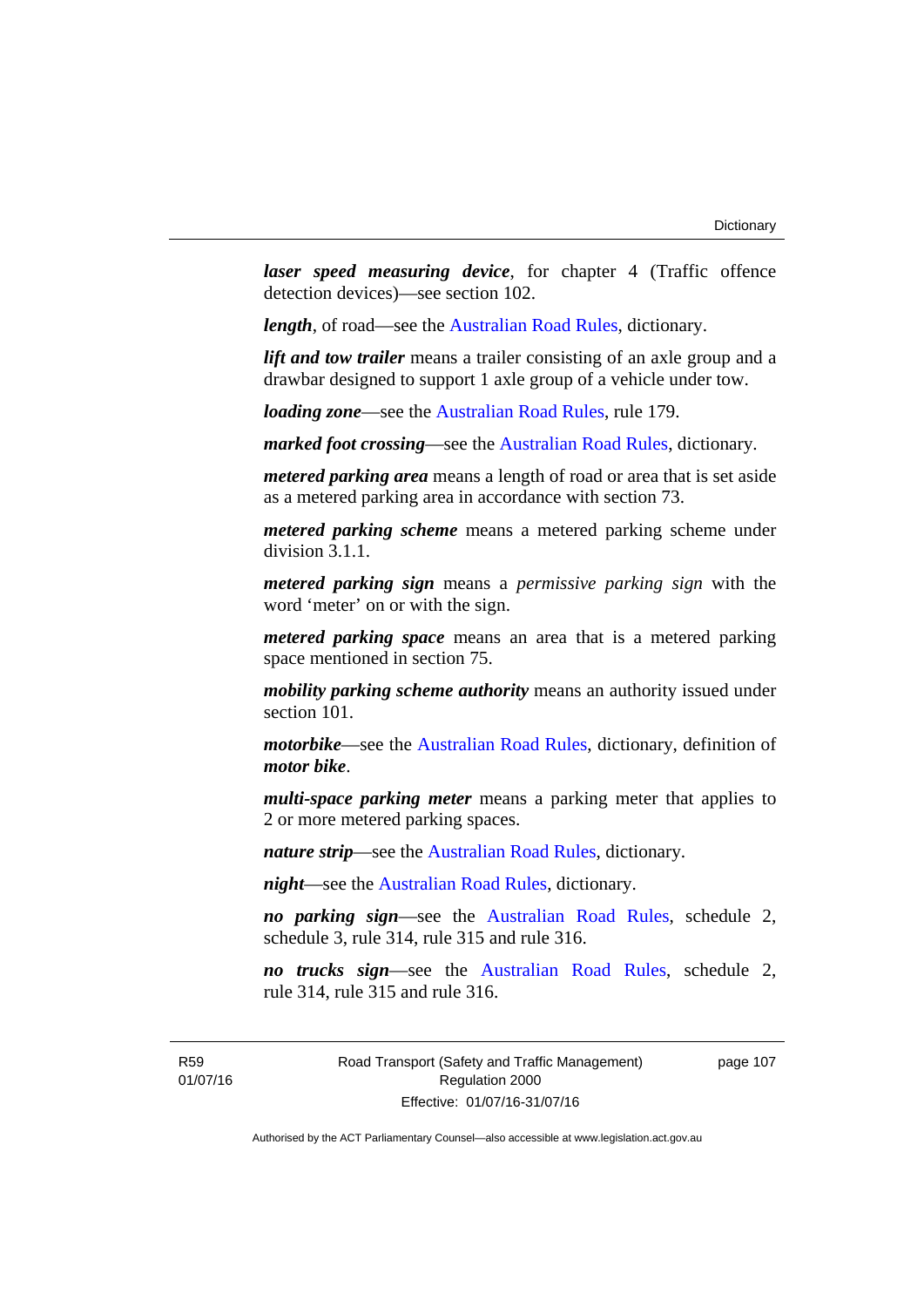***laser speed measuring device***, for chapter 4 (Traffic offence detection devices)—see section 102.

***length***, of road—see the Australian Road Rules, dictionary.

***lift and tow trailer*** means a trailer consisting of an axle group and a drawbar designed to support 1 axle group of a vehicle under tow.

***loading zone***—see the Australian Road Rules, rule 179.

***marked foot crossing***—see the Australian Road Rules, dictionary.

***metered parking area*** means a length of road or area that is set aside as a metered parking area in accordance with section 73.

***metered parking scheme*** means a metered parking scheme under division 3.1.1.

***metered parking sign*** means a *permissive parking sign* with the word 'meter' on or with the sign.

***metered parking space*** means an area that is a metered parking space mentioned in section 75.

***mobility parking scheme authority*** means an authority issued under section 101.

***motorbike***—see the Australian Road Rules, dictionary, definition of ***motor bike***.

***multi-space parking meter*** means a parking meter that applies to 2 or more metered parking spaces.

***nature strip***—see the Australian Road Rules, dictionary.

***night***—see the Australian Road Rules, dictionary.

***no parking sign***—see the Australian Road Rules, schedule 2, schedule 3, rule 314, rule 315 and rule 316.

***no trucks sign***—see the Australian Road Rules, schedule 2, rule 314, rule 315 and rule 316.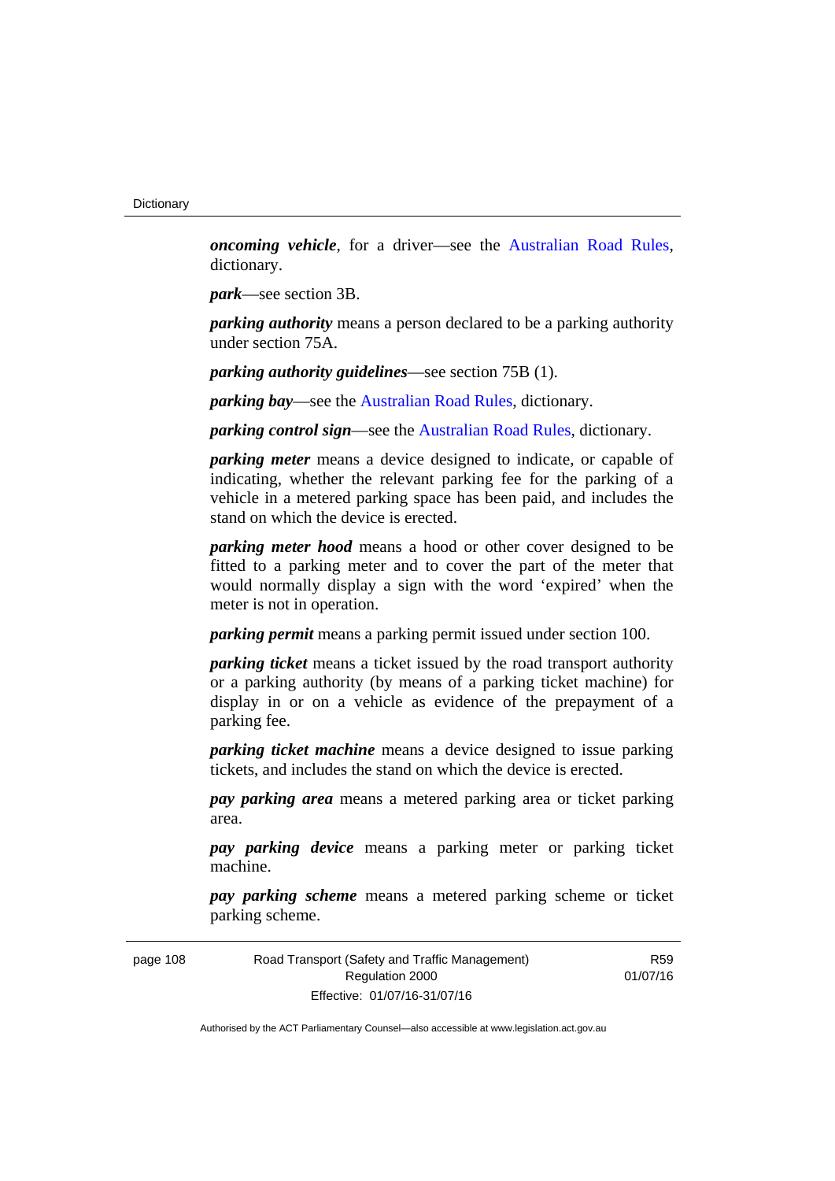***oncoming vehicle***, for a driver—see the Australian Road Rules, dictionary.

***park***—see section 3B.

***parking authority*** means a person declared to be a parking authority under section 75A.

***parking authority guidelines***—see section 75B (1).

***parking bay***—see the Australian Road Rules, dictionary.

***parking control sign***—see the Australian Road Rules, dictionary.

***parking meter*** means a device designed to indicate, or capable of indicating, whether the relevant parking fee for the parking of a vehicle in a metered parking space has been paid, and includes the stand on which the device is erected.

***parking meter hood*** means a hood or other cover designed to be fitted to a parking meter and to cover the part of the meter that would normally display a sign with the word 'expired' when the meter is not in operation.

***parking permit*** means a parking permit issued under section 100.

***parking ticket*** means a ticket issued by the road transport authority or a parking authority (by means of a parking ticket machine) for display in or on a vehicle as evidence of the prepayment of a parking fee.

***parking ticket machine*** means a device designed to issue parking tickets, and includes the stand on which the device is erected.

***pay parking area*** means a metered parking area or ticket parking area.

***pay parking device*** means a parking meter or parking ticket machine.

***pay parking scheme*** means a metered parking scheme or ticket parking scheme.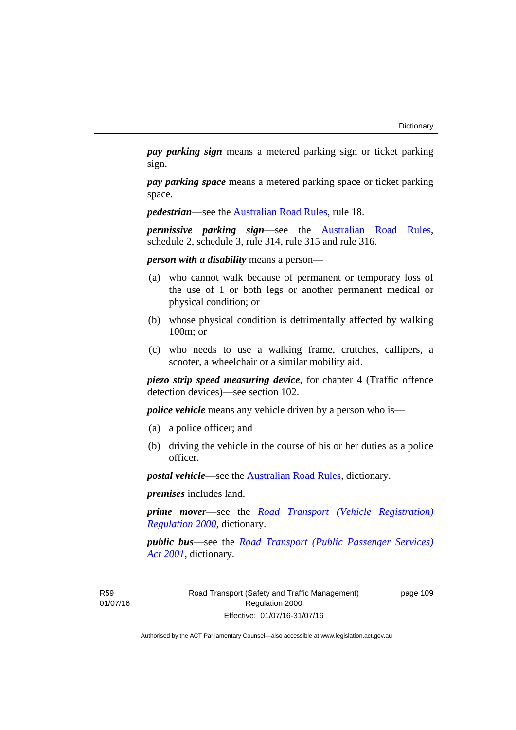***pay parking sign*** means a metered parking sign or ticket parking sign.

***pay parking space*** means a metered parking space or ticket parking space.

***pedestrian***—see the Australian Road Rules, rule 18.

***permissive parking sign***—see the Australian Road Rules, schedule 2, schedule 3, rule 314, rule 315 and rule 316.

***person with a disability*** means a person—

(a) who cannot walk because of permanent or temporary loss of the use of 1 or both legs or another permanent medical or physical condition; or

(b) whose physical condition is detrimentally affected by walking 100m; or

(c) who needs to use a walking frame, crutches, callipers, a scooter, a wheelchair or a similar mobility aid.

***piezo strip speed measuring device***, for chapter 4 (Traffic offence detection devices)—see section 102.

***police vehicle*** means any vehicle driven by a person who is—

(a) a police officer; and

(b) driving the vehicle in the course of his or her duties as a police officer.

***postal vehicle***—see the Australian Road Rules, dictionary.

***premises*** includes land.

***prime mover***—see the *Road Transport (Vehicle Registration) Regulation 2000*, dictionary.

***public bus***—see the *Road Transport (Public Passenger Services) Act 2001*, dictionary.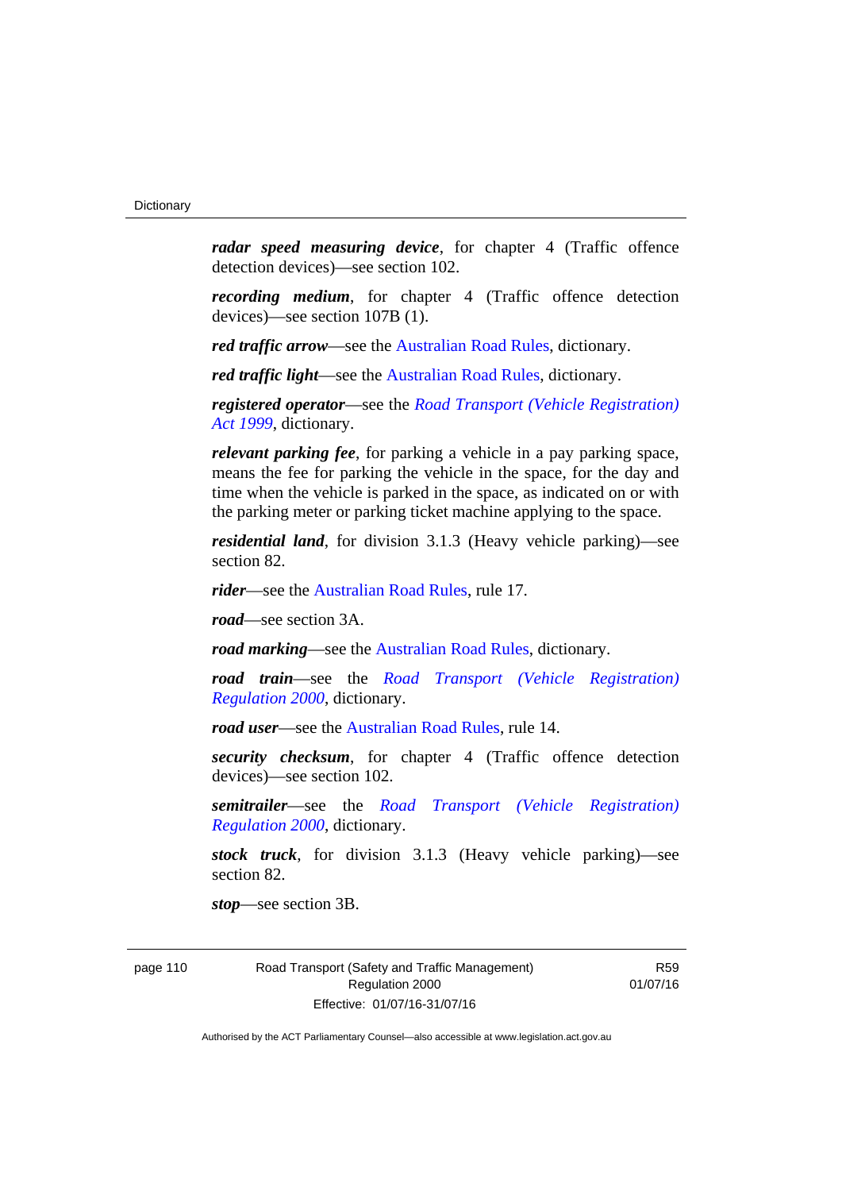***radar speed measuring device***, for chapter 4 (Traffic offence detection devices)—see section 102.

***recording medium***, for chapter 4 (Traffic offence detection devices)—see section 107B (1).

***red traffic arrow***—see the Australian Road Rules, dictionary.

***red traffic light***—see the Australian Road Rules, dictionary.

***registered operator***—see the *Road Transport (Vehicle Registration) Act 1999*, dictionary.

***relevant parking fee***, for parking a vehicle in a pay parking space, means the fee for parking the vehicle in the space, for the day and time when the vehicle is parked in the space, as indicated on or with the parking meter or parking ticket machine applying to the space.

***residential land***, for division 3.1.3 (Heavy vehicle parking)—see section 82.

***rider***—see the Australian Road Rules, rule 17.

***road***—see section 3A.

***road marking***—see the Australian Road Rules, dictionary.

***road train***—see the *Road Transport (Vehicle Registration) Regulation 2000*, dictionary.

***road user***—see the Australian Road Rules, rule 14.

***security checksum***, for chapter 4 (Traffic offence detection devices)—see section 102.

***semitrailer***—see the *Road Transport (Vehicle Registration) Regulation 2000*, dictionary.

***stock truck***, for division 3.1.3 (Heavy vehicle parking)—see section 82.

***stop***—see section 3B.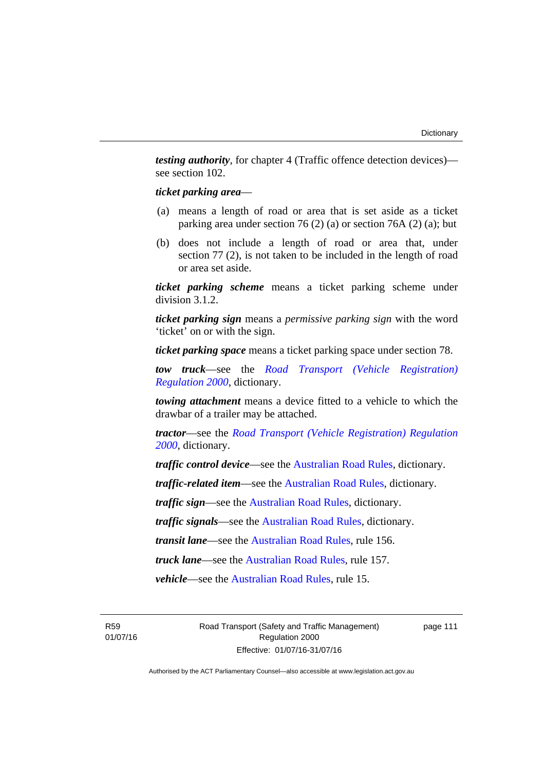***testing authority***, for chapter 4 (Traffic offence detection devices)—see section 102.

***ticket parking area***—

(a) means a length of road or area that is set aside as a ticket parking area under section 76 (2) (a) or section 76A (2) (a); but

(b) does not include a length of road or area that, under section 77 (2), is not taken to be included in the length of road or area set aside.

***ticket parking scheme*** means a ticket parking scheme under division 3.1.2.

***ticket parking sign*** means a *permissive parking sign* with the word 'ticket' on or with the sign.

***ticket parking space*** means a ticket parking space under section 78.

***tow truck***—see the *Road Transport (Vehicle Registration) Regulation 2000*, dictionary.

***towing attachment*** means a device fitted to a vehicle to which the drawbar of a trailer may be attached.

***tractor***—see the *Road Transport (Vehicle Registration) Regulation 2000*, dictionary.

***traffic control device***—see the Australian Road Rules, dictionary.

***traffic-related item***—see the Australian Road Rules, dictionary.

***traffic sign***—see the Australian Road Rules, dictionary.

***traffic signals***—see the Australian Road Rules, dictionary.

***transit lane***—see the Australian Road Rules, rule 156.

***truck lane***—see the Australian Road Rules, rule 157.

***vehicle***—see the Australian Road Rules, rule 15.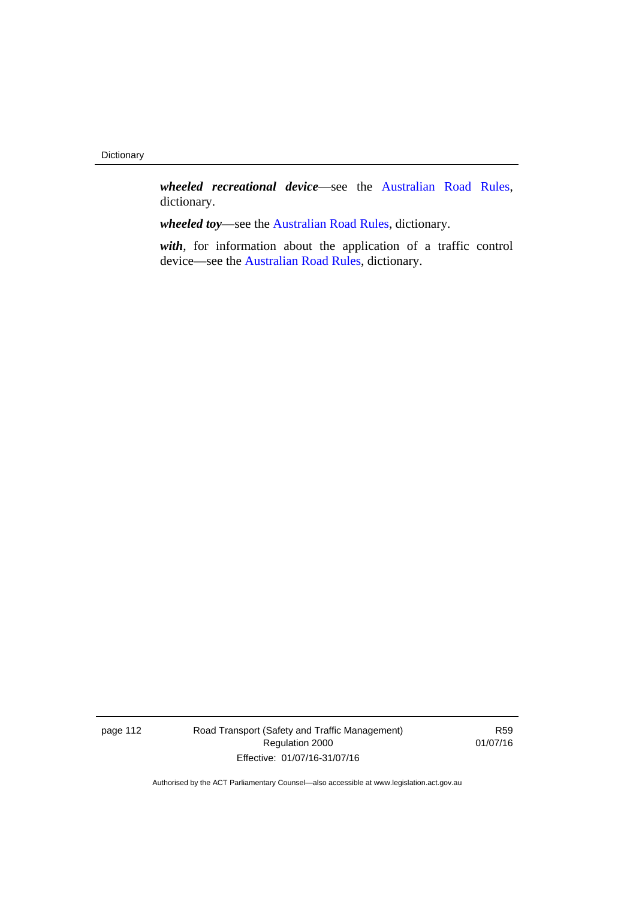***wheeled recreational device***—see the Australian Road Rules, dictionary.

***wheeled toy***—see the Australian Road Rules, dictionary.

***with***, for information about the application of a traffic control device—see the Australian Road Rules, dictionary.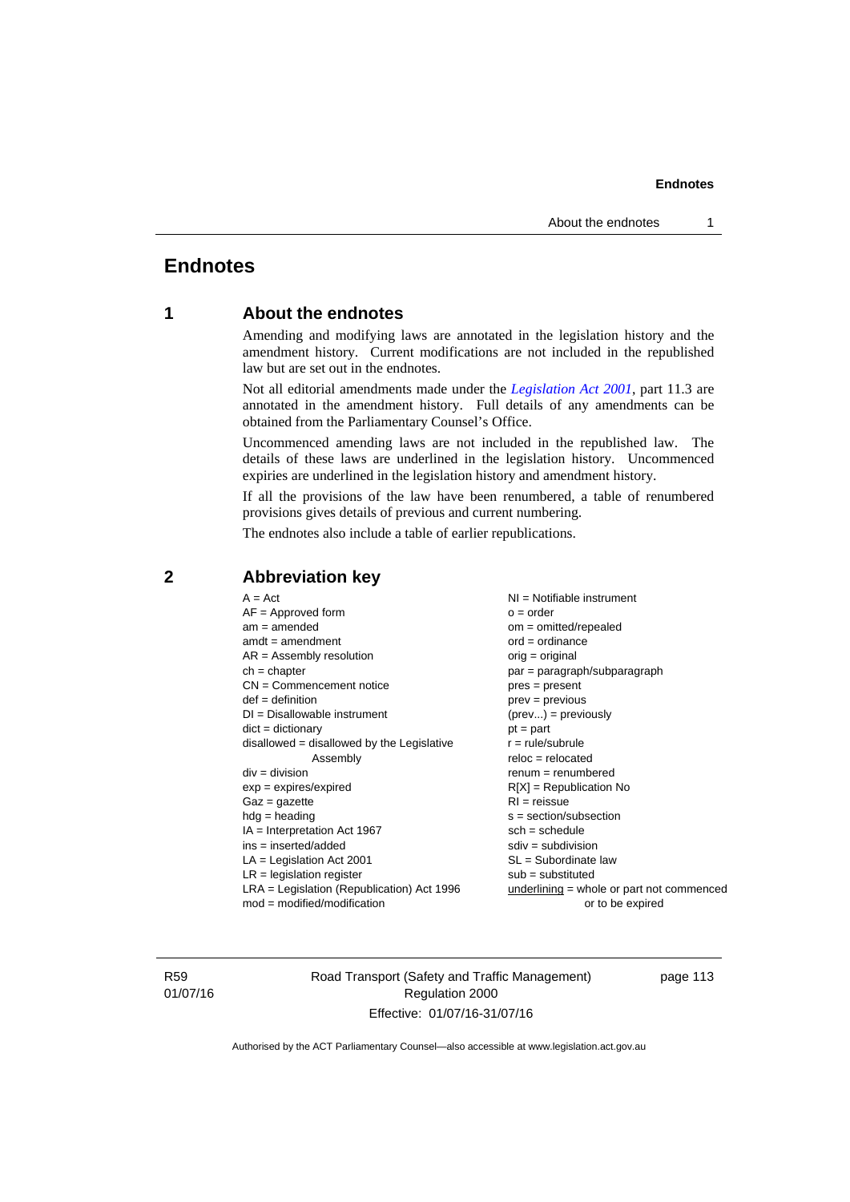# Endnotes

## 1 About the endnotes

Amending and modifying laws are annotated in the legislation history and the amendment history. Current modifications are not included in the republished law but are set out in the endnotes.

Not all editorial amendments made under the *Legislation Act 2001*, part 11.3 are annotated in the amendment history. Full details of any amendments can be obtained from the Parliamentary Counsel's Office.

Uncommenced amending laws are not included in the republished law. The details of these laws are underlined in the legislation history. Uncommenced expiries are underlined in the legislation history and amendment history.

If all the provisions of the law have been renumbered, a table of renumbered provisions gives details of previous and current numbering.

The endnotes also include a table of earlier republications.

## 2 Abbreviation key

A = Act
AF = Approved form
am = amended
amdt = amendment
AR = Assembly resolution
ch = chapter
CN = Commencement notice
def = definition
DI = Disallowable instrument
dict = dictionary
disallowed = disallowed by the Legislative Assembly
div = division
exp = expires/expired
Gaz = gazette
hdg = heading
IA = Interpretation Act 1967
ins = inserted/added
LA = Legislation Act 2001
LR = legislation register
LRA = Legislation (Republication) Act 1996
mod = modified/modification
NI = Notifiable instrument
o = order
om = omitted/repealed
ord = ordinance
orig = original
par = paragraph/subparagraph
pres = present
prev = previous
(prev...) = previously
pt = part
r = rule/subrule
reloc = relocated
renum = renumbered
R[X] = Republication No
RI = reissue
s = section/subsection
sch = schedule
sdiv = subdivision
SL = Subordinate law
sub = substituted
underlining = whole or part not commenced or to be expired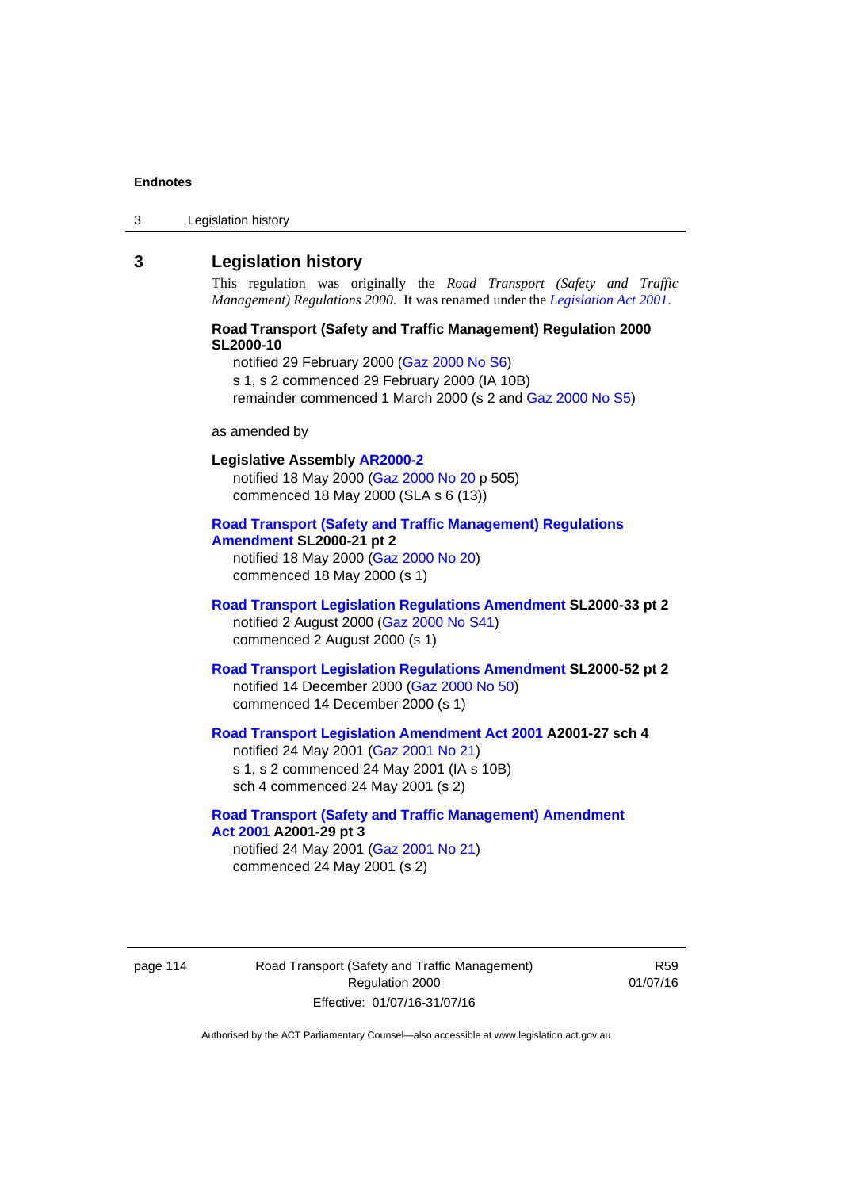## 3 Legislation history

This regulation was originally the *Road Transport (Safety and Traffic Management) Regulations 2000*. It was renamed under the *Legislation Act 2001*.

**Road Transport (Safety and Traffic Management) Regulation 2000 SL2000-10**

notified 29 February 2000 (Gaz 2000 No S6)
s 1, s 2 commenced 29 February 2000 (IA 10B)
remainder commenced 1 March 2000 (s 2 and Gaz 2000 No S5)

as amended by

**Legislative Assembly AR2000-2**

notified 18 May 2000 (Gaz 2000 No 20 p 505)
commenced 18 May 2000 (SLA s 6 (13))

**Road Transport (Safety and Traffic Management) Regulations Amendment SL2000-21 pt 2**

notified 18 May 2000 (Gaz 2000 No 20)
commenced 18 May 2000 (s 1)

**Road Transport Legislation Regulations Amendment SL2000-33 pt 2**

notified 2 August 2000 (Gaz 2000 No S41)
commenced 2 August 2000 (s 1)

**Road Transport Legislation Regulations Amendment SL2000-52 pt 2**

notified 14 December 2000 (Gaz 2000 No 50)
commenced 14 December 2000 (s 1)

**Road Transport Legislation Amendment Act 2001 A2001-27 sch 4**

notified 24 May 2001 (Gaz 2001 No 21)
s 1, s 2 commenced 24 May 2001 (IA s 10B)
sch 4 commenced 24 May 2001 (s 2)

**Road Transport (Safety and Traffic Management) Amendment Act 2001 A2001-29 pt 3**

notified 24 May 2001 (Gaz 2001 No 21)
commenced 24 May 2001 (s 2)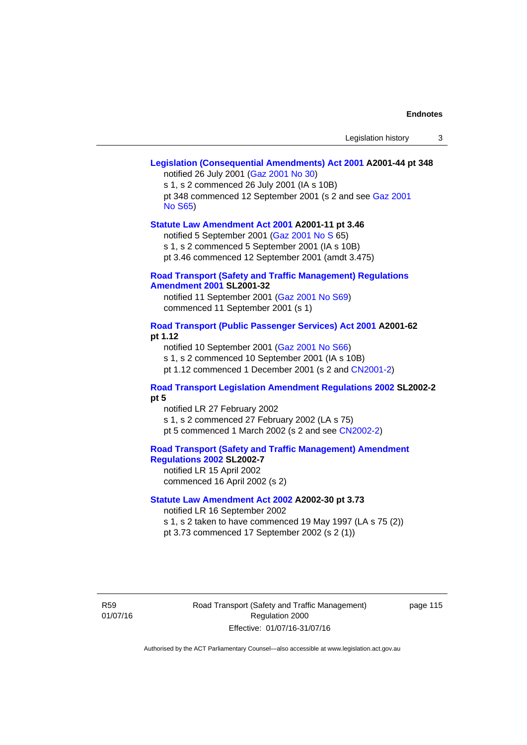**Legislation (Consequential Amendments) Act 2001 A2001-44 pt 348**

notified 26 July 2001 (Gaz 2001 No 30)

s 1, s 2 commenced 26 July 2001 (IA s 10B)

pt 348 commenced 12 September 2001 (s 2 and see Gaz 2001 No S65)

**Statute Law Amendment Act 2001 A2001-11 pt 3.46**

notified 5 September 2001 (Gaz 2001 No S 65)

s 1, s 2 commenced 5 September 2001 (IA s 10B)

pt 3.46 commenced 12 September 2001 (amdt 3.475)

**Road Transport (Safety and Traffic Management) Regulations Amendment 2001 SL2001-32**

notified 11 September 2001 (Gaz 2001 No S69)

commenced 11 September 2001 (s 1)

**Road Transport (Public Passenger Services) Act 2001 A2001-62 pt 1.12**

notified 10 September 2001 (Gaz 2001 No S66)

s 1, s 2 commenced 10 September 2001 (IA s 10B)

pt 1.12 commenced 1 December 2001 (s 2 and CN2001-2)

**Road Transport Legislation Amendment Regulations 2002 SL2002-2 pt 5**

notified LR 27 February 2002

s 1, s 2 commenced 27 February 2002 (LA s 75)

pt 5 commenced 1 March 2002 (s 2 and see CN2002-2)

**Road Transport (Safety and Traffic Management) Amendment Regulations 2002 SL2002-7**

notified LR 15 April 2002

commenced 16 April 2002 (s 2)

**Statute Law Amendment Act 2002 A2002-30 pt 3.73**

notified LR 16 September 2002

s 1, s 2 taken to have commenced 19 May 1997 (LA s 75 (2))

pt 3.73 commenced 17 September 2002 (s 2 (1))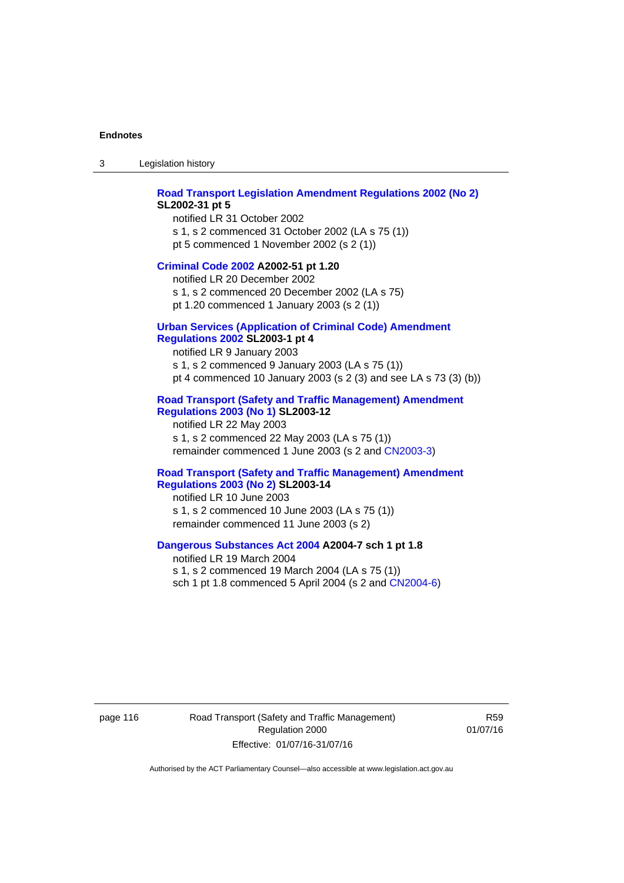**Road Transport Legislation Amendment Regulations 2002 (No 2) SL2002-31 pt 5**

notified LR 31 October 2002
s 1, s 2 commenced 31 October 2002 (LA s 75 (1))
pt 5 commenced 1 November 2002 (s 2 (1))

**Criminal Code 2002 A2002-51 pt 1.20**

notified LR 20 December 2002
s 1, s 2 commenced 20 December 2002 (LA s 75)
pt 1.20 commenced 1 January 2003 (s 2 (1))

**Urban Services (Application of Criminal Code) Amendment Regulations 2002 SL2003-1 pt 4**

notified LR 9 January 2003
s 1, s 2 commenced 9 January 2003 (LA s 75 (1))
pt 4 commenced 10 January 2003 (s 2 (3) and see LA s 73 (3) (b))

**Road Transport (Safety and Traffic Management) Amendment Regulations 2003 (No 1) SL2003-12**

notified LR 22 May 2003
s 1, s 2 commenced 22 May 2003 (LA s 75 (1))
remainder commenced 1 June 2003 (s 2 and CN2003-3)

**Road Transport (Safety and Traffic Management) Amendment Regulations 2003 (No 2) SL2003-14**

notified LR 10 June 2003
s 1, s 2 commenced 10 June 2003 (LA s 75 (1))
remainder commenced 11 June 2003 (s 2)

**Dangerous Substances Act 2004 A2004-7 sch 1 pt 1.8**

notified LR 19 March 2004
s 1, s 2 commenced 19 March 2004 (LA s 75 (1))
sch 1 pt 1.8 commenced 5 April 2004 (s 2 and CN2004-6)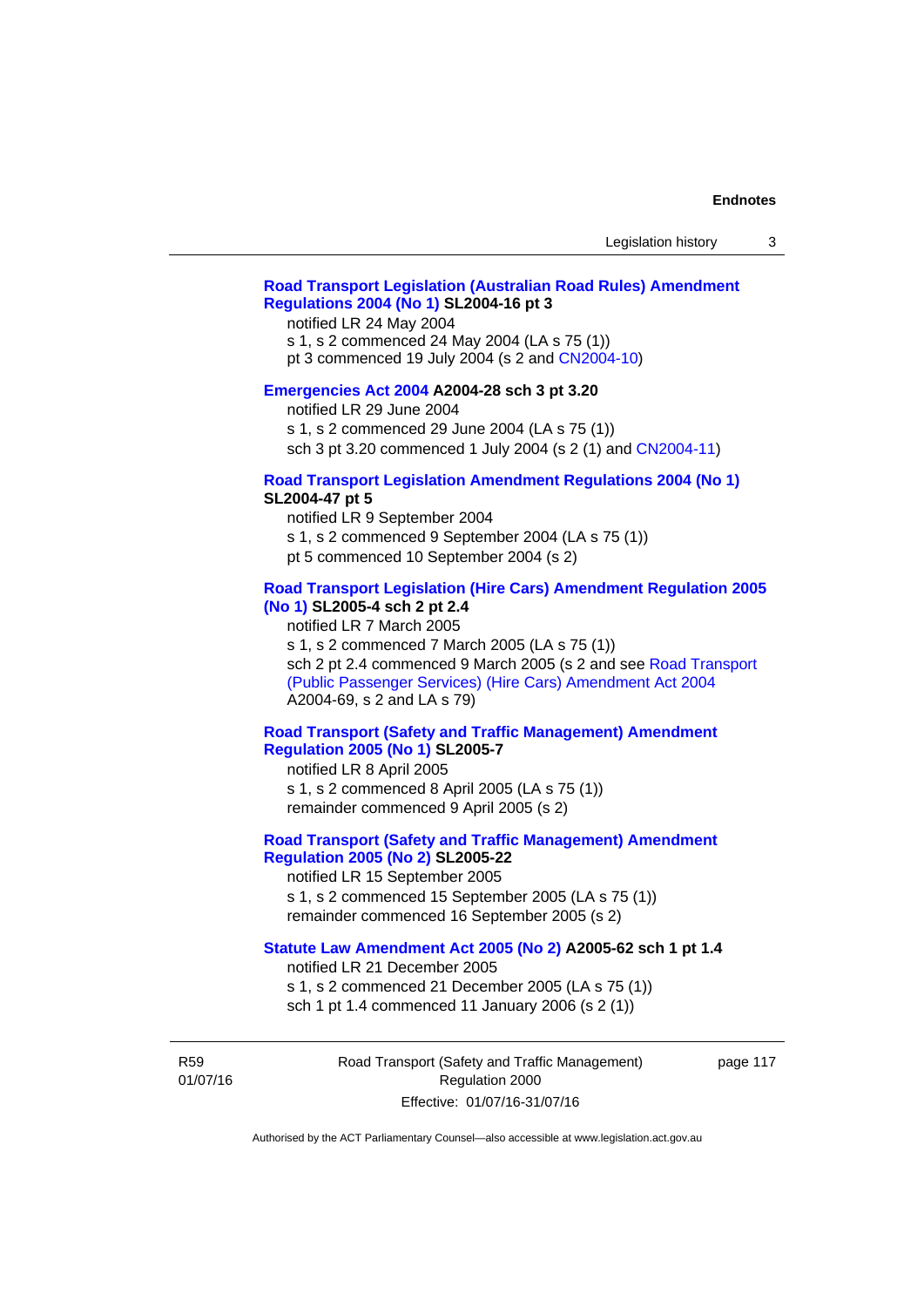**Road Transport Legislation (Australian Road Rules) Amendment Regulations 2004 (No 1) SL2004-16 pt 3**

notified LR 24 May 2004

s 1, s 2 commenced 24 May 2004 (LA s 75 (1))

pt 3 commenced 19 July 2004 (s 2 and CN2004-10)

**Emergencies Act 2004 A2004-28 sch 3 pt 3.20**

notified LR 29 June 2004

s 1, s 2 commenced 29 June 2004 (LA s 75 (1))

sch 3 pt 3.20 commenced 1 July 2004 (s 2 (1) and CN2004-11)

**Road Transport Legislation Amendment Regulations 2004 (No 1) SL2004-47 pt 5**

notified LR 9 September 2004

s 1, s 2 commenced 9 September 2004 (LA s 75 (1))

pt 5 commenced 10 September 2004 (s 2)

**Road Transport Legislation (Hire Cars) Amendment Regulation 2005 (No 1) SL2005-4 sch 2 pt 2.4**

notified LR 7 March 2005

s 1, s 2 commenced 7 March 2005 (LA s 75 (1))

sch 2 pt 2.4 commenced 9 March 2005 (s 2 and see Road Transport (Public Passenger Services) (Hire Cars) Amendment Act 2004 A2004-69, s 2 and LA s 79)

**Road Transport (Safety and Traffic Management) Amendment Regulation 2005 (No 1) SL2005-7**

notified LR 8 April 2005

s 1, s 2 commenced 8 April 2005 (LA s 75 (1))

remainder commenced 9 April 2005 (s 2)

**Road Transport (Safety and Traffic Management) Amendment Regulation 2005 (No 2) SL2005-22**

notified LR 15 September 2005

s 1, s 2 commenced 15 September 2005 (LA s 75 (1))

remainder commenced 16 September 2005 (s 2)

**Statute Law Amendment Act 2005 (No 2) A2005-62 sch 1 pt 1.4**

notified LR 21 December 2005

s 1, s 2 commenced 21 December 2005 (LA s 75 (1))

sch 1 pt 1.4 commenced 11 January 2006 (s 2 (1))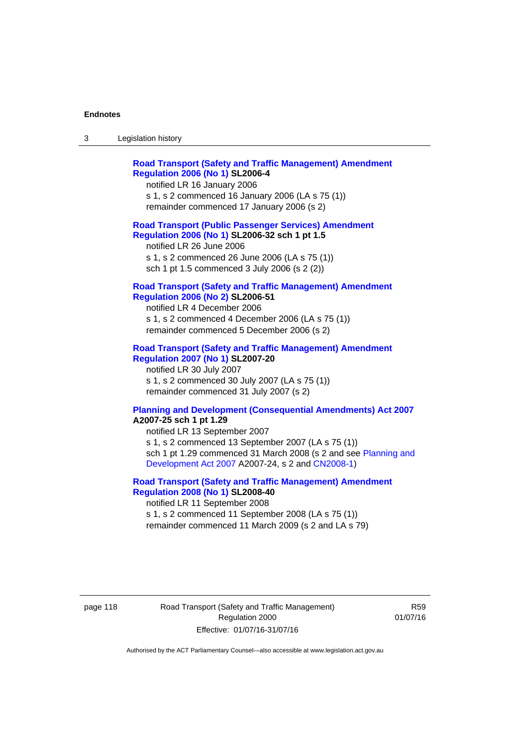**Road Transport (Safety and Traffic Management) Amendment Regulation 2006 (No 1) SL2006-4**

notified LR 16 January 2006

s 1, s 2 commenced 16 January 2006 (LA s 75 (1))

remainder commenced 17 January 2006 (s 2)

**Road Transport (Public Passenger Services) Amendment Regulation 2006 (No 1) SL2006-32 sch 1 pt 1.5**

notified LR 26 June 2006

s 1, s 2 commenced 26 June 2006 (LA s 75 (1))

sch 1 pt 1.5 commenced 3 July 2006 (s 2 (2))

**Road Transport (Safety and Traffic Management) Amendment Regulation 2006 (No 2) SL2006-51**

notified LR 4 December 2006

s 1, s 2 commenced 4 December 2006 (LA s 75 (1))

remainder commenced 5 December 2006 (s 2)

**Road Transport (Safety and Traffic Management) Amendment Regulation 2007 (No 1) SL2007-20**

notified LR 30 July 2007

s 1, s 2 commenced 30 July 2007 (LA s 75 (1))

remainder commenced 31 July 2007 (s 2)

**Planning and Development (Consequential Amendments) Act 2007 A2007-25 sch 1 pt 1.29**

notified LR 13 September 2007

s 1, s 2 commenced 13 September 2007 (LA s 75 (1))

sch 1 pt 1.29 commenced 31 March 2008 (s 2 and see Planning and Development Act 2007 A2007-24, s 2 and CN2008-1)

**Road Transport (Safety and Traffic Management) Amendment Regulation 2008 (No 1) SL2008-40**

notified LR 11 September 2008

s 1, s 2 commenced 11 September 2008 (LA s 75 (1))

remainder commenced 11 March 2009 (s 2 and LA s 79)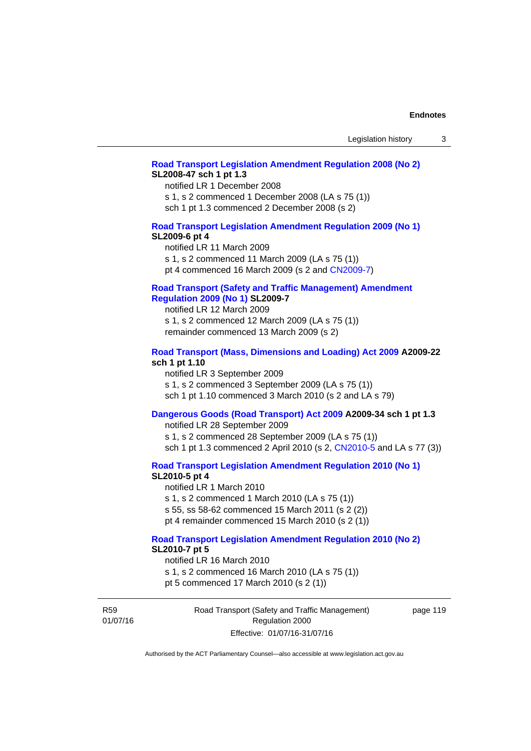**Road Transport Legislation Amendment Regulation 2008 (No 2) SL2008-47 sch 1 pt 1.3**

notified LR 1 December 2008
s 1, s 2 commenced 1 December 2008 (LA s 75 (1))
sch 1 pt 1.3 commenced 2 December 2008 (s 2)

**Road Transport Legislation Amendment Regulation 2009 (No 1) SL2009-6 pt 4**

notified LR 11 March 2009
s 1, s 2 commenced 11 March 2009 (LA s 75 (1))
pt 4 commenced 16 March 2009 (s 2 and CN2009-7)

**Road Transport (Safety and Traffic Management) Amendment Regulation 2009 (No 1) SL2009-7**

notified LR 12 March 2009
s 1, s 2 commenced 12 March 2009 (LA s 75 (1))
remainder commenced 13 March 2009 (s 2)

**Road Transport (Mass, Dimensions and Loading) Act 2009 A2009-22 sch 1 pt 1.10**

notified LR 3 September 2009
s 1, s 2 commenced 3 September 2009 (LA s 75 (1))
sch 1 pt 1.10 commenced 3 March 2010 (s 2 and LA s 79)

**Dangerous Goods (Road Transport) Act 2009 A2009-34 sch 1 pt 1.3**

notified LR 28 September 2009
s 1, s 2 commenced 28 September 2009 (LA s 75 (1))
sch 1 pt 1.3 commenced 2 April 2010 (s 2, CN2010-5 and LA s 77 (3))

**Road Transport Legislation Amendment Regulation 2010 (No 1) SL2010-5 pt 4**

notified LR 1 March 2010
s 1, s 2 commenced 1 March 2010 (LA s 75 (1))
s 55, ss 58-62 commenced 15 March 2011 (s 2 (2))
pt 4 remainder commenced 15 March 2010 (s 2 (1))

**Road Transport Legislation Amendment Regulation 2010 (No 2) SL2010-7 pt 5**

notified LR 16 March 2010
s 1, s 2 commenced 16 March 2010 (LA s 75 (1))
pt 5 commenced 17 March 2010 (s 2 (1))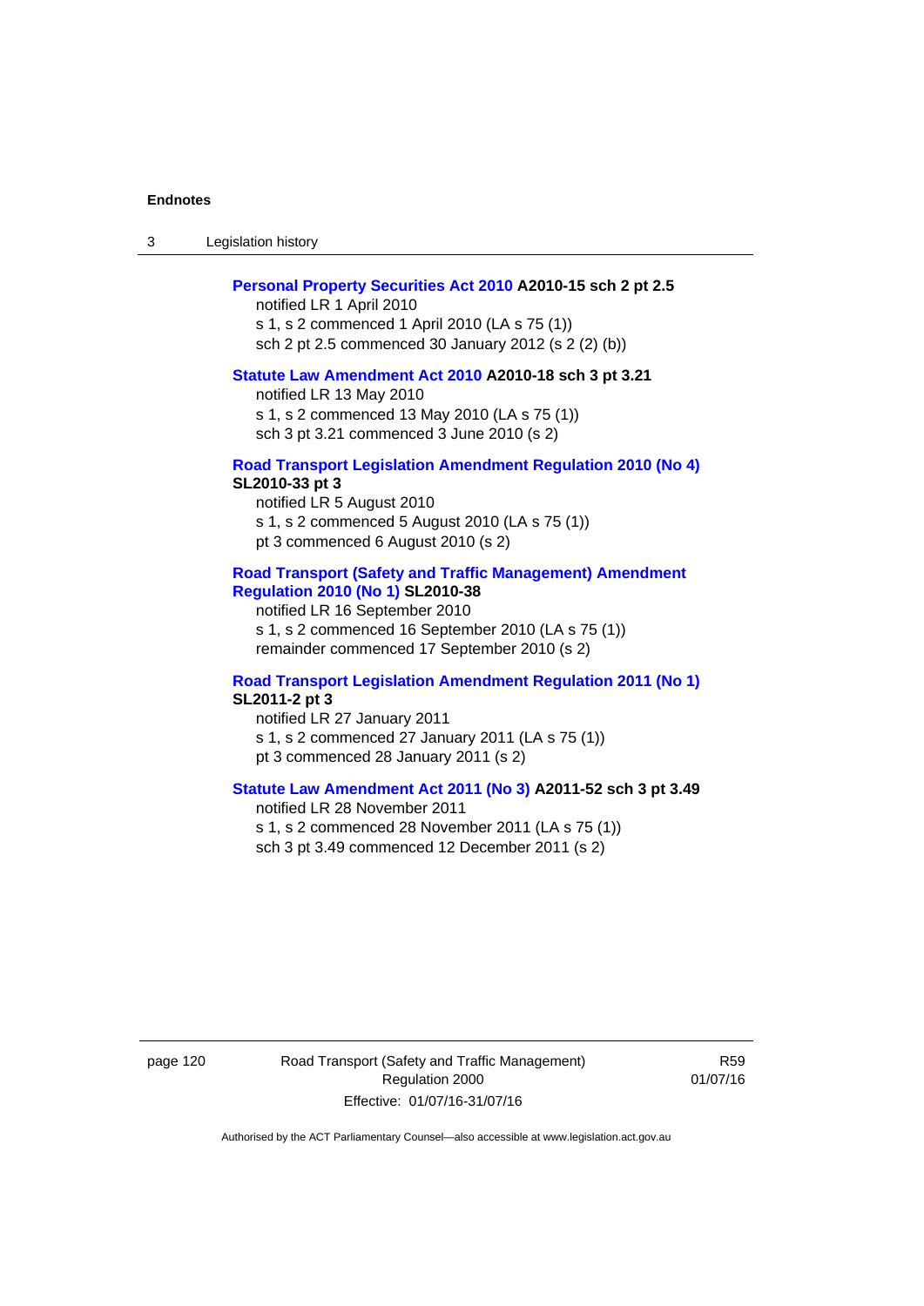**Personal Property Securities Act 2010 A2010-15 sch 2 pt 2.5**

notified LR 1 April 2010

s 1, s 2 commenced 1 April 2010 (LA s 75 (1))

sch 2 pt 2.5 commenced 30 January 2012 (s 2 (2) (b))

**Statute Law Amendment Act 2010 A2010-18 sch 3 pt 3.21**

notified LR 13 May 2010

s 1, s 2 commenced 13 May 2010 (LA s 75 (1))

sch 3 pt 3.21 commenced 3 June 2010 (s 2)

**Road Transport Legislation Amendment Regulation 2010 (No 4) SL2010-33 pt 3**

notified LR 5 August 2010

s 1, s 2 commenced 5 August 2010 (LA s 75 (1))

pt 3 commenced 6 August 2010 (s 2)

**Road Transport (Safety and Traffic Management) Amendment Regulation 2010 (No 1) SL2010-38**

notified LR 16 September 2010

s 1, s 2 commenced 16 September 2010 (LA s 75 (1))

remainder commenced 17 September 2010 (s 2)

**Road Transport Legislation Amendment Regulation 2011 (No 1) SL2011-2 pt 3**

notified LR 27 January 2011

s 1, s 2 commenced 27 January 2011 (LA s 75 (1))

pt 3 commenced 28 January 2011 (s 2)

**Statute Law Amendment Act 2011 (No 3) A2011-52 sch 3 pt 3.49**

notified LR 28 November 2011

s 1, s 2 commenced 28 November 2011 (LA s 75 (1))

sch 3 pt 3.49 commenced 12 December 2011 (s 2)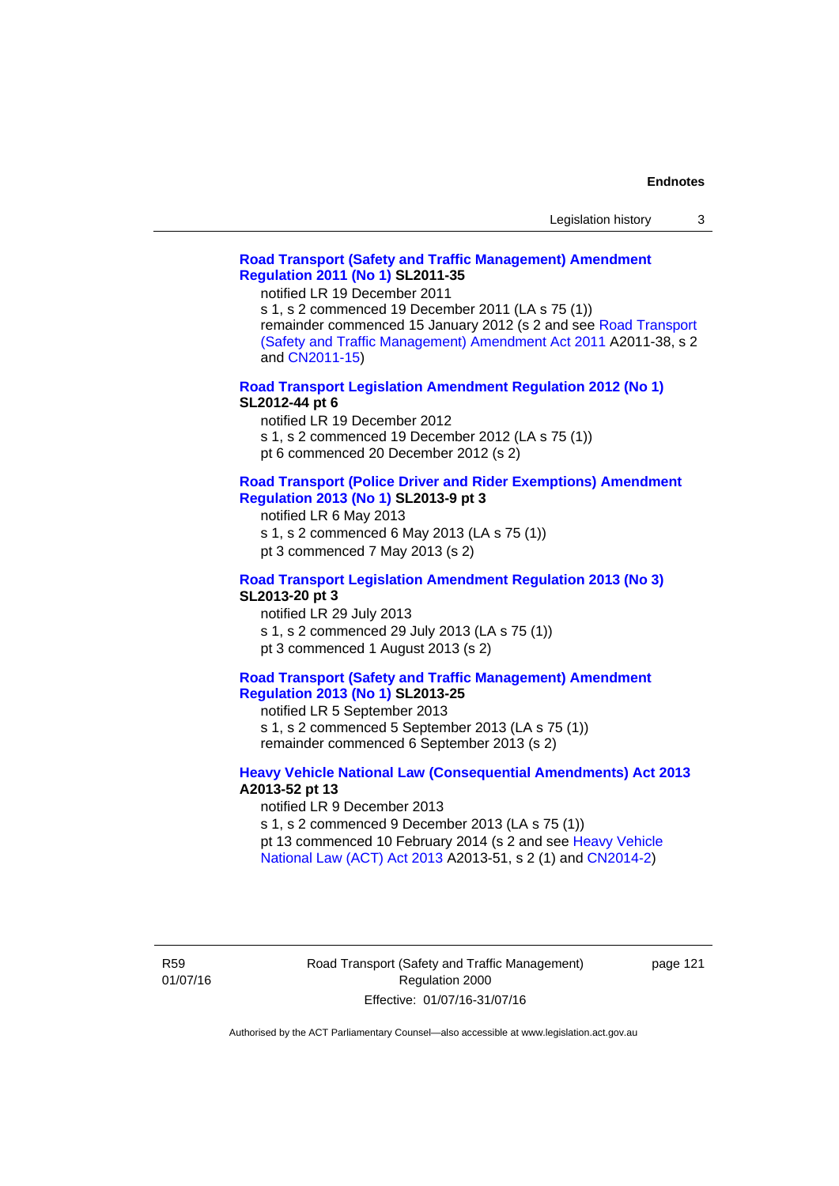**Road Transport (Safety and Traffic Management) Amendment Regulation 2011 (No 1) SL2011-35**

notified LR 19 December 2011
s 1, s 2 commenced 19 December 2011 (LA s 75 (1))
remainder commenced 15 January 2012 (s 2 and see Road Transport (Safety and Traffic Management) Amendment Act 2011 A2011-38, s 2 and CN2011-15)

**Road Transport Legislation Amendment Regulation 2012 (No 1) SL2012-44 pt 6**

notified LR 19 December 2012
s 1, s 2 commenced 19 December 2012 (LA s 75 (1))
pt 6 commenced 20 December 2012 (s 2)

**Road Transport (Police Driver and Rider Exemptions) Amendment Regulation 2013 (No 1) SL2013-9 pt 3**

notified LR 6 May 2013
s 1, s 2 commenced 6 May 2013 (LA s 75 (1))
pt 3 commenced 7 May 2013 (s 2)

**Road Transport Legislation Amendment Regulation 2013 (No 3) SL2013-20 pt 3**

notified LR 29 July 2013
s 1, s 2 commenced 29 July 2013 (LA s 75 (1))
pt 3 commenced 1 August 2013 (s 2)

**Road Transport (Safety and Traffic Management) Amendment Regulation 2013 (No 1) SL2013-25**

notified LR 5 September 2013
s 1, s 2 commenced 5 September 2013 (LA s 75 (1))
remainder commenced 6 September 2013 (s 2)

**Heavy Vehicle National Law (Consequential Amendments) Act 2013 A2013-52 pt 13**

notified LR 9 December 2013
s 1, s 2 commenced 9 December 2013 (LA s 75 (1))
pt 13 commenced 10 February 2014 (s 2 and see Heavy Vehicle National Law (ACT) Act 2013 A2013-51, s 2 (1) and CN2014-2)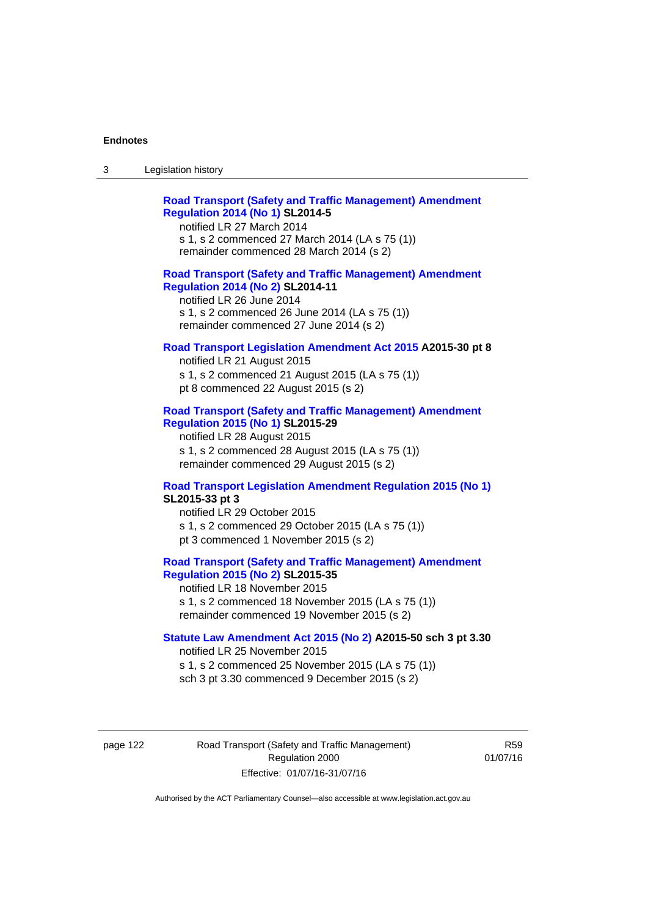**Road Transport (Safety and Traffic Management) Amendment Regulation 2014 (No 1)** **SL2014-5**

notified LR 27 March 2014

s 1, s 2 commenced 27 March 2014 (LA s 75 (1))

remainder commenced 28 March 2014 (s 2)

**Road Transport (Safety and Traffic Management) Amendment Regulation 2014 (No 2)** **SL2014-11**

notified LR 26 June 2014

s 1, s 2 commenced 26 June 2014 (LA s 75 (1))

remainder commenced 27 June 2014 (s 2)

**Road Transport Legislation Amendment Act 2015** **A2015-30 pt 8**

notified LR 21 August 2015

s 1, s 2 commenced 21 August 2015 (LA s 75 (1))

pt 8 commenced 22 August 2015 (s 2)

**Road Transport (Safety and Traffic Management) Amendment Regulation 2015 (No 1)** **SL2015-29**

notified LR 28 August 2015

s 1, s 2 commenced 28 August 2015 (LA s 75 (1))

remainder commenced 29 August 2015 (s 2)

**Road Transport Legislation Amendment Regulation 2015 (No 1)** **SL2015-33 pt 3**

notified LR 29 October 2015

s 1, s 2 commenced 29 October 2015 (LA s 75 (1))

pt 3 commenced 1 November 2015 (s 2)

**Road Transport (Safety and Traffic Management) Amendment Regulation 2015 (No 2)** **SL2015-35**

notified LR 18 November 2015

s 1, s 2 commenced 18 November 2015 (LA s 75 (1))

remainder commenced 19 November 2015 (s 2)

**Statute Law Amendment Act 2015 (No 2)** **A2015-50 sch 3 pt 3.30**

notified LR 25 November 2015

s 1, s 2 commenced 25 November 2015 (LA s 75 (1))

sch 3 pt 3.30 commenced 9 December 2015 (s 2)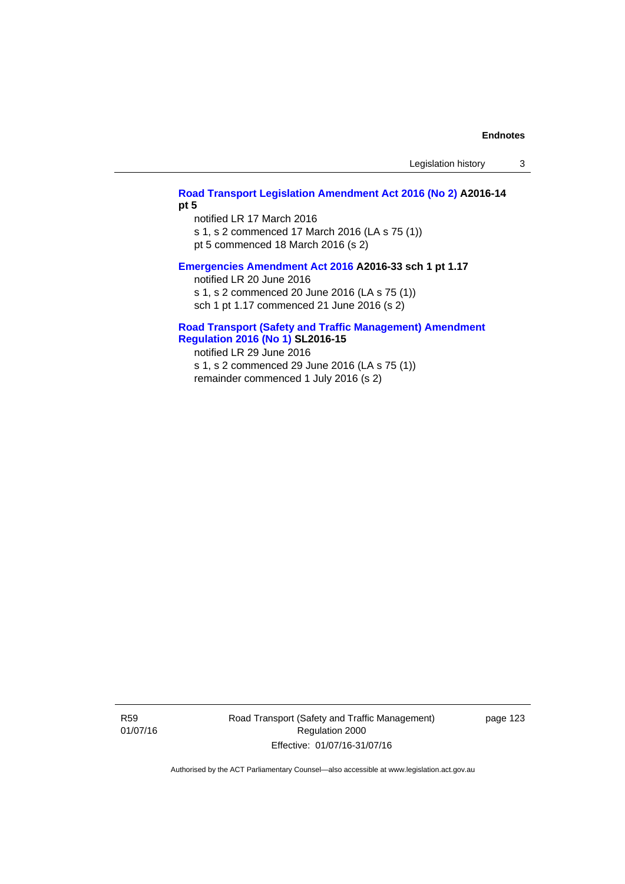**Road Transport Legislation Amendment Act 2016 (No 2) A2016-14 pt 5**

notified LR 17 March 2016
s 1, s 2 commenced 17 March 2016 (LA s 75 (1))
pt 5 commenced 18 March 2016 (s 2)

**Emergencies Amendment Act 2016 A2016-33 sch 1 pt 1.17**

notified LR 20 June 2016
s 1, s 2 commenced 20 June 2016 (LA s 75 (1))
sch 1 pt 1.17 commenced 21 June 2016 (s 2)

**Road Transport (Safety and Traffic Management) Amendment Regulation 2016 (No 1) SL2016-15**

notified LR 29 June 2016
s 1, s 2 commenced 29 June 2016 (LA s 75 (1))
remainder commenced 1 July 2016 (s 2)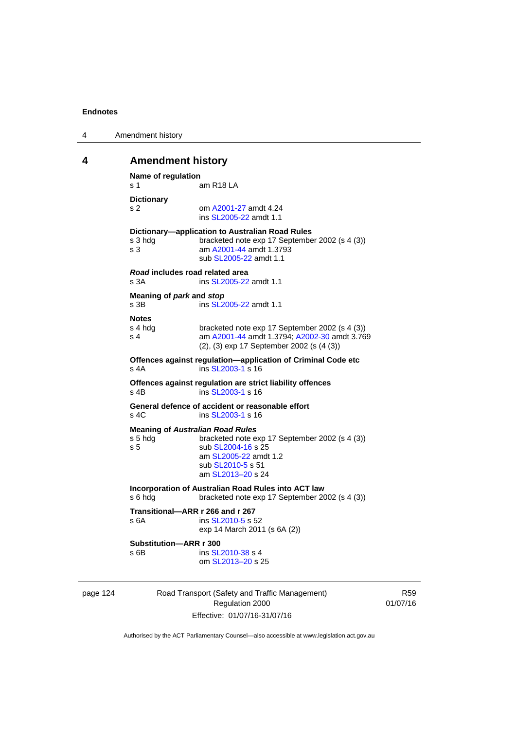# 4 Amendment history

**Name of regulation**
s 1 am R18 LA

**Dictionary**
s 2 om A2001-27 amdt 4.24
ins SL2005-22 amdt 1.1

**Dictionary—application to Australian Road Rules**
s 3 hdg bracketed note exp 17 September 2002 (s 4 (3))
s 3 am A2001-44 amdt 1.3793
sub SL2005-22 amdt 1.1

***Road* includes road related area**
s 3A ins SL2005-22 amdt 1.1

**Meaning of *park* and *stop***
s 3B ins SL2005-22 amdt 1.1

**Notes**
s 4 hdg bracketed note exp 17 September 2002 (s 4 (3))
s 4 am A2001-44 amdt 1.3794; A2002-30 amdt 3.769
(2), (3) exp 17 September 2002 (s (4 (3))

**Offences against regulation—application of Criminal Code etc**
s 4A ins SL2003-1 s 16

**Offences against regulation are strict liability offences**
s 4B ins SL2003-1 s 16

**General defence of accident or reasonable effort**
s 4C ins SL2003-1 s 16

**Meaning of *Australian Road Rules***
s 5 hdg bracketed note exp 17 September 2002 (s 4 (3))
s 5 sub SL2004-16 s 25
am SL2005-22 amdt 1.2
sub SL2010-5 s 51
am SL2013–20 s 24

**Incorporation of Australian Road Rules into ACT law**
s 6 hdg bracketed note exp 17 September 2002 (s 4 (3))

**Transitional—ARR r 266 and r 267**
s 6A ins SL2010-5 s 52
exp 14 March 2011 (s 6A (2))

**Substitution—ARR r 300**
s 6B ins SL2010-38 s 4
om SL2013–20 s 25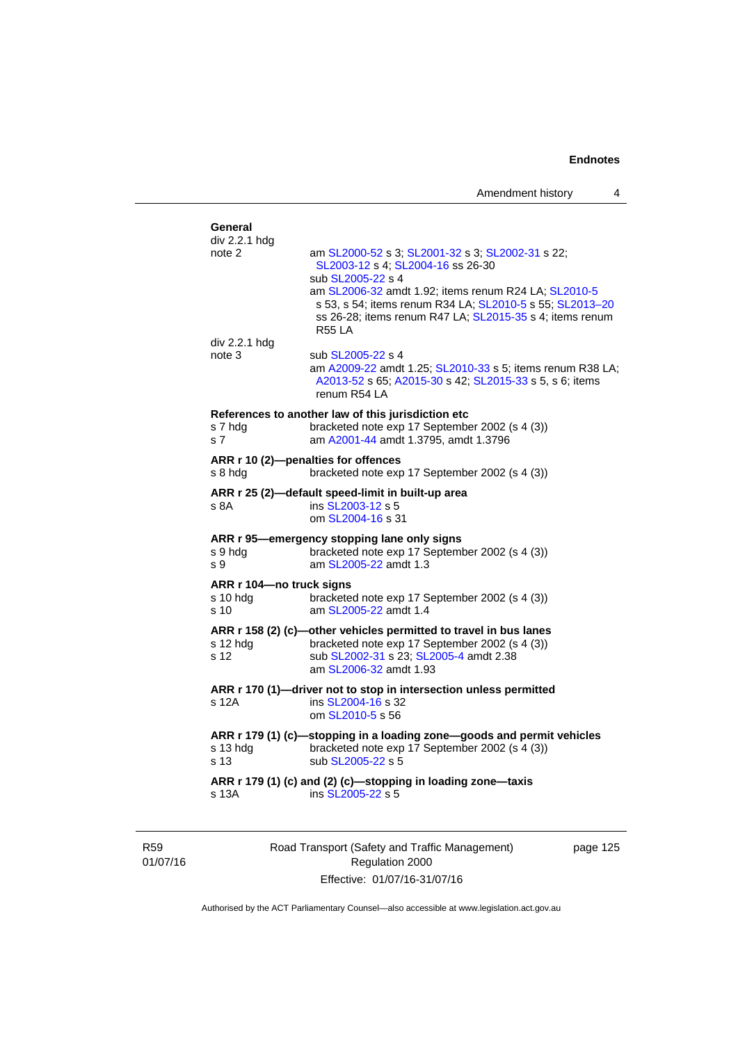**General**

div 2.2.1 hdg
note 2 — am SL2000-52 s 3; SL2001-32 s 3; SL2002-31 s 22; SL2003-12 s 4; SL2004-16 ss 26-30
sub SL2005-22 s 4
am SL2006-32 amdt 1.92; items renum R24 LA; SL2010-5 s 53, s 54; items renum R34 LA; SL2010-5 s 55; SL2013–20 ss 26-28; items renum R47 LA; SL2015-35 s 4; items renum R55 LA

div 2.2.1 hdg
note 3 — sub SL2005-22 s 4
am A2009-22 amdt 1.25; SL2010-33 s 5; items renum R38 LA; A2013-52 s 65; A2015-30 s 42; SL2015-33 s 5, s 6; items renum R54 LA

**References to another law of this jurisdiction etc**

s 7 hdg — bracketed note exp 17 September 2002 (s 4 (3))
s 7 — am A2001-44 amdt 1.3795, amdt 1.3796

**ARR r 10 (2)—penalties for offences**

s 8 hdg — bracketed note exp 17 September 2002 (s 4 (3))

**ARR r 25 (2)—default speed-limit in built-up area**

s 8A — ins SL2003-12 s 5
om SL2004-16 s 31

**ARR r 95—emergency stopping lane only signs**

s 9 hdg — bracketed note exp 17 September 2002 (s 4 (3))
s 9 — am SL2005-22 amdt 1.3

**ARR r 104—no truck signs**

s 10 hdg — bracketed note exp 17 September 2002 (s 4 (3))
s 10 — am SL2005-22 amdt 1.4

**ARR r 158 (2) (c)—other vehicles permitted to travel in bus lanes**

s 12 hdg — bracketed note exp 17 September 2002 (s 4 (3))
s 12 — sub SL2002-31 s 23; SL2005-4 amdt 2.38
am SL2006-32 amdt 1.93

**ARR r 170 (1)—driver not to stop in intersection unless permitted**

s 12A — ins SL2004-16 s 32
om SL2010-5 s 56

**ARR r 179 (1) (c)—stopping in a loading zone—goods and permit vehicles**

s 13 hdg — bracketed note exp 17 September 2002 (s 4 (3))
s 13 — sub SL2005-22 s 5

**ARR r 179 (1) (c) and (2) (c)—stopping in loading zone—taxis**

s 13A — ins SL2005-22 s 5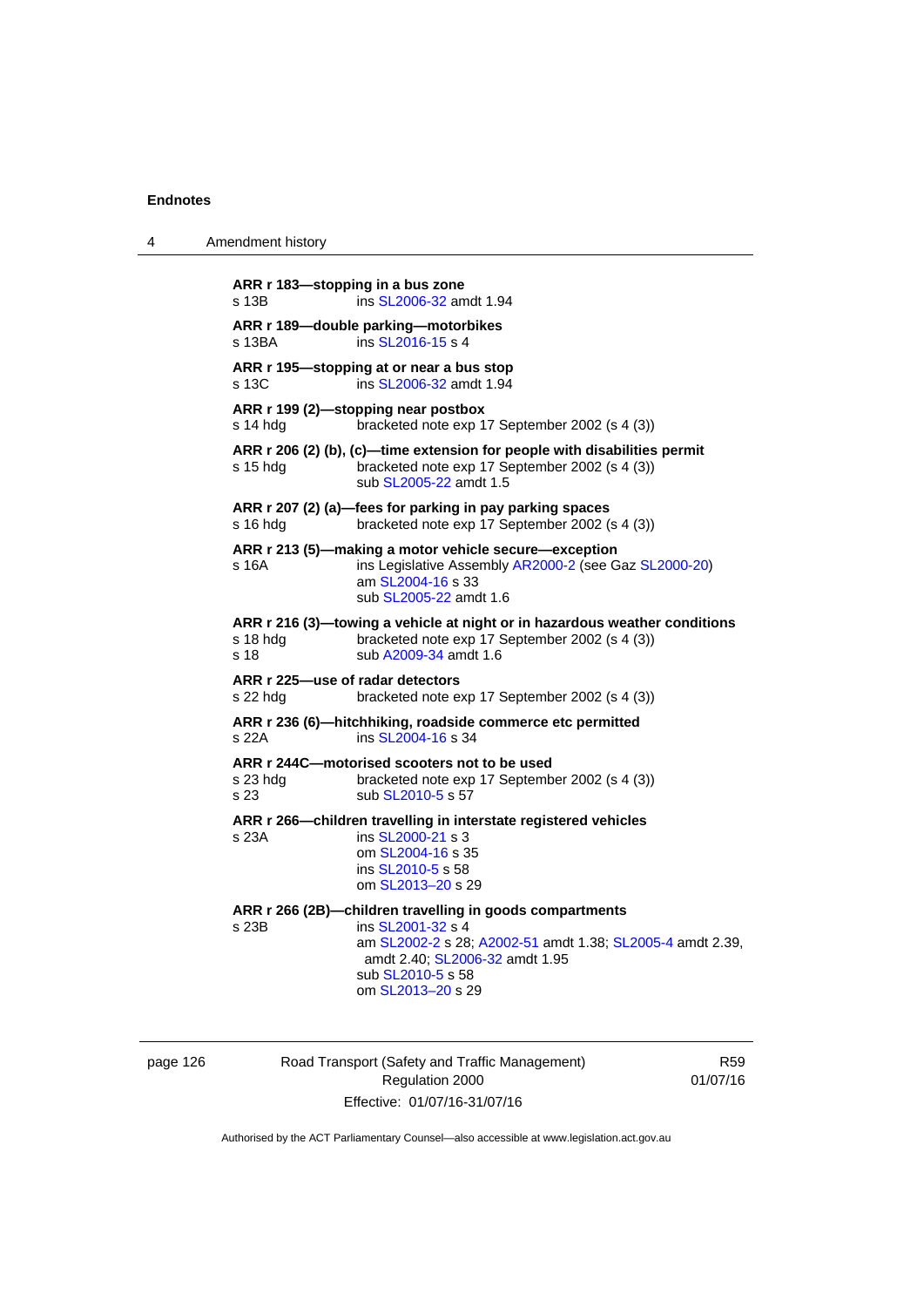**ARR r 183—stopping in a bus zone**
s 13B ins SL2006-32 amdt 1.94

**ARR r 189—double parking—motorbikes**
s 13BA ins SL2016-15 s 4

**ARR r 195—stopping at or near a bus stop**
s 13C ins SL2006-32 amdt 1.94

**ARR r 199 (2)—stopping near postbox**
s 14 hdg bracketed note exp 17 September 2002 (s 4 (3))

**ARR r 206 (2) (b), (c)—time extension for people with disabilities permit**
s 15 hdg bracketed note exp 17 September 2002 (s 4 (3))
sub SL2005-22 amdt 1.5

**ARR r 207 (2) (a)—fees for parking in pay parking spaces**
s 16 hdg bracketed note exp 17 September 2002 (s 4 (3))

**ARR r 213 (5)—making a motor vehicle secure—exception**
s 16A ins Legislative Assembly AR2000-2 (see Gaz SL2000-20)
am SL2004-16 s 33
sub SL2005-22 amdt 1.6

**ARR r 216 (3)—towing a vehicle at night or in hazardous weather conditions**
s 18 hdg bracketed note exp 17 September 2002 (s 4 (3))
s 18 sub A2009-34 amdt 1.6

**ARR r 225—use of radar detectors**
s 22 hdg bracketed note exp 17 September 2002 (s 4 (3))

**ARR r 236 (6)—hitchhiking, roadside commerce etc permitted**
s 22A ins SL2004-16 s 34

**ARR r 244C—motorised scooters not to be used**
s 23 hdg bracketed note exp 17 September 2002 (s 4 (3))
s 23 sub SL2010-5 s 57

**ARR r 266—children travelling in interstate registered vehicles**
s 23A ins SL2000-21 s 3
om SL2004-16 s 35
ins SL2010-5 s 58
om SL2013–20 s 29

**ARR r 266 (2B)—children travelling in goods compartments**
s 23B ins SL2001-32 s 4
am SL2002-2 s 28; A2002-51 amdt 1.38; SL2005-4 amdt 2.39, amdt 2.40; SL2006-32 amdt 1.95
sub SL2010-5 s 58
om SL2013–20 s 29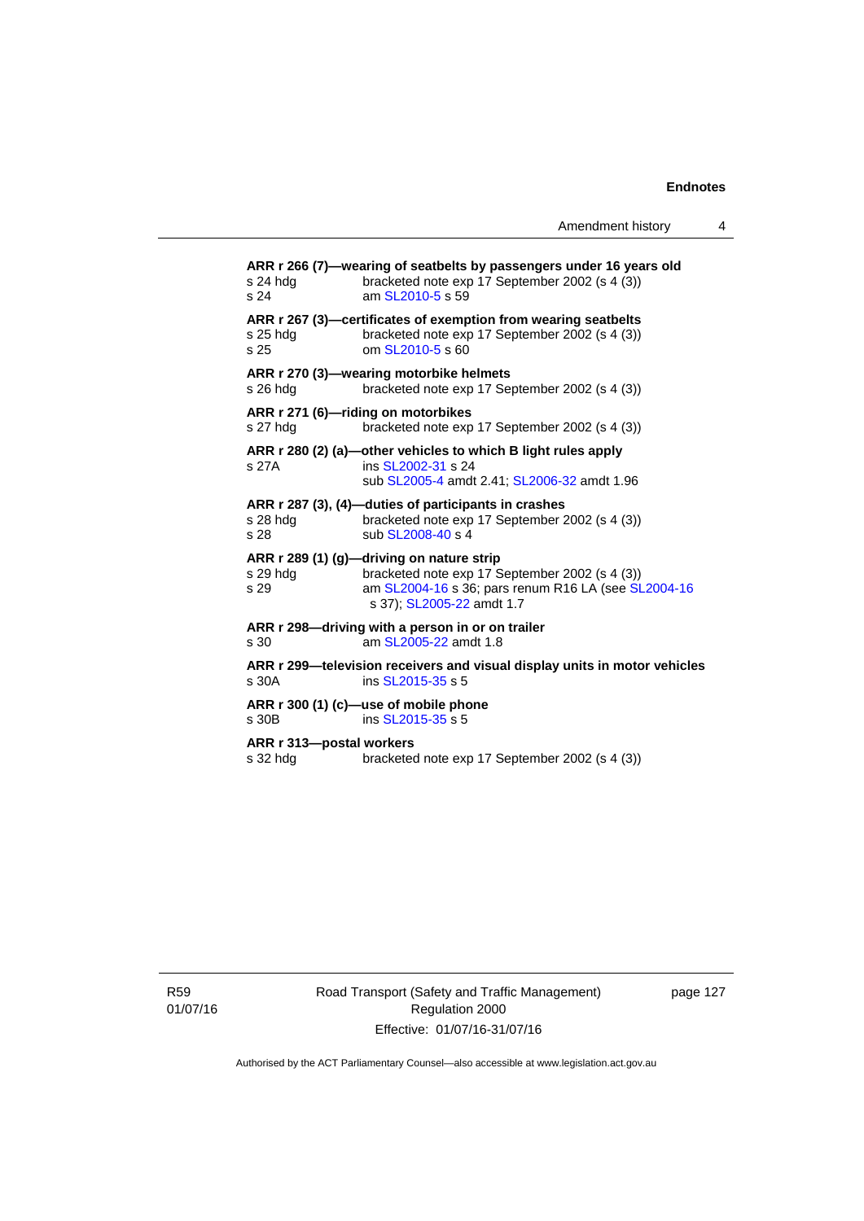**ARR r 266 (7)—wearing of seatbelts by passengers under 16 years old**

s 24 hdg bracketed note exp 17 September 2002 (s 4 (3))
s 24 am SL2010-5 s 59

**ARR r 267 (3)—certificates of exemption from wearing seatbelts**

s 25 hdg bracketed note exp 17 September 2002 (s 4 (3))
s 25 om SL2010-5 s 60

**ARR r 270 (3)—wearing motorbike helmets**

s 26 hdg bracketed note exp 17 September 2002 (s 4 (3))

**ARR r 271 (6)—riding on motorbikes**

s 27 hdg bracketed note exp 17 September 2002 (s 4 (3))

**ARR r 280 (2) (a)—other vehicles to which B light rules apply**

s 27A ins SL2002-31 s 24
sub SL2005-4 amdt 2.41; SL2006-32 amdt 1.96

**ARR r 287 (3), (4)—duties of participants in crashes**

s 28 hdg bracketed note exp 17 September 2002 (s 4 (3))
s 28 sub SL2008-40 s 4

**ARR r 289 (1) (g)—driving on nature strip**

s 29 hdg bracketed note exp 17 September 2002 (s 4 (3))
s 29 am SL2004-16 s 36; pars renum R16 LA (see SL2004-16 s 37); SL2005-22 amdt 1.7

**ARR r 298—driving with a person in or on trailer**

s 30 am SL2005-22 amdt 1.8

**ARR r 299—television receivers and visual display units in motor vehicles**

s 30A ins SL2015-35 s 5

**ARR r 300 (1) (c)—use of mobile phone**

s 30B ins SL2015-35 s 5

**ARR r 313—postal workers**

s 32 hdg bracketed note exp 17 September 2002 (s 4 (3))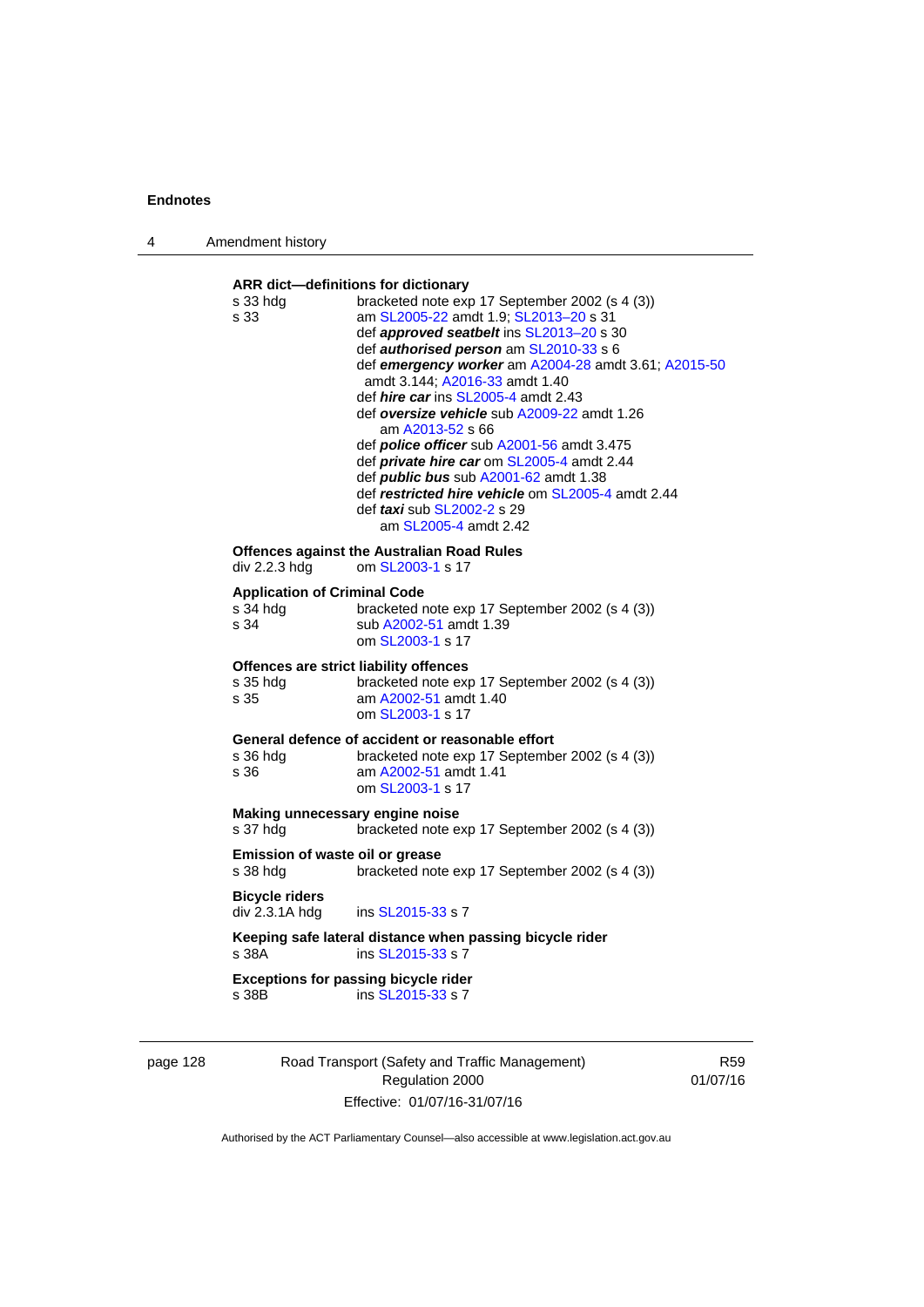**ARR dict—definitions for dictionary**

| | |
|---|---|
| s 33 hdg | bracketed note exp 17 September 2002 (s 4 (3)) |
| s 33 | am SL2005-22 amdt 1.9; SL2013–20 s 31 |
| | def ***approved seatbelt*** ins SL2013–20 s 30 |
| | def ***authorised person*** am SL2010-33 s 6 |
| | def ***emergency worker*** am A2004-28 amdt 3.61; A2015-50 amdt 3.144; A2016-33 amdt 1.40 |
| | def ***hire car*** ins SL2005-4 amdt 2.43 |
| | def ***oversize vehicle*** sub A2009-22 amdt 1.26<br>am A2013-52 s 66 |
| | def ***police officer*** sub A2001-56 amdt 3.475 |
| | def ***private hire car*** om SL2005-4 amdt 2.44 |
| | def ***public bus*** sub A2001-62 amdt 1.38 |
| | def ***restricted hire vehicle*** om SL2005-4 amdt 2.44 |
| | def ***taxi*** sub SL2002-2 s 29<br>am SL2005-4 amdt 2.42 |

**Offences against the Australian Road Rules**

| | |
|---|---|
| div 2.2.3 hdg | om SL2003-1 s 17 |

**Application of Criminal Code**

| | |
|---|---|
| s 34 hdg | bracketed note exp 17 September 2002 (s 4 (3)) |
| s 34 | sub A2002-51 amdt 1.39<br>om SL2003-1 s 17 |

**Offences are strict liability offences**

| | |
|---|---|
| s 35 hdg | bracketed note exp 17 September 2002 (s 4 (3)) |
| s 35 | am A2002-51 amdt 1.40<br>om SL2003-1 s 17 |

**General defence of accident or reasonable effort**

| | |
|---|---|
| s 36 hdg | bracketed note exp 17 September 2002 (s 4 (3)) |
| s 36 | am A2002-51 amdt 1.41<br>om SL2003-1 s 17 |

**Making unnecessary engine noise**

| | |
|---|---|
| s 37 hdg | bracketed note exp 17 September 2002 (s 4 (3)) |

**Emission of waste oil or grease**

| | |
|---|---|
| s 38 hdg | bracketed note exp 17 September 2002 (s 4 (3)) |

**Bicycle riders**

| | |
|---|---|
| div 2.3.1A hdg | ins SL2015-33 s 7 |

**Keeping safe lateral distance when passing bicycle rider**

| | |
|---|---|
| s 38A | ins SL2015-33 s 7 |

**Exceptions for passing bicycle rider**

| | |
|---|---|
| s 38B | ins SL2015-33 s 7 |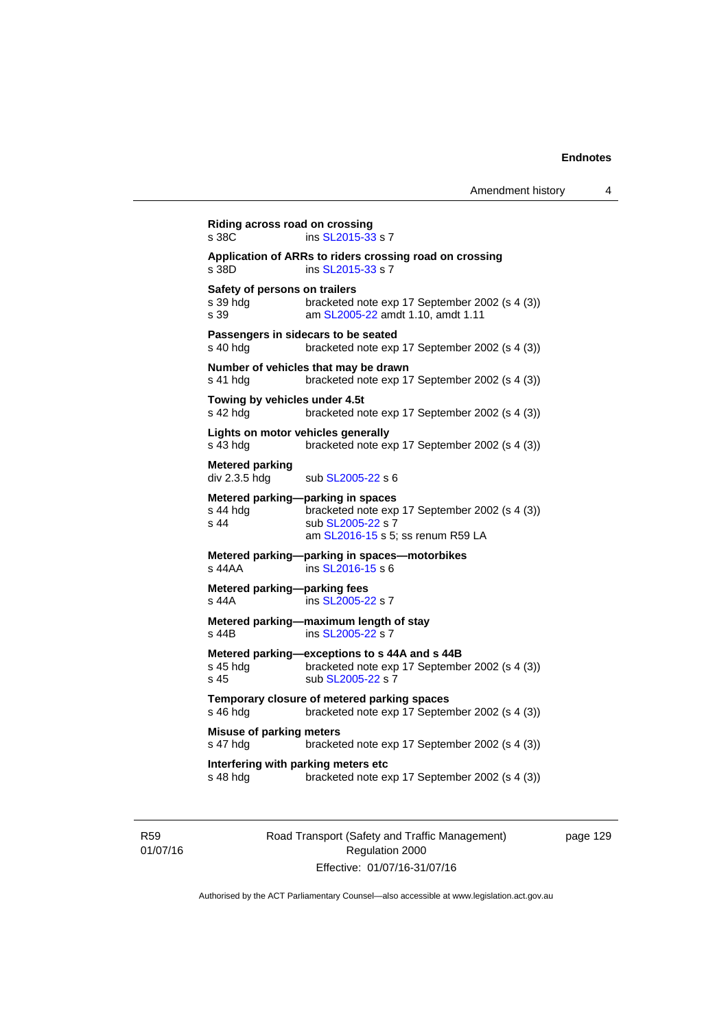**Riding across road on crossing**
s 38C ins SL2015-33 s 7

**Application of ARRs to riders crossing road on crossing**
s 38D ins SL2015-33 s 7

**Safety of persons on trailers**
s 39 hdg bracketed note exp 17 September 2002 (s 4 (3))
s 39 am SL2005-22 amdt 1.10, amdt 1.11

**Passengers in sidecars to be seated**
s 40 hdg bracketed note exp 17 September 2002 (s 4 (3))

**Number of vehicles that may be drawn**
s 41 hdg bracketed note exp 17 September 2002 (s 4 (3))

**Towing by vehicles under 4.5t**
s 42 hdg bracketed note exp 17 September 2002 (s 4 (3))

**Lights on motor vehicles generally**
s 43 hdg bracketed note exp 17 September 2002 (s 4 (3))

**Metered parking**
div 2.3.5 hdg sub SL2005-22 s 6

**Metered parking—parking in spaces**
s 44 hdg bracketed note exp 17 September 2002 (s 4 (3))
s 44 sub SL2005-22 s 7
am SL2016-15 s 5; ss renum R59 LA

**Metered parking—parking in spaces—motorbikes**
s 44AA ins SL2016-15 s 6

**Metered parking—parking fees**
s 44A ins SL2005-22 s 7

**Metered parking—maximum length of stay**
s 44B ins SL2005-22 s 7

**Metered parking—exceptions to s 44A and s 44B**
s 45 hdg bracketed note exp 17 September 2002 (s 4 (3))
s 45 sub SL2005-22 s 7

**Temporary closure of metered parking spaces**
s 46 hdg bracketed note exp 17 September 2002 (s 4 (3))

**Misuse of parking meters**
s 47 hdg bracketed note exp 17 September 2002 (s 4 (3))

**Interfering with parking meters etc**
s 48 hdg bracketed note exp 17 September 2002 (s 4 (3))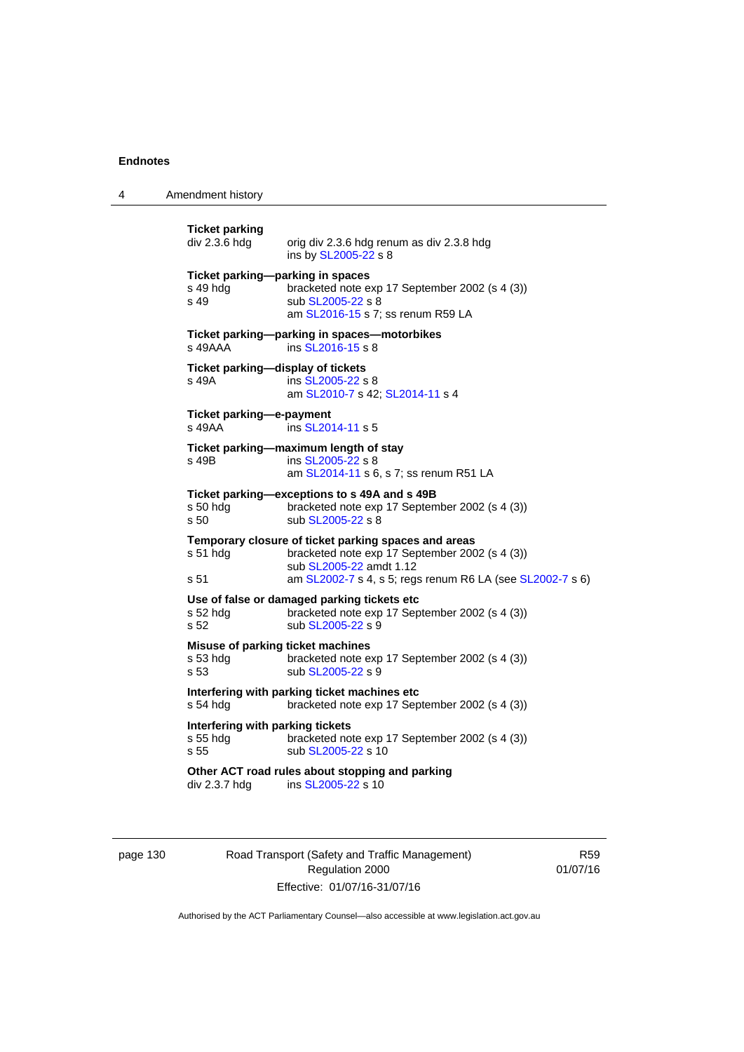**Ticket parking**

| | |
|---|---|
| div 2.3.6 hdg | orig div 2.3.6 hdg renum as div 2.3.8 hdg<br>ins by SL2005-22 s 8 |

**Ticket parking—parking in spaces**

| | |
|---|---|
| s 49 hdg | bracketed note exp 17 September 2002 (s 4 (3)) |
| s 49 | sub SL2005-22 s 8<br>am SL2016-15 s 7; ss renum R59 LA |

**Ticket parking—parking in spaces—motorbikes**

| | |
|---|---|
| s 49AAA | ins SL2016-15 s 8 |

**Ticket parking—display of tickets**

| | |
|---|---|
| s 49A | ins SL2005-22 s 8<br>am SL2010-7 s 42; SL2014-11 s 4 |

**Ticket parking—e-payment**

| | |
|---|---|
| s 49AA | ins SL2014-11 s 5 |

**Ticket parking—maximum length of stay**

| | |
|---|---|
| s 49B | ins SL2005-22 s 8<br>am SL2014-11 s 6, s 7; ss renum R51 LA |

**Ticket parking—exceptions to s 49A and s 49B**

| | |
|---|---|
| s 50 hdg | bracketed note exp 17 September 2002 (s 4 (3)) |
| s 50 | sub SL2005-22 s 8 |

**Temporary closure of ticket parking spaces and areas**

| | |
|---|---|
| s 51 hdg | bracketed note exp 17 September 2002 (s 4 (3))<br>sub SL2005-22 amdt 1.12 |
| s 51 | am SL2002-7 s 4, s 5; regs renum R6 LA (see SL2002-7 s 6) |

**Use of false or damaged parking tickets etc**

| | |
|---|---|
| s 52 hdg | bracketed note exp 17 September 2002 (s 4 (3)) |
| s 52 | sub SL2005-22 s 9 |

**Misuse of parking ticket machines**

| | |
|---|---|
| s 53 hdg | bracketed note exp 17 September 2002 (s 4 (3)) |
| s 53 | sub SL2005-22 s 9 |

**Interfering with parking ticket machines etc**

| | |
|---|---|
| s 54 hdg | bracketed note exp 17 September 2002 (s 4 (3)) |

**Interfering with parking tickets**

| | |
|---|---|
| s 55 hdg | bracketed note exp 17 September 2002 (s 4 (3)) |
| s 55 | sub SL2005-22 s 10 |

**Other ACT road rules about stopping and parking**

| | |
|---|---|
| div 2.3.7 hdg | ins SL2005-22 s 10 |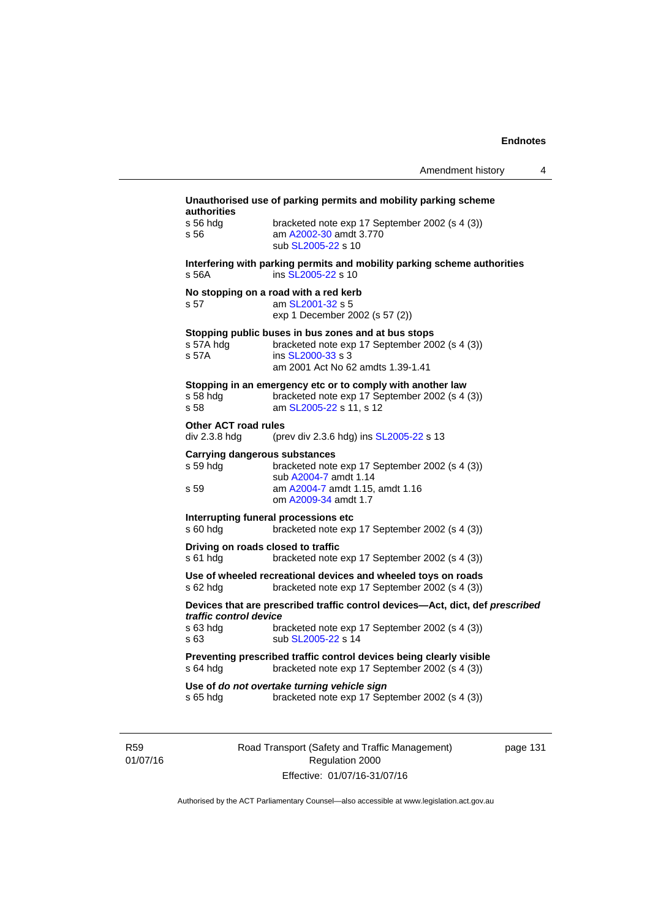**Unauthorised use of parking permits and mobility parking scheme authorities**

s 56 hdg bracketed note exp 17 September 2002 (s 4 (3))
s 56 am A2002-30 amdt 3.770
sub SL2005-22 s 10

**Interfering with parking permits and mobility parking scheme authorities**

s 56A ins SL2005-22 s 10

**No stopping on a road with a red kerb**

s 57 am SL2001-32 s 5
exp 1 December 2002 (s 57 (2))

**Stopping public buses in bus zones and at bus stops**

s 57A hdg bracketed note exp 17 September 2002 (s 4 (3))
s 57A ins SL2000-33 s 3
am 2001 Act No 62 amdts 1.39-1.41

**Stopping in an emergency etc or to comply with another law**

s 58 hdg bracketed note exp 17 September 2002 (s 4 (3))
s 58 am SL2005-22 s 11, s 12

**Other ACT road rules**

div 2.3.8 hdg (prev div 2.3.6 hdg) ins SL2005-22 s 13

**Carrying dangerous substances**

s 59 hdg bracketed note exp 17 September 2002 (s 4 (3))
sub A2004-7 amdt 1.14
s 59 am A2004-7 amdt 1.15, amdt 1.16
om A2009-34 amdt 1.7

**Interrupting funeral processions etc**

s 60 hdg bracketed note exp 17 September 2002 (s 4 (3))

**Driving on roads closed to traffic**

s 61 hdg bracketed note exp 17 September 2002 (s 4 (3))

**Use of wheeled recreational devices and wheeled toys on roads**

s 62 hdg bracketed note exp 17 September 2002 (s 4 (3))

**Devices that are prescribed traffic control devices—Act, dict, def *prescribed traffic control device***

s 63 hdg bracketed note exp 17 September 2002 (s 4 (3))
s 63 sub SL2005-22 s 14

**Preventing prescribed traffic control devices being clearly visible**

s 64 hdg bracketed note exp 17 September 2002 (s 4 (3))

**Use of *do not overtake turning vehicle sign***

s 65 hdg bracketed note exp 17 September 2002 (s 4 (3))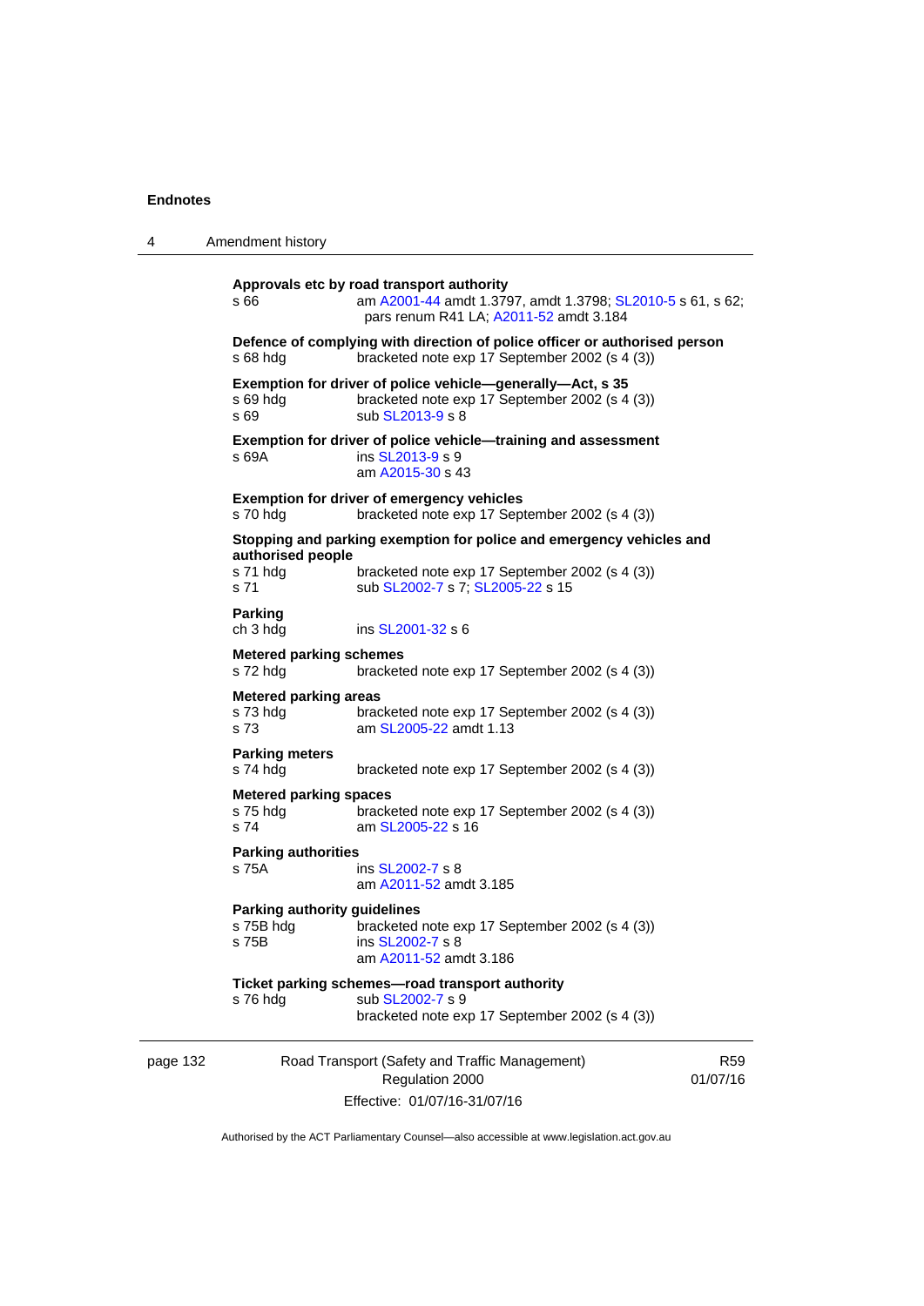**Approvals etc by road transport authority**
s 66 am A2001-44 amdt 1.3797, amdt 1.3798; SL2010-5 s 61, s 62; pars renum R41 LA; A2011-52 amdt 3.184

**Defence of complying with direction of police officer or authorised person**
s 68 hdg bracketed note exp 17 September 2002 (s 4 (3))

**Exemption for driver of police vehicle—generally—Act, s 35**
s 69 hdg bracketed note exp 17 September 2002 (s 4 (3))
s 69 sub SL2013-9 s 8

**Exemption for driver of police vehicle—training and assessment**
s 69A ins SL2013-9 s 9
am A2015-30 s 43

**Exemption for driver of emergency vehicles**
s 70 hdg bracketed note exp 17 September 2002 (s 4 (3))

**Stopping and parking exemption for police and emergency vehicles and authorised people**
s 71 hdg bracketed note exp 17 September 2002 (s 4 (3))
s 71 sub SL2002-7 s 7; SL2005-22 s 15

**Parking**
ch 3 hdg ins SL2001-32 s 6

**Metered parking schemes**
s 72 hdg bracketed note exp 17 September 2002 (s 4 (3))

**Metered parking areas**
s 73 hdg bracketed note exp 17 September 2002 (s 4 (3))
s 73 am SL2005-22 amdt 1.13

**Parking meters**
s 74 hdg bracketed note exp 17 September 2002 (s 4 (3))

**Metered parking spaces**
s 75 hdg bracketed note exp 17 September 2002 (s 4 (3))
s 74 am SL2005-22 s 16

**Parking authorities**
s 75A ins SL2002-7 s 8
am A2011-52 amdt 3.185

**Parking authority guidelines**
s 75B hdg bracketed note exp 17 September 2002 (s 4 (3))
s 75B ins SL2002-7 s 8
am A2011-52 amdt 3.186

**Ticket parking schemes—road transport authority**
s 76 hdg sub SL2002-7 s 9
bracketed note exp 17 September 2002 (s 4 (3))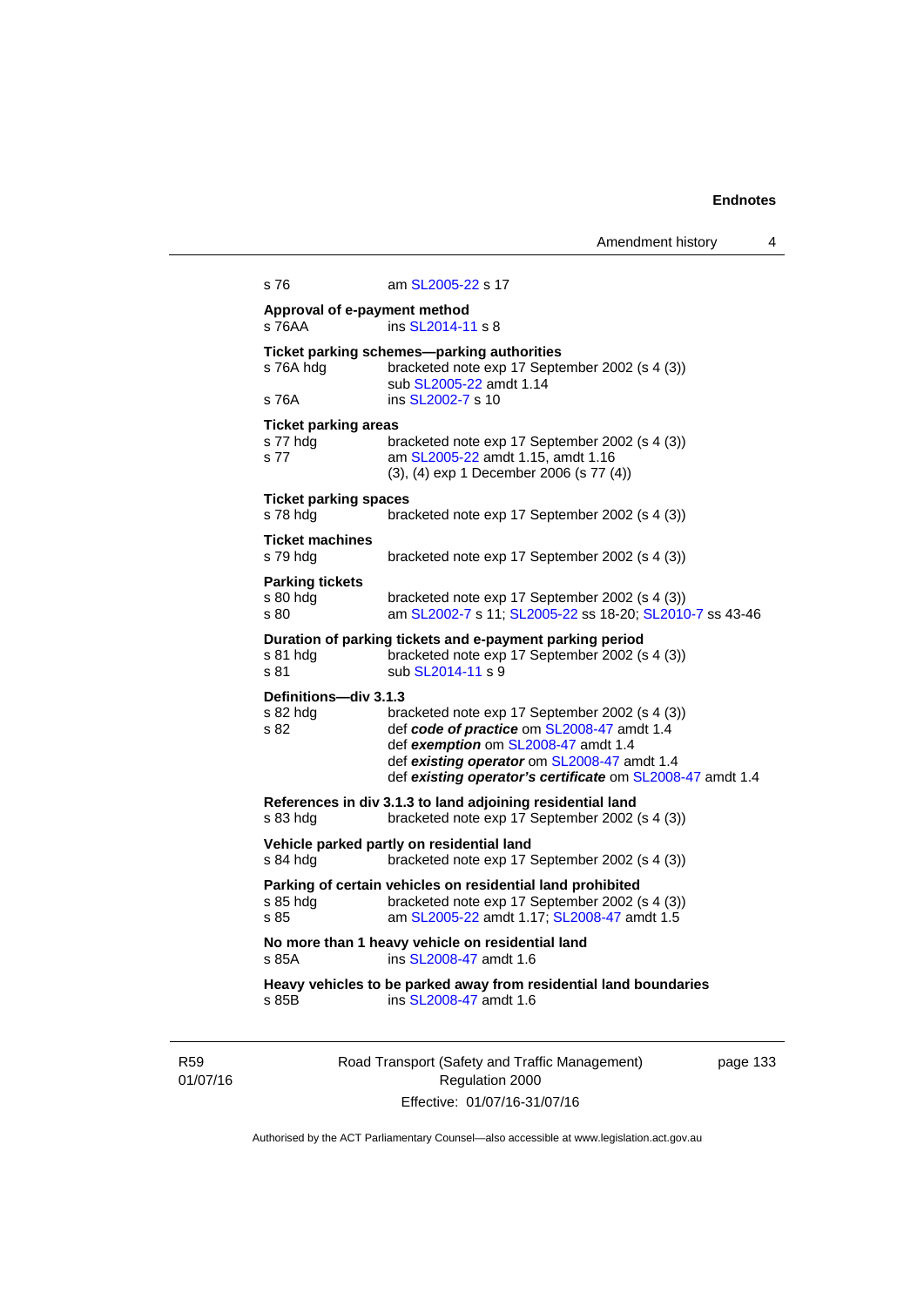s 76 am SL2005-22 s 17

**Approval of e-payment method**
s 76AA ins SL2014-11 s 8

**Ticket parking schemes—parking authorities**
s 76A hdg bracketed note exp 17 September 2002 (s 4 (3))
sub SL2005-22 amdt 1.14
s 76A ins SL2002-7 s 10

**Ticket parking areas**
s 77 hdg bracketed note exp 17 September 2002 (s 4 (3))
s 77 am SL2005-22 amdt 1.15, amdt 1.16
(3), (4) exp 1 December 2006 (s 77 (4))

**Ticket parking spaces**
s 78 hdg bracketed note exp 17 September 2002 (s 4 (3))

**Ticket machines**
s 79 hdg bracketed note exp 17 September 2002 (s 4 (3))

**Parking tickets**
s 80 hdg bracketed note exp 17 September 2002 (s 4 (3))
s 80 am SL2002-7 s 11; SL2005-22 ss 18-20; SL2010-7 ss 43-46

**Duration of parking tickets and e-payment parking period**
s 81 hdg bracketed note exp 17 September 2002 (s 4 (3))
s 81 sub SL2014-11 s 9

**Definitions—div 3.1.3**
s 82 hdg bracketed note exp 17 September 2002 (s 4 (3))
s 82 def ***code of practice*** om SL2008-47 amdt 1.4
def ***exemption*** om SL2008-47 amdt 1.4
def ***existing operator*** om SL2008-47 amdt 1.4
def ***existing operator's certificate*** om SL2008-47 amdt 1.4

**References in div 3.1.3 to land adjoining residential land**
s 83 hdg bracketed note exp 17 September 2002 (s 4 (3))

**Vehicle parked partly on residential land**
s 84 hdg bracketed note exp 17 September 2002 (s 4 (3))

**Parking of certain vehicles on residential land prohibited**
s 85 hdg bracketed note exp 17 September 2002 (s 4 (3))
s 85 am SL2005-22 amdt 1.17; SL2008-47 amdt 1.5

**No more than 1 heavy vehicle on residential land**
s 85A ins SL2008-47 amdt 1.6

**Heavy vehicles to be parked away from residential land boundaries**
s 85B ins SL2008-47 amdt 1.6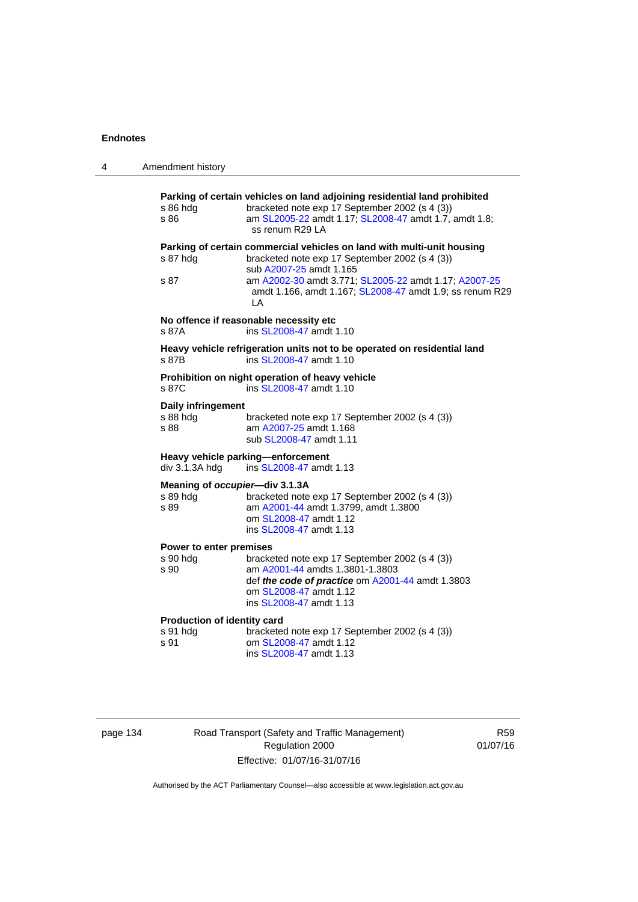**Parking of certain vehicles on land adjoining residential land prohibited**

s 86 hdg bracketed note exp 17 September 2002 (s 4 (3))
s 86 am SL2005-22 amdt 1.17; SL2008-47 amdt 1.7, amdt 1.8; ss renum R29 LA

**Parking of certain commercial vehicles on land with multi-unit housing**

s 87 hdg bracketed note exp 17 September 2002 (s 4 (3))
sub A2007-25 amdt 1.165
s 87 am A2002-30 amdt 3.771; SL2005-22 amdt 1.17; A2007-25 amdt 1.166, amdt 1.167; SL2008-47 amdt 1.9; ss renum R29 LA

**No offence if reasonable necessity etc**

s 87A ins SL2008-47 amdt 1.10

**Heavy vehicle refrigeration units not to be operated on residential land**

s 87B ins SL2008-47 amdt 1.10

**Prohibition on night operation of heavy vehicle**

s 87C ins SL2008-47 amdt 1.10

**Daily infringement**

s 88 hdg bracketed note exp 17 September 2002 (s 4 (3))
s 88 am A2007-25 amdt 1.168
sub SL2008-47 amdt 1.11

**Heavy vehicle parking—enforcement**

div 3.1.3A hdg ins SL2008-47 amdt 1.13

**Meaning of *occupier*—div 3.1.3A**

s 89 hdg bracketed note exp 17 September 2002 (s 4 (3))
s 89 am A2001-44 amdt 1.3799, amdt 1.3800
om SL2008-47 amdt 1.12
ins SL2008-47 amdt 1.13

**Power to enter premises**

s 90 hdg bracketed note exp 17 September 2002 (s 4 (3))
s 90 am A2001-44 amdts 1.3801-1.3803
def ***the code of practice*** om A2001-44 amdt 1.3803
om SL2008-47 amdt 1.12
ins SL2008-47 amdt 1.13

**Production of identity card**

s 91 hdg bracketed note exp 17 September 2002 (s 4 (3))
s 91 om SL2008-47 amdt 1.12
ins SL2008-47 amdt 1.13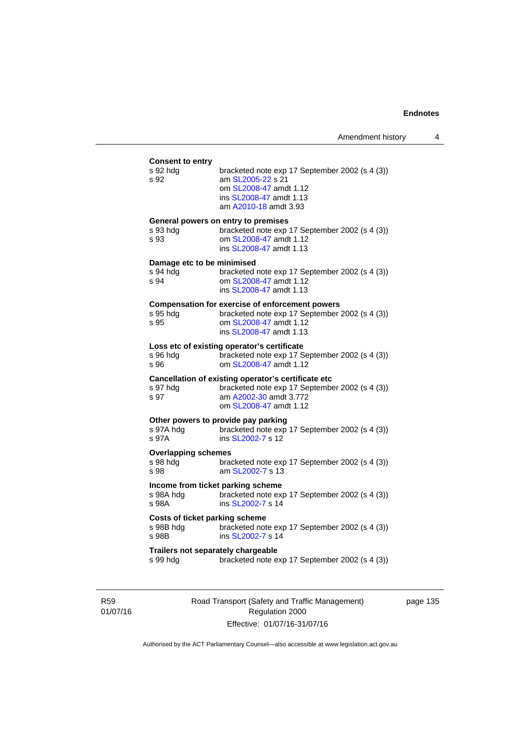**Consent to entry**

| | |
|---|---|
| s 92 hdg | bracketed note exp 17 September 2002 (s 4 (3)) |
| s 92 | am SL2005-22 s 21 |
| | om SL2008-47 amdt 1.12 |
| | ins SL2008-47 amdt 1.13 |
| | am A2010-18 amdt 3.93 |

**General powers on entry to premises**

| | |
|---|---|
| s 93 hdg | bracketed note exp 17 September 2002 (s 4 (3)) |
| s 93 | om SL2008-47 amdt 1.12 |
| | ins SL2008-47 amdt 1.13 |

**Damage etc to be minimised**

| | |
|---|---|
| s 94 hdg | bracketed note exp 17 September 2002 (s 4 (3)) |
| s 94 | om SL2008-47 amdt 1.12 |
| | ins SL2008-47 amdt 1.13 |

**Compensation for exercise of enforcement powers**

| | |
|---|---|
| s 95 hdg | bracketed note exp 17 September 2002 (s 4 (3)) |
| s 95 | om SL2008-47 amdt 1.12 |
| | ins SL2008-47 amdt 1.13 |

**Loss etc of existing operator's certificate**

| | |
|---|---|
| s 96 hdg | bracketed note exp 17 September 2002 (s 4 (3)) |
| s 96 | om SL2008-47 amdt 1.12 |

**Cancellation of existing operator's certificate etc**

| | |
|---|---|
| s 97 hdg | bracketed note exp 17 September 2002 (s 4 (3)) |
| s 97 | am A2002-30 amdt 3.772 |
| | om SL2008-47 amdt 1.12 |

**Other powers to provide pay parking**

| | |
|---|---|
| s 97A hdg | bracketed note exp 17 September 2002 (s 4 (3)) |
| s 97A | ins SL2002-7 s 12 |

**Overlapping schemes**

| | |
|---|---|
| s 98 hdg | bracketed note exp 17 September 2002 (s 4 (3)) |
| s 98 | am SL2002-7 s 13 |

**Income from ticket parking scheme**

| | |
|---|---|
| s 98A hdg | bracketed note exp 17 September 2002 (s 4 (3)) |
| s 98A | ins SL2002-7 s 14 |

**Costs of ticket parking scheme**

| | |
|---|---|
| s 98B hdg | bracketed note exp 17 September 2002 (s 4 (3)) |
| s 98B | ins SL2002-7 s 14 |

**Trailers not separately chargeable**

| | |
|---|---|
| s 99 hdg | bracketed note exp 17 September 2002 (s 4 (3)) |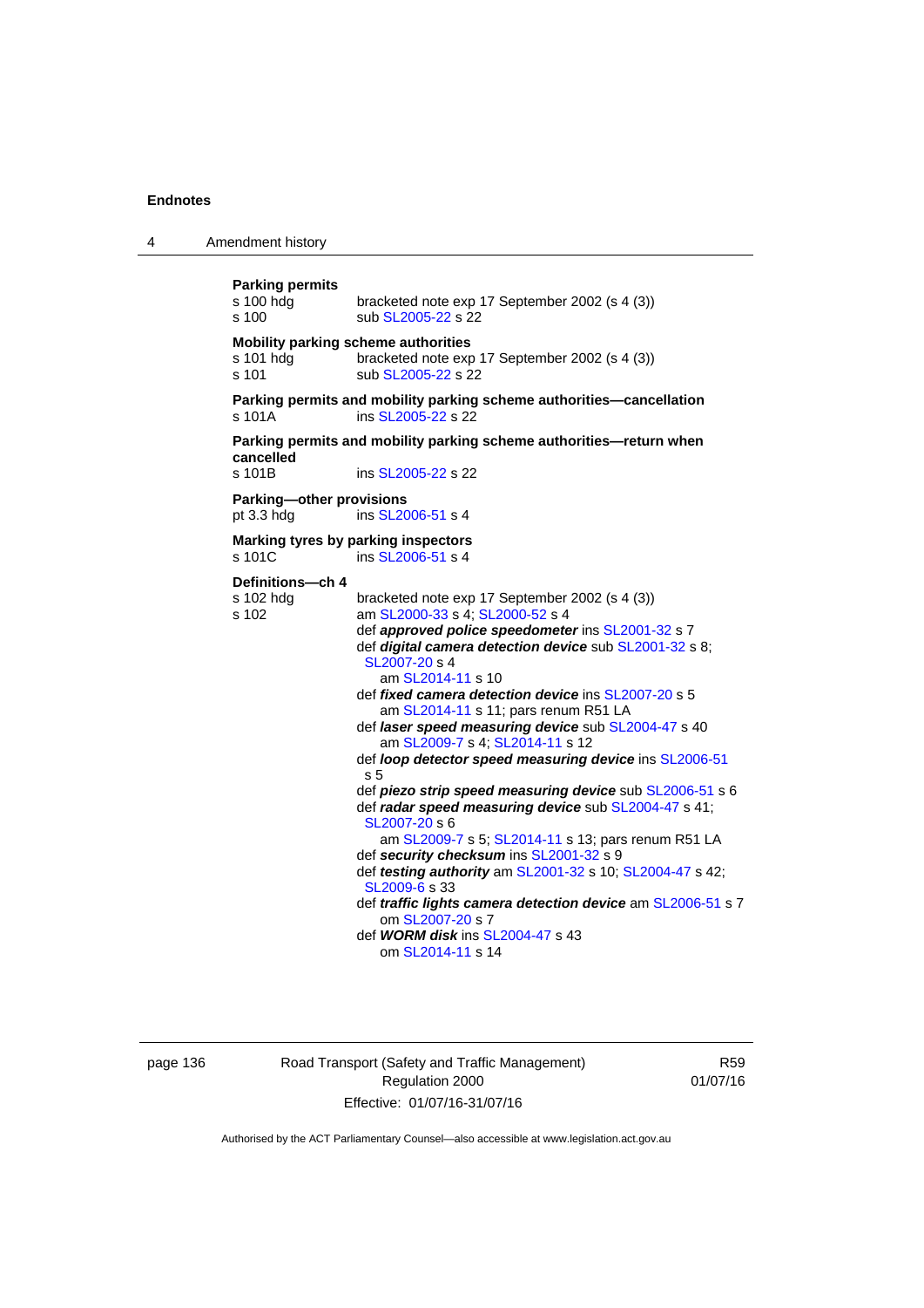**Parking permits**

s 100 hdg bracketed note exp 17 September 2002 (s 4 (3))

s 100 sub SL2005-22 s 22

**Mobility parking scheme authorities**

s 101 hdg bracketed note exp 17 September 2002 (s 4 (3))

s 101 sub SL2005-22 s 22

**Parking permits and mobility parking scheme authorities—cancellation**

s 101A ins SL2005-22 s 22

**Parking permits and mobility parking scheme authorities—return when cancelled**

s 101B ins SL2005-22 s 22

**Parking—other provisions**

pt 3.3 hdg ins SL2006-51 s 4

**Marking tyres by parking inspectors**

s 101C ins SL2006-51 s 4

**Definitions—ch 4**

s 102 hdg bracketed note exp 17 September 2002 (s 4 (3))

s 102 am SL2000-33 s 4; SL2000-52 s 4

def ***approved police speedometer*** ins SL2001-32 s 7

def ***digital camera detection device*** sub SL2001-32 s 8; SL2007-20 s 4

am SL2014-11 s 10

def ***fixed camera detection device*** ins SL2007-20 s 5

am SL2014-11 s 11; pars renum R51 LA

def ***laser speed measuring device*** sub SL2004-47 s 40

am SL2009-7 s 4; SL2014-11 s 12

def ***loop detector speed measuring device*** ins SL2006-51 s 5

def ***piezo strip speed measuring device*** sub SL2006-51 s 6

def ***radar speed measuring device*** sub SL2004-47 s 41; SL2007-20 s 6

am SL2009-7 s 5; SL2014-11 s 13; pars renum R51 LA

def ***security checksum*** ins SL2001-32 s 9

def ***testing authority*** am SL2001-32 s 10; SL2004-47 s 42; SL2009-6 s 33

def ***traffic lights camera detection device*** am SL2006-51 s 7

om SL2007-20 s 7

def ***WORM disk*** ins SL2004-47 s 43

om SL2014-11 s 14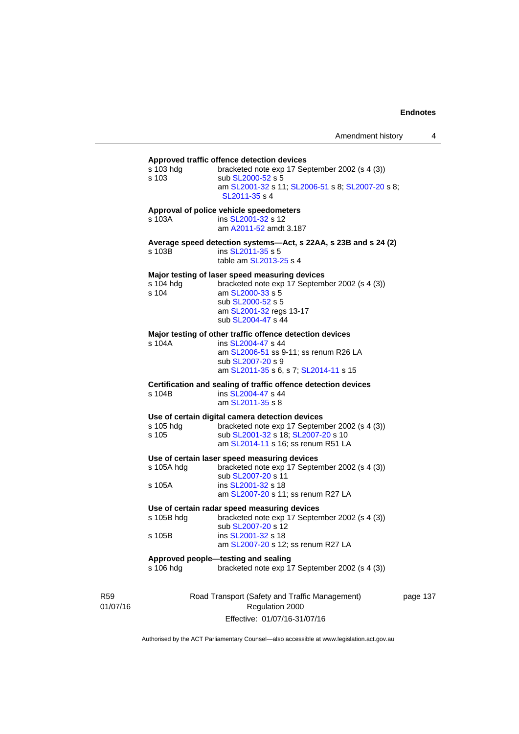**Approved traffic offence detection devices**

s 103 hdg bracketed note exp 17 September 2002 (s 4 (3))
s 103 sub SL2000-52 s 5
am SL2001-32 s 11; SL2006-51 s 8; SL2007-20 s 8; SL2011-35 s 4

**Approval of police vehicle speedometers**

s 103A ins SL2001-32 s 12
am A2011-52 amdt 3.187

**Average speed detection systems—Act, s 22AA, s 23B and s 24 (2)**

s 103B ins SL2011-35 s 5
table am SL2013-25 s 4

**Major testing of laser speed measuring devices**

s 104 hdg bracketed note exp 17 September 2002 (s 4 (3))
s 104 am SL2000-33 s 5
sub SL2000-52 s 5
am SL2001-32 regs 13-17
sub SL2004-47 s 44

**Major testing of other traffic offence detection devices**

s 104A ins SL2004-47 s 44
am SL2006-51 ss 9-11; ss renum R26 LA
sub SL2007-20 s 9
am SL2011-35 s 6, s 7; SL2014-11 s 15

**Certification and sealing of traffic offence detection devices**

s 104B ins SL2004-47 s 44
am SL2011-35 s 8

**Use of certain digital camera detection devices**

s 105 hdg bracketed note exp 17 September 2002 (s 4 (3))
s 105 sub SL2001-32 s 18; SL2007-20 s 10
am SL2014-11 s 16; ss renum R51 LA

**Use of certain laser speed measuring devices**

s 105A hdg bracketed note exp 17 September 2002 (s 4 (3))
sub SL2007-20 s 11
s 105A ins SL2001-32 s 18
am SL2007-20 s 11; ss renum R27 LA

**Use of certain radar speed measuring devices**

s 105B hdg bracketed note exp 17 September 2002 (s 4 (3))
sub SL2007-20 s 12
s 105B ins SL2001-32 s 18
am SL2007-20 s 12; ss renum R27 LA

**Approved people—testing and sealing**

s 106 hdg bracketed note exp 17 September 2002 (s 4 (3))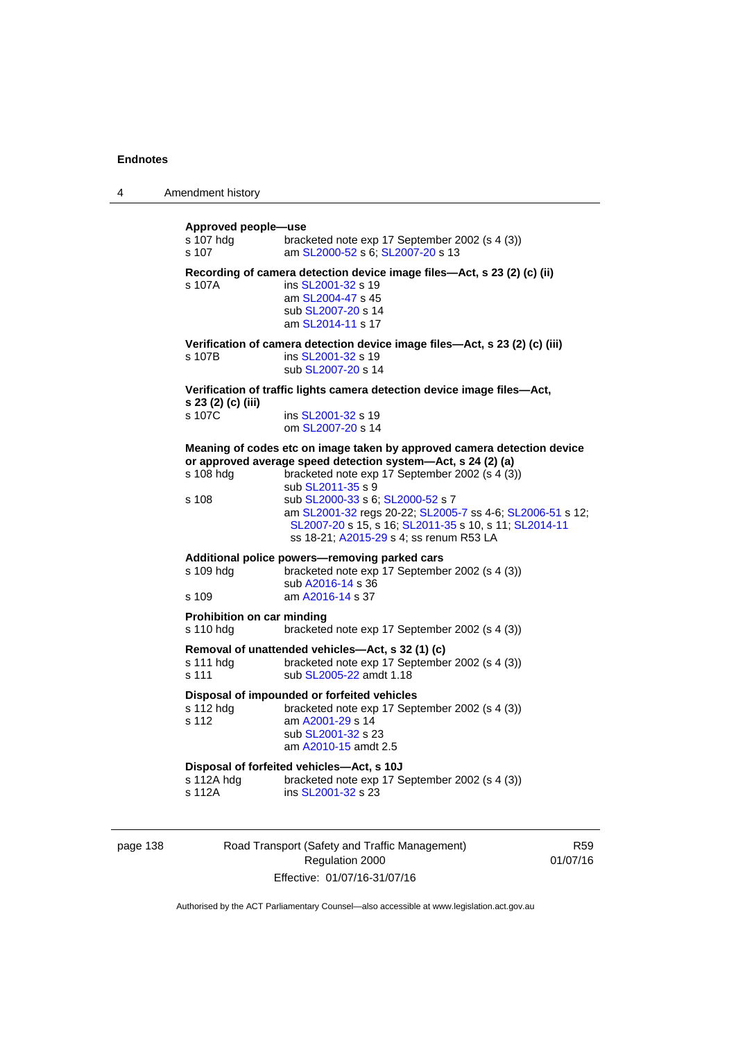**Approved people—use**

s 107 hdg bracketed note exp 17 September 2002 (s 4 (3))
s 107 am SL2000-52 s 6; SL2007-20 s 13

**Recording of camera detection device image files—Act, s 23 (2) (c) (ii)**

s 107A ins SL2001-32 s 19
am SL2004-47 s 45
sub SL2007-20 s 14
am SL2014-11 s 17

**Verification of camera detection device image files—Act, s 23 (2) (c) (iii)**

s 107B ins SL2001-32 s 19
sub SL2007-20 s 14

**Verification of traffic lights camera detection device image files—Act, s 23 (2) (c) (iii)**

s 107C ins SL2001-32 s 19
om SL2007-20 s 14

**Meaning of codes etc on image taken by approved camera detection device or approved average speed detection system—Act, s 24 (2) (a)**

s 108 hdg bracketed note exp 17 September 2002 (s 4 (3))
sub SL2011-35 s 9
s 108 sub SL2000-33 s 6; SL2000-52 s 7
am SL2001-32 regs 20-22; SL2005-7 ss 4-6; SL2006-51 s 12; SL2007-20 s 15, s 16; SL2011-35 s 10, s 11; SL2014-11 ss 18-21; A2015-29 s 4; ss renum R53 LA

**Additional police powers—removing parked cars**

s 109 hdg bracketed note exp 17 September 2002 (s 4 (3))
sub A2016-14 s 36
s 109 am A2016-14 s 37

**Prohibition on car minding**

s 110 hdg bracketed note exp 17 September 2002 (s 4 (3))

**Removal of unattended vehicles—Act, s 32 (1) (c)**

s 111 hdg bracketed note exp 17 September 2002 (s 4 (3))
s 111 sub SL2005-22 amdt 1.18

**Disposal of impounded or forfeited vehicles**

s 112 hdg bracketed note exp 17 September 2002 (s 4 (3))
s 112 am A2001-29 s 14
sub SL2001-32 s 23
am A2010-15 amdt 2.5

**Disposal of forfeited vehicles—Act, s 10J**

s 112A hdg bracketed note exp 17 September 2002 (s 4 (3))
s 112A ins SL2001-32 s 23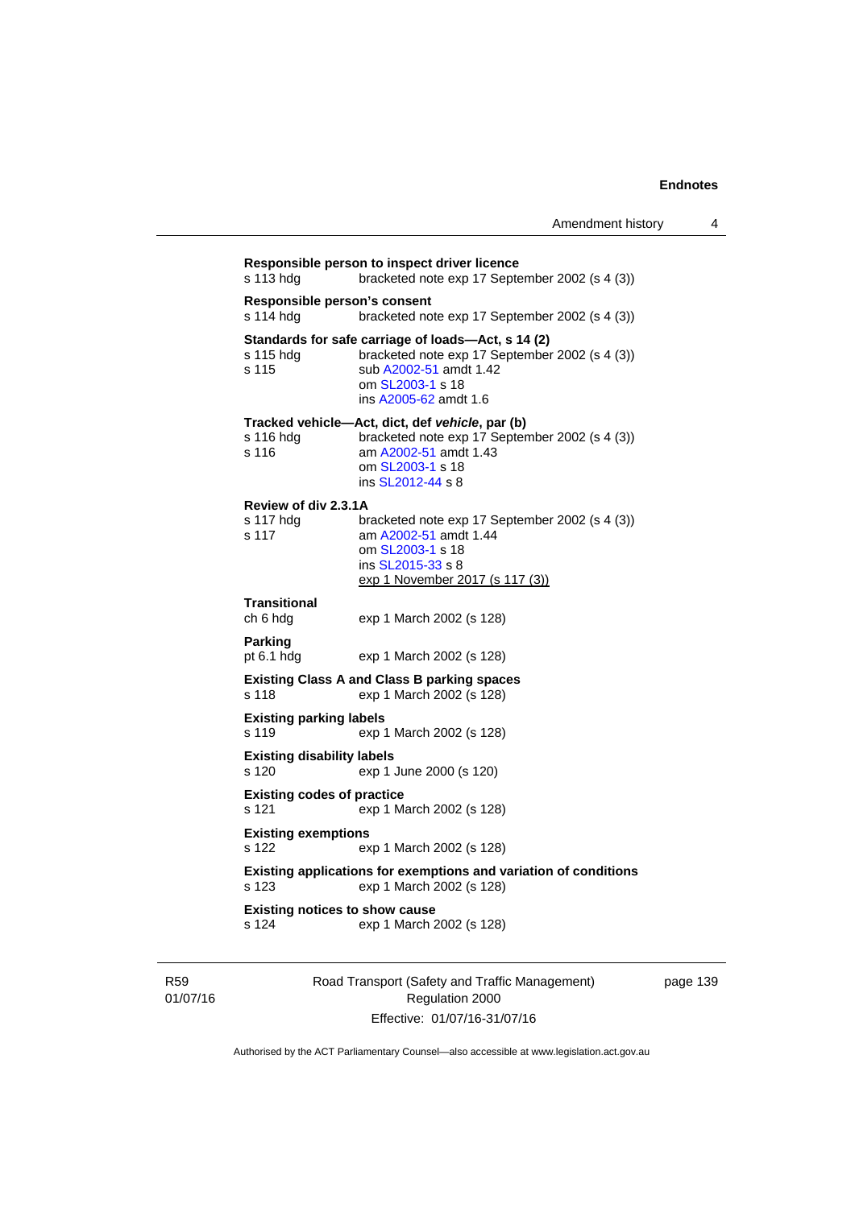**Responsible person to inspect driver licence**

s 113 hdg bracketed note exp 17 September 2002 (s 4 (3))

**Responsible person's consent**

s 114 hdg bracketed note exp 17 September 2002 (s 4 (3))

**Standards for safe carriage of loads—Act, s 14 (2)**

s 115 hdg bracketed note exp 17 September 2002 (s 4 (3))
s 115 sub A2002-51 amdt 1.42
om SL2003-1 s 18
ins A2005-62 amdt 1.6

**Tracked vehicle—Act, dict, def *vehicle*, par (b)**

s 116 hdg bracketed note exp 17 September 2002 (s 4 (3))
s 116 am A2002-51 amdt 1.43
om SL2003-1 s 18
ins SL2012-44 s 8

**Review of div 2.3.1A**

s 117 hdg bracketed note exp 17 September 2002 (s 4 (3))
s 117 am A2002-51 amdt 1.44
om SL2003-1 s 18
ins SL2015-33 s 8
exp 1 November 2017 (s 117 (3))

**Transitional**

ch 6 hdg exp 1 March 2002 (s 128)

**Parking**

pt 6.1 hdg exp 1 March 2002 (s 128)

**Existing Class A and Class B parking spaces**

s 118 exp 1 March 2002 (s 128)

**Existing parking labels**

s 119 exp 1 March 2002 (s 128)

**Existing disability labels**

s 120 exp 1 June 2000 (s 120)

**Existing codes of practice**

s 121 exp 1 March 2002 (s 128)

**Existing exemptions**

s 122 exp 1 March 2002 (s 128)

**Existing applications for exemptions and variation of conditions**

s 123 exp 1 March 2002 (s 128)

**Existing notices to show cause**

s 124 exp 1 March 2002 (s 128)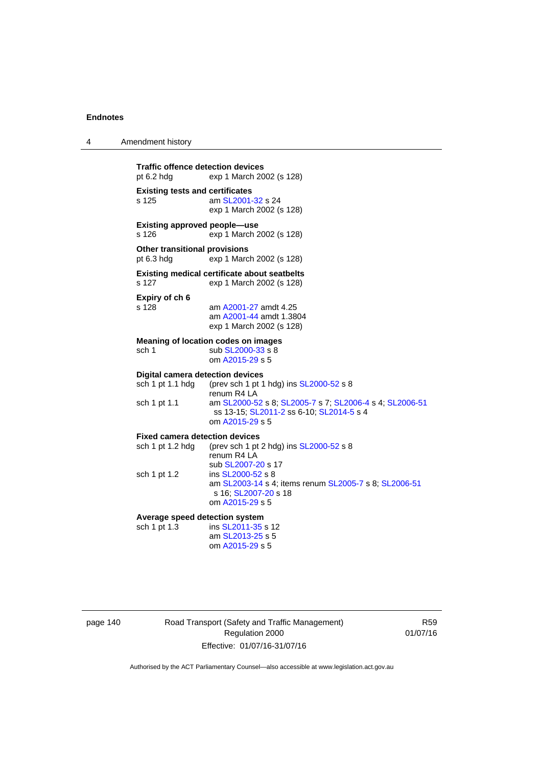**Traffic offence detection devices**

pt 6.2 hdg — exp 1 March 2002 (s 128)

**Existing tests and certificates**

s 125 — am SL2001-32 s 24
exp 1 March 2002 (s 128)

**Existing approved people—use**

s 126 — exp 1 March 2002 (s 128)

**Other transitional provisions**

pt 6.3 hdg — exp 1 March 2002 (s 128)

**Existing medical certificate about seatbelts**

s 127 — exp 1 March 2002 (s 128)

**Expiry of ch 6**

s 128 — am A2001-27 amdt 4.25
am A2001-44 amdt 1.3804
exp 1 March 2002 (s 128)

**Meaning of location codes on images**

sch 1 — sub SL2000-33 s 8
om A2015-29 s 5

**Digital camera detection devices**

sch 1 pt 1.1 hdg — (prev sch 1 pt 1 hdg) ins SL2000-52 s 8
renum R4 LA

sch 1 pt 1.1 — am SL2000-52 s 8; SL2005-7 s 7; SL2006-4 s 4; SL2006-51 ss 13-15; SL2011-2 ss 6-10; SL2014-5 s 4
om A2015-29 s 5

**Fixed camera detection devices**

sch 1 pt 1.2 hdg — (prev sch 1 pt 2 hdg) ins SL2000-52 s 8
renum R4 LA
sub SL2007-20 s 17

sch 1 pt 1.2 — ins SL2000-52 s 8
am SL2003-14 s 4; items renum SL2005-7 s 8; SL2006-51 s 16; SL2007-20 s 18
om A2015-29 s 5

**Average speed detection system**

sch 1 pt 1.3 — ins SL2011-35 s 12
am SL2013-25 s 5
om A2015-29 s 5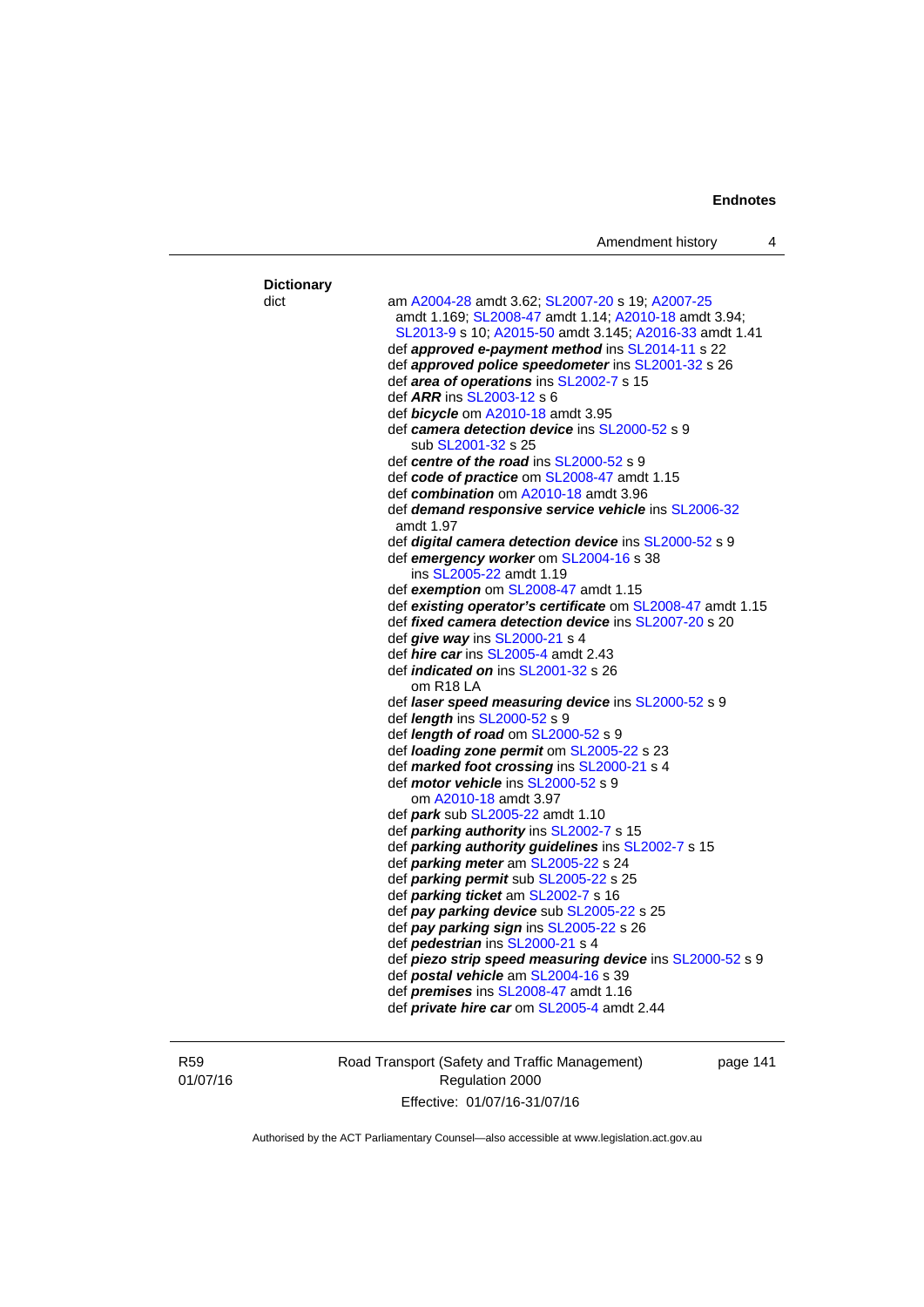**Dictionary**

dict

am A2004-28 amdt 3.62; SL2007-20 s 19; A2007-25 amdt 1.169; SL2008-47 amdt 1.14; A2010-18 amdt 3.94; SL2013-9 s 10; A2015-50 amdt 3.145; A2016-33 amdt 1.41

def ***approved e-payment method*** ins SL2014-11 s 22

def ***approved police speedometer*** ins SL2001-32 s 26

def ***area of operations*** ins SL2002-7 s 15

def ***ARR*** ins SL2003-12 s 6

def ***bicycle*** om A2010-18 amdt 3.95

def ***camera detection device*** ins SL2000-52 s 9
  sub SL2001-32 s 25

def ***centre of the road*** ins SL2000-52 s 9

def ***code of practice*** om SL2008-47 amdt 1.15

def ***combination*** om A2010-18 amdt 3.96

def ***demand responsive service vehicle*** ins SL2006-32 amdt 1.97

def ***digital camera detection device*** ins SL2000-52 s 9

def ***emergency worker*** om SL2004-16 s 38
  ins SL2005-22 amdt 1.19

def ***exemption*** om SL2008-47 amdt 1.15

def ***existing operator's certificate*** om SL2008-47 amdt 1.15

def ***fixed camera detection device*** ins SL2007-20 s 20

def ***give way*** ins SL2000-21 s 4

def ***hire car*** ins SL2005-4 amdt 2.43

def ***indicated on*** ins SL2001-32 s 26
  om R18 LA

def ***laser speed measuring device*** ins SL2000-52 s 9

def ***length*** ins SL2000-52 s 9

def ***length of road*** om SL2000-52 s 9

def ***loading zone permit*** om SL2005-22 s 23

def ***marked foot crossing*** ins SL2000-21 s 4

def ***motor vehicle*** ins SL2000-52 s 9
  om A2010-18 amdt 3.97

def ***park*** sub SL2005-22 amdt 1.10

def ***parking authority*** ins SL2002-7 s 15

def ***parking authority guidelines*** ins SL2002-7 s 15

def ***parking meter*** am SL2005-22 s 24

def ***parking permit*** sub SL2005-22 s 25

def ***parking ticket*** am SL2002-7 s 16

def ***pay parking device*** sub SL2005-22 s 25

def ***pay parking sign*** ins SL2005-22 s 26

def ***pedestrian*** ins SL2000-21 s 4

def ***piezo strip speed measuring device*** ins SL2000-52 s 9

def ***postal vehicle*** am SL2004-16 s 39

def ***premises*** ins SL2008-47 amdt 1.16

def ***private hire car*** om SL2005-4 amdt 2.44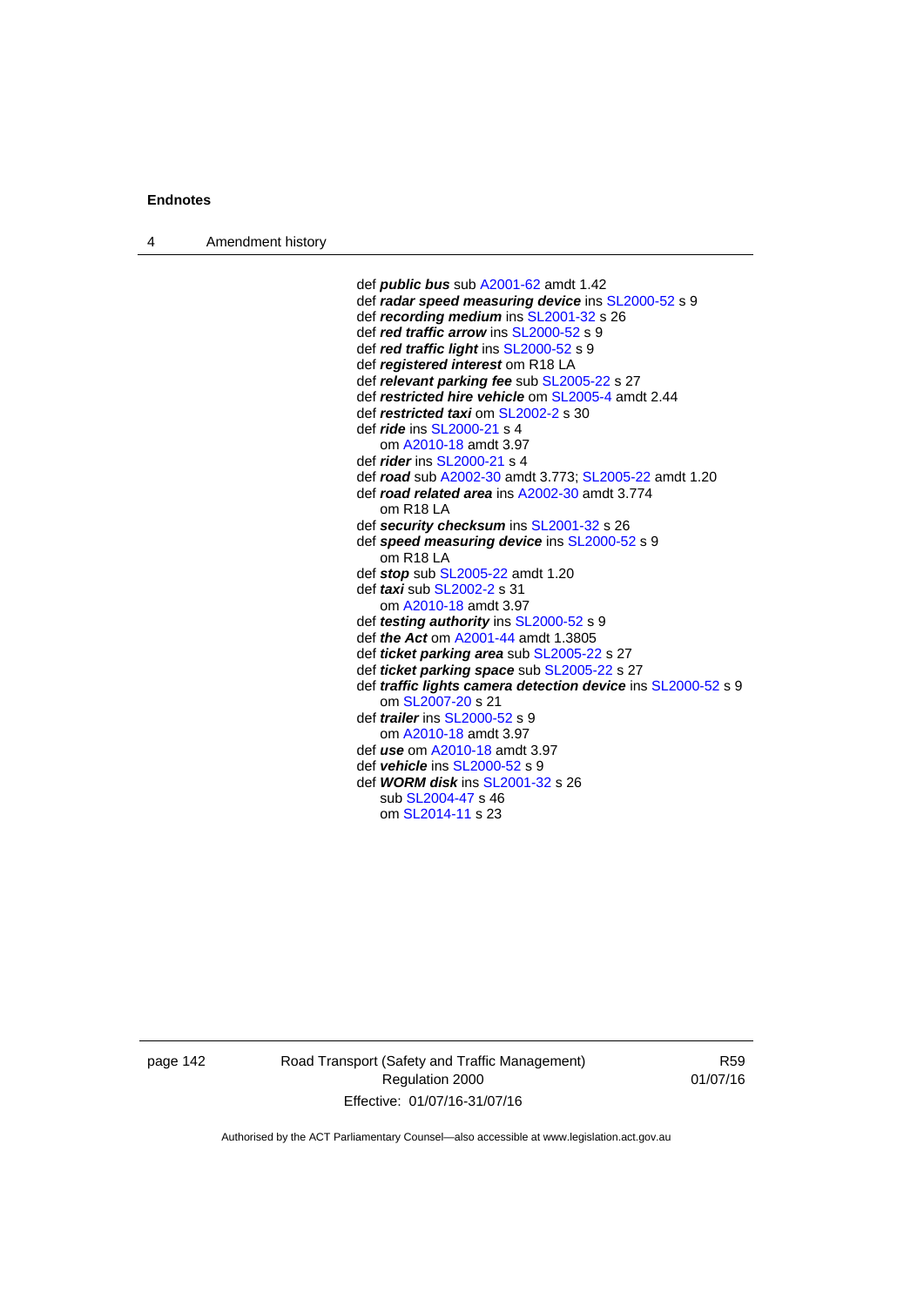def ***public bus*** sub A2001-62 amdt 1.42
def ***radar speed measuring device*** ins SL2000-52 s 9
def ***recording medium*** ins SL2001-32 s 26
def ***red traffic arrow*** ins SL2000-52 s 9
def ***red traffic light*** ins SL2000-52 s 9
def ***registered interest*** om R18 LA
def ***relevant parking fee*** sub SL2005-22 s 27
def ***restricted hire vehicle*** om SL2005-4 amdt 2.44
def ***restricted taxi*** om SL2002-2 s 30
def ***ride*** ins SL2000-21 s 4
om A2010-18 amdt 3.97
def ***rider*** ins SL2000-21 s 4
def ***road*** sub A2002-30 amdt 3.773; SL2005-22 amdt 1.20
def ***road related area*** ins A2002-30 amdt 3.774
om R18 LA
def ***security checksum*** ins SL2001-32 s 26
def ***speed measuring device*** ins SL2000-52 s 9
om R18 LA
def ***stop*** sub SL2005-22 amdt 1.20
def ***taxi*** sub SL2002-2 s 31
om A2010-18 amdt 3.97
def ***testing authority*** ins SL2000-52 s 9
def ***the Act*** om A2001-44 amdt 1.3805
def ***ticket parking area*** sub SL2005-22 s 27
def ***ticket parking space*** sub SL2005-22 s 27
def ***traffic lights camera detection device*** ins SL2000-52 s 9
om SL2007-20 s 21
def ***trailer*** ins SL2000-52 s 9
om A2010-18 amdt 3.97
def ***use*** om A2010-18 amdt 3.97
def ***vehicle*** ins SL2000-52 s 9
def ***WORM disk*** ins SL2001-32 s 26
sub SL2004-47 s 46
om SL2014-11 s 23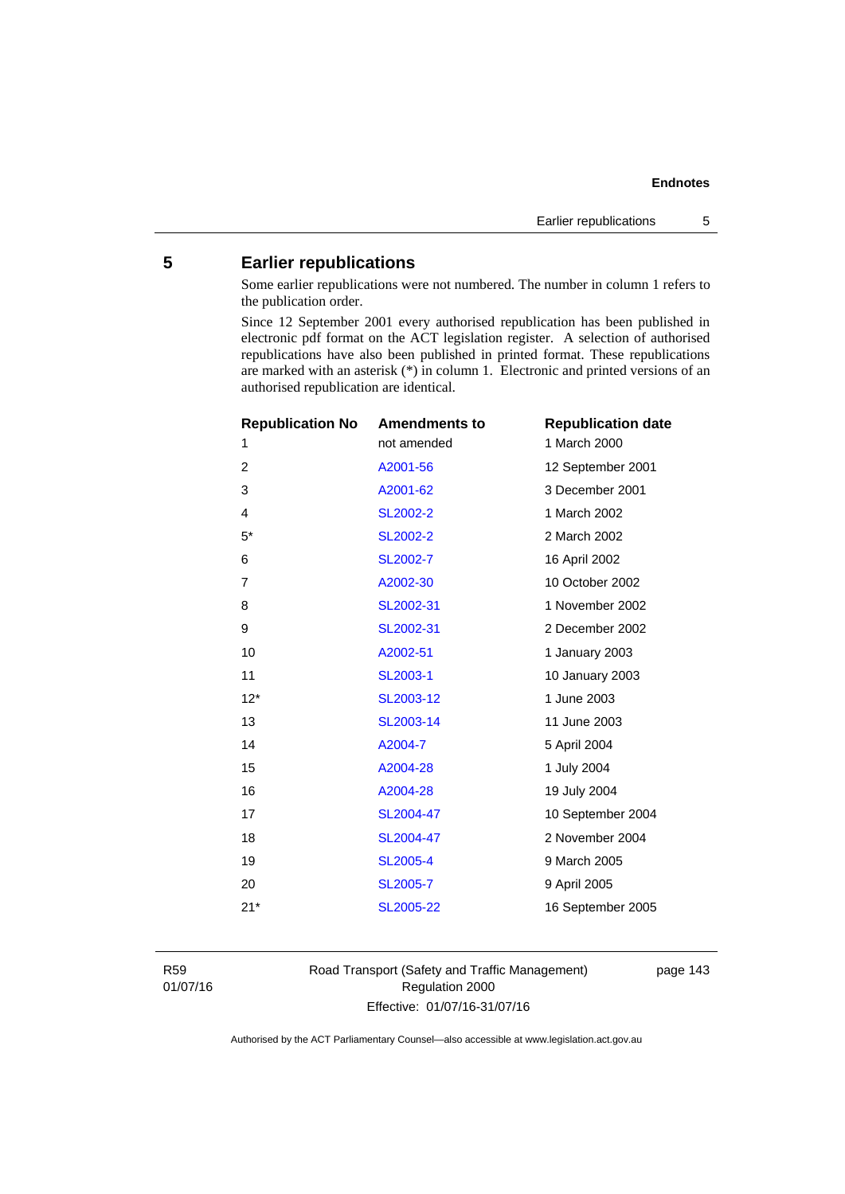## 5 Earlier republications

Some earlier republications were not numbered. The number in column 1 refers to the publication order.

Since 12 September 2001 every authorised republication has been published in electronic pdf format on the ACT legislation register. A selection of authorised republications have also been published in printed format. These republications are marked with an asterisk (*) in column 1. Electronic and printed versions of an authorised republication are identical.

| Republication No | Amendments to | Republication date |
|---|---|---|
| 1 | not amended | 1 March 2000 |
| 2 | A2001-56 | 12 September 2001 |
| 3 | A2001-62 | 3 December 2001 |
| 4 | SL2002-2 | 1 March 2002 |
| 5* | SL2002-2 | 2 March 2002 |
| 6 | SL2002-7 | 16 April 2002 |
| 7 | A2002-30 | 10 October 2002 |
| 8 | SL2002-31 | 1 November 2002 |
| 9 | SL2002-31 | 2 December 2002 |
| 10 | A2002-51 | 1 January 2003 |
| 11 | SL2003-1 | 10 January 2003 |
| 12* | SL2003-12 | 1 June 2003 |
| 13 | SL2003-14 | 11 June 2003 |
| 14 | A2004-7 | 5 April 2004 |
| 15 | A2004-28 | 1 July 2004 |
| 16 | A2004-28 | 19 July 2004 |
| 17 | SL2004-47 | 10 September 2004 |
| 18 | SL2004-47 | 2 November 2004 |
| 19 | SL2005-4 | 9 March 2005 |
| 20 | SL2005-7 | 9 April 2005 |
| 21* | SL2005-22 | 16 September 2005 |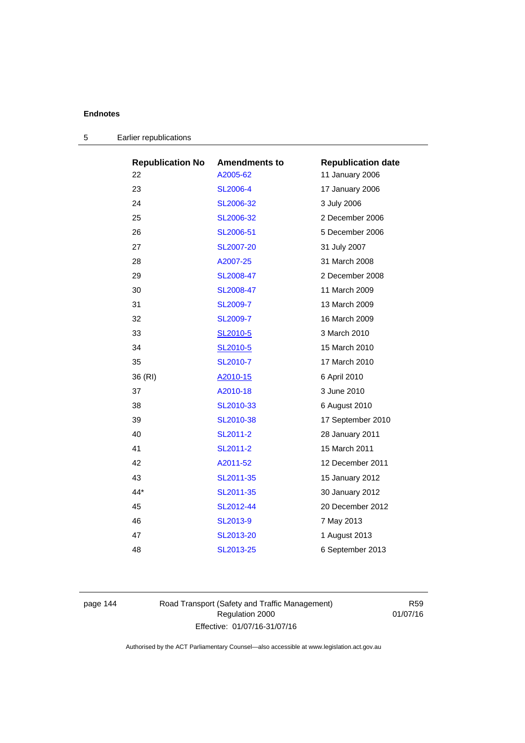## 5 Earlier republications

| Republication No | Amendments to | Republication date |
|---|---|---|
| 22 | A2005-62 | 11 January 2006 |
| 23 | SL2006-4 | 17 January 2006 |
| 24 | SL2006-32 | 3 July 2006 |
| 25 | SL2006-32 | 2 December 2006 |
| 26 | SL2006-51 | 5 December 2006 |
| 27 | SL2007-20 | 31 July 2007 |
| 28 | A2007-25 | 31 March 2008 |
| 29 | SL2008-47 | 2 December 2008 |
| 30 | SL2008-47 | 11 March 2009 |
| 31 | SL2009-7 | 13 March 2009 |
| 32 | SL2009-7 | 16 March 2009 |
| 33 | SL2010-5 | 3 March 2010 |
| 34 | SL2010-5 | 15 March 2010 |
| 35 | SL2010-7 | 17 March 2010 |
| 36 (RI) | A2010-15 | 6 April 2010 |
| 37 | A2010-18 | 3 June 2010 |
| 38 | SL2010-33 | 6 August 2010 |
| 39 | SL2010-38 | 17 September 2010 |
| 40 | SL2011-2 | 28 January 2011 |
| 41 | SL2011-2 | 15 March 2011 |
| 42 | A2011-52 | 12 December 2011 |
| 43 | SL2011-35 | 15 January 2012 |
| 44* | SL2011-35 | 30 January 2012 |
| 45 | SL2012-44 | 20 December 2012 |
| 46 | SL2013-9 | 7 May 2013 |
| 47 | SL2013-20 | 1 August 2013 |
| 48 | SL2013-25 | 6 September 2013 |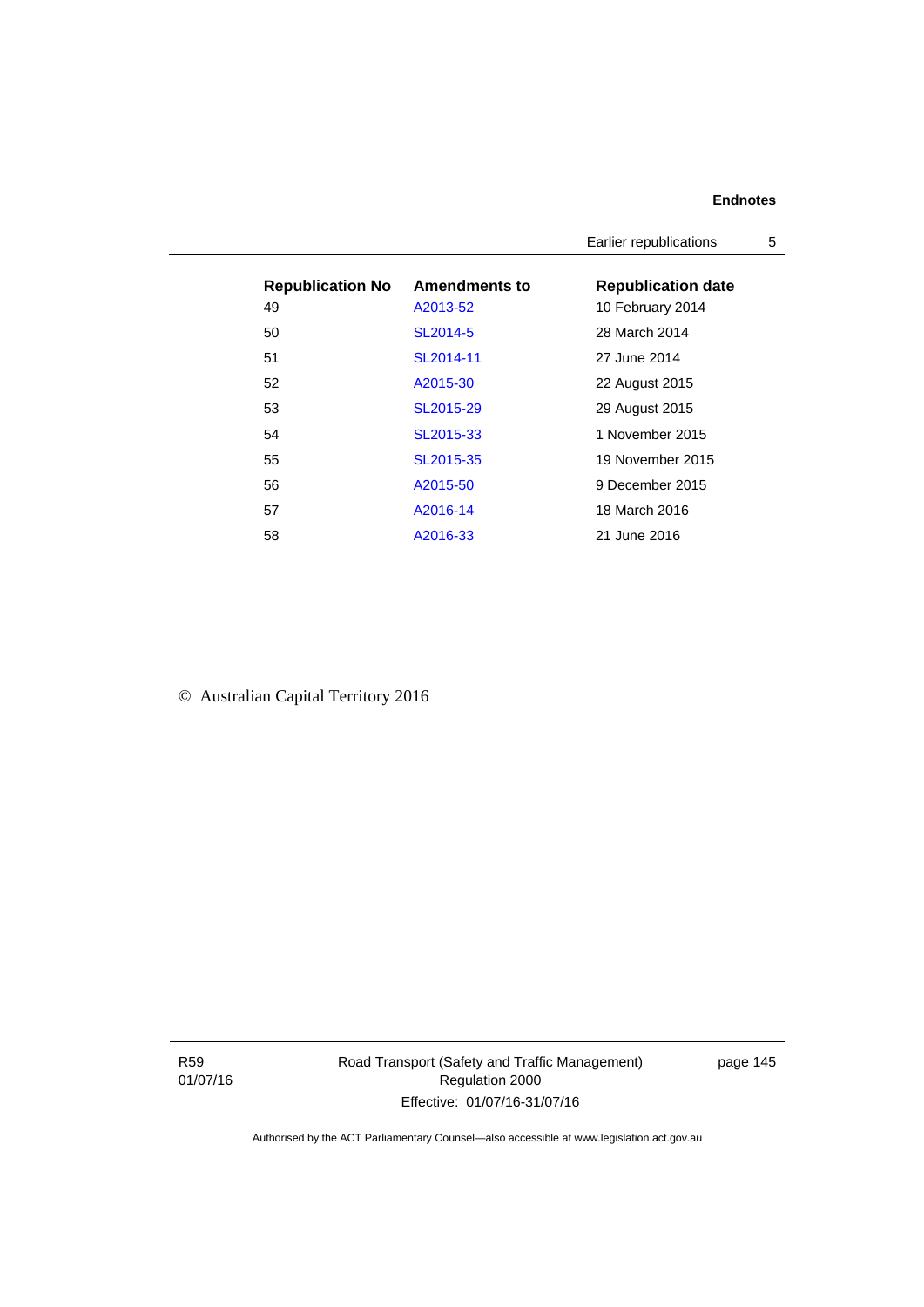| Republication No | Amendments to | Republication date |
|---|---|---|
| 49 | A2013-52 | 10 February 2014 |
| 50 | SL2014-5 | 28 March 2014 |
| 51 | SL2014-11 | 27 June 2014 |
| 52 | A2015-30 | 22 August 2015 |
| 53 | SL2015-29 | 29 August 2015 |
| 54 | SL2015-33 | 1 November 2015 |
| 55 | SL2015-35 | 19 November 2015 |
| 56 | A2015-50 | 9 December 2015 |
| 57 | A2016-14 | 18 March 2016 |
| 58 | A2016-33 | 21 June 2016 |

© Australian Capital Territory 2016